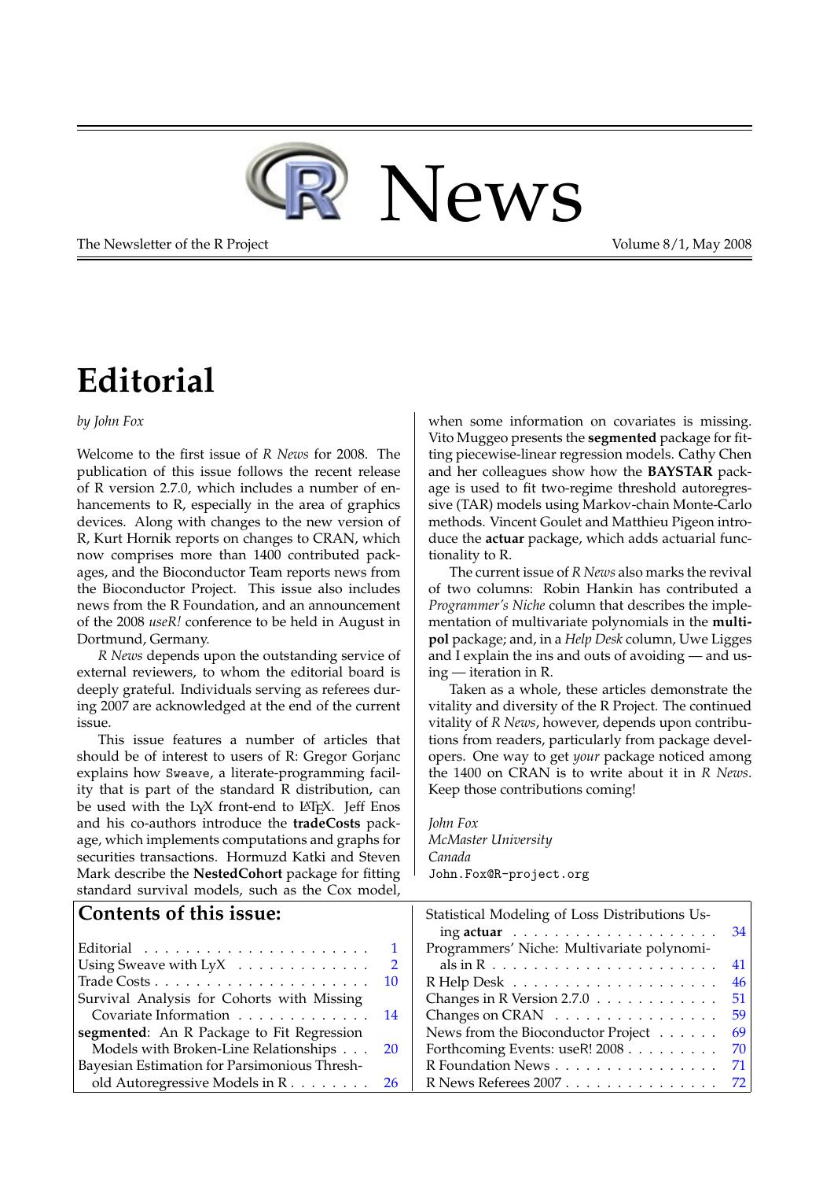# R News

The Newsletter of the R Project — Volume 8/1, May 2008

# Editorial

*by John Fox*

Welcome to the first issue of *R News* for 2008. The publication of this issue follows the recent release of R version 2.7.0, which includes a number of enhancements to R, especially in the area of graphics devices. Along with changes to the new version of R, Kurt Hornik reports on changes to CRAN, which now comprises more than 1400 contributed packages, and the Bioconductor Team reports news from the Bioconductor Project. This issue also includes news from the R Foundation, and an announcement of the 2008 *useR!* conference to be held in August in Dortmund, Germany.

*R News* depends upon the outstanding service of external reviewers, to whom the editorial board is deeply grateful. Individuals serving as referees during 2007 are acknowledged at the end of the current issue.

This issue features a number of articles that should be of interest to users of R: Gregor Gorjanc explains how `Sweave`, a literate-programming facility that is part of the standard R distribution, can be used with the LyX front-end to LaTeX. Jeff Enos and his co-authors introduce the **tradeCosts** package, which implements computations and graphs for securities transactions. Hormuzd Katki and Steven Mark describe the **NestedCohort** package for fitting standard survival models, such as the Cox model, when some information on covariates is missing. Vito Muggeo presents the **segmented** package for fitting piecewise-linear regression models. Cathy Chen and her colleagues show how the **BAYSTAR** package is used to fit two-regime threshold autoregressive (TAR) models using Markov-chain Monte-Carlo methods. Vincent Goulet and Matthieu Pigeon introduce the **actuar** package, which adds actuarial functionality to R.

The current issue of *R News* also marks the revival of two columns: Robin Hankin has contributed a *Programmer's Niche* column that describes the implementation of multivariate polynomials in the **multipol** package; and, in a *Help Desk* column, Uwe Ligges and I explain the ins and outs of avoiding — and using — iteration in R.

Taken as a whole, these articles demonstrate the vitality and diversity of the R Project. The continued vitality of *R News*, however, depends upon contributions from readers, particularly from package developers. One way to get *your* package noticed among the 1400 on CRAN is to write about it in *R News*. Keep those contributions coming!

*John Fox*
*McMaster University*
*Canada*
`John.Fox@R-project.org`

## Contents of this issue:

| | |
|---|---|
| Editorial | 1 |
| Using Sweave with LyX | 2 |
| Trade Costs | 10 |
| Survival Analysis for Cohorts with Missing Covariate Information | 14 |
| **segmented**: An R Package to Fit Regression Models with Broken-Line Relationships | 20 |
| Bayesian Estimation for Parsimonious Threshold Autoregressive Models in R | 26 |
| Statistical Modeling of Loss Distributions Using **actuar** | 34 |
| Programmers' Niche: Multivariate polynomials in R | 41 |
| R Help Desk | 46 |
| Changes in R Version 2.7.0 | 51 |
| Changes on CRAN | 59 |
| News from the Bioconductor Project | 69 |
| Forthcoming Events: useR! 2008 | 70 |
| R Foundation News | 71 |
| R News Referees 2007 | 72 |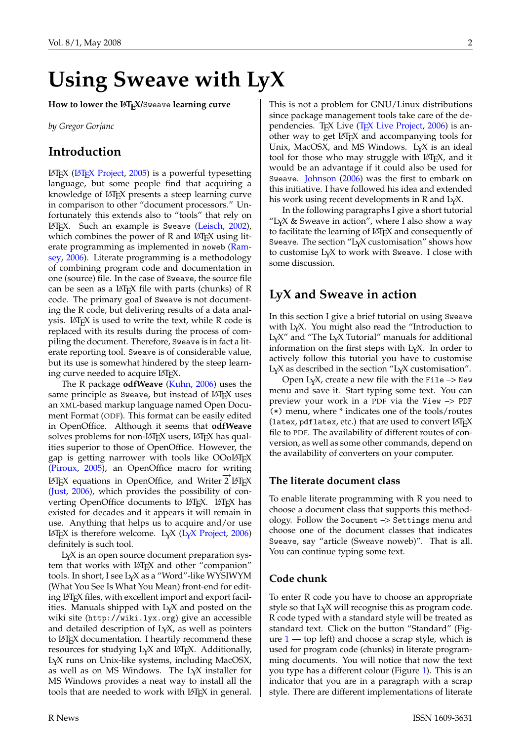# Using Sweave with LyX

**How to lower the LaTeX/Sweave learning curve**

*by Gregor Gorjanc*

## Introduction

LaTeX (LaTeX Project, 2005) is a powerful typesetting language, but some people find that acquiring a knowledge of LaTeX presents a steep learning curve in comparison to other "document processors." Unfortunately this extends also to "tools" that rely on LaTeX. Such an example is Sweave (Leisch, 2002), which combines the power of R and LaTeX using literate programming as implemented in noweb (Ramsey, 2006). Literate programming is a methodology of combining program code and documentation in one (source) file. In the case of Sweave, the source file can be seen as a LaTeX file with parts (chunks) of R code. The primary goal of Sweave is not documenting the R code, but delivering results of a data analysis. LaTeX is used to write the text, while R code is replaced with its results during the process of compiling the document. Therefore, Sweave is in fact a literate reporting tool. Sweave is of considerable value, but its use is somewhat hindered by the steep learning curve needed to acquire LaTeX.

The R package **odfWeave** (Kuhn, 2006) uses the same principle as Sweave, but instead of LaTeX uses an XML-based markup language named Open Document Format (ODF). This format can be easily edited in OpenOffice. Although it seems that **odfWeave** solves problems for non-LaTeX users, LaTeX has qualities superior to those of OpenOffice. However, the gap is getting narrower with tools like OOoLaTeX (Piroux, 2005), an OpenOffice macro for writing LaTeX equations in OpenOffice, and Writer $\overrightarrow{2}$ LaTeX (Just, 2006), which provides the possibility of converting OpenOffice documents to LaTeX. LaTeX has existed for decades and it appears it will remain in use. Anything that helps us to acquire and/or use LaTeX is therefore welcome. LyX (LyX Project, 2006) definitely is such tool.

LyX is an open source document preparation system that works with LaTeX and other "companion" tools. In short, I see LyX as a "Word"-like WYSIWYM (What You See Is What You Mean) front-end for editing LaTeX files, with excellent import and export facilities. Manuals shipped with LyX and posted on the wiki site (http://wiki.lyx.org) give an accessible and detailed description of LyX, as well as pointers to LaTeX documentation. I heartily recommend these resources for studying LyX and LaTeX. Additionally, LyX runs on Unix-like systems, including MacOSX, as well as on MS Windows. The LyX installer for MS Windows provides a neat way to install all the tools that are needed to work with LaTeX in general. This is not a problem for GNU/Linux distributions since package management tools take care of the dependencies. TeX Live (TeX Live Project, 2006) is another way to get LaTeX and accompanying tools for Unix, MacOSX, and MS Windows. LyX is an ideal tool for those who may struggle with LaTeX, and it would be an advantage if it could also be used for Sweave. Johnson (2006) was the first to embark on this initiative. I have followed his idea and extended his work using recent developments in R and LyX.

In the following paragraphs I give a short tutorial "LyX & Sweave in action", where I also show a way to facilitate the learning of LaTeX and consequently of Sweave. The section "LyX customisation" shows how to customise LyX to work with Sweave. I close with some discussion.

## LyX and Sweave in action

In this section I give a brief tutorial on using Sweave with LyX. You might also read the "Introduction to LyX" and "The LyX Tutorial" manuals for additional information on the first steps with LyX. In order to actively follow this tutorial you have to customise LyX as described in the section "LyX customisation".

Open LyX, create a new file with the `File -> New` menu and save it. Start typing some text. You can preview your work in a PDF via the `View -> PDF (*)` menu, where * indicates one of the tools/routes (latex, pdflatex, etc.) that are used to convert LaTeX file to PDF. The availability of different routes of conversion, as well as some other commands, depend on the availability of converters on your computer.

### The literate document class

To enable literate programming with R you need to choose a document class that supports this methodology. Follow the `Document -> Settings` menu and choose one of the document classes that indicates Sweave, say "article (Sweave noweb)". That is all. You can continue typing some text.

### Code chunk

To enter R code you have to choose an appropriate style so that LyX will recognise this as program code. R code typed with a standard style will be treated as standard text. Click on the button "Standard" (Figure 1 — top left) and choose a scrap style, which is used for program code (chunks) in literate programming documents. You will notice that now the text you type has a different colour (Figure 1). This is an indicator that you are in a paragraph with a scrap style. There are different implementations of literate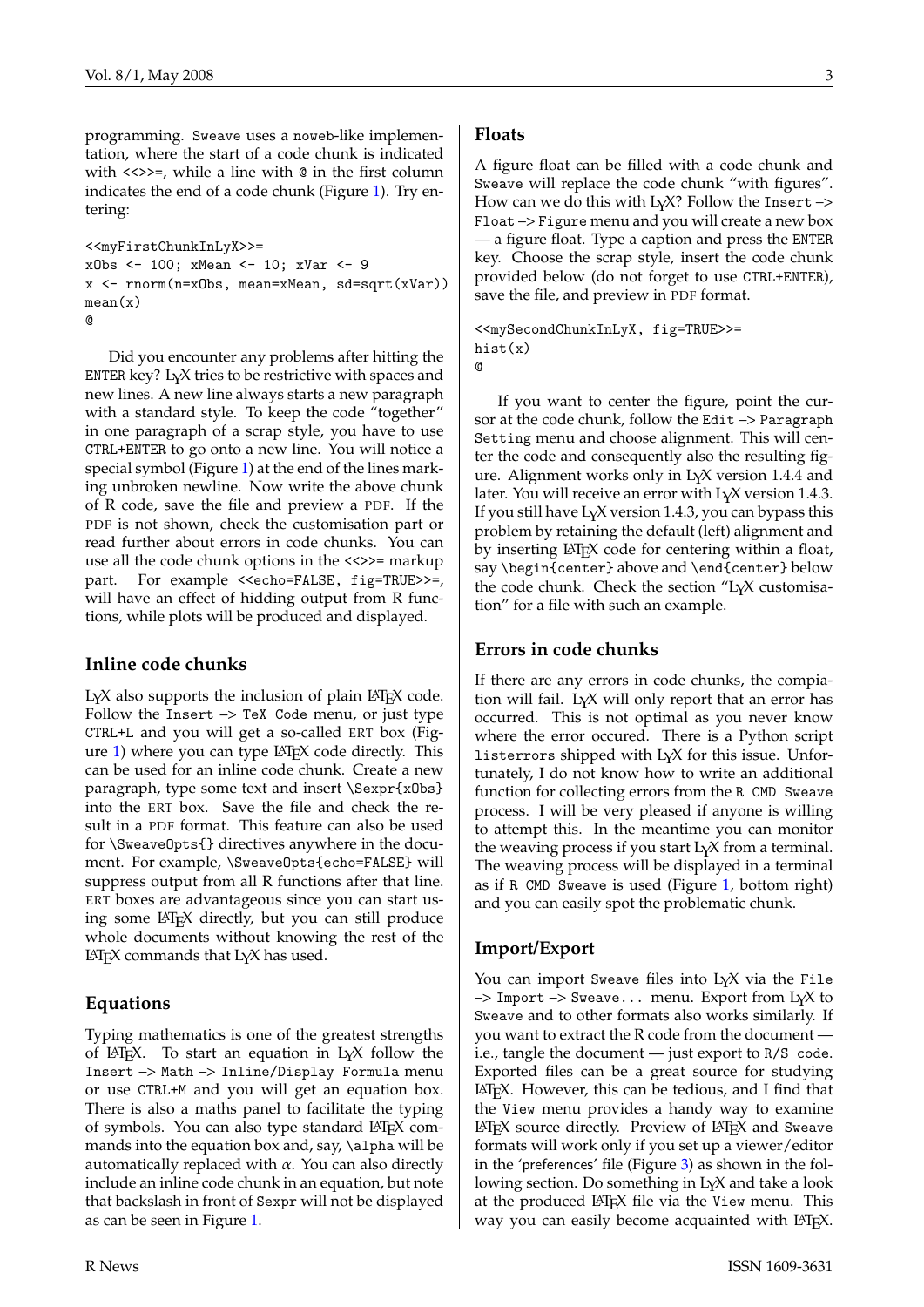programming. `Sweave` uses a `noweb`-like implementation, where the start of a code chunk is indicated with `<<>>=`, while a line with `@` in the first column indicates the end of a code chunk (Figure 1). Try entering:

```
<<myFirstChunkInLyX>>=
xObs <- 100; xMean <- 10; xVar <- 9
x <- rnorm(n=xObs, mean=xMean, sd=sqrt(xVar))
mean(x)
@
```

Did you encounter any problems after hitting the `ENTER` key? LyX tries to be restrictive with spaces and new lines. A new line always starts a new paragraph with a standard style. To keep the code "together" in one paragraph of a scrap style, you have to use `CTRL+ENTER` to go onto a new line. You will notice a special symbol (Figure 1) at the end of the lines marking unbroken newline. Now write the above chunk of R code, save the file and preview a PDF. If the PDF is not shown, check the customisation part or read further about errors in code chunks. You can use all the code chunk options in the `<<>>=` markup part. For example `<<echo=FALSE, fig=TRUE>>=`, will have an effect of hidding output from R functions, while plots will be produced and displayed.

## Inline code chunks

LyX also supports the inclusion of plain LaTeX code. Follow the `Insert –> TeX Code` menu, or just type `CTRL+L` and you will get a so-called ERT box (Figure 1) where you can type LaTeX code directly. This can be used for an inline code chunk. Create a new paragraph, type some text and insert `\Sexpr{xObs}` into the ERT box. Save the file and check the result in a PDF format. This feature can also be used for `\SweaveOpts{}` directives anywhere in the document. For example, `\SweaveOpts{echo=FALSE}` will suppress output from all R functions after that line. ERT boxes are advantageous since you can start using some LaTeX directly, but you can still produce whole documents without knowing the rest of the LaTeX commands that LyX has used.

## Equations

Typing mathematics is one of the greatest strengths of LaTeX. To start an equation in LyX follow the `Insert –> Math –> Inline/Display Formula` menu or use `CTRL+M` and you will get an equation box. There is also a maths panel to facilitate the typing of symbols. You can also type standard LaTeX commands into the equation box and, say, `\alpha` will be automatically replaced with $\alpha$. You can also directly include an inline code chunk in an equation, but note that backslash in front of `Sexpr` will not be displayed as can be seen in Figure 1.

## Floats

A figure float can be filled with a code chunk and `Sweave` will replace the code chunk "with figures". How can we do this with LyX? Follow the `Insert –> Float –> Figure` menu and you will create a new box — a figure float. Type a caption and press the `ENTER` key. Choose the scrap style, insert the code chunk provided below (do not forget to use `CTRL+ENTER`), save the file, and preview in PDF format.

```
<<mySecondChunkInLyX, fig=TRUE>>=
hist(x)
@
```

If you want to center the figure, point the cursor at the code chunk, follow the `Edit –> Paragraph Setting` menu and choose alignment. This will center the code and consequently also the resulting figure. Alignment works only in LyX version 1.4.4 and later. You will receive an error with LyX version 1.4.3. If you still have LyX version 1.4.3, you can bypass this problem by retaining the default (left) alignment and by inserting LaTeX code for centering within a float, say `\begin{center}` above and `\end{center}` below the code chunk. Check the section "LyX customisation" for a file with such an example.

## Errors in code chunks

If there are any errors in code chunks, the compiation will fail. LyX will only report that an error has occurred. This is not optimal as you never know where the error occured. There is a Python script `listerrors` shipped with LyX for this issue. Unfortunately, I do not know how to write an additional function for collecting errors from the `R CMD Sweave` process. I will be very pleased if anyone is willing to attempt this. In the meantime you can monitor the weaving process if you start LyX from a terminal. The weaving process will be displayed in a terminal as if `R CMD Sweave` is used (Figure 1, bottom right) and you can easily spot the problematic chunk.

## Import/Export

You can import `Sweave` files into LyX via the `File –> Import –> Sweave...` menu. Export from LyX to `Sweave` and to other formats also works similarly. If you want to extract the R code from the document — i.e., tangle the document — just export to `R/S code`. Exported files can be a great source for studying LaTeX. However, this can be tedious, and I find that the `View` menu provides a handy way to examine LaTeX source directly. Preview of LaTeX and `Sweave` formats will work only if you set up a viewer/editor in the 'preferences' file (Figure 3) as shown in the following section. Do something in LyX and take a look at the produced LaTeX file via the `View` menu. This way you can easily become acquainted with LaTeX.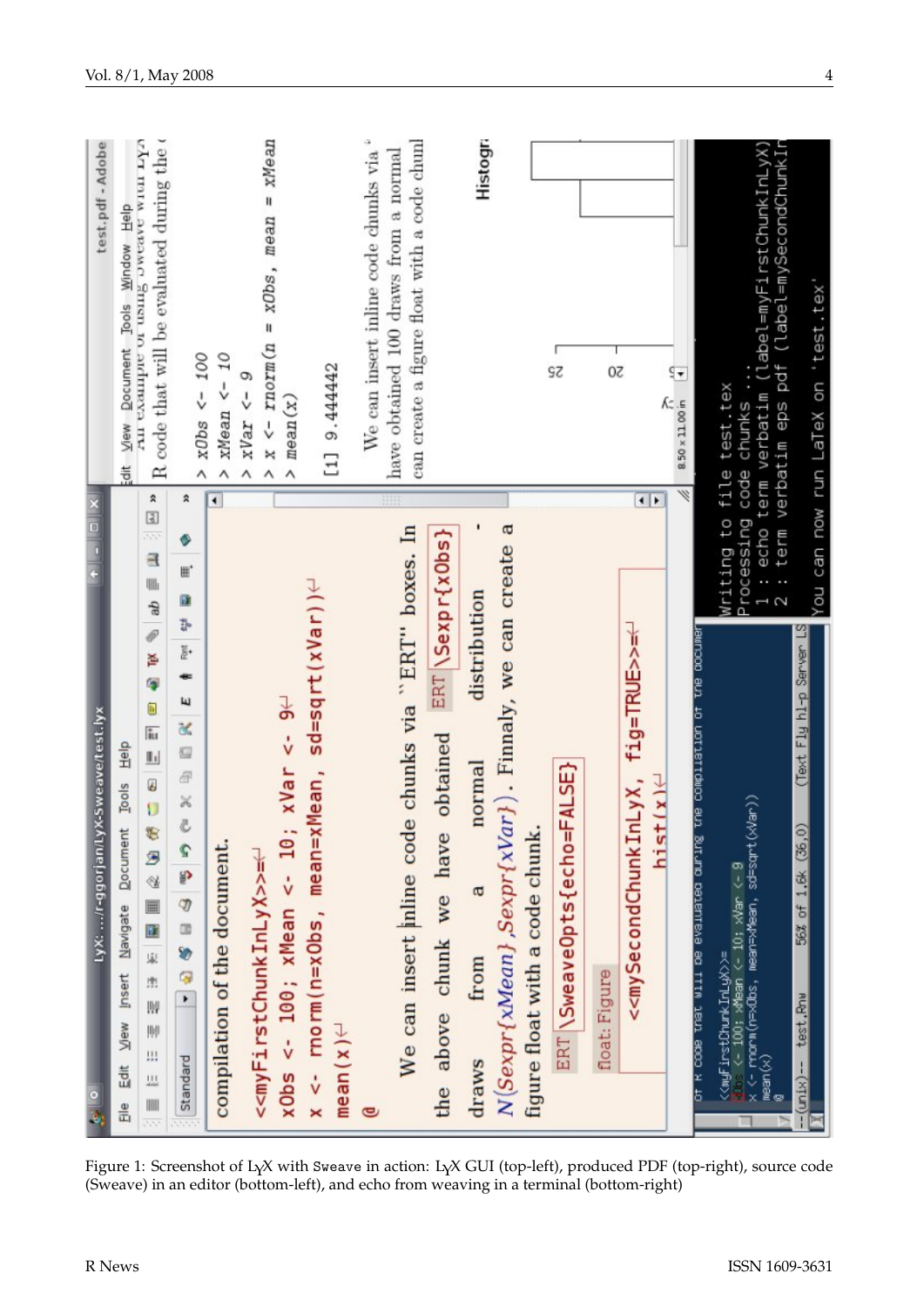Figure 1: Screenshot of LyX with Sweave in action: LyX GUI (top-left), produced PDF (top-right), source code (Sweave) in an editor (bottom-left), and echo from weaving in a terminal (bottom-right)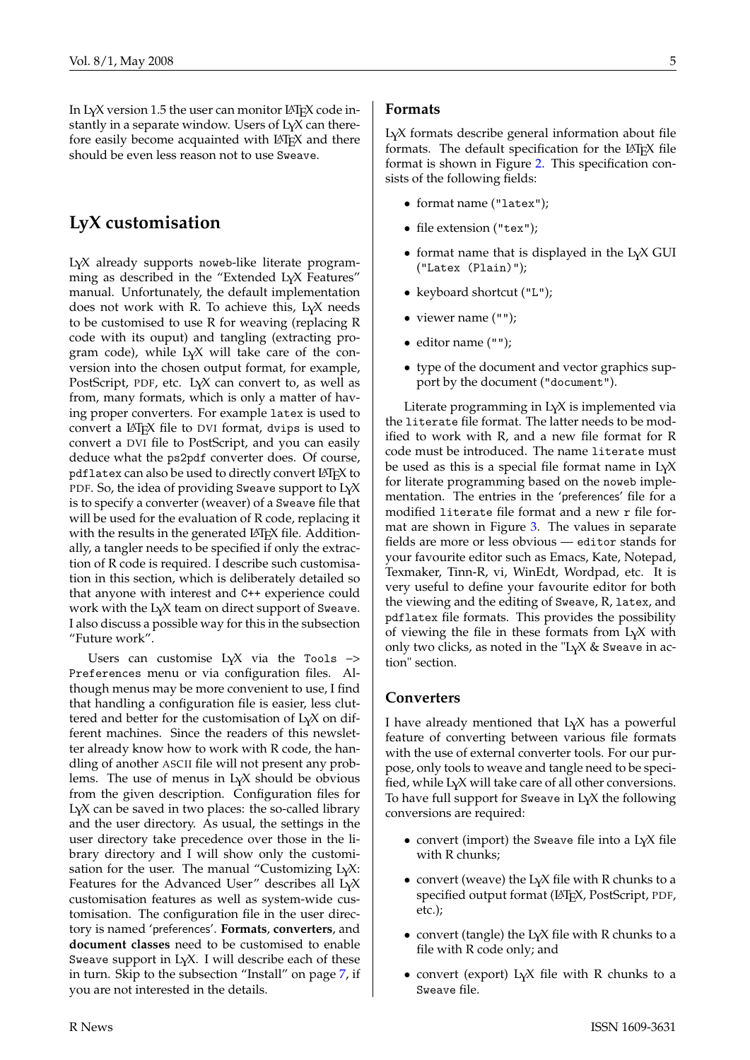In LyX version 1.5 the user can monitor LaTeX code instantly in a separate window. Users of LyX can therefore easily become acquainted with LaTeX and there should be even less reason not to use Sweave.

## LyX customisation

LyX already supports noweb-like literate programming as described in the "Extended LyX Features" manual. Unfortunately, the default implementation does not work with R. To achieve this, LyX needs to be customised to use R for weaving (replacing R code with its ouput) and tangling (extracting program code), while LyX will take care of the conversion into the chosen output format, for example, PostScript, PDF, etc. LyX can convert to, as well as from, many formats, which is only a matter of having proper converters. For example latex is used to convert a LaTeX file to DVI format, dvips is used to convert a DVI file to PostScript, and you can easily deduce what the ps2pdf converter does. Of course, pdflatex can also be used to directly convert LaTeX to PDF. So, the idea of providing Sweave support to LyX is to specify a converter (weaver) of a Sweave file that will be used for the evaluation of R code, replacing it with the results in the generated LaTeX file. Additionally, a tangler needs to be specified if only the extraction of R code is required. I describe such customisation in this section, which is deliberately detailed so that anyone with interest and C++ experience could work with the LyX team on direct support of Sweave. I also discuss a possible way for this in the subsection "Future work".

Users can customise LyX via the Tools -> Preferences menu or via configuration files. Although menus may be more convenient to use, I find that handling a configuration file is easier, less cluttered and better for the customisation of LyX on different machines. Since the readers of this newsletter already know how to work with R code, the handling of another ASCII file will not present any problems. The use of menus in LyX should be obvious from the given description. Configuration files for LyX can be saved in two places: the so-called library and the user directory. As usual, the settings in the user directory take precedence over those in the library directory and I will show only the customisation for the user. The manual "Customizing LyX: Features for the Advanced User" describes all LyX customisation features as well as system-wide customisation. The configuration file in the user directory is named 'preferences'. **Formats**, **converters**, and **document classes** need to be customised to enable Sweave support in LyX. I will describe each of these in turn. Skip to the subsection "Install" on page 7, if you are not interested in the details.

### Formats

LyX formats describe general information about file formats. The default specification for the LaTeX file format is shown in Figure 2. This specification consists of the following fields:

- format name ("latex");
- file extension ("tex");
- format name that is displayed in the LyX GUI ("Latex (Plain)");
- keyboard shortcut ("L");
- viewer name ("");
- editor name ("");
- type of the document and vector graphics support by the document ("document").

Literate programming in LyX is implemented via the literate file format. The latter needs to be modified to work with R, and a new file format for R code must be introduced. The name literate must be used as this is a special file format name in LyX for literate programming based on the noweb implementation. The entries in the 'preferences' file for a modified literate file format and a new r file format are shown in Figure 3. The values in separate fields are more or less obvious — editor stands for your favourite editor such as Emacs, Kate, Notepad, Texmaker, Tinn-R, vi, WinEdt, Wordpad, etc. It is very useful to define your favourite editor for both the viewing and the editing of Sweave, R, latex, and pdflatex file formats. This provides the possibility of viewing the file in these formats from LyX with only two clicks, as noted in the "LyX & Sweave in action" section.

### Converters

I have already mentioned that LyX has a powerful feature of converting between various file formats with the use of external converter tools. For our purpose, only tools to weave and tangle need to be specified, while LyX will take care of all other conversions. To have full support for Sweave in LyX the following conversions are required:

- convert (import) the Sweave file into a LyX file with R chunks;
- convert (weave) the LyX file with R chunks to a specified output format (LaTeX, PostScript, PDF, etc.);
- convert (tangle) the LyX file with R chunks to a file with R code only; and
- convert (export) LyX file with R chunks to a Sweave file.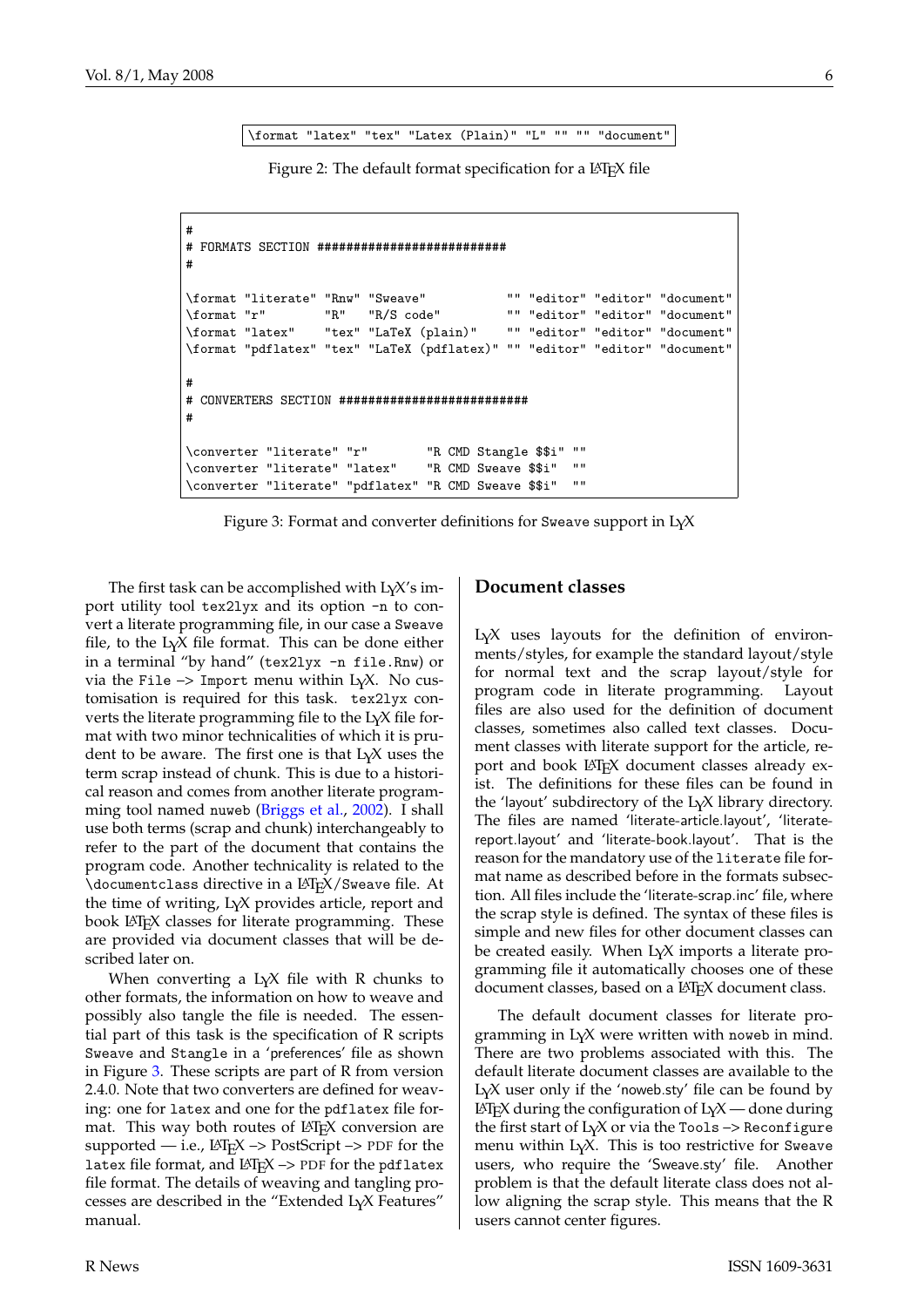```
\format "latex" "tex" "Latex (Plain)" "L" "" "" "document"
```

Figure 2: The default format specification for a LaTeX file

```
#
# FORMATS SECTION ##########################
#

\format "literate" "Rnw" "Sweave"           "" "editor" "editor" "document"
\format "r"        "R"   "R/S code"         "" "editor" "editor" "document"
\format "latex"    "tex" "LaTeX (plain)"    "" "editor" "editor" "document"
\format "pdflatex" "tex" "LaTeX (pdflatex)" "" "editor" "editor" "document"

#
# CONVERTERS SECTION ##########################
#

\converter "literate" "r"        "R CMD Stangle $$i" ""
\converter "literate" "latex"    "R CMD Sweave $$i"  ""
\converter "literate" "pdflatex" "R CMD Sweave $$i"  ""
```

Figure 3: Format and converter definitions for `Sweave` support in LyX

The first task can be accomplished with LyX's import utility tool `tex2lyx` and its option `-n` to convert a literate programming file, in our case a `Sweave` file, to the LyX file format. This can be done either in a terminal "by hand" (`tex2lyx -n file.Rnw`) or via the `File -> Import` menu within LyX. No customisation is required for this task. `tex2lyx` converts the literate programming file to the LyX file format with two minor technicalities of which it is prudent to be aware. The first one is that LyX uses the term scrap instead of chunk. This is due to a historical reason and comes from another literate programming tool named `noweb` (Briggs et al., 2002). I shall use both terms (scrap and chunk) interchangeably to refer to the part of the document that contains the program code. Another technicality is related to the `\documentclass` directive in a LaTeX/Sweave file. At the time of writing, LyX provides article, report and book LaTeX classes for literate programming. These are provided via document classes that will be described later on.

When converting a LyX file with R chunks to other formats, the information on how to weave and possibly also tangle the file is needed. The essential part of this task is the specification of R scripts `Sweave` and `Stangle` in a 'preferences' file as shown in Figure 3. These scripts are part of R from version 2.4.0. Note that two converters are defined for weaving: one for `latex` and one for the `pdflatex` file format. This way both routes of LaTeX conversion are supported — i.e., LaTeX -> PostScript -> PDF for the `latex` file format, and LaTeX -> PDF for the `pdflatex` file format. The details of weaving and tangling processes are described in the "Extended LyX Features" manual.

## Document classes

LyX uses layouts for the definition of environments/styles, for example the standard layout/style for normal text and the scrap layout/style for program code in literate programming. Layout files are also used for the definition of document classes, sometimes also called text classes. Document classes with literate support for the article, report and book LaTeX document classes already exist. The definitions for these files can be found in the 'layout' subdirectory of the LyX library directory. The files are named 'literate-article.layout', 'literate-report.layout' and 'literate-book.layout'. That is the reason for the mandatory use of the `literate` file format name as described before in the formats subsection. All files include the 'literate-scrap.inc' file, where the scrap style is defined. The syntax of these files is simple and new files for other document classes can be created easily. When LyX imports a literate programming file it automatically chooses one of these document classes, based on a LaTeX document class.

The default document classes for literate programming in LyX were written with `noweb` in mind. There are two problems associated with this. The default literate document classes are available to the LyX user only if the 'noweb.sty' file can be found by LaTeX during the configuration of LyX — done during the first start of LyX or via the `Tools -> Reconfigure` menu within LyX. This is too restrictive for `Sweave` users, who require the 'Sweave.sty' file. Another problem is that the default literate class does not allow aligning the scrap style. This means that the R users cannot center figures.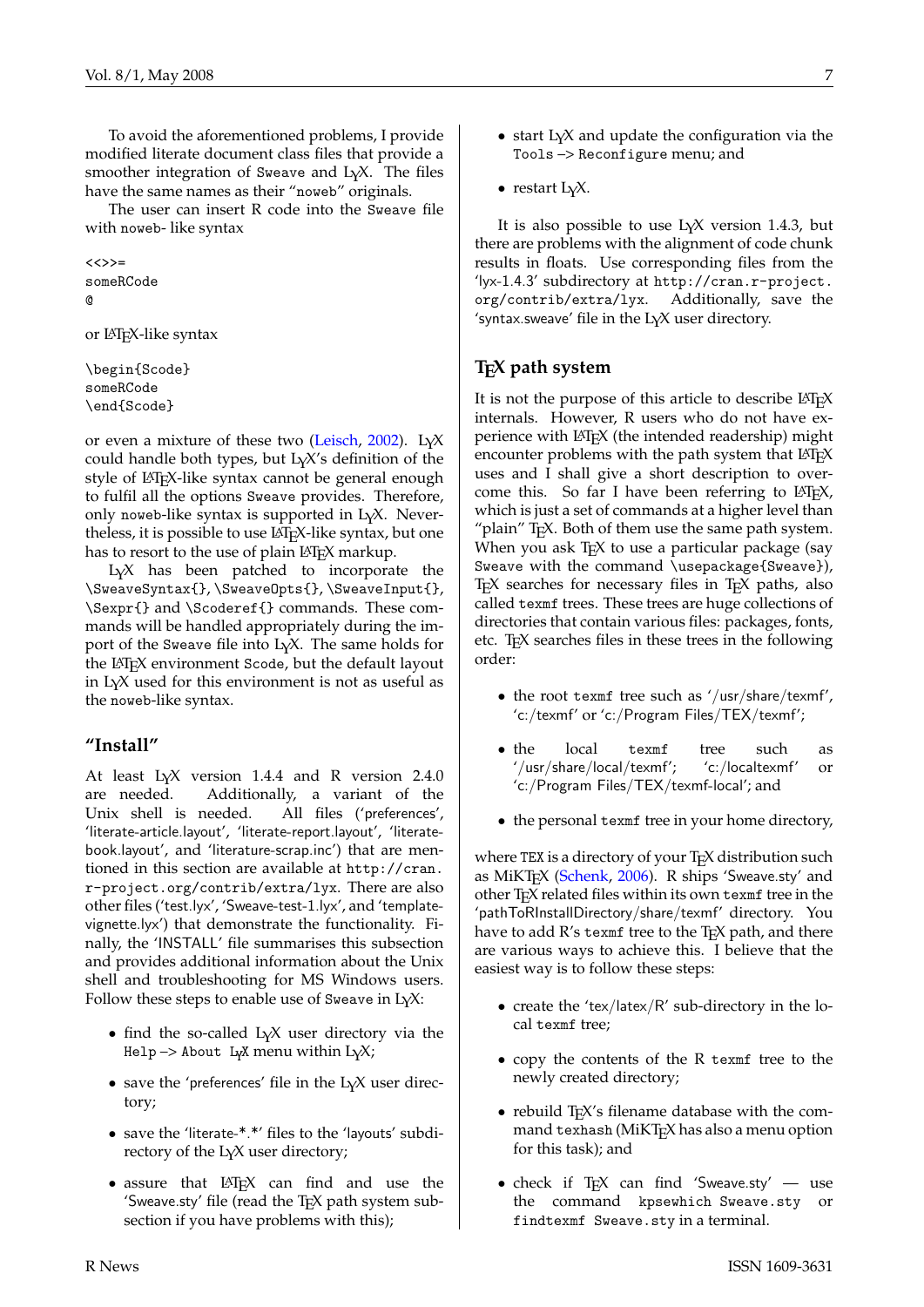To avoid the aforementioned problems, I provide modified literate document class files that provide a smoother integration of `Sweave` and LyX. The files have the same names as their "`noweb`" originals.

The user can insert R code into the `Sweave` file with `noweb`- like syntax

```
<<>>=
someRCode
@
```

or LaTeX-like syntax

```
\begin{Scode}
someRCode
\end{Scode}
```

or even a mixture of these two (Leisch, 2002). LyX could handle both types, but LyX's definition of the style of LaTeX-like syntax cannot be general enough to fulfil all the options `Sweave` provides. Therefore, only `noweb`-like syntax is supported in LyX. Nevertheless, it is possible to use LaTeX-like syntax, but one has to resort to the use of plain LaTeX markup.

LyX has been patched to incorporate the `\SweaveSyntax{}`, `\SweaveOpts{}`, `\SweaveInput{}`, `\Sexpr{}` and `\Scoderef{}` commands. These commands will be handled appropriately during the import of the `Sweave` file into LyX. The same holds for the LaTeX environment `Scode`, but the default layout in LyX used for this environment is not as useful as the `noweb`-like syntax.

## "Install"

At least LyX version 1.4.4 and R version 2.4.0 are needed. Additionally, a variant of the Unix shell is needed. All files ('preferences', 'literate-article.layout', 'literate-report.layout', 'literate-book.layout', and 'literature-scrap.inc') that are mentioned in this section are available at `http://cran.r-project.org/contrib/extra/lyx`. There are also other files ('test.lyx', 'Sweave-test-1.lyx', and 'template-vignette.lyx') that demonstrate the functionality. Finally, the 'INSTALL' file summarises this subsection and provides additional information about the Unix shell and troubleshooting for MS Windows users. Follow these steps to enable use of `Sweave` in LyX:

- find the so-called LyX user directory via the `Help –> About LyX` menu within LyX;
- save the 'preferences' file in the LyX user directory;
- save the 'literate-*.*' files to the 'layouts' subdirectory of the LyX user directory;
- assure that LaTeX can find and use the 'Sweave.sty' file (read the TeX path system subsection if you have problems with this);
- start LyX and update the configuration via the `Tools –> Reconfigure` menu; and
- restart LyX.

It is also possible to use LyX version 1.4.3, but there are problems with the alignment of code chunk results in floats. Use corresponding files from the 'lyx-1.4.3' subdirectory at `http://cran.r-project.org/contrib/extra/lyx`. Additionally, save the 'syntax.sweave' file in the LyX user directory.

## TeX path system

It is not the purpose of this article to describe LaTeX internals. However, R users who do not have experience with LaTeX (the intended readership) might encounter problems with the path system that LaTeX uses and I shall give a short description to overcome this. So far I have been referring to LaTeX, which is just a set of commands at a higher level than "plain" TeX. Both of them use the same path system. When you ask TeX to use a particular package (say `Sweave` with the command `\usepackage{Sweave}`), TeX searches for necessary files in TeX paths, also called `texmf` trees. These trees are huge collections of directories that contain various files: packages, fonts, etc. TeX searches files in these trees in the following order:

- the root `texmf` tree such as '/usr/share/texmf', 'c:/texmf' or 'c:/Program Files/TEX/texmf';
- the local `texmf` tree such as '/usr/share/local/texmf'; 'c:/localtexmf' or 'c:/Program Files/TEX/texmf-local'; and
- the personal `texmf` tree in your home directory,

where TEX is a directory of your TeX distribution such as MiKTeX (Schenk, 2006). R ships 'Sweave.sty' and other TeX related files within its own `texmf` tree in the 'pathToRInstallDirectory/share/texmf' directory. You have to add R's `texmf` tree to the TeX path, and there are various ways to achieve this. I believe that the easiest way is to follow these steps:

- create the 'tex/latex/R' sub-directory in the local `texmf` tree;
- copy the contents of the R `texmf` tree to the newly created directory;
- rebuild TeX's filename database with the command `texhash` (MiKTeX has also a menu option for this task); and
- check if TeX can find 'Sweave.sty' — use the command `kpsewhich Sweave.sty` or `findtexmf Sweave.sty` in a terminal.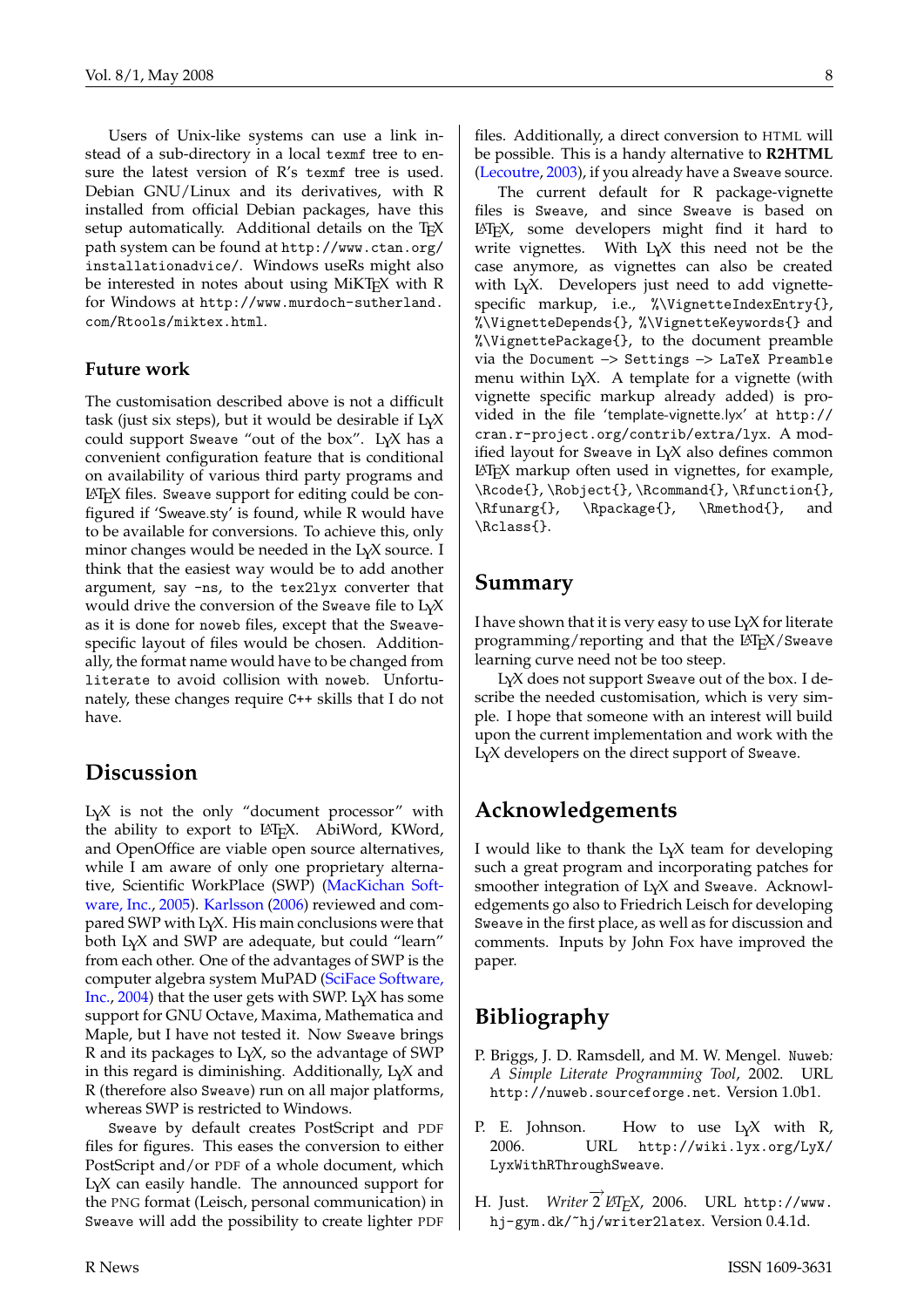Users of Unix-like systems can use a link instead of a sub-directory in a local texmf tree to ensure the latest version of R's texmf tree is used. Debian GNU/Linux and its derivatives, with R installed from official Debian packages, have this setup automatically. Additional details on the TEX path system can be found at http://www.ctan.org/installationadvice/. Windows useRs might also be interested in notes about using MiKTEX with R for Windows at http://www.murdoch-sutherland.com/Rtools/miktex.html.

### Future work

The customisation described above is not a difficult task (just six steps), but it would be desirable if LYX could support Sweave "out of the box". LYX has a convenient configuration feature that is conditional on availability of various third party programs and LATEX files. Sweave support for editing could be configured if 'Sweave.sty' is found, while R would have to be available for conversions. To achieve this, only minor changes would be needed in the LYX source. I think that the easiest way would be to add another argument, say -ns, to the tex2lyx converter that would drive the conversion of the Sweave file to LYX as it is done for noweb files, except that the Sweave-specific layout of files would be chosen. Additionally, the format name would have to be changed from literate to avoid collision with noweb. Unfortunately, these changes require C++ skills that I do not have.

## Discussion

LYX is not the only "document processor" with the ability to export to LATEX. AbiWord, KWord, and OpenOffice are viable open source alternatives, while I am aware of only one proprietary alternative, Scientific WorkPlace (SWP) (MacKichan Software, Inc., 2005). Karlsson (2006) reviewed and compared SWP with LYX. His main conclusions were that both LYX and SWP are adequate, but could "learn" from each other. One of the advantages of SWP is the computer algebra system MuPAD (SciFace Software, Inc., 2004) that the user gets with SWP. LYX has some support for GNU Octave, Maxima, Mathematica and Maple, but I have not tested it. Now Sweave brings R and its packages to LYX, so the advantage of SWP in this regard is diminishing. Additionally, LYX and R (therefore also Sweave) run on all major platforms, whereas SWP is restricted to Windows.

Sweave by default creates PostScript and PDF files for figures. This eases the conversion to either PostScript and/or PDF of a whole document, which LYX can easily handle. The announced support for the PNG format (Leisch, personal communication) in Sweave will add the possibility to create lighter PDF files. Additionally, a direct conversion to HTML will be possible. This is a handy alternative to **R2HTML** (Lecoutre, 2003), if you already have a Sweave source.

The current default for R package-vignette files is Sweave, and since Sweave is based on LATEX, some developers might find it hard to write vignettes. With LYX this need not be the case anymore, as vignettes can also be created with LYX. Developers just need to add vignette-specific markup, i.e., %\VignetteIndexEntry{}, %\VignetteDepends{}, %\VignetteKeywords{} and %\VignettePackage{}, to the document preamble via the Document -> Settings -> LaTeX Preamble menu within LYX. A template for a vignette (with vignette specific markup already added) is provided in the file 'template-vignette.lyx' at http://cran.r-project.org/contrib/extra/lyx. A modified layout for Sweave in LYX also defines common LATEX markup often used in vignettes, for example, \Rcode{}, \Robject{}, \Rcommand{}, \Rfunction{}, \Rfunarg{}, \Rpackage{}, \Rmethod{}, and \Rclass{}.

## Summary

I have shown that it is very easy to use LYX for literate programming/reporting and that the LATEX/Sweave learning curve need not be too steep.

LYX does not support Sweave out of the box. I describe the needed customisation, which is very simple. I hope that someone with an interest will build upon the current implementation and work with the LYX developers on the direct support of Sweave.

## Acknowledgements

I would like to thank the LYX team for developing such a great program and incorporating patches for smoother integration of LYX and Sweave. Acknowledgements go also to Friedrich Leisch for developing Sweave in the first place, as well as for discussion and comments. Inputs by John Fox have improved the paper.

## Bibliography

P. Briggs, J. D. Ramsdell, and M. W. Mengel. *Nuweb: A Simple Literate Programming Tool*, 2002. URL http://nuweb.sourceforge.net. Version 1.0b1.

P. E. Johnson. How to use LYX with R, 2006. URL http://wiki.lyx.org/LyX/LyxWithRThroughSweave.

H. Just. *Writer2LATEX*, 2006. URL http://www.hj-gym.dk/~hj/writer2latex. Version 0.4.1d.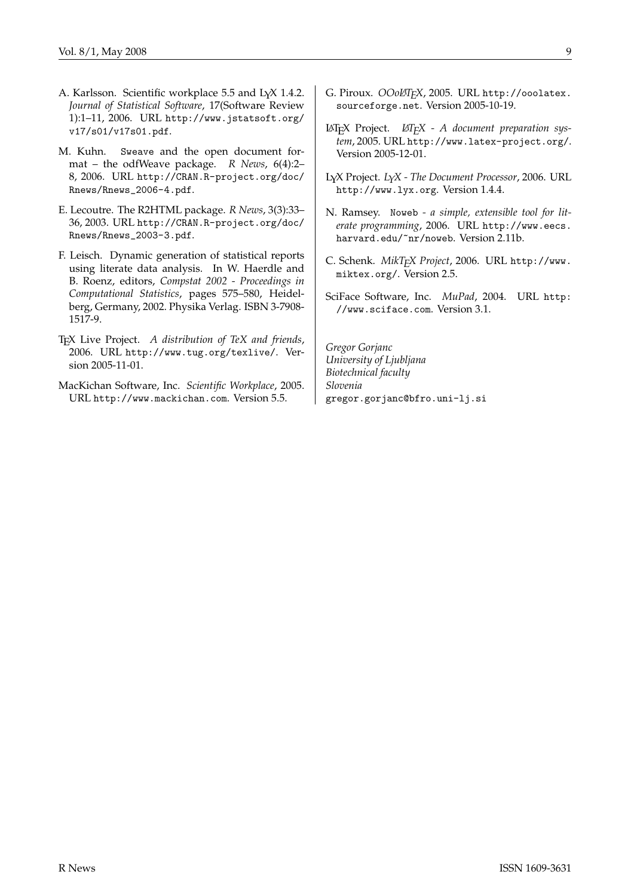A. Karlsson. Scientific workplace 5.5 and LyX 1.4.2. *Journal of Statistical Software*, 17(Software Review 1):1–11, 2006. URL `http://www.jstatsoft.org/v17/s01/v17s01.pdf`.

M. Kuhn. `Sweave` and the open document format – the odfWeave package. *R News*, 6(4):2–8, 2006. URL `http://CRAN.R-project.org/doc/Rnews/Rnews_2006-4.pdf`.

E. Lecoutre. The R2HTML package. *R News*, 3(3):33–36, 2003. URL `http://CRAN.R-project.org/doc/Rnews/Rnews_2003-3.pdf`.

F. Leisch. Dynamic generation of statistical reports using literate data analysis. In W. Haerdle and B. Roenz, editors, *Compstat 2002 - Proceedings in Computational Statistics*, pages 575–580, Heidelberg, Germany, 2002. Physika Verlag. ISBN 3-7908-1517-9.

TEX Live Project. *A distribution of TeX and friends*, 2006. URL `http://www.tug.org/texlive/`. Version 2005-11-01.

MacKichan Software, Inc. *Scientific Workplace*, 2005. URL `http://www.mackichan.com`. Version 5.5.

G. Piroux. *OOoLATEX*, 2005. URL `http://ooolatex.sourceforge.net`. Version 2005-10-19.

LATEX Project. *LATEX - A document preparation system*, 2005. URL `http://www.latex-project.org/`. Version 2005-12-01.

LyX Project. *LyX - The Document Processor*, 2006. URL `http://www.lyx.org`. Version 1.4.4.

N. Ramsey. `Noweb` *- a simple, extensible tool for literate programming*, 2006. URL `http://www.eecs.harvard.edu/~nr/noweb`. Version 2.11b.

C. Schenk. *MikTEX Project*, 2006. URL `http://www.miktex.org/`. Version 2.5.

SciFace Software, Inc. *MuPad*, 2004. URL `http://www.sciface.com`. Version 3.1.

*Gregor Gorjanc*
*University of Ljubljana*
*Biotechnical faculty*
*Slovenia*
`gregor.gorjanc@bfro.uni-lj.si`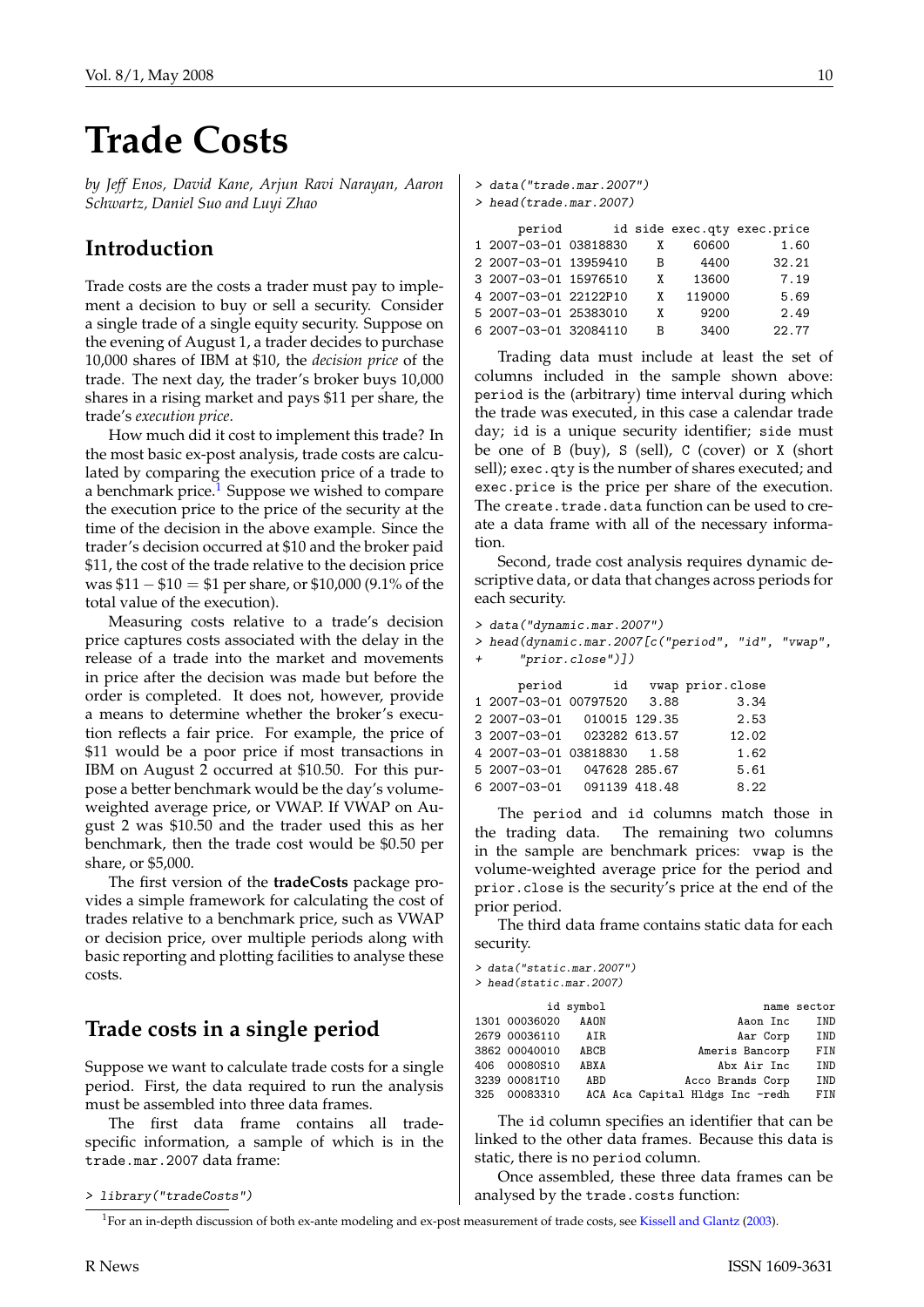# Trade Costs

*by Jeff Enos, David Kane, Arjun Ravi Narayan, Aaron Schwartz, Daniel Suo and Luyi Zhao*

## Introduction

Trade costs are the costs a trader must pay to implement a decision to buy or sell a security. Consider a single trade of a single equity security. Suppose on the evening of August 1, a trader decides to purchase 10,000 shares of IBM at \$10, the *decision price* of the trade. The next day, the trader's broker buys 10,000 shares in a rising market and pays \$11 per share, the trade's *execution price*.

How much did it cost to implement this trade? In the most basic ex-post analysis, trade costs are calculated by comparing the execution price of a trade to a benchmark price.[1] Suppose we wished to compare the execution price to the price of the security at the time of the decision in the above example. Since the trader's decision occurred at \$10 and the broker paid \$11, the cost of the trade relative to the decision price was $\$11 - \$10 = \$1$ per share, or \$10,000 (9.1% of the total value of the execution).

Measuring costs relative to a trade's decision price captures costs associated with the delay in the release of a trade into the market and movements in price after the decision was made but before the order is completed. It does not, however, provide a means to determine whether the broker's execution reflects a fair price. For example, the price of \$11 would be a poor price if most transactions in IBM on August 2 occurred at \$10.50. For this purpose a better benchmark would be the day's volume-weighted average price, or VWAP. If VWAP on August 2 was \$10.50 and the trader used this as her benchmark, then the trade cost would be \$0.50 per share, or \$5,000.

The first version of the **tradeCosts** package provides a simple framework for calculating the cost of trades relative to a benchmark price, such as VWAP or decision price, over multiple periods along with basic reporting and plotting facilities to analyse these costs.

## Trade costs in a single period

Suppose we want to calculate trade costs for a single period. First, the data required to run the analysis must be assembled into three data frames.

The first data frame contains all trade-specific information, a sample of which is in the `trade.mar.2007` data frame:

```
> library("tradeCosts")
> data("trade.mar.2007")
> head(trade.mar.2007)

      period       id side exec.qty exec.price
1 2007-03-01 03818830    X    60600       1.60
2 2007-03-01 13959410    B     4400      32.21
3 2007-03-01 15976510    X    13600       7.19
4 2007-03-01 22122P10    X   119000       5.69
5 2007-03-01 25383010    X     9200       2.49
6 2007-03-01 32084110    B     3400      22.77
```

Trading data must include at least the set of columns included in the sample shown above: `period` is the (arbitrary) time interval during which the trade was executed, in this case a calendar trade day; `id` is a unique security identifier; `side` must be one of `B` (buy), `S` (sell), `C` (cover) or `X` (short sell); `exec.qty` is the number of shares executed; and `exec.price` is the price per share of the execution. The `create.trade.data` function can be used to create a data frame with all of the necessary information.

Second, trade cost analysis requires dynamic descriptive data, or data that changes across periods for each security.

```
> data("dynamic.mar.2007")
> head(dynamic.mar.2007[c("period", "id", "vwap",
+     "prior.close")])

      period       id   vwap prior.close
1 2007-03-01 00797520   3.88        3.34
2 2007-03-01   010015 129.35        2.53
3 2007-03-01   023282 613.57       12.02
4 2007-03-01 03818830   1.58        1.62
5 2007-03-01   047628 285.67        5.61
6 2007-03-01   091139 418.48        8.22
```

The `period` and `id` columns match those in the trading data. The remaining two columns in the sample are benchmark prices: `vwap` is the volume-weighted average price for the period and `prior.close` is the security's price at the end of the prior period.

The third data frame contains static data for each security.

```
> data("static.mar.2007")
> head(static.mar.2007)

           id symbol                        name sector
1301 00036020   AAON                    Aaon Inc    IND
2679 00036110    AIR                    Aar Corp    IND
3862 00040010   ABCB               Ameris Bancorp    FIN
406  00080S10   ABXA                 Abx Air Inc    IND
3239 00081T10    ABD             Acco Brands Corp    IND
325  00083310    ACA Aca Capital Hldgs Inc -redh    FIN
```

The `id` column specifies an identifier that can be linked to the other data frames. Because this data is static, there is no `period` column.

Once assembled, these three data frames can be analysed by the `trade.costs` function:

[1] For an in-depth discussion of both ex-ante modeling and ex-post measurement of trade costs, see Kissell and Glantz (2003).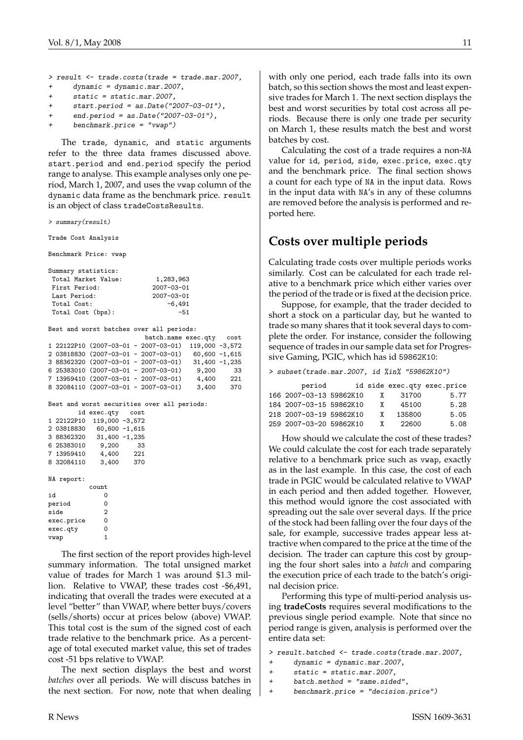```
> result <- trade.costs(trade = trade.mar.2007,
+     dynamic = dynamic.mar.2007,
+     static = static.mar.2007,
+     start.period = as.Date("2007-03-01"),
+     end.period = as.Date("2007-03-01"),
+     benchmark.price = "vwap")
```

The trade, dynamic, and static arguments refer to the three data frames discussed above. start.period and end.period specify the period range to analyse. This example analyses only one period, March 1, 2007, and uses the vwap column of the dynamic data frame as the benchmark price. result is an object of class tradeCostsResults.

```
> summary(result)

Trade Cost Analysis

Benchmark Price: vwap

Summary statistics:
 Total Market Value:        1,283,963
 First Period:              2007-03-01
 Last Period:               2007-03-01
 Total Cost:                   -6,491
 Total Cost (bps):                -51

Best and worst batches over all periods:
                          batch.name exec.qty   cost
1 22122P10 (2007-03-01 - 2007-03-01)  119,000 -3,572
2 03818830 (2007-03-01 - 2007-03-01)   60,600 -1,615
3 88362320 (2007-03-01 - 2007-03-01)   31,400 -1,235
6 25383010 (2007-03-01 - 2007-03-01)    9,200     33
7 13959410 (2007-03-01 - 2007-03-01)    4,400    221
8 32084110 (2007-03-01 - 2007-03-01)    3,400    370

Best and worst securities over all periods:
        id exec.qty   cost
1 22122P10  119,000 -3,572
2 03818830   60,600 -1,615
3 88362320   31,400 -1,235
6 25383010    9,200     33
7 13959410    4,400    221
8 32084110    3,400    370

NA report:
           count
id             0
period         0
side           2
exec.price     0
exec.qty       0
vwap           1
```

The first section of the report provides high-level summary information. The total unsigned market value of trades for March 1 was around $1.3 million. Relative to VWAP, these trades cost -$6,491, indicating that overall the trades were executed at a level "better" than VWAP, where better buys/covers (sells/shorts) occur at prices below (above) VWAP. This total cost is the sum of the signed cost of each trade relative to the benchmark price. As a percentage of total executed market value, this set of trades cost -51 bps relative to VWAP.

The next section displays the best and worst *batches* over all periods. We will discuss batches in the next section. For now, note that when dealing with only one period, each trade falls into its own batch, so this section shows the most and least expensive trades for March 1. The next section displays the best and worst securities by total cost across all periods. Because there is only one trade per security on March 1, these results match the best and worst batches by cost.

Calculating the cost of a trade requires a non-NA value for id, period, side, exec.price, exec.qty and the benchmark price. The final section shows a count for each type of NA in the input data. Rows in the input data with NA's in any of these columns are removed before the analysis is performed and reported here.

## Costs over multiple periods

Calculating trade costs over multiple periods works similarly. Cost can be calculated for each trade relative to a benchmark price which either varies over the period of the trade or is fixed at the decision price.

Suppose, for example, that the trader decided to short a stock on a particular day, but he wanted to trade so many shares that it took several days to complete the order. For instance, consider the following sequence of trades in our sample data set for Progressive Gaming, PGIC, which has id 59862K10:

```
> subset(trade.mar.2007, id %in% "59862K10")

        period       id side exec.qty exec.price
166 2007-03-13 59862K10    X    31700       5.77
184 2007-03-15 59862K10    X    45100       5.28
218 2007-03-19 59862K10    X   135800       5.05
259 2007-03-20 59862K10    X    22600       5.08
```

How should we calculate the cost of these trades? We could calculate the cost for each trade separately relative to a benchmark price such as vwap, exactly as in the last example. In this case, the cost of each trade in PGIC would be calculated relative to VWAP in each period and then added together. However, this method would ignore the cost associated with spreading out the sale over several days. If the price of the stock had been falling over the four days of the sale, for example, successive trades appear less attractive when compared to the price at the time of the decision. The trader can capture this cost by grouping the four short sales into a *batch* and comparing the execution price of each trade to the batch's original decision price.

Performing this type of multi-period analysis using **tradeCosts** requires several modifications to the previous single period example. Note that since no period range is given, analysis is performed over the entire data set:

```
> result.batched <- trade.costs(trade.mar.2007,
+     dynamic = dynamic.mar.2007,
+     static = static.mar.2007,
+     batch.method = "same.sided",
+     benchmark.price = "decision.price")
```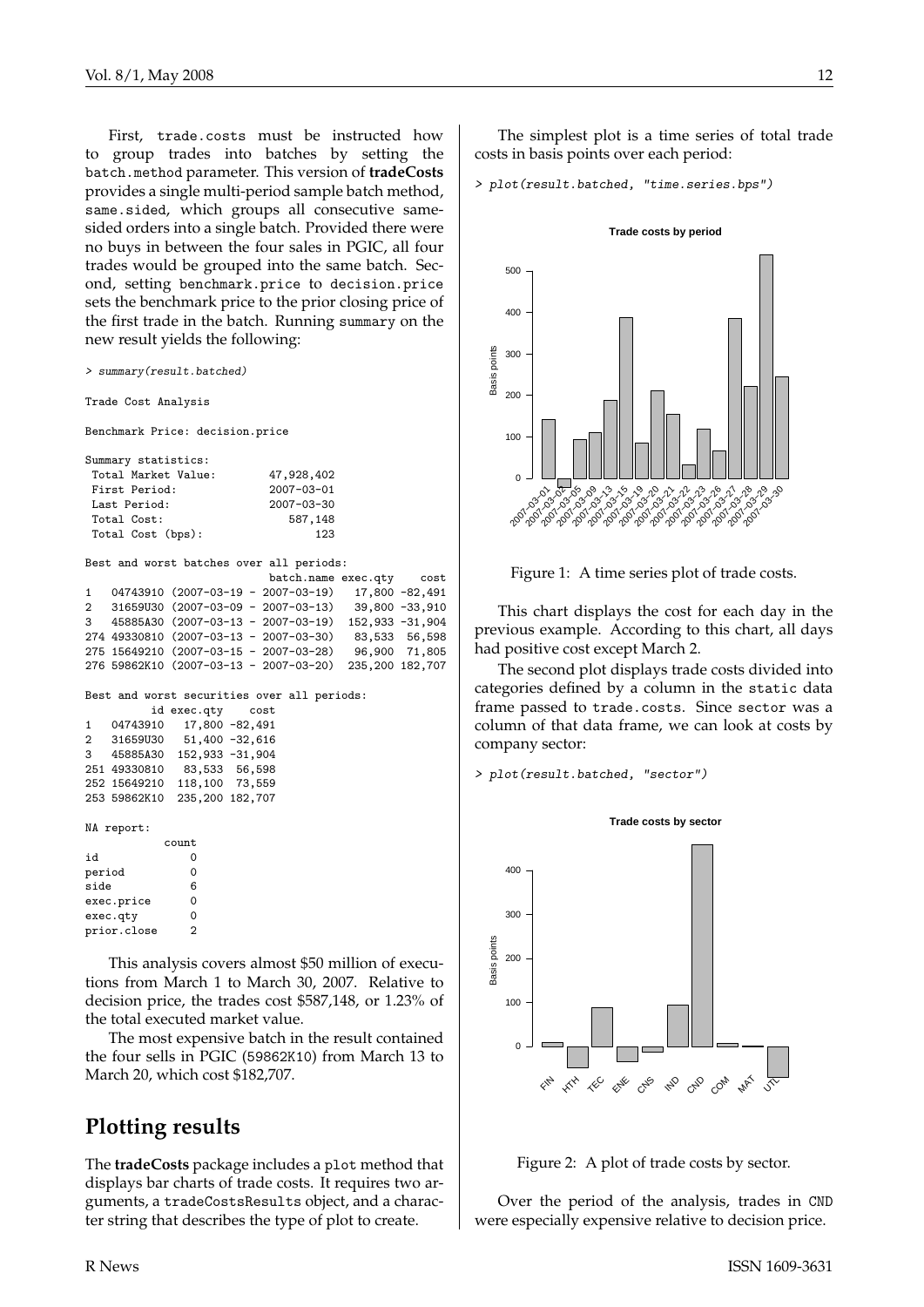First, trade.costs must be instructed how to group trades into batches by setting the batch.method parameter. This version of **tradeCosts** provides a single multi-period sample batch method, same.sided, which groups all consecutive same-sided orders into a single batch. Provided there were no buys in between the four sales in PGIC, all four trades would be grouped into the same batch. Second, setting benchmark.price to decision.price sets the benchmark price to the prior closing price of the first trade in the batch. Running summary on the new result yields the following:

```
> summary(result.batched)

Trade Cost Analysis

Benchmark Price: decision.price

Summary statistics:
 Total Market Value:        47,928,402
 First Period:              2007-03-01
 Last Period:               2007-03-30
 Total Cost:                   587,148
 Total Cost (bps):                 123

Best and worst batches over all periods:
                              batch.name exec.qty    cost
1   04743910 (2007-03-19 - 2007-03-19)   17,800 -82,491
2   31659U30 (2007-03-09 - 2007-03-13)   39,800 -33,910
3   45885A30 (2007-03-13 - 2007-03-19)  152,933 -31,904
274 49330810 (2007-03-13 - 2007-03-30)   83,533  56,598
275 15649210 (2007-03-15 - 2007-03-28)   96,900  71,805
276 59862K10 (2007-03-13 - 2007-03-20)  235,200 182,707

Best and worst securities over all periods:
          id exec.qty    cost
1   04743910   17,800 -82,491
2   31659U30   51,400 -32,616
3   45885A30  152,933 -31,904
251 49330810   83,533  56,598
252 15649210  118,100  73,559
253 59862K10  235,200 182,707

NA report:
            count
id              0
period          0
side            6
exec.price      0
exec.qty        0
prior.close     2
```

This analysis covers almost \$50 million of executions from March 1 to March 30, 2007. Relative to decision price, the trades cost \$587,148, or 1.23% of the total executed market value.

The most expensive batch in the result contained the four sells in PGIC (59862K10) from March 13 to March 20, which cost \$182,707.

## Plotting results

The **tradeCosts** package includes a plot method that displays bar charts of trade costs. It requires two arguments, a tradeCostsResults object, and a character string that describes the type of plot to create.

The simplest plot is a time series of total trade costs in basis points over each period:

```
> plot(result.batched, "time.series.bps")
```

Trade costs by period

Basis points

0
100
200
300
400
500

2007-03-01
2007-03-02
2007-03-05
2007-03-09
2007-03-13
2007-03-15
2007-03-19
2007-03-20
2007-03-21
2007-03-22
2007-03-23
2007-03-26
2007-03-27
2007-03-28
2007-03-29
2007-03-30

Figure 1: A time series plot of trade costs.

This chart displays the cost for each day in the previous example. According to this chart, all days had positive cost except March 2.

The second plot displays trade costs divided into categories defined by a column in the static data frame passed to trade.costs. Since sector was a column of that data frame, we can look at costs by company sector:

```
> plot(result.batched, "sector")
```

Trade costs by sector

Basis points

0
100
200
300
400

FIN
HTH
TEC
ENE
CNS
IND
CND
COM
MAT
UTL

Figure 2: A plot of trade costs by sector.

Over the period of the analysis, trades in CND were especially expensive relative to decision price.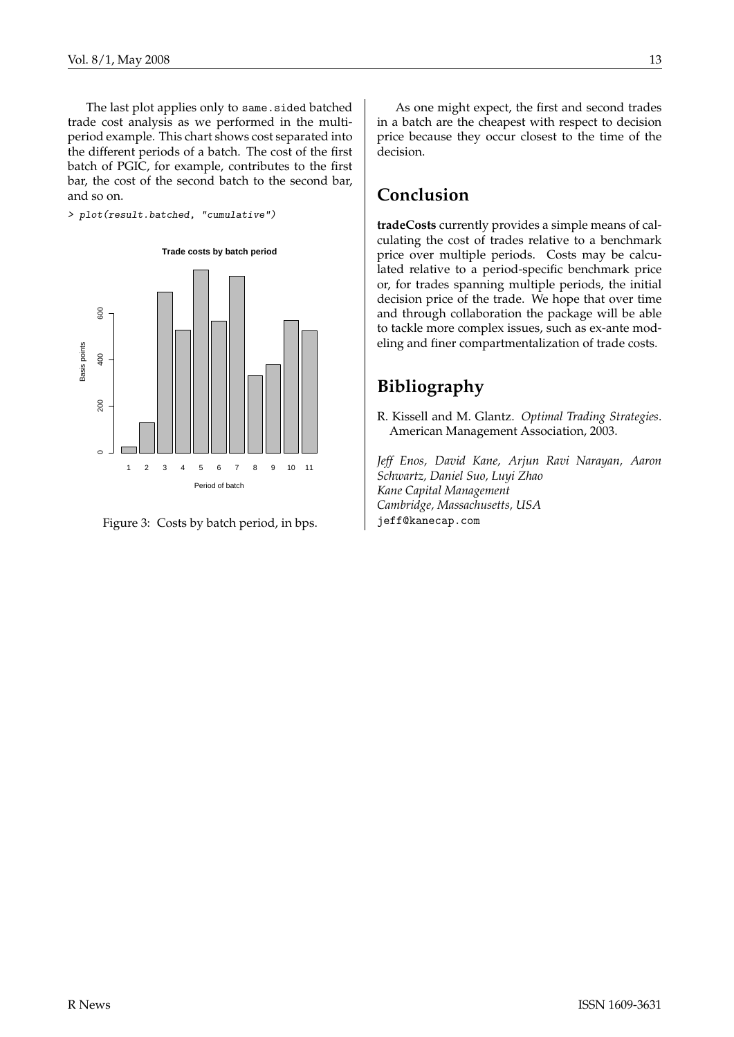The last plot applies only to `same.sided` batched trade cost analysis as we performed in the multi-period example. This chart shows cost separated into the different periods of a batch. The cost of the first batch of PGIC, for example, contributes to the first bar, the cost of the second batch to the second bar, and so on.

```
> plot(result.batched, "cumulative")
```

Trade costs by batch period

Basis points

0
200
400
600

1 2 3 4 5 6 7 8 9 10 11

Period of batch

Figure 3: Costs by batch period, in bps.

As one might expect, the first and second trades in a batch are the cheapest with respect to decision price because they occur closest to the time of the decision.

## Conclusion

**tradeCosts** currently provides a simple means of calculating the cost of trades relative to a benchmark price over multiple periods. Costs may be calculated relative to a period-specific benchmark price or, for trades spanning multiple periods, the initial decision price of the trade. We hope that over time and through collaboration the package will be able to tackle more complex issues, such as ex-ante modeling and finer compartmentalization of trade costs.

## Bibliography

R. Kissell and M. Glantz. *Optimal Trading Strategies*. American Management Association, 2003.

*Jeff Enos, David Kane, Arjun Ravi Narayan, Aaron Schwartz, Daniel Suo, Luyi Zhao*
*Kane Capital Management*
*Cambridge, Massachusetts, USA*
`jeff@kanecap.com`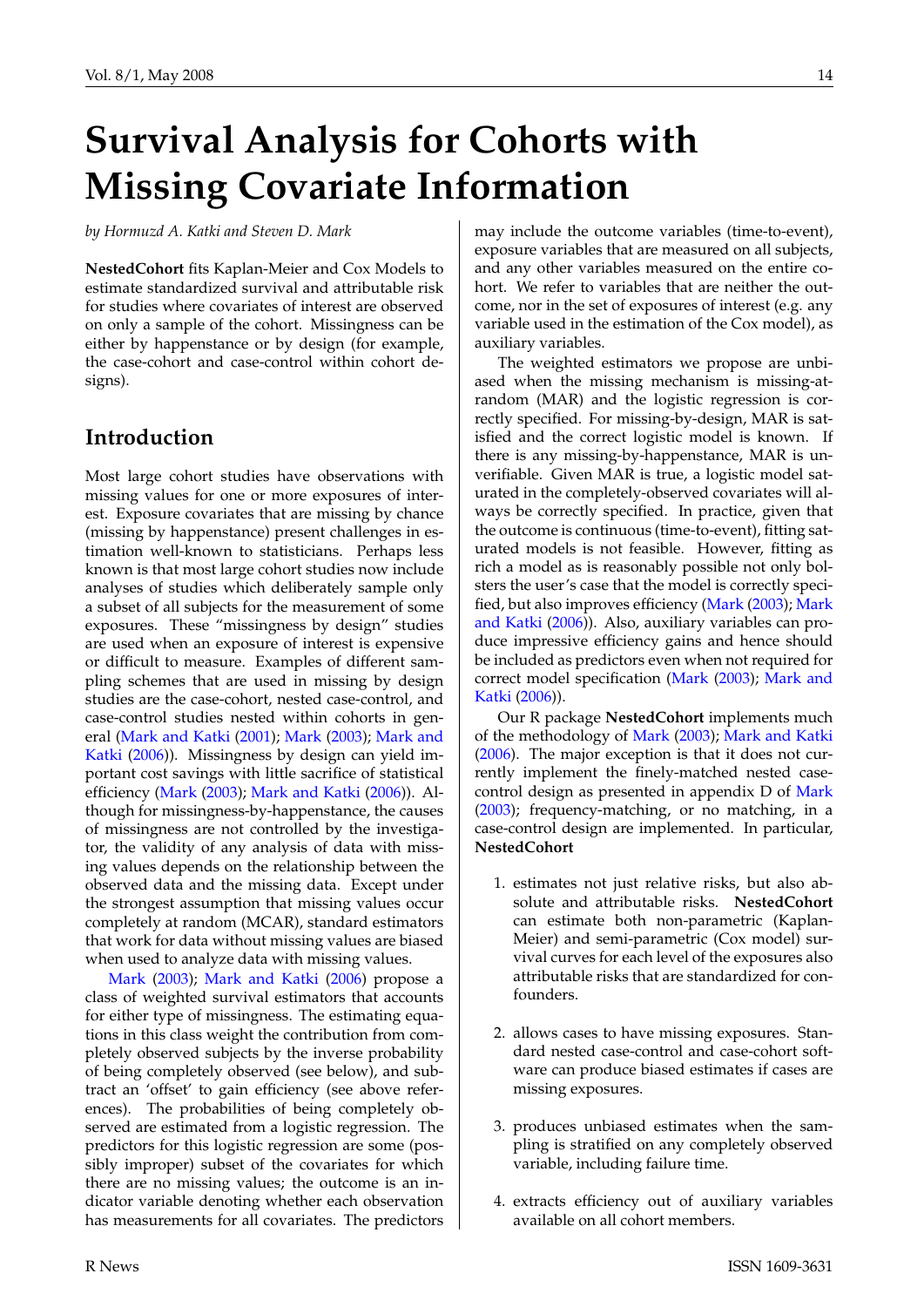# Survival Analysis for Cohorts with Missing Covariate Information

*by Hormuzd A. Katki and Steven D. Mark*

**NestedCohort** fits Kaplan-Meier and Cox Models to estimate standardized survival and attributable risk for studies where covariates of interest are observed on only a sample of the cohort. Missingness can be either by happenstance or by design (for example, the case-cohort and case-control within cohort designs).

## Introduction

Most large cohort studies have observations with missing values for one or more exposures of interest. Exposure covariates that are missing by chance (missing by happenstance) present challenges in estimation well-known to statisticians. Perhaps less known is that most large cohort studies now include analyses of studies which deliberately sample only a subset of all subjects for the measurement of some exposures. These "missingness by design" studies are used when an exposure of interest is expensive or difficult to measure. Examples of different sampling schemes that are used in missing by design studies are the case-cohort, nested case-control, and case-control studies nested within cohorts in general (Mark and Katki (2001); Mark (2003); Mark and Katki (2006)). Missingness by design can yield important cost savings with little sacrifice of statistical efficiency (Mark (2003); Mark and Katki (2006)). Although for missingness-by-happenstance, the causes of missingness are not controlled by the investigator, the validity of any analysis of data with missing values depends on the relationship between the observed data and the missing data. Except under the strongest assumption that missing values occur completely at random (MCAR), standard estimators that work for data without missing values are biased when used to analyze data with missing values.

Mark (2003); Mark and Katki (2006) propose a class of weighted survival estimators that accounts for either type of missingness. The estimating equations in this class weight the contribution from completely observed subjects by the inverse probability of being completely observed (see below), and subtract an 'offset' to gain efficiency (see above references). The probabilities of being completely observed are estimated from a logistic regression. The predictors for this logistic regression are some (possibly improper) subset of the covariates for which there are no missing values; the outcome is an indicator variable denoting whether each observation has measurements for all covariates. The predictors may include the outcome variables (time-to-event), exposure variables that are measured on all subjects, and any other variables measured on the entire cohort. We refer to variables that are neither the outcome, nor in the set of exposures of interest (e.g. any variable used in the estimation of the Cox model), as auxiliary variables.

The weighted estimators we propose are unbiased when the missing mechanism is missing-at-random (MAR) and the logistic regression is correctly specified. For missing-by-design, MAR is satisfied and the correct logistic model is known. If there is any missing-by-happenstance, MAR is unverifiable. Given MAR is true, a logistic model saturated in the completely-observed covariates will always be correctly specified. In practice, given that the outcome is continuous (time-to-event), fitting saturated models is not feasible. However, fitting as rich a model as is reasonably possible not only bolsters the user's case that the model is correctly specified, but also improves efficiency (Mark (2003); Mark and Katki (2006)). Also, auxiliary variables can produce impressive efficiency gains and hence should be included as predictors even when not required for correct model specification (Mark (2003); Mark and Katki (2006)).

Our R package **NestedCohort** implements much of the methodology of Mark (2003); Mark and Katki (2006). The major exception is that it does not currently implement the finely-matched nested case-control design as presented in appendix D of Mark (2003); frequency-matching, or no matching, in a case-control design are implemented. In particular, **NestedCohort**

1. estimates not just relative risks, but also absolute and attributable risks. **NestedCohort** can estimate both non-parametric (Kaplan-Meier) and semi-parametric (Cox model) survival curves for each level of the exposures also attributable risks that are standardized for confounders.

2. allows cases to have missing exposures. Standard nested case-control and case-cohort software can produce biased estimates if cases are missing exposures.

3. produces unbiased estimates when the sampling is stratified on any completely observed variable, including failure time.

4. extracts efficiency out of auxiliary variables available on all cohort members.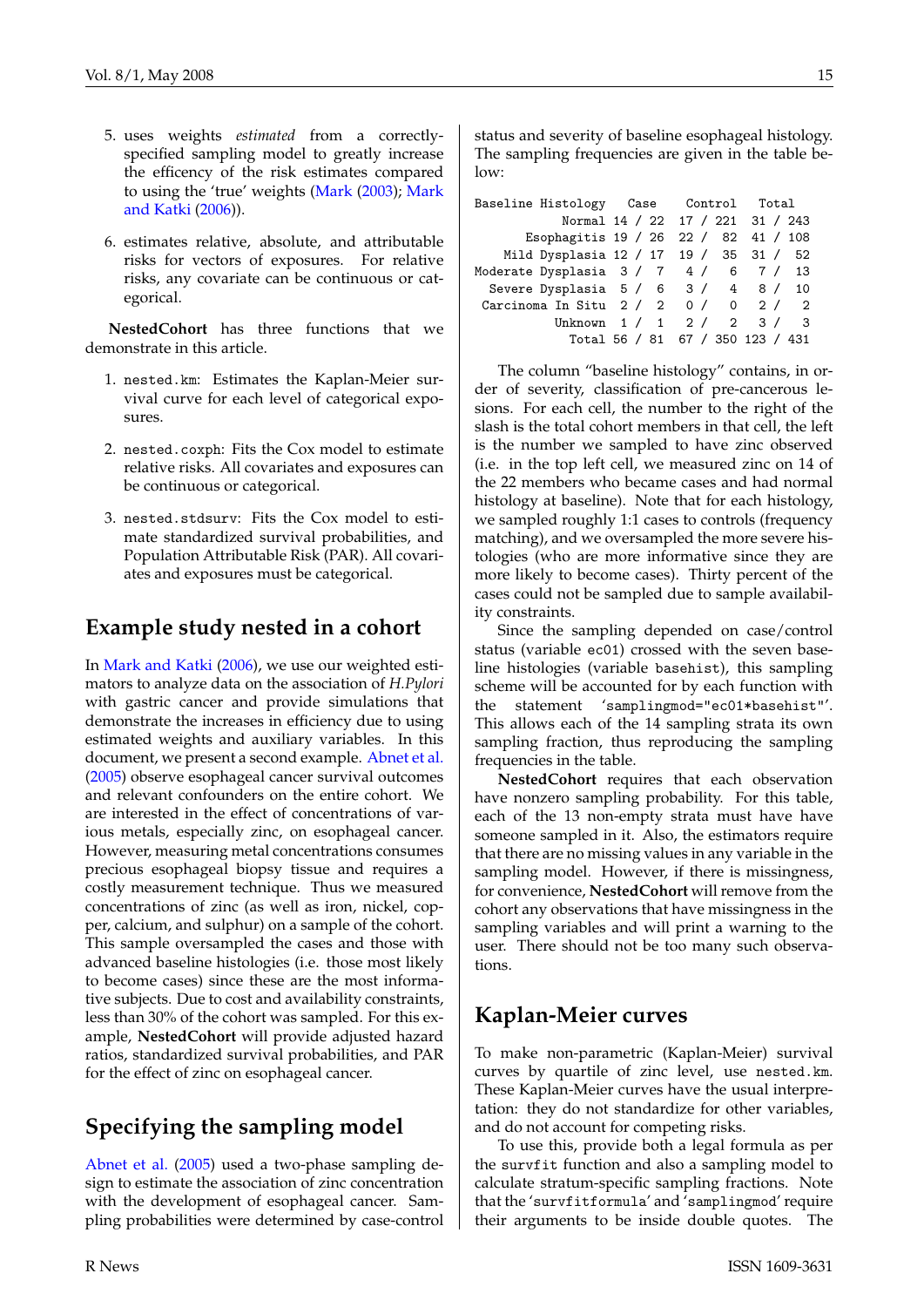5. uses weights *estimated* from a correctly-specified sampling model to greatly increase the efficency of the risk estimates compared to using the 'true' weights (Mark (2003); Mark and Katki (2006)).

6. estimates relative, absolute, and attributable risks for vectors of exposures. For relative risks, any covariate can be continuous or categorical.

**NestedCohort** has three functions that we demonstrate in this article.

1. `nested.km`: Estimates the Kaplan-Meier survival curve for each level of categorical exposures.

2. `nested.coxph`: Fits the Cox model to estimate relative risks. All covariates and exposures can be continuous or categorical.

3. `nested.stdsurv`: Fits the Cox model to estimate standardized survival probabilities, and Population Attributable Risk (PAR). All covariates and exposures must be categorical.

## Example study nested in a cohort

In Mark and Katki (2006), we use our weighted estimators to analyze data on the association of *H.Pylori* with gastric cancer and provide simulations that demonstrate the increases in efficiency due to using estimated weights and auxiliary variables. In this document, we present a second example. Abnet et al. (2005) observe esophageal cancer survival outcomes and relevant confounders on the entire cohort. We are interested in the effect of concentrations of various metals, especially zinc, on esophageal cancer. However, measuring metal concentrations consumes precious esophageal biopsy tissue and requires a costly measurement technique. Thus we measured concentrations of zinc (as well as iron, nickel, copper, calcium, and sulphur) on a sample of the cohort. This sample oversampled the cases and those with advanced baseline histologies (i.e. those most likely to become cases) since these are the most informative subjects. Due to cost and availability constraints, less than 30% of the cohort was sampled. For this example, **NestedCohort** will provide adjusted hazard ratios, standardized survival probabilities, and PAR for the effect of zinc on esophageal cancer.

## Specifying the sampling model

Abnet et al. (2005) used a two-phase sampling design to estimate the association of zinc concentration with the development of esophageal cancer. Sampling probabilities were determined by case-control status and severity of baseline esophageal histology. The sampling frequencies are given in the table below:

```
Baseline Histology   Case     Control     Total
            Normal 14 / 22   17 / 221   31 / 243
       Esophagitis 19 / 26   22 /  82   41 / 108
    Mild Dysplasia 12 / 17   19 /  35   31 /  52
Moderate Dysplasia  3 /  7    4 /   6    7 /  13
  Severe Dysplasia  5 /  6    3 /   4    8 /  10
 Carcinoma In Situ  2 /  2    0 /   0    2 /   2
           Unknown  1 /  1    2 /   2    3 /   3
             Total 56 / 81   67 / 350  123 / 431
```

The column "baseline histology" contains, in order of severity, classification of pre-cancerous lesions. For each cell, the number to the right of the slash is the total cohort members in that cell, the left is the number we sampled to have zinc observed (i.e. in the top left cell, we measured zinc on 14 of the 22 members who became cases and had normal histology at baseline). Note that for each histology, we sampled roughly 1:1 cases to controls (frequency matching), and we oversampled the more severe histologies (who are more informative since they are more likely to become cases). Thirty percent of the cases could not be sampled due to sample availability constraints.

Since the sampling depended on case/control status (variable `ec01`) crossed with the seven baseline histologies (variable `basehist`), this sampling scheme will be accounted for by each function with the statement `'samplingmod="ec01*basehist"'`. This allows each of the 14 sampling strata its own sampling fraction, thus reproducing the sampling frequencies in the table.

**NestedCohort** requires that each observation have nonzero sampling probability. For this table, each of the 13 non-empty strata must have have someone sampled in it. Also, the estimators require that there are no missing values in any variable in the sampling model. However, if there is missingness, for convenience, **NestedCohort** will remove from the cohort any observations that have missingness in the sampling variables and will print a warning to the user. There should not be too many such observations.

## Kaplan-Meier curves

To make non-parametric (Kaplan-Meier) survival curves by quartile of zinc level, use `nested.km`. These Kaplan-Meier curves have the usual interpretation: they do not standardize for other variables, and do not account for competing risks.

To use this, provide both a legal formula as per the `survfit` function and also a sampling model to calculate stratum-specific sampling fractions. Note that the `'survfitformula'` and `'samplingmod'` require their arguments to be inside double quotes. The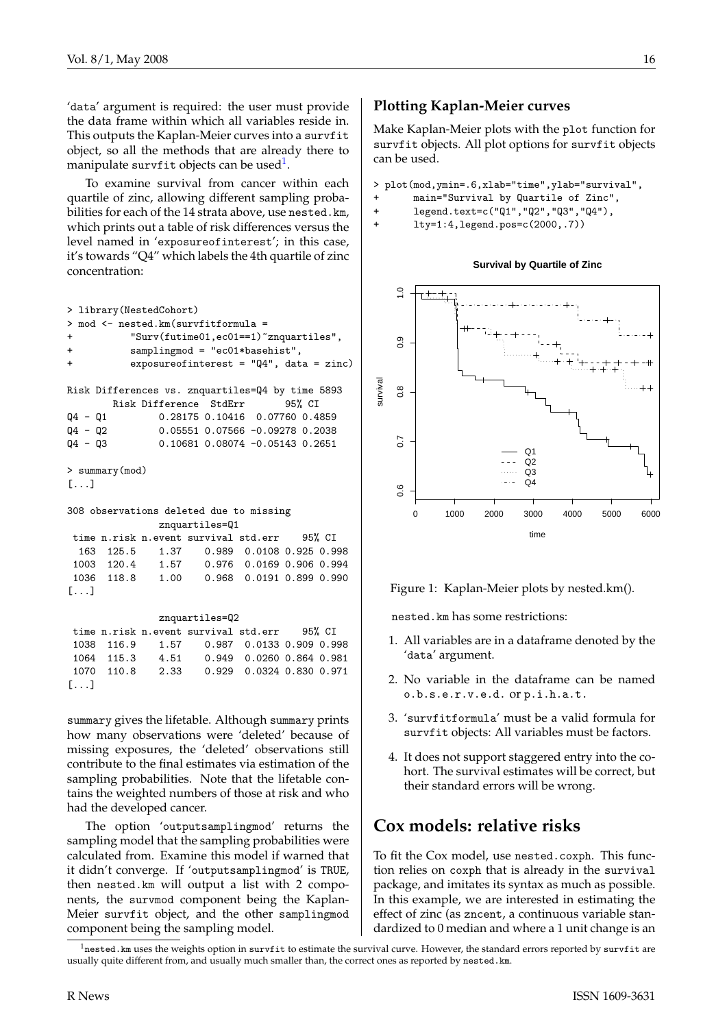'data' argument is required: the user must provide the data frame within which all variables reside in. This outputs the Kaplan-Meier curves into a survfit object, so all the methods that are already there to manipulate survfit objects can be used[1].

To examine survival from cancer within each quartile of zinc, allowing different sampling probabilities for each of the 14 strata above, use nested.km, which prints out a table of risk differences versus the level named in 'exposureofinterest'; in this case, it's towards "Q4" which labels the 4th quartile of zinc concentration:

```
> library(NestedCohort)
> mod <- nested.km(survfitformula =
+           "Surv(futime01,ec01==1)~znquartiles",
+           samplingmod = "ec01*basehist",
+           exposureofinterest = "Q4", data = zinc)

Risk Differences vs. znquartiles=Q4 by time 5893
        Risk Difference  StdErr       95% CI
Q4 - Q1          0.28175 0.10416  0.07760 0.4859
Q4 - Q2          0.05551 0.07566 -0.09278 0.2038
Q4 - Q3          0.10681 0.08074 -0.05143 0.2651

> summary(mod)
[...]

308 observations deleted due to missing
              znquartiles=Q1
 time n.risk n.event survival std.err    95% CI
  163  125.5    1.37    0.989  0.0108 0.925 0.998
 1003  120.4    1.57    0.976  0.0169 0.906 0.994
 1036  118.8    1.00    0.968  0.0191 0.899 0.990
[...]

              znquartiles=Q2
 time n.risk n.event survival std.err    95% CI
 1038  116.9    1.57    0.987  0.0133 0.909 0.998
 1064  115.3    4.51    0.949  0.0260 0.864 0.981
 1070  110.8    2.33    0.929  0.0324 0.830 0.971
[...]
```

summary gives the lifetable. Although summary prints how many observations were 'deleted' because of missing exposures, the 'deleted' observations still contribute to the final estimates via estimation of the sampling probabilities. Note that the lifetable contains the weighted numbers of those at risk and who had the developed cancer.

The option 'outputsamplingmod' returns the sampling model that the sampling probabilities were calculated from. Examine this model if warned that it didn't converge. If 'outputsamplingmod' is TRUE, then nested.km will output a list with 2 components, the survmod component being the Kaplan-Meier survfit object, and the other samplingmod component being the sampling model.

### Plotting Kaplan-Meier curves

Make Kaplan-Meier plots with the plot function for survfit objects. All plot options for survfit objects can be used.

```
> plot(mod,ymin=.6,xlab="time",ylab="survival",
+      main="Survival by Quartile of Zinc",
+      legend.text=c("Q1","Q2","Q3","Q4"),
+      lty=1:4,legend.pos=c(2000,.7))
```

Survival by Quartile of Zinc

survival

1.0
0.9
0.8
0.7
0.6

0
1000
2000
3000
4000
5000
6000

time

Q1
Q2
Q3
Q4

Figure 1: Kaplan-Meier plots by nested.km().

nested.km has some restrictions:

1. All variables are in a dataframe denoted by the 'data' argument.
2. No variable in the dataframe can be named o.b.s.e.r.v.e.d. or p.i.h.a.t.
3. 'survfitformula' must be a valid formula for survfit objects: All variables must be factors.
4. It does not support staggered entry into the cohort. The survival estimates will be correct, but their standard errors will be wrong.

## Cox models: relative risks

To fit the Cox model, use nested.coxph. This function relies on coxph that is already in the survival package, and imitates its syntax as much as possible. In this example, we are interested in estimating the effect of zinc (as zncent, a continuous variable standardized to 0 median and where a 1 unit change is an

[1] nested.km uses the weights option in survfit to estimate the survival curve. However, the standard errors reported by survfit are usually quite different from, and usually much smaller than, the correct ones as reported by nested.km.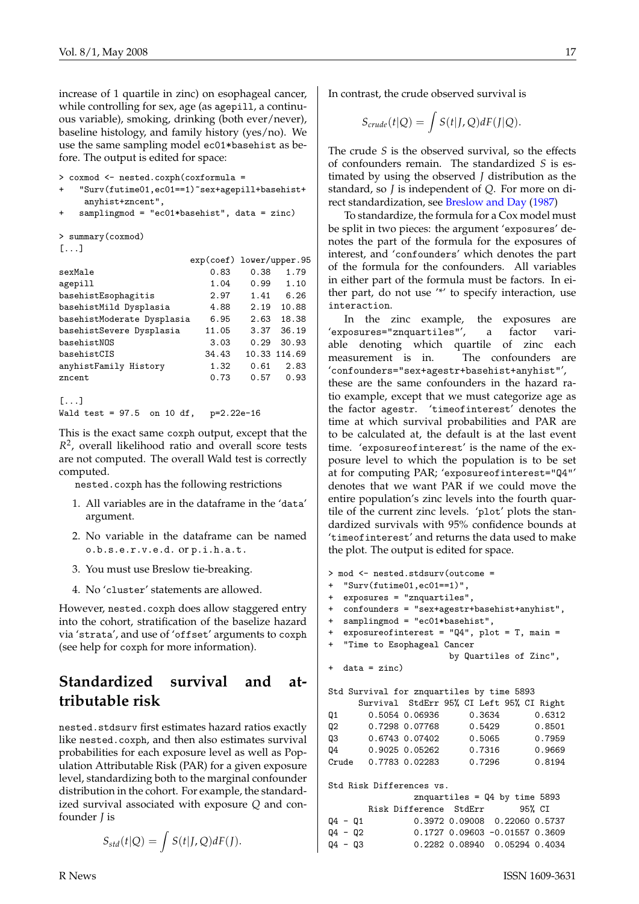increase of 1 quartile in zinc) on esophageal cancer, while controlling for sex, age (as agepill, a continuous variable), smoking, drinking (both ever/never), baseline histology, and family history (yes/no). We use the same sampling model ec01*basehist as before. The output is edited for space:

```
> coxmod <- nested.coxph(coxformula =
+   "Surv(futime01,ec01==1)~sex+agepill+basehist+
    anyhist+zncent",
+   samplingmod = "ec01*basehist", data = zinc)

> summary(coxmod)
[...]
                          exp(coef) lower/upper.95
sexMale                        0.83   0.38   1.79
agepill                        1.04   0.99   1.10
basehistEsophagitis            2.97   1.41   6.26
basehistMild Dysplasia         4.88   2.19  10.88
basehistModerate Dysplasia     6.95   2.63  18.38
basehistSevere Dysplasia      11.05   3.37  36.19
basehistNOS                    3.03   0.29  30.93
basehistCIS                   34.43  10.33 114.69
anyhistFamily History          1.32   0.61   2.83
zncent                         0.73   0.57   0.93

[...]
Wald test = 97.5  on 10 df,    p=2.22e-16
```

This is the exact same coxph output, except that the $R^2$, overall likelihood ratio and overall score tests are not computed. The overall Wald test is correctly computed.

nested.coxph has the following restrictions

1. All variables are in the dataframe in the 'data' argument.
2. No variable in the dataframe can be named o.b.s.e.r.v.e.d. or p.i.h.a.t.
3. You must use Breslow tie-breaking.
4. No 'cluster' statements are allowed.

However, nested.coxph does allow staggered entry into the cohort, stratification of the baselize hazard via 'strata', and use of 'offset' arguments to coxph (see help for coxph for more information).

## Standardized survival and attributable risk

nested.stdsurv first estimates hazard ratios exactly like nested.coxph, and then also estimates survival probabilities for each exposure level as well as Population Attributable Risk (PAR) for a given exposure level, standardizing both to the marginal confounder distribution in the cohort. For example, the standardized survival associated with exposure $Q$ and confounder $J$ is

$$S_{std}(t|Q) = \int S(t|J,Q)dF(J).$$

In contrast, the crude observed survival is

$$S_{crude}(t|Q) = \int S(t|J,Q)dF(J|Q).$$

The crude $S$ is the observed survival, so the effects of confounders remain. The standardized $S$ is estimated by using the observed $J$ distribution as the standard, so $J$ is independent of $Q$. For more on direct standardization, see Breslow and Day (1987)

To standardize, the formula for a Cox model must be split in two pieces: the argument 'exposures' denotes the part of the formula for the exposures of interest, and 'confounders' which denotes the part of the formula for the confounders. All variables in either part of the formula must be factors. In either part, do not use '*' to specify interaction, use interaction.

In the zinc example, the exposures are 'exposures="znquartiles"', a factor variable denoting which quartile of zinc each measurement is in. The confounders are 'confounders="sex+agestr+basehist+anyhist"', these are the same confounders in the hazard ratio example, except that we must categorize age as the factor agestr. 'timeofinterest' denotes the time at which survival probabilities and PAR are to be calculated at, the default is at the last event time. 'exposureofinterest' is the name of the exposure level to which the population is to be set at for computing PAR; 'exposureofinterest="Q4"' denotes that we want PAR if we could move the entire population's zinc levels into the fourth quartile of the current zinc levels. 'plot' plots the standardized survivals with 95% confidence bounds at 'timeofinterest' and returns the data used to make the plot. The output is edited for space.

```
> mod <- nested.stdsurv(outcome =
+   "Surv(futime01,ec01==1)",
+   exposures = "znquartiles",
+   confounders = "sex+agestr+basehist+anyhist",
+   samplingmod = "ec01*basehist",
+   exposureofinterest = "Q4", plot = T, main =
+   "Time to Esophageal Cancer
                    by Quartiles of Zinc",
+   data = zinc)

Std Survival for znquartiles by time 5893
      Survival  StdErr 95% CI Left 95% CI Right
Q1      0.5054 0.06936      0.3634       0.6312
Q2      0.7298 0.07768      0.5429       0.8501
Q3      0.6743 0.07402      0.5065       0.7959
Q4      0.9025 0.05262      0.7316       0.9669
Crude   0.7783 0.02283      0.7296       0.8194

Std Risk Differences vs.
              znquartiles = Q4 by time 5893
        Risk Difference  StdErr       95% CI
Q4 - Q1          0.3972 0.09008  0.22060 0.5737
Q4 - Q2          0.1727 0.09603 -0.01557 0.3609
Q4 - Q3          0.2282 0.08940  0.05294 0.4034
```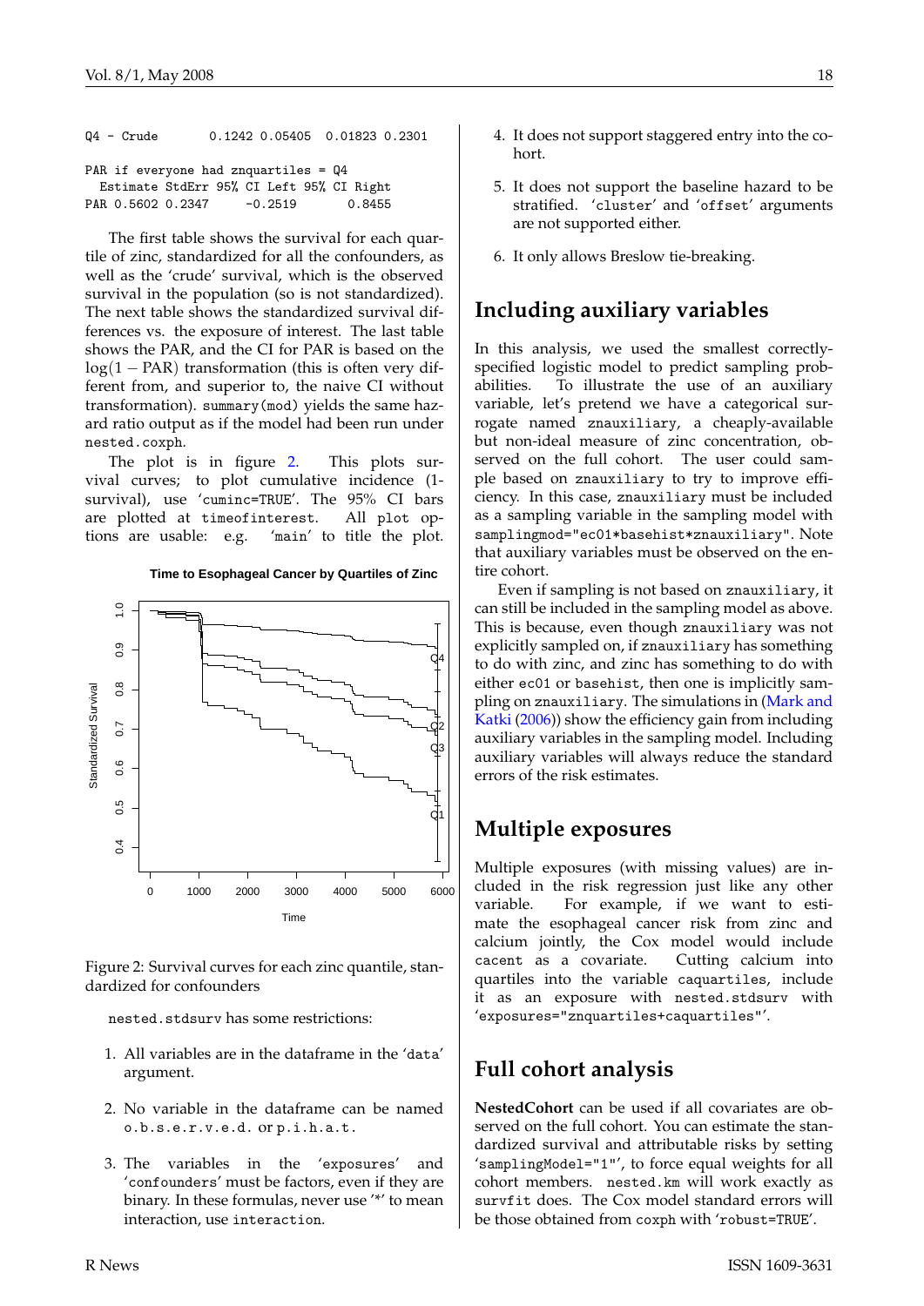```
Q4 - Crude       0.1242 0.05405  0.01823 0.2301

PAR if everyone had znquartiles = Q4
  Estimate StdErr 95% CI Left 95% CI Right
PAR 0.5602 0.2347     -0.2519        0.8455
```

The first table shows the survival for each quartile of zinc, standardized for all the confounders, as well as the 'crude' survival, which is the observed survival in the population (so is not standardized). The next table shows the standardized survival differences vs. the exposure of interest. The last table shows the PAR, and the CI for PAR is based on the $\log(1 - \text{PAR})$ transformation (this is often very different from, and superior to, the naive CI without transformation). `summary(mod)` yields the same hazard ratio output as if the model had been run under `nested.coxph`.

The plot is in figure 2. This plots survival curves; to plot cumulative incidence (1-survival), use 'cuminc=TRUE'. The 95% CI bars are plotted at timeofinterest. All plot options are usable: e.g. 'main' to title the plot.

Time to Esophageal Cancer by Quartiles of Zinc

Standardized Survival

0.4
0.5
0.6
0.7
0.8
0.9
1.0

0
1000
2000
3000
4000
5000
6000

Time

Q4
Q2
Q3
Q1

Figure 2: Survival curves for each zinc quantile, standardized for confounders

`nested.stdsurv` has some restrictions:

1. All variables are in the dataframe in the 'data' argument.

2. No variable in the dataframe can be named o.b.s.e.r.v.e.d. or p.i.h.a.t.

3. The variables in the 'exposures' and 'confounders' must be factors, even if they are binary. In these formulas, never use '*' to mean interaction, use `interaction`.

4. It does not support staggered entry into the cohort.

5. It does not support the baseline hazard to be stratified. 'cluster' and 'offset' arguments are not supported either.

6. It only allows Breslow tie-breaking.

## Including auxiliary variables

In this analysis, we used the smallest correctly-specified logistic model to predict sampling probabilities. To illustrate the use of an auxiliary variable, let's pretend we have a categorical surrogate named `znauxiliary`, a cheaply-available but non-ideal measure of zinc concentration, observed on the full cohort. The user could sample based on `znauxiliary` to try to improve efficiency. In this case, `znauxiliary` must be included as a sampling variable in the sampling model with `samplingmod="ec01*basehist*znauxiliary"`. Note that auxiliary variables must be observed on the entire cohort.

Even if sampling is not based on `znauxiliary`, it can still be included in the sampling model as above. This is because, even though `znauxiliary` was not explicitly sampled on, if `znauxiliary` has something to do with zinc, and zinc has something to do with either `ec01` or `basehist`, then one is implicitly sampling on `znauxiliary`. The simulations in (Mark and Katki (2006)) show the efficiency gain from including auxiliary variables in the sampling model. Including auxiliary variables will always reduce the standard errors of the risk estimates.

## Multiple exposures

Multiple exposures (with missing values) are included in the risk regression just like any other variable. For example, if we want to estimate the esophageal cancer risk from zinc and calcium jointly, the Cox model would include `cacent` as a covariate. Cutting calcium into quartiles into the variable `caquartiles`, include it as an exposure with `nested.stdsurv` with `'exposures="znquartiles+caquartiles"'`.

## Full cohort analysis

**NestedCohort** can be used if all covariates are observed on the full cohort. You can estimate the standardized survival and attributable risks by setting `'samplingModel="1"'`, to force equal weights for all cohort members. `nested.km` will work exactly as `survfit` does. The Cox model standard errors will be those obtained from `coxph` with 'robust=TRUE'.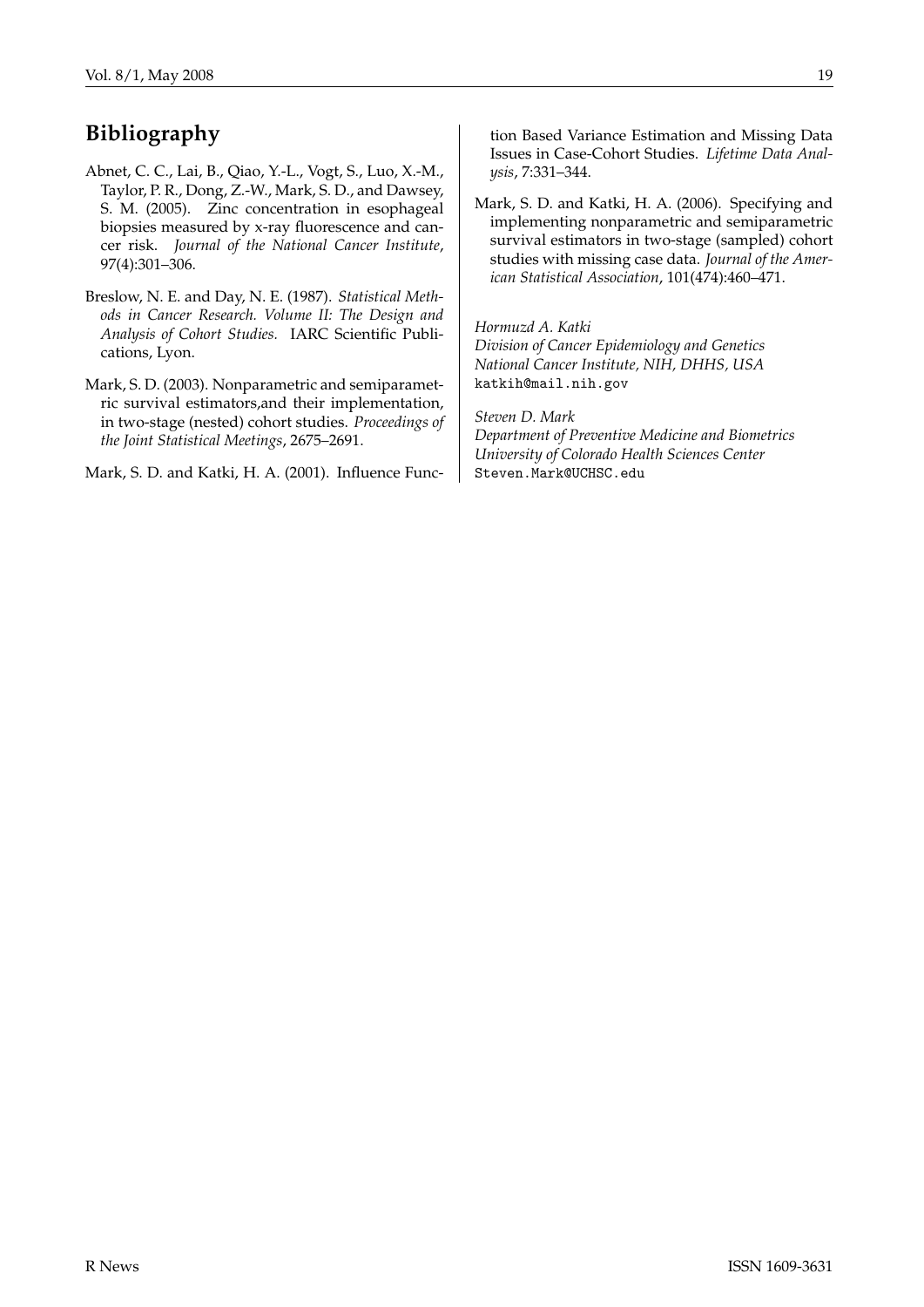## Bibliography

Abnet, C. C., Lai, B., Qiao, Y.-L., Vogt, S., Luo, X.-M., Taylor, P. R., Dong, Z.-W., Mark, S. D., and Dawsey, S. M. (2005). Zinc concentration in esophageal biopsies measured by x-ray fluorescence and cancer risk. *Journal of the National Cancer Institute*, 97(4):301–306.

Breslow, N. E. and Day, N. E. (1987). *Statistical Methods in Cancer Research. Volume II: The Design and Analysis of Cohort Studies.* IARC Scientific Publications, Lyon.

Mark, S. D. (2003). Nonparametric and semiparametric survival estimators,and their implementation, in two-stage (nested) cohort studies. *Proceedings of the Joint Statistical Meetings*, 2675–2691.

Mark, S. D. and Katki, H. A. (2001). Influence Function Based Variance Estimation and Missing Data Issues in Case-Cohort Studies. *Lifetime Data Analysis*, 7:331–344.

Mark, S. D. and Katki, H. A. (2006). Specifying and implementing nonparametric and semiparametric survival estimators in two-stage (sampled) cohort studies with missing case data. *Journal of the American Statistical Association*, 101(474):460–471.

*Hormuzd A. Katki*
*Division of Cancer Epidemiology and Genetics*
*National Cancer Institute, NIH, DHHS, USA*
katkih@mail.nih.gov

*Steven D. Mark*
*Department of Preventive Medicine and Biometrics*
*University of Colorado Health Sciences Center*
Steven.Mark@UCHSC.edu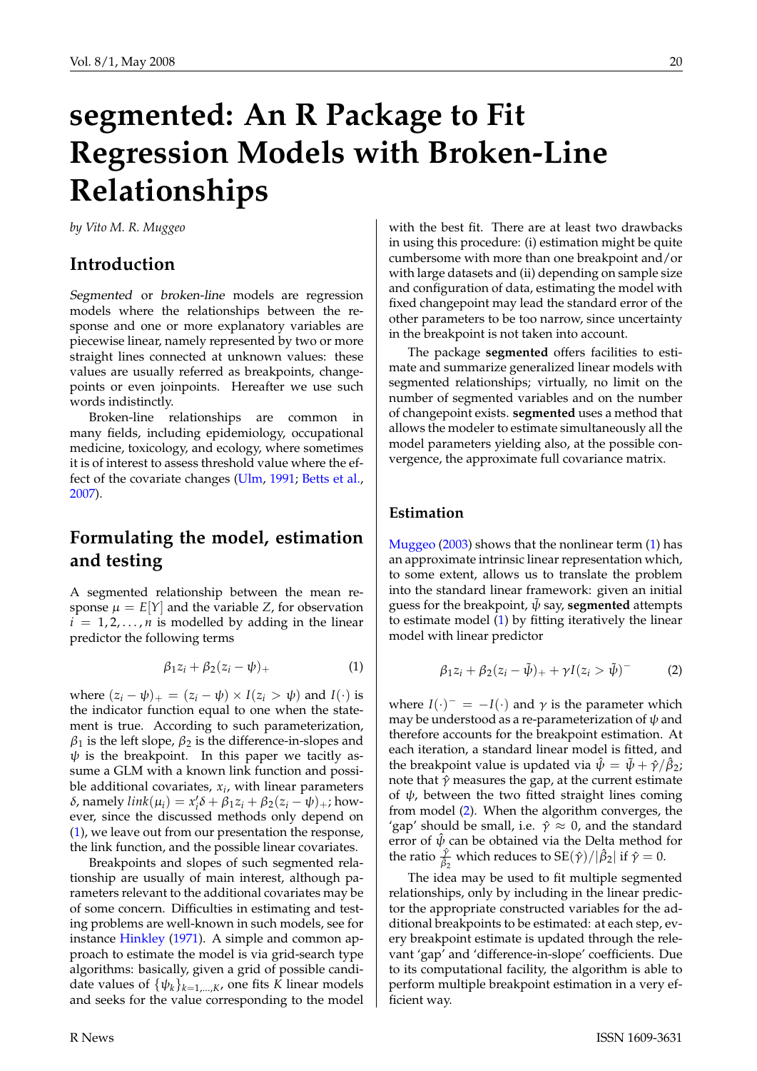# segmented: An R Package to Fit Regression Models with Broken-Line Relationships

*by Vito M. R. Muggeo*

## Introduction

*Segmented* or *broken-line* models are regression models where the relationships between the response and one or more explanatory variables are piecewise linear, namely represented by two or more straight lines connected at unknown values: these values are usually referred as breakpoints, changepoints or even joinpoints. Hereafter we use such words indistinctly.

Broken-line relationships are common in many fields, including epidemiology, occupational medicine, toxicology, and ecology, where sometimes it is of interest to assess threshold value where the effect of the covariate changes (Ulm, 1991; Betts et al., 2007).

## Formulating the model, estimation and testing

A segmented relationship between the mean response $\mu = E[Y]$ and the variable $Z$, for observation $i = 1, 2, \dots, n$ is modelled by adding in the linear predictor the following terms

$$\beta_1 z_i + \beta_2 (z_i - \psi)_+ \qquad (1)$$

where $(z_i - \psi)_+ = (z_i - \psi) \times I(z_i > \psi)$ and $I(\cdot)$ is the indicator function equal to one when the statement is true. According to such parameterization, $\beta_1$ is the left slope, $\beta_2$ is the difference-in-slopes and $\psi$ is the breakpoint. In this paper we tacitly assume a GLM with a known link function and possible additional covariates, $x_i$, with linear parameters $\delta$, namely $link(\mu_i) = x_i'\delta + \beta_1 z_i + \beta_2 (z_i - \psi)_+$; however, since the discussed methods only depend on (1), we leave out from our presentation the response, the link function, and the possible linear covariates.

Breakpoints and slopes of such segmented relationship are usually of main interest, although parameters relevant to the additional covariates may be of some concern. Difficulties in estimating and testing problems are well-known in such models, see for instance Hinkley (1971). A simple and common approach to estimate the model is via grid-search type algorithms: basically, given a grid of possible candidate values of $\{\psi_k\}_{k=1,\dots,K}$, one fits $K$ linear models and seeks for the value corresponding to the model with the best fit. There are at least two drawbacks in using this procedure: (i) estimation might be quite cumbersome with more than one breakpoint and/or with large datasets and (ii) depending on sample size and configuration of data, estimating the model with fixed changepoint may lead the standard error of the other parameters to be too narrow, since uncertainty in the breakpoint is not taken into account.

The package **segmented** offers facilities to estimate and summarize generalized linear models with segmented relationships; virtually, no limit on the number of segmented variables and on the number of changepoint exists. **segmented** uses a method that allows the modeler to estimate simultaneously all the model parameters yielding also, at the possible convergence, the approximate full covariance matrix.

### Estimation

Muggeo (2003) shows that the nonlinear term (1) has an approximate intrinsic linear representation which, to some extent, allows us to translate the problem into the standard linear framework: given an initial guess for the breakpoint, $\tilde{\psi}$ say, **segmented** attempts to estimate model (1) by fitting iteratively the linear model with linear predictor

$$\beta_1 z_i + \beta_2 (z_i - \tilde{\psi})_+ + \gamma I(z_i > \tilde{\psi})^- \qquad (2)$$

where $I(\cdot)^- = -I(\cdot)$ and $\gamma$ is the parameter which may be understood as a re-parameterization of $\psi$ and therefore accounts for the breakpoint estimation. At each iteration, a standard linear model is fitted, and the breakpoint value is updated via $\hat{\psi} = \tilde{\psi} + \hat{\gamma}/\hat{\beta}_2$; note that $\hat{\gamma}$ measures the gap, at the current estimate of $\psi$, between the two fitted straight lines coming from model (2). When the algorithm converges, the 'gap' should be small, i.e. $\hat{\gamma} \approx 0$, and the standard error of $\hat{\psi}$ can be obtained via the Delta method for the ratio $\frac{\hat{\gamma}}{\hat{\beta}_2}$ which reduces to $\text{SE}(\hat{\gamma})/|\hat{\beta}_2|$ if $\hat{\gamma} = 0$.

The idea may be used to fit multiple segmented relationships, only by including in the linear predictor the appropriate constructed variables for the additional breakpoints to be estimated: at each step, every breakpoint estimate is updated through the relevant 'gap' and 'difference-in-slope' coefficients. Due to its computational facility, the algorithm is able to perform multiple breakpoint estimation in a very efficient way.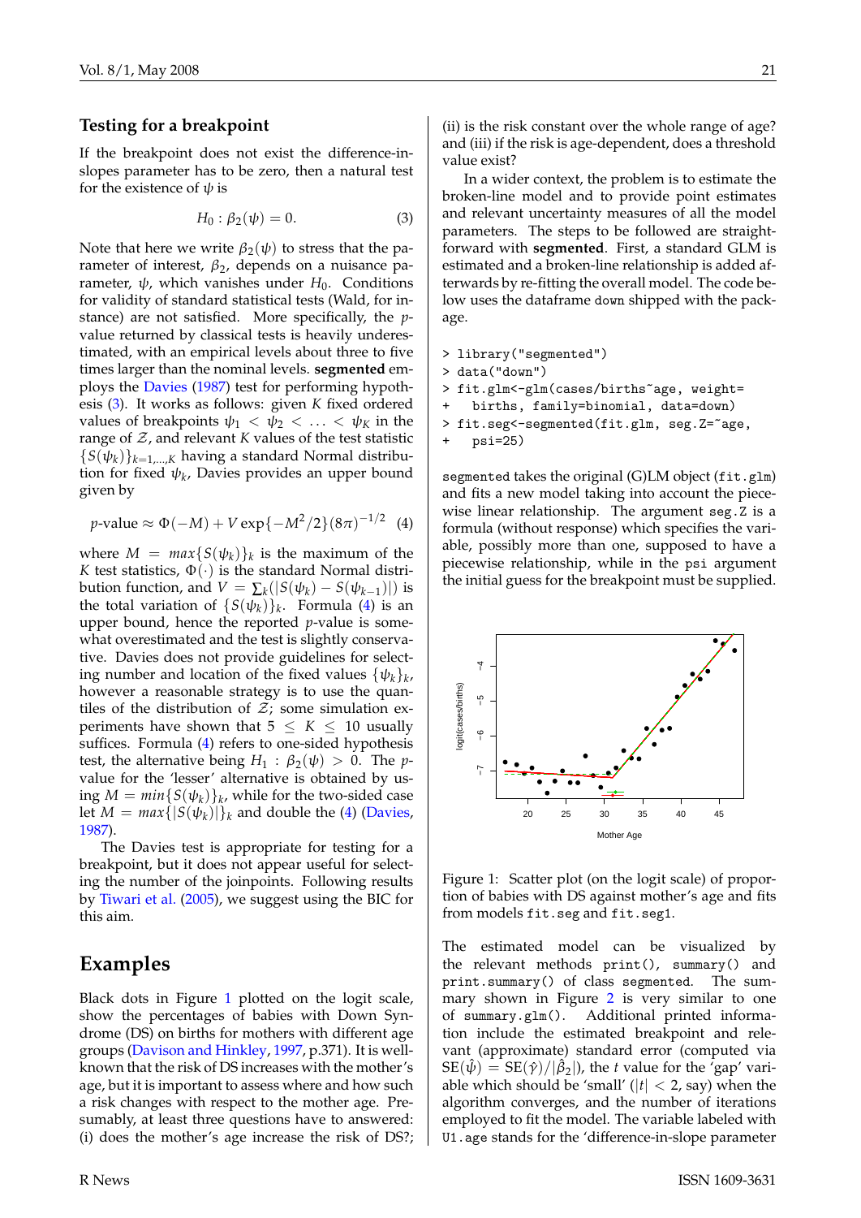### Testing for a breakpoint

If the breakpoint does not exist the difference-in-slopes parameter has to be zero, then a natural test for the existence of $\psi$ is

$$H_0 : \beta_2(\psi) = 0. \qquad (3)$$

Note that here we write $\beta_2(\psi)$ to stress that the parameter of interest, $\beta_2$, depends on a nuisance parameter, $\psi$, which vanishes under $H_0$. Conditions for validity of standard statistical tests (Wald, for instance) are not satisfied. More specifically, the $p$-value returned by classical tests is heavily underestimated, with an empirical levels about three to five times larger than the nominal levels. **segmented** employs the Davies (1987) test for performing hypothesis (3). It works as follows: given $K$ fixed ordered values of breakpoints $\psi_1 < \psi_2 < \ldots < \psi_K$ in the range of $\mathcal{Z}$, and relevant $K$ values of the test statistic $\{S(\psi_k)\}_{k=1,...,K}$ having a standard Normal distribution for fixed $\psi_k$, Davies provides an upper bound given by

$$p\text{-value} \approx \Phi(-M) + V \exp\{-M^2/2\}(8\pi)^{-1/2} \quad (4)$$

where $M = max\{S(\psi_k)\}_k$ is the maximum of the $K$ test statistics, $\Phi(\cdot)$ is the standard Normal distribution function, and $V = \sum_k(|S(\psi_k) - S(\psi_{k-1})|)$ is the total variation of $\{S(\psi_k)\}_k$. Formula (4) is an upper bound, hence the reported $p$-value is somewhat overestimated and the test is slightly conservative. Davies does not provide guidelines for selecting number and location of the fixed values $\{\psi_k\}_k$, however a reasonable strategy is to use the quantiles of the distribution of $\mathcal{Z}$; some simulation experiments have shown that $5 \leq K \leq 10$ usually suffices. Formula (4) refers to one-sided hypothesis test, the alternative being $H_1 : \beta_2(\psi) > 0$. The $p$-value for the 'lesser' alternative is obtained by using $M = min\{S(\psi_k)\}_k$, while for the two-sided case let $M = max\{|S(\psi_k)|\}_k$ and double the (4) (Davies, 1987).

The Davies test is appropriate for testing for a breakpoint, but it does not appear useful for selecting the number of the joinpoints. Following results by Tiwari et al. (2005), we suggest using the BIC for this aim.

## Examples

Black dots in Figure 1 plotted on the logit scale, show the percentages of babies with Down Syndrome (DS) on births for mothers with different age groups (Davison and Hinkley, 1997, p.371). It is well-known that the risk of DS increases with the mother's age, but it is important to assess where and how such a risk changes with respect to the mother age. Presumably, at least three questions have to answered: (i) does the mother's age increase the risk of DS?; (ii) is the risk constant over the whole range of age? and (iii) if the risk is age-dependent, does a threshold value exist?

In a wider context, the problem is to estimate the broken-line model and to provide point estimates and relevant uncertainty measures of all the model parameters. The steps to be followed are straightforward with **segmented**. First, a standard GLM is estimated and a broken-line relationship is added afterwards by re-fitting the overall model. The code below uses the dataframe `down` shipped with the package.

```
> library("segmented")
> data("down")
> fit.glm<-glm(cases/births~age, weight=
+    births, family=binomial, data=down)
> fit.seg<-segmented(fit.glm, seg.Z=~age,
+    psi=25)
```

`segmented` takes the original (G)LM object (`fit.glm`) and fits a new model taking into account the piecewise linear relationship. The argument `seg.Z` is a formula (without response) which specifies the variable, possibly more than one, supposed to have a piecewise relationship, while in the `psi` argument the initial guess for the breakpoint must be supplied.

-4
-5
-6
-7
logit(cases/births)
20
25
30
35
40
45
Mother Age

Figure 1: Scatter plot (on the logit scale) of proportion of babies with DS against mother's age and fits from models `fit.seg` and `fit.seg1`.

The estimated model can be visualized by the relevant methods `print()`, `summary()` and `print.summary()` of class `segmented`. The summary shown in Figure 2 is very similar to one of `summary.glm()`. Additional printed information include the estimated breakpoint and relevant (approximate) standard error (computed via $\mathrm{SE}(\hat{\psi}) = \mathrm{SE}(\hat{\gamma})/|\hat{\beta}_2|$), the $t$ value for the 'gap' variable which should be 'small' ($|t| < 2$, say) when the algorithm converges, and the number of iterations employed to fit the model. The variable labeled with `U1.age` stands for the 'difference-in-slope parameter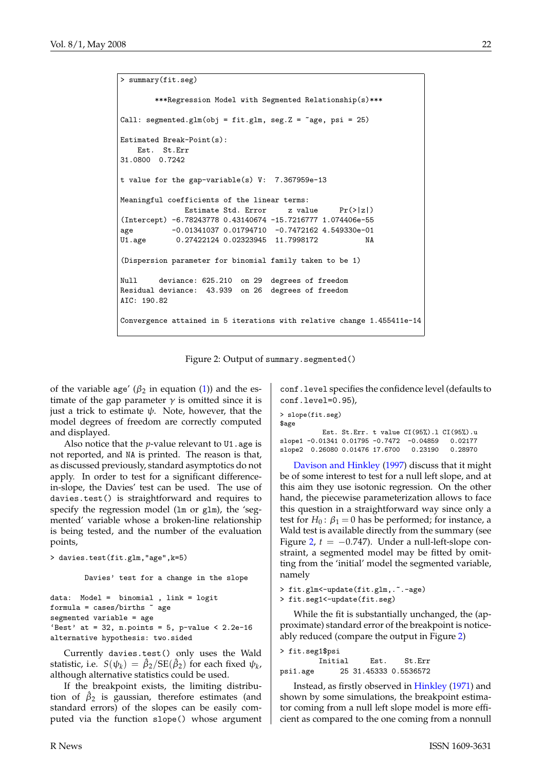```
> summary(fit.seg)

        ***Regression Model with Segmented Relationship(s)***

Call: segmented.glm(obj = fit.glm, seg.Z = ~age, psi = 25)

Estimated Break-Point(s):
    Est.  St.Err
31.0800  0.7242

t value for the gap-variable(s) V:  7.367959e-13

Meaningful coefficients of the linear terms:
               Estimate Std. Error     z value     Pr(>|z|)
(Intercept) -6.78243778 0.43140674 -15.7216777 1.074406e-55
age         -0.01341037 0.01794710  -0.7472162 4.549330e-01
U1.age       0.27422124 0.02323945  11.7998172           NA

(Dispersion parameter for binomial family taken to be 1)

Null     deviance: 625.210  on 29  degrees of freedom
Residual deviance:  43.939  on 26  degrees of freedom
AIC: 190.82

Convergence attained in 5 iterations with relative change 1.455411e-14
```

Figure 2: Output of `summary.segmented()`

of the variable age' ($\beta_2$ in equation (1)) and the estimate of the gap parameter $\gamma$ is omitted since it is just a trick to estimate $\psi$. Note, however, that the model degrees of freedom are correctly computed and displayed.

Also notice that the $p$-value relevant to `U1.age` is not reported, and `NA` is printed. The reason is that, as discussed previously, standard asymptotics do not apply. In order to test for a significant difference-in-slope, the Davies' test can be used. The use of `davies.test()` is straightforward and requires to specify the regression model (`lm` or `glm`), the 'segmented' variable whose a broken-line relationship is being tested, and the number of the evaluation points,

```
> davies.test(fit.glm,"age",k=5)

        Davies' test for a change in the slope

data:  Model =  binomial , link = logit
formula = cases/births ~ age
segmented variable = age
'Best' at = 32, n.points = 5, p-value < 2.2e-16
alternative hypothesis: two.sided
```

Currently `davies.test()` only uses the Wald statistic, i.e. $S(\psi_k) = \hat{\beta}_2/\mathrm{SE}(\hat{\beta}_2)$ for each fixed $\psi_k$, although alternative statistics could be used.

If the breakpoint exists, the limiting distribution of $\hat{\beta}_2$ is gaussian, therefore estimates (and standard errors) of the slopes can be easily computed via the function `slope()` whose argument `conf.level` specifies the confidence level (defaults to `conf.level=0.95`),

```
> slope(fit.seg)
$age
           Est. St.Err. t value CI(95%).l CI(95%).u
slope1 -0.01341 0.01795 -0.7472  -0.04859   0.02177
slope2  0.26080 0.01476 17.6700   0.23190   0.28970
```

Davison and Hinkley (1997) discuss that it might be of some interest to test for a null left slope, and at this aim they use isotonic regression. On the other hand, the piecewise parameterization allows to face this question in a straightforward way since only a test for $H_0: \beta_1 = 0$ has be performed; for instance, a Wald test is available directly from the summary (see Figure 2, $t = -0.747$). Under a null-left-slope constraint, a segmented model may be fitted by omitting from the 'initial' model the segmented variable, namely

```
> fit.glm<-update(fit.glm,.~.-age)
> fit.seg1<-update(fit.seg)
```

While the fit is substantially unchanged, the (approximate) standard error of the breakpoint is noticeably reduced (compare the output in Figure 2)

```
> fit.seg1$psi
         Initial     Est.    St.Err
psi1.age      25 31.45333 0.5536572
```

Instead, as firstly observed in Hinkley (1971) and shown by some simulations, the breakpoint estimator coming from a null left slope model is more efficient as compared to the one coming from a nonnull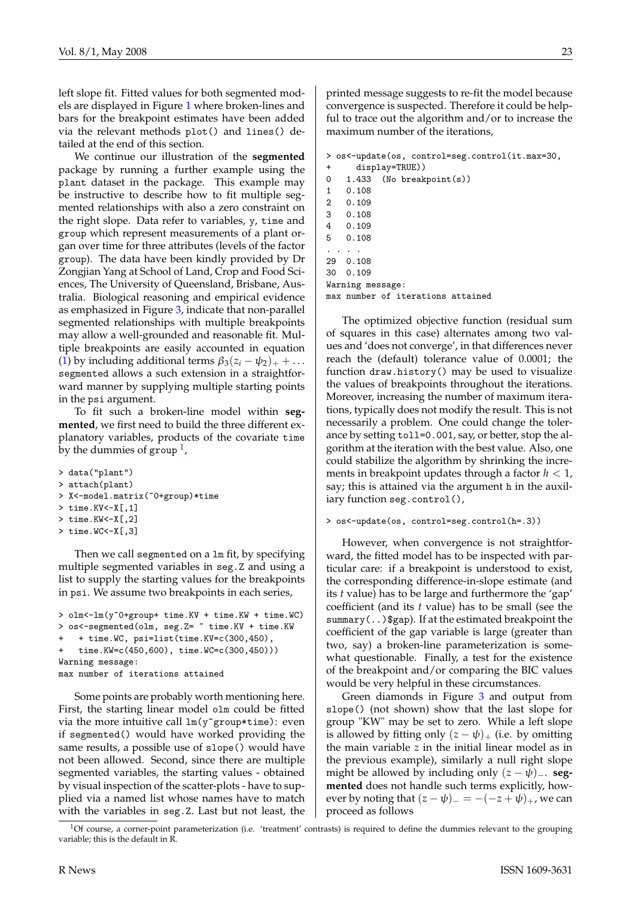left slope fit. Fitted values for both segmented models are displayed in Figure 1 where broken-lines and bars for the breakpoint estimates have been added via the relevant methods `plot()` and `lines()` detailed at the end of this section.

We continue our illustration of the **segmented** package by running a further example using the `plant` dataset in the package. This example may be instructive to describe how to fit multiple segmented relationships with also a zero constraint on the right slope. Data refer to variables, `y`, `time` and `group` which represent measurements of a plant organ over time for three attributes (levels of the factor `group`). The data have been kindly provided by Dr Zongjian Yang at School of Land, Crop and Food Sciences, The University of Queensland, Brisbane, Australia. Biological reasoning and empirical evidence as emphasized in Figure 3, indicate that non-parallel segmented relationships with multiple breakpoints may allow a well-grounded and reasonable fit. Multiple breakpoints are easily accounted in equation (1) by including additional terms $\beta_3(z_i - \psi_2)_+ + \ldots$ `segmented` allows a such extension in a straightforward manner by supplying multiple starting points in the `psi` argument.

To fit such a broken-line model within **segmented**, we first need to build the three different explanatory variables, products of the covariate `time` by the dummies of `group` [1],

```
> data("plant")
> attach(plant)
> X<-model.matrix(~0+group)*time
> time.KV<-X[,1]
> time.KW<-X[,2]
> time.WC<-X[,3]
```

Then we call `segmented` on a `lm` fit, by specifying multiple segmented variables in `seg.Z` and using a list to supply the starting values for the breakpoints in `psi`. We assume two breakpoints in each series,

```
> olm<-lm(y~0+group+ time.KV + time.KW + time.WC)
> os<-segmented(olm, seg.Z= ~ time.KV + time.KW
+   + time.WC, psi=list(time.KV=c(300,450),
+   time.KW=c(450,600), time.WC=c(300,450)))
Warning message:
max number of iterations attained
```

Some points are probably worth mentioning here. First, the starting linear model `olm` could be fitted via the more intuitive call `lm(y~group*time)`: even if `segmented()` would have worked providing the same results, a possible use of `slope()` would have not been allowed. Second, since there are multiple segmented variables, the starting values - obtained by visual inspection of the scatter-plots - have to supplied via a named list whose names have to match with the variables in `seg.Z`. Last but not least, the printed message suggests to re-fit the model because convergence is suspected. Therefore it could be helpful to trace out the algorithm and/or to increase the maximum number of the iterations,

```
> os<-update(os, control=seg.control(it.max=30,
+     display=TRUE))
0   1.433  (No breakpoint(s))
1   0.108
2   0.109
3   0.108
4   0.109
5   0.108
. . . .
29  0.108
30  0.109
Warning message:
max number of iterations attained
```

The optimized objective function (residual sum of squares in this case) alternates among two values and 'does not converge', in that differences never reach the (default) tolerance value of 0.0001; the function `draw.history()` may be used to visualize the values of breakpoints throughout the iterations. Moreover, increasing the number of maximum iterations, typically does not modify the result. This is not necessarily a problem. One could change the tolerance by setting `toll=0.001`, say, or better, stop the algorithm at the iteration with the best value. Also, one could stabilize the algorithm by shrinking the increments in breakpoint updates through a factor $h < 1$, say; this is attained via the argument `h` in the auxiliary function `seg.control()`,

```
> os<-update(os, control=seg.control(h=.3))
```

However, when convergence is not straightforward, the fitted model has to be inspected with particular care: if a breakpoint is understood to exist, the corresponding difference-in-slope estimate (and its $t$ value) has to be large and furthermore the 'gap' coefficient (and its $t$ value) has to be small (see the `summary(..)$gap`). If at the estimated breakpoint the coefficient of the gap variable is large (greater than two, say) a broken-line parameterization is somewhat questionable. Finally, a test for the existence of the breakpoint and/or comparing the BIC values would be very helpful in these circumstances.

Green diamonds in Figure 3 and output from `slope()` (not shown) show that the last slope for group "KW" may be set to zero. While a left slope is allowed by fitting only $(z - \psi)_+$ (i.e. by omitting the main variable $z$ in the initial linear model as in the previous example), similarly a null right slope might be allowed by including only $(z - \psi)_-$. **segmented** does not handle such terms explicitly, however by noting that $(z - \psi)_- = -(-z + \psi)_+$, we can proceed as follows

[1] Of course, a corner-point parameterization (i.e. 'treatment' contrasts) is required to define the dummies relevant to the grouping variable; this is the default in R.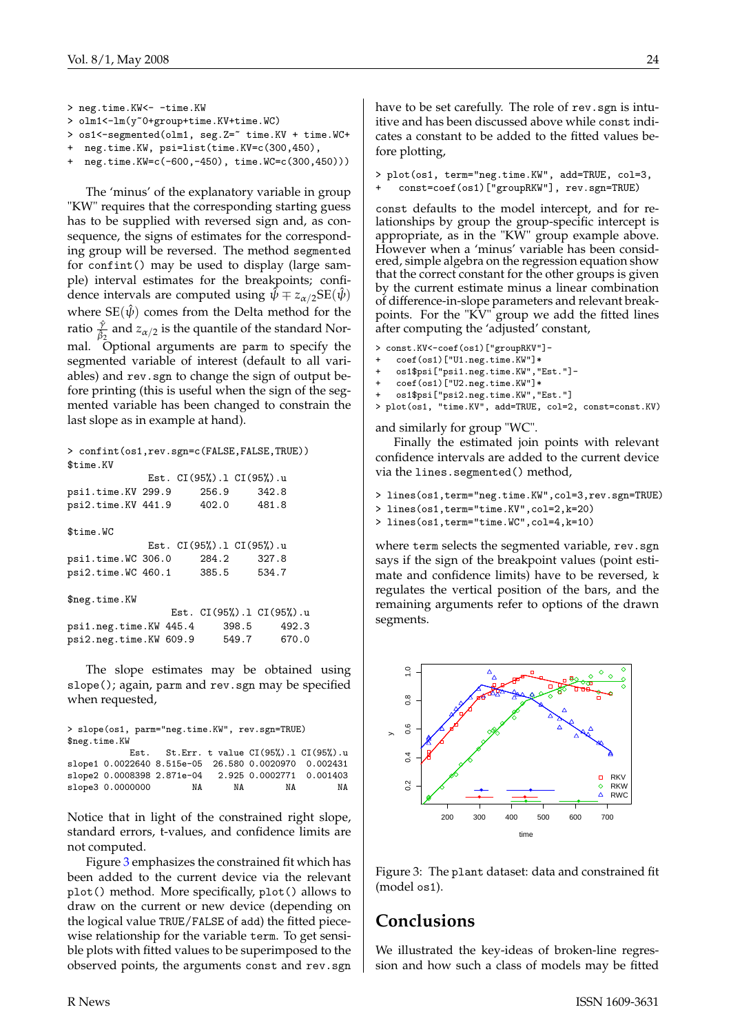```
> neg.time.KW<- -time.KW
> olm1<-lm(y~0+group+time.KV+time.WC)
> os1<-segmented(olm1, seg.Z=~ time.KV + time.WC+
+   neg.time.KW, psi=list(time.KV=c(300,450),
+   neg.time.KW=c(-600,-450), time.WC=c(300,450)))
```

The 'minus' of the explanatory variable in group "KW" requires that the corresponding starting guess has to be supplied with reversed sign and, as consequence, the signs of estimates for the corresponding group will be reversed. The method `segmented` for `confint()` may be used to display (large sample) interval estimates for the breakpoints; confidence intervals are computed using $\hat{\psi} \mp z_{\alpha/2}\text{SE}(\hat{\psi})$ where $\text{SE}(\hat{\psi})$ comes from the Delta method for the ratio $\frac{\hat{\gamma}}{\hat{\beta}_2}$ and $z_{\alpha/2}$ is the quantile of the standard Normal. Optional arguments are `parm` to specify the segmented variable of interest (default to all variables) and `rev.sgn` to change the sign of output before printing (this is useful when the sign of the segmented variable has been changed to constrain the last slope as in example at hand).

```
> confint(os1,rev.sgn=c(FALSE,FALSE,TRUE))
$time.KV
             Est. CI(95%).l CI(95%).u
psi1.time.KV 299.9     256.9     342.8
psi2.time.KV 441.9     402.0     481.8

$time.WC
             Est. CI(95%).l CI(95%).u
psi1.time.WC 306.0     284.2     327.8
psi2.time.WC 460.1     385.5     534.7

$neg.time.KW
                 Est. CI(95%).l CI(95%).u
psi1.neg.time.KW 445.4     398.5     492.3
psi2.neg.time.KW 609.9     549.7     670.0
```

The slope estimates may be obtained using `slope()`; again, `parm` and `rev.sgn` may be specified when requested,

```
> slope(os1, parm="neg.time.KW", rev.sgn=TRUE)
$neg.time.KW
            Est.   St.Err. t value CI(95%).l CI(95%).u
slope1 0.0022640 8.515e-05  26.580 0.0020970  0.002431
slope2 0.0008398 2.871e-04   2.925 0.0002771  0.001403
slope3 0.0000000        NA      NA        NA        NA
```

Notice that in light of the constrained right slope, standard errors, t-values, and confidence limits are not computed.

Figure 3 emphasizes the constrained fit which has been added to the current device via the relevant `plot()` method. More specifically, `plot()` allows to draw on the current or new device (depending on the logical value `TRUE`/`FALSE` of `add`) the fitted piecewise relationship for the variable `term`. To get sensible plots with fitted values to be superimposed to the observed points, the arguments `const` and `rev.sgn` have to be set carefully. The role of `rev.sgn` is intuitive and has been discussed above while `const` indicates a constant to be added to the fitted values before plotting,

```
> plot(os1, term="neg.time.KW", add=TRUE, col=3,
+    const=coef(os1)["groupRKW"], rev.sgn=TRUE)
```

`const` defaults to the model intercept, and for relationships by group the group-specific intercept is appropriate, as in the "KW" group example above. However when a 'minus' variable has been considered, simple algebra on the regression equation show that the correct constant for the other groups is given by the current estimate minus a linear combination of difference-in-slope parameters and relevant breakpoints. For the "KV" group we add the fitted lines after computing the 'adjusted' constant,

```
> const.KV<-coef(os1)["groupRKV"]-
+   coef(os1)["U1.neg.time.KW"]*
+   os1$psi["psi1.neg.time.KW","Est."]-
+   coef(os1)["U2.neg.time.KW"]*
+   os1$psi["psi2.neg.time.KW","Est."]
> plot(os1, "time.KV", add=TRUE, col=2, const=const.KV)
```

and similarly for group "WC".

Finally the estimated join points with relevant confidence intervals are added to the current device via the `lines.segmented()` method,

```
> lines(os1,term="neg.time.KW",col=3,rev.sgn=TRUE)
> lines(os1,term="time.KV",col=2,k=20)
> lines(os1,term="time.WC",col=4,k=10)
```

where `term` selects the segmented variable, `rev.sgn` says if the sign of the breakpoint values (point estimate and confidence limits) have to be reversed, `k` regulates the vertical position of the bars, and the remaining arguments refer to options of the drawn segments.

y
0.2
0.4
0.6
0.8
1.0
200
300
400
500
600
700
time
RKV
RKW
RWC

Figure 3: The `plant` dataset: data and constrained fit (model `os1`).

## Conclusions

We illustrated the key-ideas of broken-line regression and how such a class of models may be fitted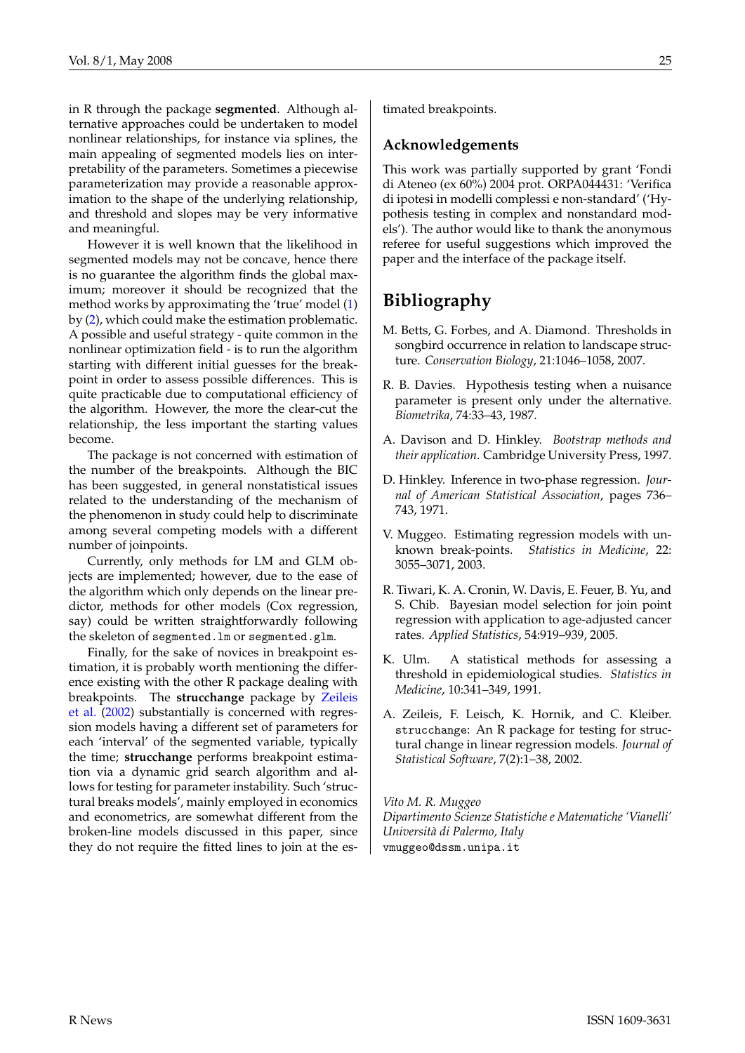in R through the package **segmented**. Although alternative approaches could be undertaken to model nonlinear relationships, for instance via splines, the main appealing of segmented models lies on interpretability of the parameters. Sometimes a piecewise parameterization may provide a reasonable approximation to the shape of the underlying relationship, and threshold and slopes may be very informative and meaningful.

However it is well known that the likelihood in segmented models may not be concave, hence there is no guarantee the algorithm finds the global maximum; moreover it should be recognized that the method works by approximating the 'true' model (1) by (2), which could make the estimation problematic. A possible and useful strategy - quite common in the nonlinear optimization field - is to run the algorithm starting with different initial guesses for the breakpoint in order to assess possible differences. This is quite practicable due to computational efficiency of the algorithm. However, the more the clear-cut the relationship, the less important the starting values become.

The package is not concerned with estimation of the number of the breakpoints. Although the BIC has been suggested, in general nonstatistical issues related to the understanding of the mechanism of the phenomenon in study could help to discriminate among several competing models with a different number of joinpoints.

Currently, only methods for LM and GLM objects are implemented; however, due to the ease of the algorithm which only depends on the linear predictor, methods for other models (Cox regression, say) could be written straightforwardly following the skeleton of `segmented.lm` or `segmented.glm`.

Finally, for the sake of novices in breakpoint estimation, it is probably worth mentioning the difference existing with the other R package dealing with breakpoints. The **strucchange** package by Zeileis et al. (2002) substantially is concerned with regression models having a different set of parameters for each 'interval' of the segmented variable, typically the time; **strucchange** performs breakpoint estimation via a dynamic grid search algorithm and allows for testing for parameter instability. Such 'structural breaks models', mainly employed in economics and econometrics, are somewhat different from the broken-line models discussed in this paper, since they do not require the fitted lines to join at the estimated breakpoints.

## Acknowledgements

This work was partially supported by grant 'Fondi di Ateneo (ex 60%) 2004 prot. ORPA044431: 'Verifica di ipotesi in modelli complessi e non-standard' ('Hypothesis testing in complex and nonstandard models'). The author would like to thank the anonymous referee for useful suggestions which improved the paper and the interface of the package itself.

# Bibliography

M. Betts, G. Forbes, and A. Diamond. Thresholds in songbird occurrence in relation to landscape structure. *Conservation Biology*, 21:1046–1058, 2007.

R. B. Davies. Hypothesis testing when a nuisance parameter is present only under the alternative. *Biometrika*, 74:33–43, 1987.

A. Davison and D. Hinkley. *Bootstrap methods and their application*. Cambridge University Press, 1997.

D. Hinkley. Inference in two-phase regression. *Journal of American Statistical Association*, pages 736–743, 1971.

V. Muggeo. Estimating regression models with unknown break-points. *Statistics in Medicine*, 22: 3055–3071, 2003.

R. Tiwari, K. A. Cronin, W. Davis, E. Feuer, B. Yu, and S. Chib. Bayesian model selection for join point regression with application to age-adjusted cancer rates. *Applied Statistics*, 54:919–939, 2005.

K. Ulm. A statistical methods for assessing a threshold in epidemiological studies. *Statistics in Medicine*, 10:341–349, 1991.

A. Zeileis, F. Leisch, K. Hornik, and C. Kleiber. `strucchange`: An R package for testing for structural change in linear regression models. *Journal of Statistical Software*, 7(2):1–38, 2002.

*Vito M. R. Muggeo*
*Dipartimento Scienze Statistiche e Matematiche 'Vianelli'*
*Università di Palermo, Italy*
`vmuggeo@dssm.unipa.it`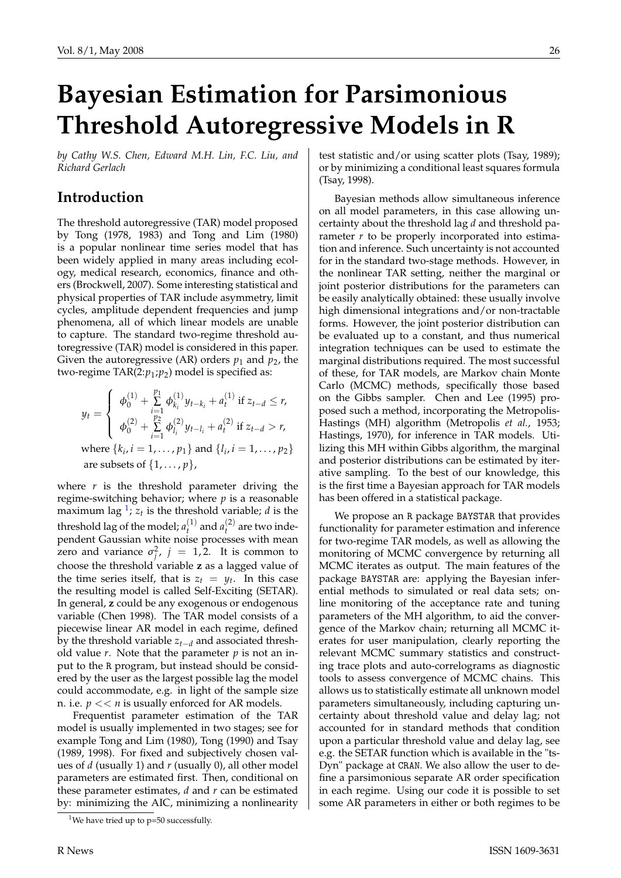# Bayesian Estimation for Parsimonious Threshold Autoregressive Models in R

*by Cathy W.S. Chen, Edward M.H. Lin, F.C. Liu, and Richard Gerlach*

## Introduction

The threshold autoregressive (TAR) model proposed by Tong (1978, 1983) and Tong and Lim (1980) is a popular nonlinear time series model that has been widely applied in many areas including ecology, medical research, economics, finance and others (Brockwell, 2007). Some interesting statistical and physical properties of TAR include asymmetry, limit cycles, amplitude dependent frequencies and jump phenomena, all of which linear models are unable to capture. The standard two-regime threshold autoregressive (TAR) model is considered in this paper. Given the autoregressive (AR) orders $p_1$ and $p_2$, the two-regime TAR(2:$p_1$;$p_2$) model is specified as:

$$y_t = \begin{cases} \phi_0^{(1)} + \sum_{i=1}^{p_1} \phi_{k_i}^{(1)} y_{t-k_i} + a_t^{(1)} \text{ if } z_{t-d} \leq r, \\ \phi_0^{(2)} + \sum_{i=1}^{p_2} \phi_{l_i}^{(2)} y_{t-l_i} + a_t^{(2)} \text{ if } z_{t-d} > r, \end{cases}$$

where $\{k_i, i = 1, \ldots, p_1\}$ and $\{l_i, i = 1, \ldots, p_2\}$ are subsets of $\{1, \ldots, p\}$,

where $r$ is the threshold parameter driving the regime-switching behavior; where $p$ is a reasonable maximum lag [1]; $z_t$ is the threshold variable; $d$ is the threshold lag of the model; $a_t^{(1)}$ and $a_t^{(2)}$ are two independent Gaussian white noise processes with mean zero and variance $\sigma_j^2$, $j = 1, 2$. It is common to choose the threshold variable $\mathbf{z}$ as a lagged value of the time series itself, that is $z_t = y_t$. In this case the resulting model is called Self-Exciting (SETAR). In general, $\mathbf{z}$ could be any exogenous or endogenous variable (Chen 1998). The TAR model consists of a piecewise linear AR model in each regime, defined by the threshold variable $z_{t-d}$ and associated threshold value $r$. Note that the parameter $p$ is not an input to the R program, but instead should be considered by the user as the largest possible lag the model could accommodate, e.g. in light of the sample size n. i.e. $p << n$ is usually enforced for AR models.

Frequentist parameter estimation of the TAR model is usually implemented in two stages; see for example Tong and Lim (1980), Tong (1990) and Tsay (1989, 1998). For fixed and subjectively chosen values of $d$ (usually 1) and $r$ (usually 0), all other model parameters are estimated first. Then, conditional on these parameter estimates, $d$ and $r$ can be estimated by: minimizing the AIC, minimizing a nonlinearity test statistic and/or using scatter plots (Tsay, 1989); or by minimizing a conditional least squares formula (Tsay, 1998).

Bayesian methods allow simultaneous inference on all model parameters, in this case allowing uncertainty about the threshold lag $d$ and threshold parameter $r$ to be properly incorporated into estimation and inference. Such uncertainty is not accounted for in the standard two-stage methods. However, in the nonlinear TAR setting, neither the marginal or joint posterior distributions for the parameters can be easily analytically obtained: these usually involve high dimensional integrations and/or non-tractable forms. However, the joint posterior distribution can be evaluated up to a constant, and thus numerical integration techniques can be used to estimate the marginal distributions required. The most successful of these, for TAR models, are Markov chain Monte Carlo (MCMC) methods, specifically those based on the Gibbs sampler. Chen and Lee (1995) proposed such a method, incorporating the Metropolis-Hastings (MH) algorithm (Metropolis *et al.*, 1953; Hastings, 1970), for inference in TAR models. Utilizing this MH within Gibbs algorithm, the marginal and posterior distributions can be estimated by iterative sampling. To the best of our knowledge, this is the first time a Bayesian approach for TAR models has been offered in a statistical package.

We propose an R package BAYSTAR that provides functionality for parameter estimation and inference for two-regime TAR models, as well as allowing the monitoring of MCMC convergence by returning all MCMC iterates as output. The main features of the package BAYSTAR are: applying the Bayesian inferential methods to simulated or real data sets; online monitoring of the acceptance rate and tuning parameters of the MH algorithm, to aid the convergence of the Markov chain; returning all MCMC iterates for user manipulation, clearly reporting the relevant MCMC summary statistics and constructing trace plots and auto-correlograms as diagnostic tools to assess convergence of MCMC chains. This allows us to statistically estimate all unknown model parameters simultaneously, including capturing uncertainty about threshold value and delay lag; not accounted for in standard methods that condition upon a particular threshold value and delay lag, see e.g. the SETAR function which is available in the "tsDyn" package at CRAN. We also allow the user to define a parsimonious separate AR order specification in each regime. Using our code it is possible to set some AR parameters in either or both regimes to be

[1] We have tried up to p=50 successfully.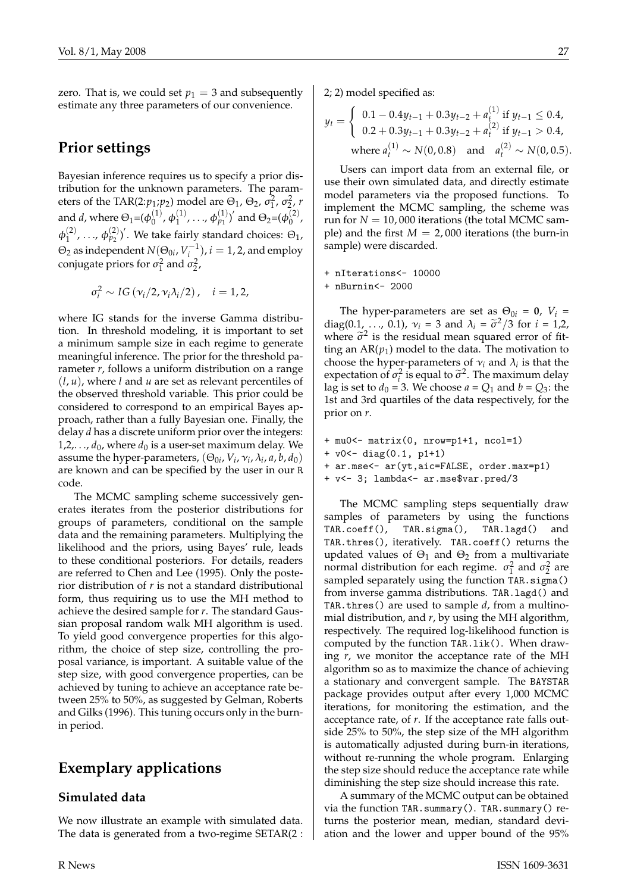zero. That is, we could set $p_1 = 3$ and subsequently estimate any three parameters of our convenience.

## Prior settings

Bayesian inference requires us to specify a prior distribution for the unknown parameters. The parameters of the TAR(2:$p_1$;$p_2$) model are $\Theta_1$, $\Theta_2$, $\sigma_1^2$, $\sigma_2^2$, $r$ and $d$, where $\Theta_1$=$(\phi_0^{(1)}, \phi_1^{(1)}, \ldots, \phi_{p_1}^{(1)})'$ and $\Theta_2$=$(\phi_0^{(2)}, \phi_1^{(2)}, \ldots, \phi_{p_2}^{(2)})'$. We take fairly standard choices: $\Theta_1$, $\Theta_2$ as independent $N(\Theta_{0i}, V_i^{-1})$, $i = 1, 2$, and employ conjugate priors for $\sigma_1^2$ and $\sigma_2^2$,

$$\sigma_i^2 \sim IG\left(\nu_i/2, \nu_i\lambda_i/2\right), \quad i = 1, 2,$$

where IG stands for the inverse Gamma distribution. In threshold modeling, it is important to set a minimum sample size in each regime to generate meaningful inference. The prior for the threshold parameter $r$, follows a uniform distribution on a range $(l, u)$, where $l$ and $u$ are set as relevant percentiles of the observed threshold variable. This prior could be considered to correspond to an empirical Bayes approach, rather than a fully Bayesian one. Finally, the delay $d$ has a discrete uniform prior over the integers: $1, 2, \ldots, d_0$, where $d_0$ is a user-set maximum delay. We assume the hyper-parameters, $(\Theta_{0i}, V_i, \nu_i, \lambda_i, a, b, d_0)$ are known and can be specified by the user in our R code.

The MCMC sampling scheme successively generates iterates from the posterior distributions for groups of parameters, conditional on the sample data and the remaining parameters. Multiplying the likelihood and the priors, using Bayes' rule, leads to these conditional posteriors. For details, readers are referred to Chen and Lee (1995). Only the posterior distribution of $r$ is not a standard distributional form, thus requiring us to use the MH method to achieve the desired sample for $r$. The standard Gaussian proposal random walk MH algorithm is used. To yield good convergence properties for this algorithm, the choice of step size, controlling the proposal variance, is important. A suitable value of the step size, with good convergence properties, can be achieved by tuning to achieve an acceptance rate between 25% to 50%, as suggested by Gelman, Roberts and Gilks (1996). This tuning occurs only in the burn-in period.

## Exemplary applications

### Simulated data

We now illustrate an example with simulated data. The data is generated from a two-regime SETAR(2 : 2; 2) model specified as:

$$y_t = \begin{cases} 0.1 - 0.4y_{t-1} + 0.3y_{t-2} + a_t^{(1)} \text{ if } y_{t-1} \le 0.4, \\ 0.2 + 0.3y_{t-1} + 0.3y_{t-2} + a_t^{(2)} \text{ if } y_{t-1} > 0.4, \end{cases}$$
$$\text{where } a_t^{(1)} \sim N(0, 0.8) \quad \text{and} \quad a_t^{(2)} \sim N(0, 0.5).$$

Users can import data from an external file, or use their own simulated data, and directly estimate model parameters via the proposed functions. To implement the MCMC sampling, the scheme was run for $N = 10,000$ iterations (the total MCMC sample) and the first $M = 2,000$ iterations (the burn-in sample) were discarded.

```
+ nIterations<- 10000
+ nBurnin<- 2000
```

The hyper-parameters are set as $\Theta_{0i} = \mathbf{0}$, $V_i$ = diag(0.1, ..., 0.1), $\nu_i = 3$ and $\lambda_i = \widetilde{\sigma}^2/3$ for $i$ = 1,2, where $\widetilde{\sigma}^2$ is the residual mean squared error of fitting an AR($p_1$) model to the data. The motivation to choose the hyper-parameters of $\nu_i$ and $\lambda_i$ is that the expectation of $\sigma_i^2$ is equal to $\widetilde{\sigma}^2$. The maximum delay lag is set to $d_0 = 3$. We choose $a = Q_1$ and $b = Q_3$: the 1st and 3rd quartiles of the data respectively, for the prior on $r$.

```
+ mu0<- matrix(0, nrow=p1+1, ncol=1)
+ v0<- diag(0.1, p1+1)
+ ar.mse<- ar(yt,aic=FALSE, order.max=p1)
+ v<- 3; lambda<- ar.mse$var.pred/3
```

The MCMC sampling steps sequentially draw samples of parameters by using the functions `TAR.coeff()`, `TAR.sigma()`, `TAR.lagd()` and `TAR.thres()`, iteratively. `TAR.coeff()` returns the updated values of $\Theta_1$ and $\Theta_2$ from a multivariate normal distribution for each regime. $\sigma_1^2$ and $\sigma_2^2$ are sampled separately using the function `TAR.sigma()` from inverse gamma distributions. `TAR.lagd()` and `TAR.thres()` are used to sample $d$, from a multinomial distribution, and $r$, by using the MH algorithm, respectively. The required log-likelihood function is computed by the function `TAR.lik()`. When drawing $r$, we monitor the acceptance rate of the MH algorithm so as to maximize the chance of achieving a stationary and convergent sample. The BAYSTAR package provides output after every 1,000 MCMC iterations, for monitoring the estimation, and the acceptance rate, of $r$. If the acceptance rate falls outside 25% to 50%, the step size of the MH algorithm is automatically adjusted during burn-in iterations, without re-running the whole program. Enlarging the step size should reduce the acceptance rate while diminishing the step size should increase this rate.

A summary of the MCMC output can be obtained via the function `TAR.summary()`. `TAR.summary()` returns the posterior mean, median, standard deviation and the lower and upper bound of the 95%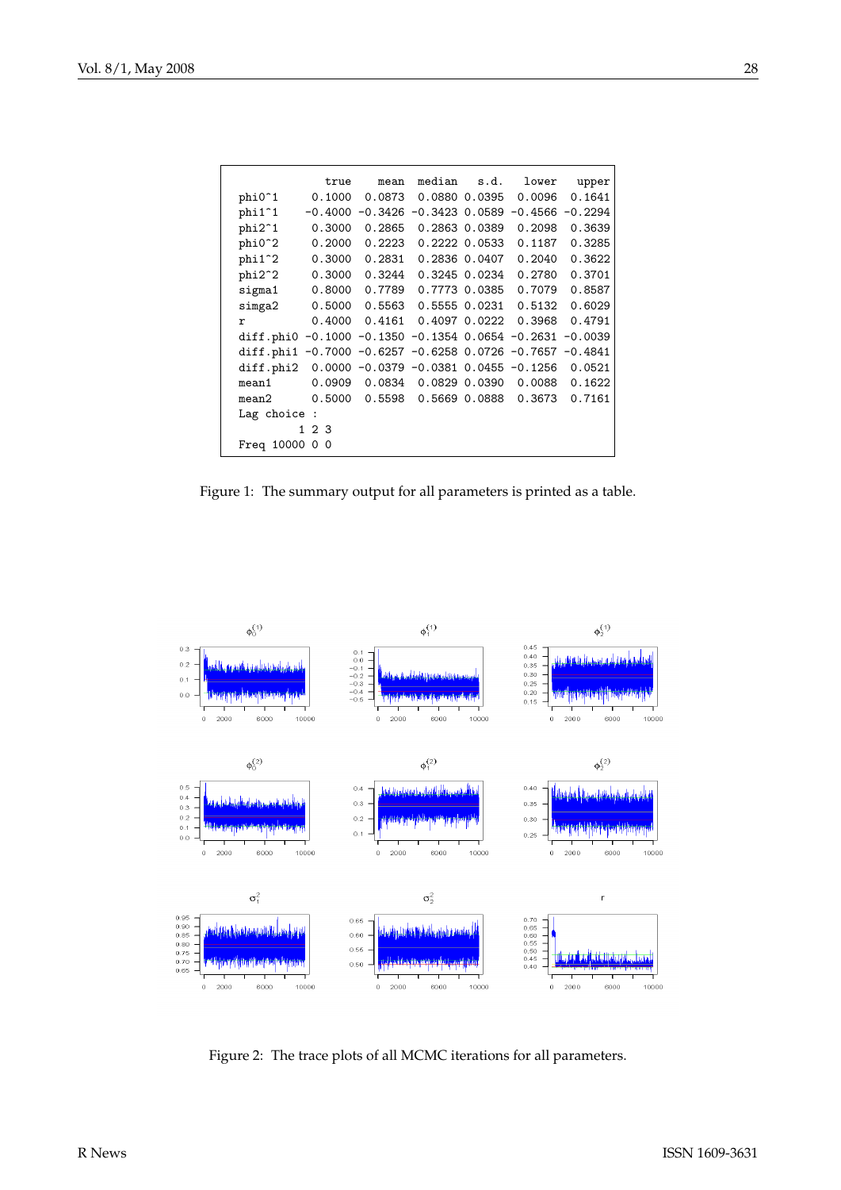```
           true    mean  median   s.d.   lower   upper
phi0^1     0.1000  0.0873  0.0880 0.0395  0.0096  0.1641
phi1^1    -0.4000 -0.3426 -0.3423 0.0589 -0.4566 -0.2294
phi2^1     0.3000  0.2865  0.2863 0.0389  0.2098  0.3639
phi0^2     0.2000  0.2223  0.2222 0.0533  0.1187  0.3285
phi1^2     0.3000  0.2831  0.2836 0.0407  0.2040  0.3622
phi2^2     0.3000  0.3244  0.3245 0.0234  0.2780  0.3701
sigma1     0.8000  0.7789  0.7773 0.0385  0.7079  0.8587
simga2     0.5000  0.5563  0.5555 0.0231  0.5132  0.6029
r          0.4000  0.4161  0.4097 0.0222  0.3968  0.4791
diff.phi0 -0.1000 -0.1350 -0.1354 0.0654 -0.2631 -0.0039
diff.phi1 -0.7000 -0.6257 -0.6258 0.0726 -0.7657 -0.4841
diff.phi2  0.0000 -0.0379 -0.0381 0.0455 -0.1256  0.0521
mean1      0.0909  0.0834  0.0829 0.0390  0.0088  0.1622
mean2      0.5000  0.5598  0.5669 0.0888  0.3673  0.7161
Lag choice :
         1 2 3
Freq 10000 0 0
```

Figure 1: The summary output for all parameters is printed as a table.

$\phi_0^{(1)}$ $\phi_1^{(1)}$ $\phi_2^{(1)}$

$\phi_0^{(2)}$ $\phi_1^{(2)}$ $\phi_2^{(2)}$

$\sigma_1^2$ $\sigma_2^2$ r

Figure 2: The trace plots of all MCMC iterations for all parameters.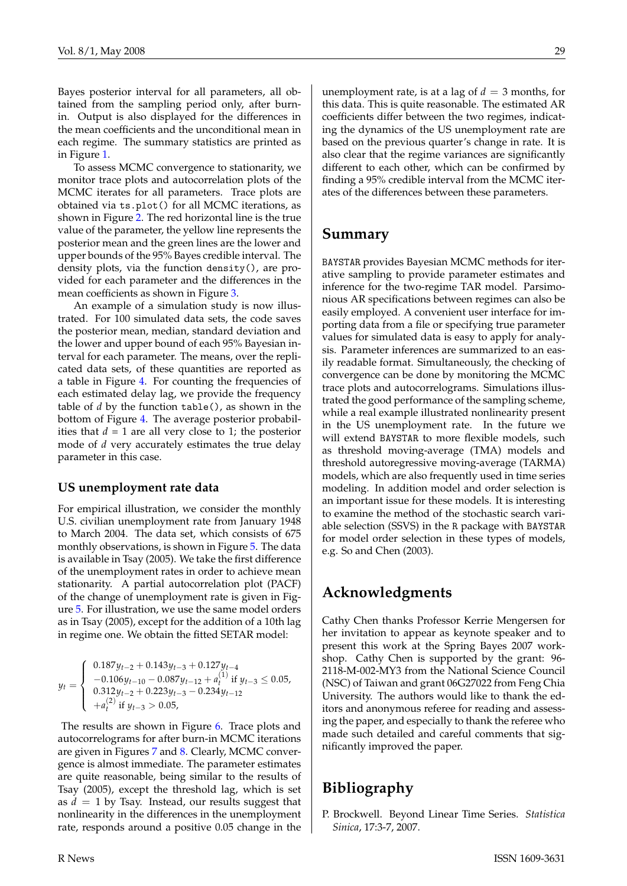Bayes posterior interval for all parameters, all obtained from the sampling period only, after burn-in. Output is also displayed for the differences in the mean coefficients and the unconditional mean in each regime. The summary statistics are printed as in Figure 1.

To assess MCMC convergence to stationarity, we monitor trace plots and autocorrelation plots of the MCMC iterates for all parameters. Trace plots are obtained via `ts.plot()` for all MCMC iterations, as shown in Figure 2. The red horizontal line is the true value of the parameter, the yellow line represents the posterior mean and the green lines are the lower and upper bounds of the 95% Bayes credible interval. The density plots, via the function `density()`, are provided for each parameter and the differences in the mean coefficients as shown in Figure 3.

An example of a simulation study is now illustrated. For 100 simulated data sets, the code saves the posterior mean, median, standard deviation and the lower and upper bound of each 95% Bayesian interval for each parameter. The means, over the replicated data sets, of these quantities are reported as a table in Figure 4. For counting the frequencies of each estimated delay lag, we provide the frequency table of $d$ by the function `table()`, as shown in the bottom of Figure 4. The average posterior probabilities that $d = 1$ are all very close to 1; the posterior mode of $d$ very accurately estimates the true delay parameter in this case.

### US unemployment rate data

For empirical illustration, we consider the monthly U.S. civilian unemployment rate from January 1948 to March 2004. The data set, which consists of 675 monthly observations, is shown in Figure 5. The data is available in Tsay (2005). We take the first difference of the unemployment rates in order to achieve mean stationarity. A partial autocorrelation plot (PACF) of the change of unemployment rate is given in Figure 5. For illustration, we use the same model orders as in Tsay (2005), except for the addition of a 10th lag in regime one. We obtain the fitted SETAR model:

$$y_t = \begin{cases} 0.187y_{t-2} + 0.143y_{t-3} + 0.127y_{t-4} \\ -0.106y_{t-10} - 0.087y_{t-12} + a_t^{(1)} \text{ if } y_{t-3} \leq 0.05, \\ 0.312y_{t-2} + 0.223y_{t-3} - 0.234y_{t-12} \\ +a_t^{(2)} \text{ if } y_{t-3} > 0.05, \end{cases}$$

The results are shown in Figure 6. Trace plots and autocorrelograms for after burn-in MCMC iterations are given in Figures 7 and 8. Clearly, MCMC convergence is almost immediate. The parameter estimates are quite reasonable, being similar to the results of Tsay (2005), except the threshold lag, which is set as $d = 1$ by Tsay. Instead, our results suggest that nonlinearity in the differences in the unemployment rate, responds around a positive 0.05 change in the unemployment rate, is at a lag of $d = 3$ months, for this data. This is quite reasonable. The estimated AR coefficients differ between the two regimes, indicating the dynamics of the US unemployment rate are based on the previous quarter's change in rate. It is also clear that the regime variances are significantly different to each other, which can be confirmed by finding a 95% credible interval from the MCMC iterates of the differences between these parameters.

## Summary

BAYSTAR provides Bayesian MCMC methods for iterative sampling to provide parameter estimates and inference for the two-regime TAR model. Parsimonious AR specifications between regimes can also be easily employed. A convenient user interface for importing data from a file or specifying true parameter values for simulated data is easy to apply for analysis. Parameter inferences are summarized to an easily readable format. Simultaneously, the checking of convergence can be done by monitoring the MCMC trace plots and autocorrelograms. Simulations illustrated the good performance of the sampling scheme, while a real example illustrated nonlinearity present in the US unemployment rate. In the future we will extend BAYSTAR to more flexible models, such as threshold moving-average (TMA) models and threshold autoregressive moving-average (TARMA) models, which are also frequently used in time series modeling. In addition model and order selection is an important issue for these models. It is interesting to examine the method of the stochastic search variable selection (SSVS) in the R package with BAYSTAR for model order selection in these types of models, e.g. So and Chen (2003).

## Acknowledgments

Cathy Chen thanks Professor Kerrie Mengersen for her invitation to appear as keynote speaker and to present this work at the Spring Bayes 2007 workshop. Cathy Chen is supported by the grant: 96-2118-M-002-MY3 from the National Science Council (NSC) of Taiwan and grant 06G27022 from Feng Chia University. The authors would like to thank the editors and anonymous referee for reading and assessing the paper, and especially to thank the referee who made such detailed and careful comments that significantly improved the paper.

## Bibliography

P. Brockwell. Beyond Linear Time Series. *Statistica Sinica*, 17:3-7, 2007.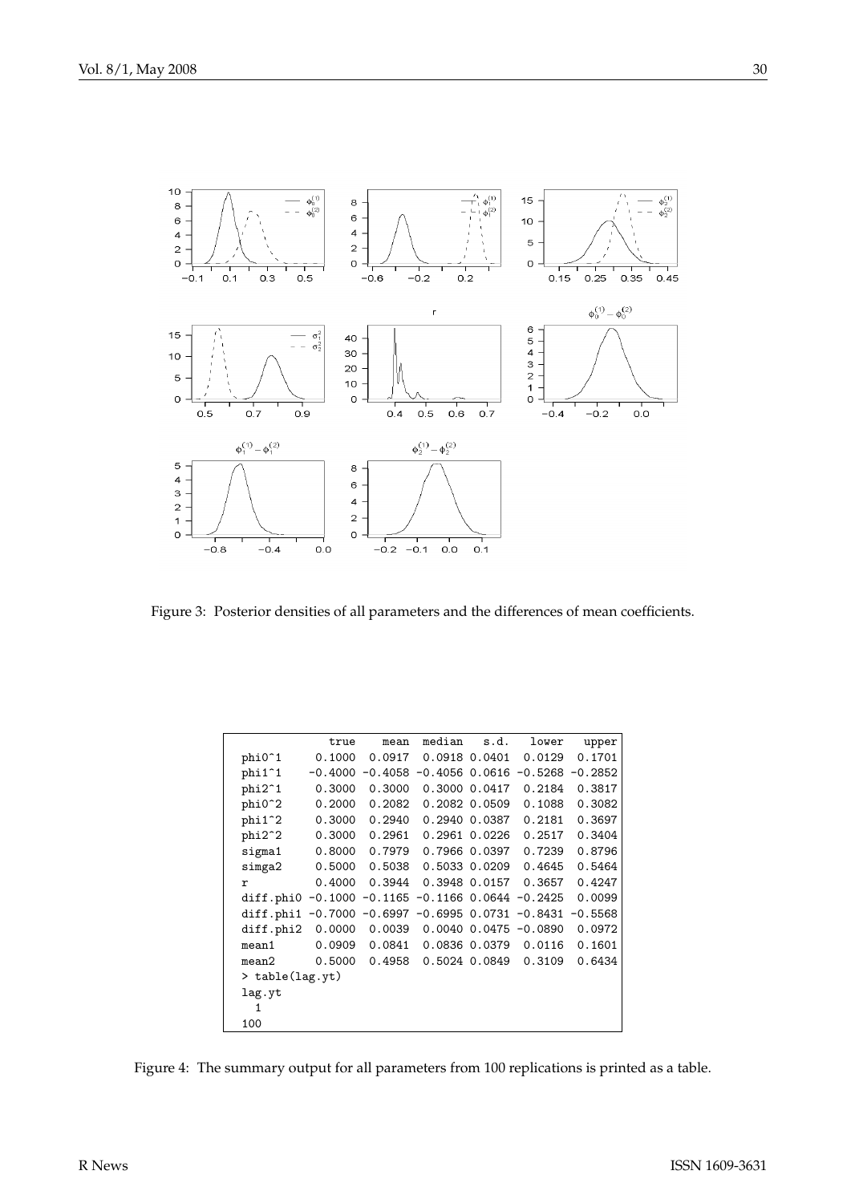Figure 3: Posterior densities of all parameters and the differences of mean coefficients.

```
              true     mean   median   s.d.   lower   upper
phi0^1      0.1000  0.0917  0.0918 0.0401  0.0129  0.1701
phi1^1     -0.4000 -0.4058 -0.4056 0.0616 -0.5268 -0.2852
phi2^1      0.3000  0.3000  0.3000 0.0417  0.2184  0.3817
phi0^2      0.2000  0.2082  0.2082 0.0509  0.1088  0.3082
phi1^2      0.3000  0.2940  0.2940 0.0387  0.2181  0.3697
phi2^2      0.3000  0.2961  0.2961 0.0226  0.2517  0.3404
sigma1      0.8000  0.7979  0.7966 0.0397  0.7239  0.8796
simga2      0.5000  0.5038  0.5033 0.0209  0.4645  0.5464
r           0.4000  0.3944  0.3948 0.0157  0.3657  0.4247
diff.phi0  -0.1000 -0.1165 -0.1166 0.0644 -0.2425  0.0099
diff.phi1  -0.7000 -0.6997 -0.6995 0.0731 -0.8431 -0.5568
diff.phi2   0.0000  0.0039  0.0040 0.0475 -0.0890  0.0972
mean1       0.0909  0.0841  0.0836 0.0379  0.0116  0.1601
mean2       0.5000  0.4958  0.5024 0.0849  0.3109  0.6434
> table(lag.yt)
lag.yt
  1
100
```

Figure 4: The summary output for all parameters from 100 replications is printed as a table.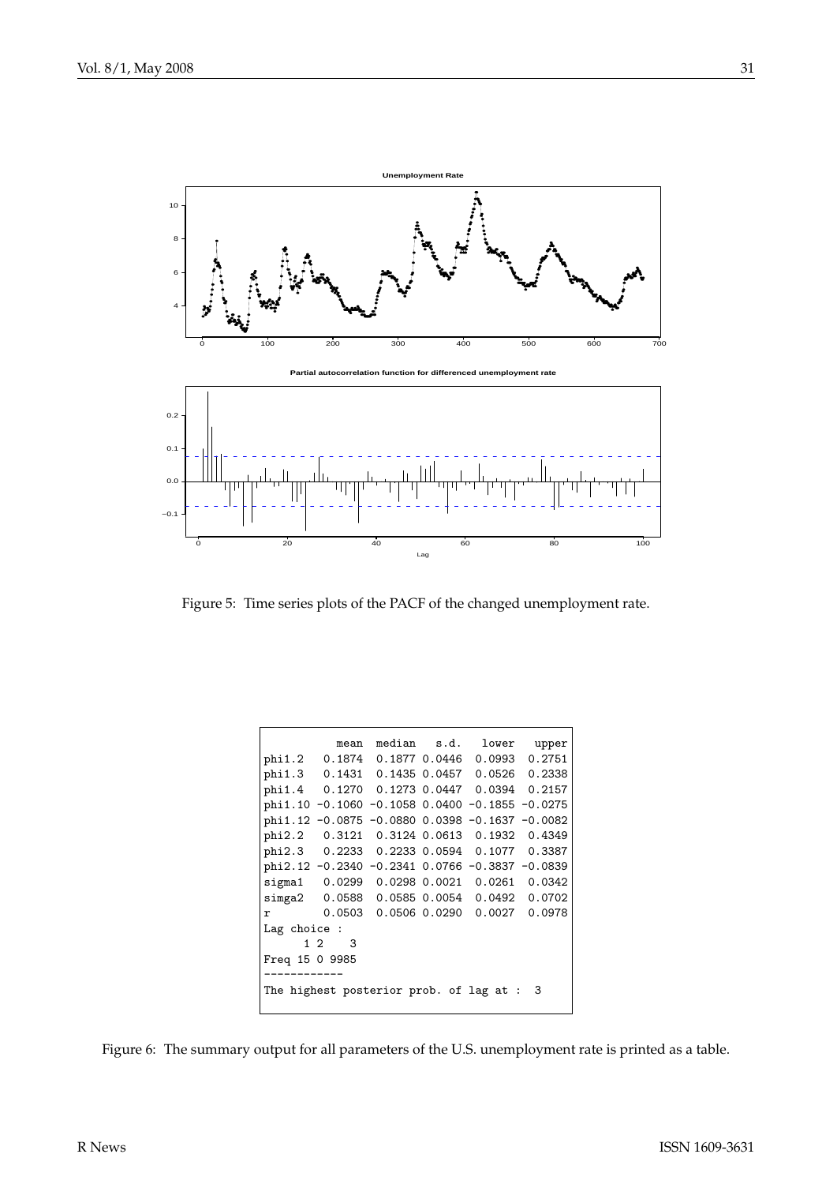Unemployment Rate

10
8
6
4

0 100 200 300 400 500 600 700

Partial autocorrelation function for differenced unemployment rate

0.2
0.1
0.0
−0.1

0 20 40 60 80 100

Lag

Figure 5: Time series plots of the PACF of the changed unemployment rate.

```
           mean  median   s.d.   lower   upper
phi1.2   0.1874  0.1877 0.0446  0.0993  0.2751
phi1.3   0.1431  0.1435 0.0457  0.0526  0.2338
phi1.4   0.1270  0.1273 0.0447  0.0394  0.2157
phi1.10 -0.1060 -0.1058 0.0400 -0.1855 -0.0275
phi1.12 -0.0875 -0.0880 0.0398 -0.1637 -0.0082
phi2.2   0.3121  0.3124 0.0613  0.1932  0.4349
phi2.3   0.2233  0.2233 0.0594  0.1077  0.3387
phi2.12 -0.2340 -0.2341 0.0766 -0.3837 -0.0839
sigma1   0.0299  0.0298 0.0021  0.0261  0.0342
simga2   0.0588  0.0585 0.0054  0.0492  0.0702
r        0.0503  0.0506 0.0290  0.0027  0.0978
Lag choice :
     1 2    3
Freq 15 0 9985
------------
The highest posterior prob. of lag at :  3
```

Figure 6: The summary output for all parameters of the U.S. unemployment rate is printed as a table.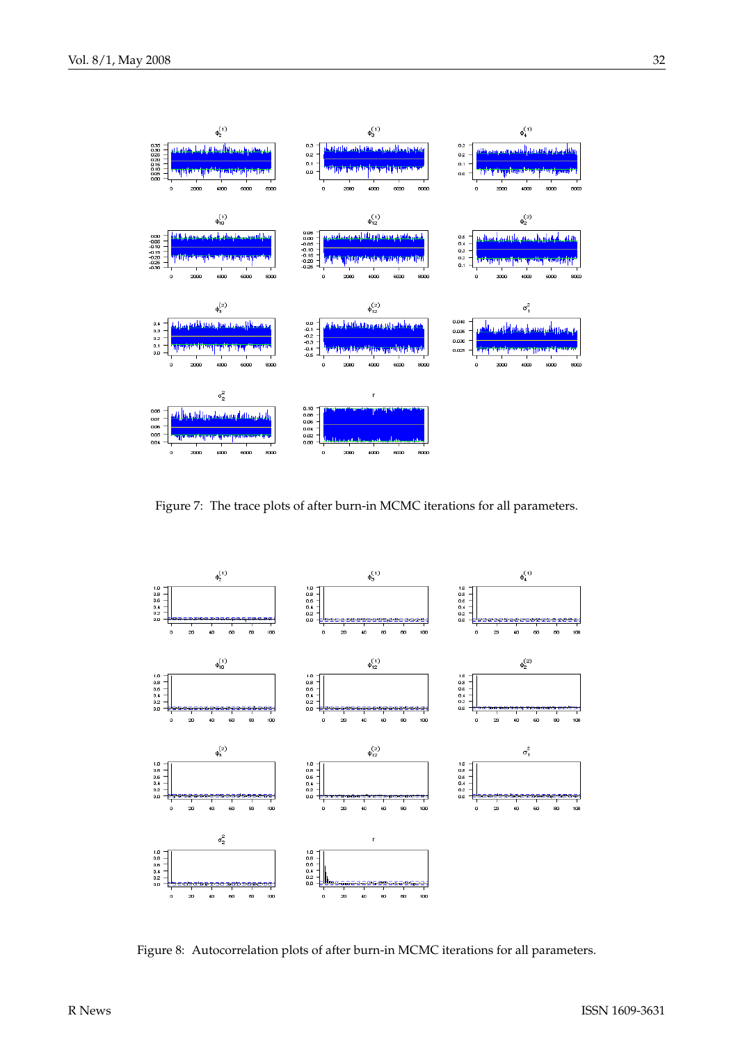$\phi_2^{(1)}$

0.35
0.30
0.25
0.20
0.15
0.10
0.05
0.00

0 2000 4000 6000 8000

$\phi_3^{(1)}$

0.3
0.2
0.1
0.0

0 2000 4000 6000 8000

$\phi_4^{(1)}$

0.2
0.1
0.0

0 2000 4000 6000 8000

$\phi_{10}^{(1)}$

0.00
-0.05
-0.10
-0.15
-0.20
-0.25
-0.30

0 2000 4000 6000 8000

$\phi_{12}^{(1)}$

0.05
0.00
-0.05
-0.10
-0.15
-0.20
-0.25

0 2000 4000 6000 8000

$\phi_2^{(2)}$

0.5
0.4
0.3
0.2
0.1

0 2000 4000 6000 8000

$\phi_3^{(2)}$

0.4
0.3
0.2
0.1
0.0

0 2000 4000 6000 8000

$\phi_{12}^{(2)}$

0.0
-0.1
-0.2
-0.3
-0.4
-0.5

0 2000 4000 6000 8000

$\sigma_1^2$

0.040
0.035
0.030
0.025

0 2000 4000 6000 8000

$\sigma_2^2$

0.08
0.07
0.06
0.05
0.04

0 2000 4000 6000 8000

r

0.10
0.08
0.06
0.04
0.02
0.00

0 2000 4000 6000 8000

Figure 7: The trace plots of after burn-in MCMC iterations for all parameters.

$\phi_2^{(1)}$ $\phi_3^{(1)}$ $\phi_4^{(1)}$ $\phi_{10}^{(1)}$ $\phi_{12}^{(1)}$ $\phi_2^{(2)}$ $\phi_3^{(2)}$ $\phi_{12}^{(2)}$ $\sigma_1^2$ $\sigma_2^2$ r

1.0
0.8
0.6
0.4
0.2
0.0

0 20 40 60 80 100

Figure 8: Autocorrelation plots of after burn-in MCMC iterations for all parameters.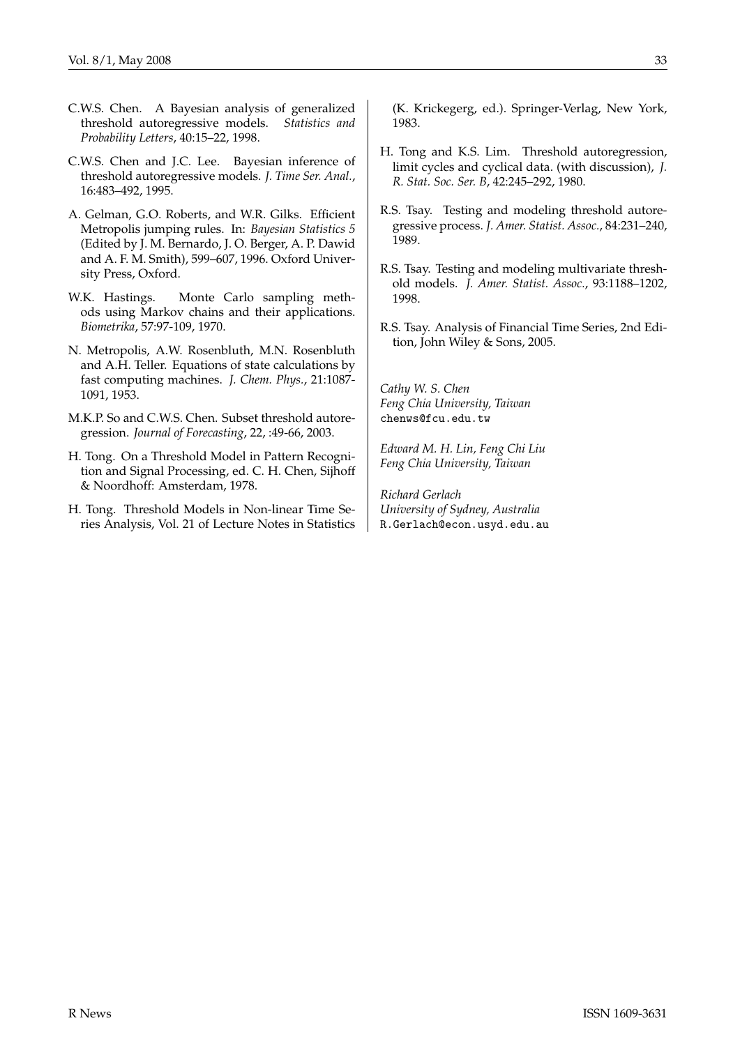C.W.S. Chen. A Bayesian analysis of generalized threshold autoregressive models. *Statistics and Probability Letters*, 40:15–22, 1998.

C.W.S. Chen and J.C. Lee. Bayesian inference of threshold autoregressive models. *J. Time Ser. Anal.*, 16:483–492, 1995.

A. Gelman, G.O. Roberts, and W.R. Gilks. Efficient Metropolis jumping rules. In: *Bayesian Statistics 5* (Edited by J. M. Bernardo, J. O. Berger, A. P. Dawid and A. F. M. Smith), 599–607, 1996. Oxford University Press, Oxford.

W.K. Hastings. Monte Carlo sampling methods using Markov chains and their applications. *Biometrika*, 57:97-109, 1970.

N. Metropolis, A.W. Rosenbluth, M.N. Rosenbluth and A.H. Teller. Equations of state calculations by fast computing machines. *J. Chem. Phys.*, 21:1087-1091, 1953.

M.K.P. So and C.W.S. Chen. Subset threshold autoregression. *Journal of Forecasting*, 22, :49-66, 2003.

H. Tong. On a Threshold Model in Pattern Recognition and Signal Processing, ed. C. H. Chen, Sijhoff & Noordhoff: Amsterdam, 1978.

H. Tong. Threshold Models in Non-linear Time Series Analysis, Vol. 21 of Lecture Notes in Statistics (K. Krickegerg, ed.). Springer-Verlag, New York, 1983.

H. Tong and K.S. Lim. Threshold autoregression, limit cycles and cyclical data. (with discussion), *J. R. Stat. Soc. Ser. B*, 42:245–292, 1980.

R.S. Tsay. Testing and modeling threshold autoregressive process. *J. Amer. Statist. Assoc.*, 84:231–240, 1989.

R.S. Tsay. Testing and modeling multivariate threshold models. *J. Amer. Statist. Assoc.*, 93:1188–1202, 1998.

R.S. Tsay. Analysis of Financial Time Series, 2nd Edition, John Wiley & Sons, 2005.

*Cathy W. S. Chen*
*Feng Chia University, Taiwan*
chenws@fcu.edu.tw

*Edward M. H. Lin, Feng Chi Liu*
*Feng Chia University, Taiwan*

*Richard Gerlach*
*University of Sydney, Australia*
R.Gerlach@econ.usyd.edu.au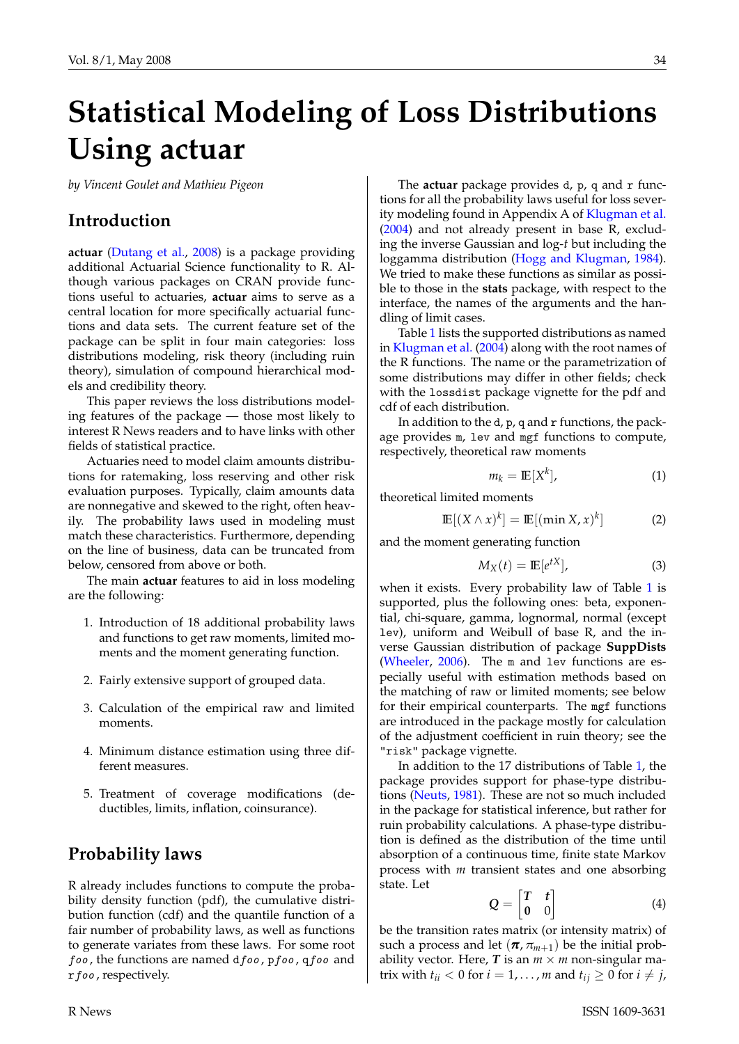# Statistical Modeling of Loss Distributions Using actuar

*by Vincent Goulet and Mathieu Pigeon*

## Introduction

**actuar** (Dutang et al., 2008) is a package providing additional Actuarial Science functionality to R. Although various packages on CRAN provide functions useful to actuaries, **actuar** aims to serve as a central location for more specifically actuarial functions and data sets. The current feature set of the package can be split in four main categories: loss distributions modeling, risk theory (including ruin theory), simulation of compound hierarchical models and credibility theory.

This paper reviews the loss distributions modeling features of the package — those most likely to interest R News readers and to have links with other fields of statistical practice.

Actuaries need to model claim amounts distributions for ratemaking, loss reserving and other risk evaluation purposes. Typically, claim amounts data are nonnegative and skewed to the right, often heavily. The probability laws used in modeling must match these characteristics. Furthermore, depending on the line of business, data can be truncated from below, censored from above or both.

The main **actuar** features to aid in loss modeling are the following:

1. Introduction of 18 additional probability laws and functions to get raw moments, limited moments and the moment generating function.
2. Fairly extensive support of grouped data.
3. Calculation of the empirical raw and limited moments.
4. Minimum distance estimation using three different measures.
5. Treatment of coverage modifications (deductibles, limits, inflation, coinsurance).

## Probability laws

R already includes functions to compute the probability density function (pdf), the cumulative distribution function (cdf) and the quantile function of a fair number of probability laws, as well as functions to generate variates from these laws. For some root *foo*, the functions are named d*foo*, p*foo*, q*foo* and r*foo*, respectively.

The **actuar** package provides d, p, q and r functions for all the probability laws useful for loss severity modeling found in Appendix A of Klugman et al. (2004) and not already present in base R, excluding the inverse Gaussian and log-*t* but including the loggamma distribution (Hogg and Klugman, 1984). We tried to make these functions as similar as possible to those in the **stats** package, with respect to the interface, the names of the arguments and the handling of limit cases.

Table 1 lists the supported distributions as named in Klugman et al. (2004) along with the root names of the R functions. The name or the parametrization of some distributions may differ in other fields; check with the `lossdist` package vignette for the pdf and cdf of each distribution.

In addition to the d, p, q and r functions, the package provides m, lev and mgf functions to compute, respectively, theoretical raw moments

$$m_k = \mathbb{E}[X^k], \tag{1}$$

theoretical limited moments

$$\mathbb{E}[(X \wedge x)^k] = \mathbb{E}[(\min X, x)^k] \tag{2}$$

and the moment generating function

$$M_X(t) = \mathbb{E}[e^{tX}], \tag{3}$$

when it exists. Every probability law of Table 1 is supported, plus the following ones: beta, exponential, chi-square, gamma, lognormal, normal (except lev), uniform and Weibull of base R, and the inverse Gaussian distribution of package **SuppDists** (Wheeler, 2006). The m and lev functions are especially useful with estimation methods based on the matching of raw or limited moments; see below for their empirical counterparts. The mgf functions are introduced in the package mostly for calculation of the adjustment coefficient in ruin theory; see the "risk" package vignette.

In addition to the 17 distributions of Table 1, the package provides support for phase-type distributions (Neuts, 1981). These are not so much included in the package for statistical inference, but rather for ruin probability calculations. A phase-type distribution is defined as the distribution of the time until absorption of a continuous time, finite state Markov process with $m$ transient states and one absorbing state. Let

$$\boldsymbol{Q} = \begin{bmatrix} \boldsymbol{T} & \boldsymbol{t} \\ \boldsymbol{0} & 0 \end{bmatrix} \tag{4}$$

be the transition rates matrix (or intensity matrix) of such a process and let $(\boldsymbol{\pi}, \pi_{m+1})$ be the initial probability vector. Here, $\boldsymbol{T}$ is an $m \times m$ non-singular matrix with $t_{ii} < 0$ for $i = 1, \dots, m$ and $t_{ij} \geq 0$ for $i \neq j$,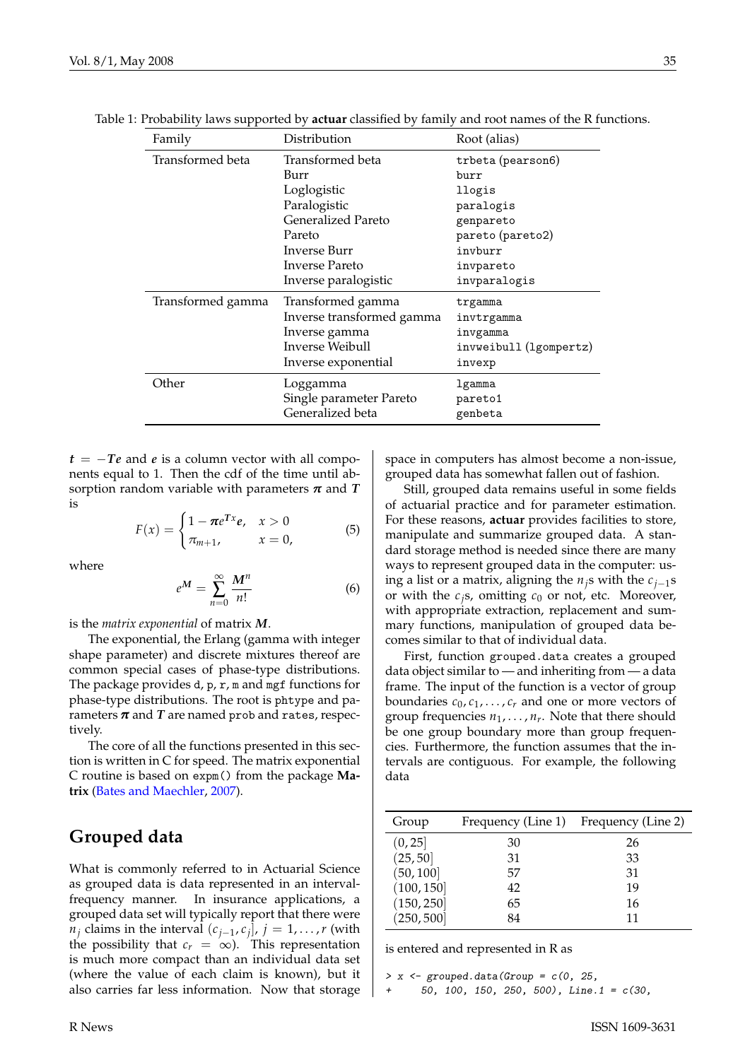Table 1: Probability laws supported by **actuar** classified by family and root names of the R functions.

| Family | Distribution | Root (alias) |
|---|---|---|
| Transformed beta | Transformed beta | `trbeta` (`pearson6`) |
| | Burr | `burr` |
| | Loglogistic | `llogis` |
| | Paralogistic | `paralogis` |
| | Generalized Pareto | `genpareto` |
| | Pareto | `pareto` (`pareto2`) |
| | Inverse Burr | `invburr` |
| | Inverse Pareto | `invpareto` |
| | Inverse paralogistic | `invparalogis` |
| Transformed gamma | Transformed gamma | `trgamma` |
| | Inverse transformed gamma | `invtrgamma` |
| | Inverse gamma | `invgamma` |
| | Inverse Weibull | `invweibull` (`lgompertz`) |
| | Inverse exponential | `invexp` |
| Other | Loggamma | `lgamma` |
| | Single parameter Pareto | `pareto1` |
| | Generalized beta | `genbeta` |

$\boldsymbol{t} = -\boldsymbol{T}\boldsymbol{e}$ and $\boldsymbol{e}$ is a column vector with all components equal to 1. Then the cdf of the time until absorption random variable with parameters $\boldsymbol{\pi}$ and $\boldsymbol{T}$ is

$$F(x) = \begin{cases} 1 - \boldsymbol{\pi} e^{\boldsymbol{T}x}\boldsymbol{e}, & x > 0 \\ \pi_{m+1}, & x = 0, \end{cases} \tag{5}$$

where

$$e^{\boldsymbol{M}} = \sum_{n=0}^{\infty} \frac{\boldsymbol{M}^n}{n!} \tag{6}$$

is the *matrix exponential* of matrix $\boldsymbol{M}$.

The exponential, the Erlang (gamma with integer shape parameter) and discrete mixtures thereof are common special cases of phase-type distributions. The package provides `d`, `p`, `r`, `m` and `mgf` functions for phase-type distributions. The root is `phtype` and parameters $\boldsymbol{\pi}$ and $\boldsymbol{T}$ are named `prob` and `rates`, respectively.

The core of all the functions presented in this section is written in C for speed. The matrix exponential C routine is based on `expm()` from the package **Matrix** (Bates and Maechler, 2007).

## Grouped data

What is commonly referred to in Actuarial Science as grouped data is data represented in an interval-frequency manner. In insurance applications, a grouped data set will typically report that there were $n_j$ claims in the interval $(c_{j-1}, c_j]$, $j = 1, \dots, r$ (with the possibility that $c_r = \infty$). This representation is much more compact than an individual data set (where the value of each claim is known), but it also carries far less information. Now that storage space in computers has almost become a non-issue, grouped data has somewhat fallen out of fashion.

Still, grouped data remains useful in some fields of actuarial practice and for parameter estimation. For these reasons, **actuar** provides facilities to store, manipulate and summarize grouped data. A standard storage method is needed since there are many ways to represent grouped data in the computer: using a list or a matrix, aligning the $n_j$s with the $c_{j-1}$s or with the $c_j$s, omitting $c_0$ or not, etc. Moreover, with appropriate extraction, replacement and summary functions, manipulation of grouped data becomes similar to that of individual data.

First, function `grouped.data` creates a grouped data object similar to — and inheriting from — a data frame. The input of the function is a vector of group boundaries $c_0, c_1, \dots, c_r$ and one or more vectors of group frequencies $n_1, \dots, n_r$. Note that there should be one group boundary more than group frequencies. Furthermore, the function assumes that the intervals are contiguous. For example, the following data

| Group | Frequency (Line 1) | Frequency (Line 2) |
|---|---|---|
| $(0, 25]$ | 30 | 26 |
| $(25, 50]$ | 31 | 33 |
| $(50, 100]$ | 57 | 31 |
| $(100, 150]$ | 42 | 19 |
| $(150, 250]$ | 65 | 16 |
| $(250, 500]$ | 84 | 11 |

is entered and represented in R as

```
> x <- grouped.data(Group = c(0, 25,
+     50, 100, 150, 250, 500), Line.1 = c(30,
```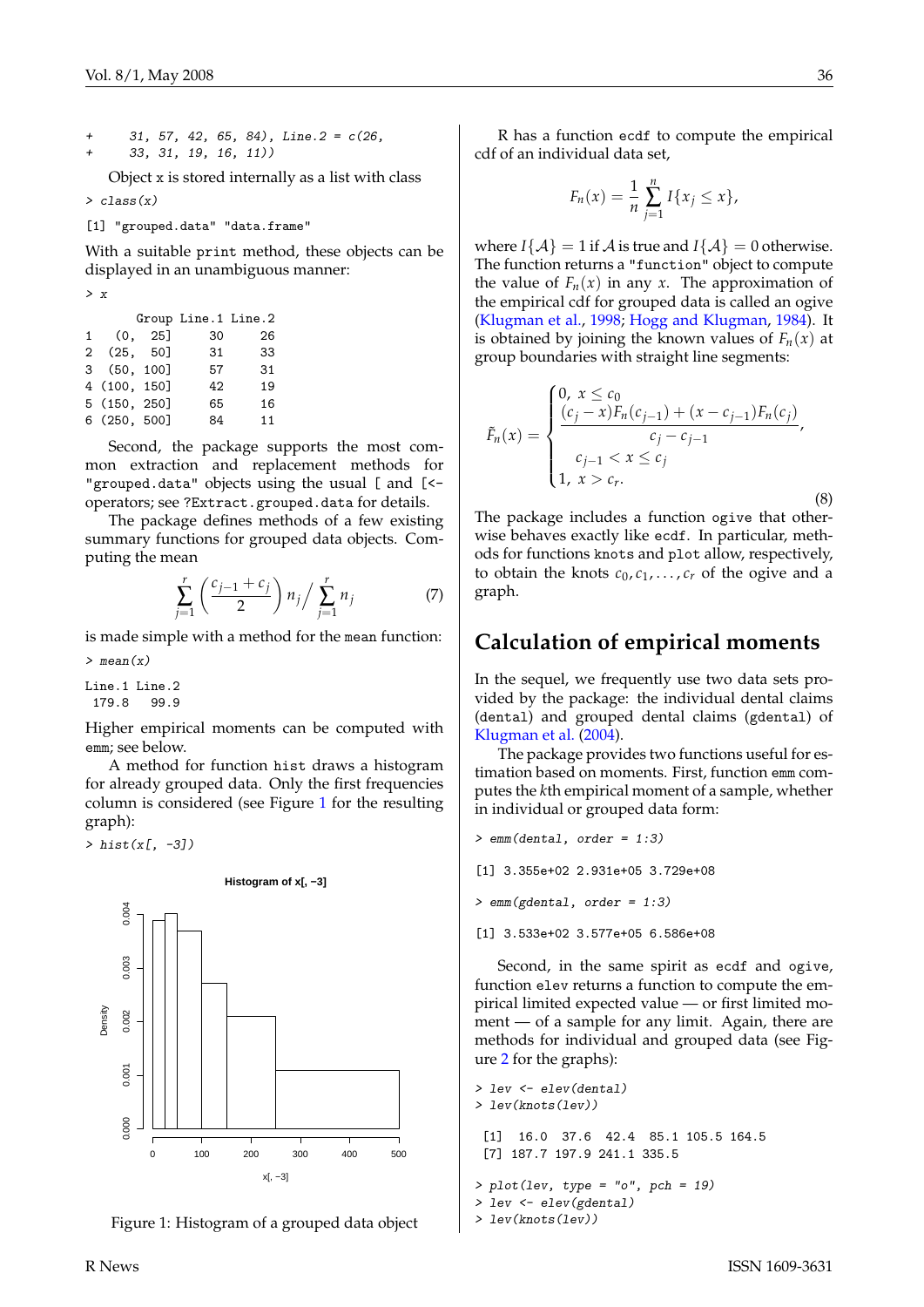```
+     31, 57, 42, 65, 84), Line.2 = c(26,
+     33, 31, 19, 16, 11))
```

Object x is stored internally as a list with class

```
> class(x)

[1] "grouped.data" "data.frame"
```

With a suitable print method, these objects can be displayed in an unambiguous manner:

```
> x

       Group Line.1 Line.2
1   (0,  25]     30     26
2  (25,  50]     31     33
3  (50, 100]     57     31
4 (100, 150]     42     19
5 (150, 250]     65     16
6 (250, 500]     84     11
```

Second, the package supports the most common extraction and replacement methods for "grouped.data" objects using the usual [ and [<- operators; see ?Extract.grouped.data for details.

The package defines methods of a few existing summary functions for grouped data objects. Computing the mean

$$\sum_{j=1}^{r} \left( \frac{c_{j-1} + c_j}{2} \right) n_j \Big/ \sum_{j=1}^{r} n_j \tag{7}$$

is made simple with a method for the mean function:

```
> mean(x)

Line.1 Line.2
 179.8   99.9
```

Higher empirical moments can be computed with emm; see below.

A method for function hist draws a histogram for already grouped data. Only the first frequencies column is considered (see Figure 1 for the resulting graph):

```
> hist(x[, -3])
```

Histogram of x[, −3]

Density

0.000
0.001
0.002
0.003
0.004

0
100
200
300
400
500

x[, −3]

Figure 1: Histogram of a grouped data object

R has a function ecdf to compute the empirical cdf of an individual data set,

$$F_n(x) = \frac{1}{n} \sum_{j=1}^{n} I\{x_j \le x\},$$

where $I\{\mathcal{A}\} = 1$ if $\mathcal{A}$ is true and $I\{\mathcal{A}\} = 0$ otherwise. The function returns a "function" object to compute the value of $F_n(x)$ in any $x$. The approximation of the empirical cdf for grouped data is called an ogive (Klugman et al., 1998; Hogg and Klugman, 1984). It is obtained by joining the known values of $F_n(x)$ at group boundaries with straight line segments:

$$\tilde{F}_n(x) = \begin{cases} 0, \; x \le c_0 \\ \dfrac{(c_j - x)F_n(c_{j-1}) + (x - c_{j-1})F_n(c_j)}{c_j - c_{j-1}}, \\ \quad c_{j-1} < x \le c_j \\ 1, \; x > c_r. \end{cases} \tag{8}$$

The package includes a function ogive that otherwise behaves exactly like ecdf. In particular, methods for functions knots and plot allow, respectively, to obtain the knots $c_0, c_1, \dots, c_r$ of the ogive and a graph.

## Calculation of empirical moments

In the sequel, we frequently use two data sets provided by the package: the individual dental claims (dental) and grouped dental claims (gdental) of Klugman et al. (2004).

The package provides two functions useful for estimation based on moments. First, function emm computes the $k$th empirical moment of a sample, whether in individual or grouped data form:

```
> emm(dental, order = 1:3)

[1] 3.355e+02 2.931e+05 3.729e+08

> emm(gdental, order = 1:3)

[1] 3.533e+02 3.577e+05 6.586e+08
```

Second, in the same spirit as ecdf and ogive, function elev returns a function to compute the empirical expected value — or first limited moment — of a sample for any limit. Again, there are methods for individual and grouped data (see Figure 2 for the graphs):

```
> lev <- elev(dental)
> lev(knots(lev))

 [1]  16.0  37.6  42.4  85.1 105.5 164.5
 [7] 187.7 197.9 241.1 335.5

> plot(lev, type = "o", pch = 19)
> lev <- elev(gdental)
> lev(knots(lev))
```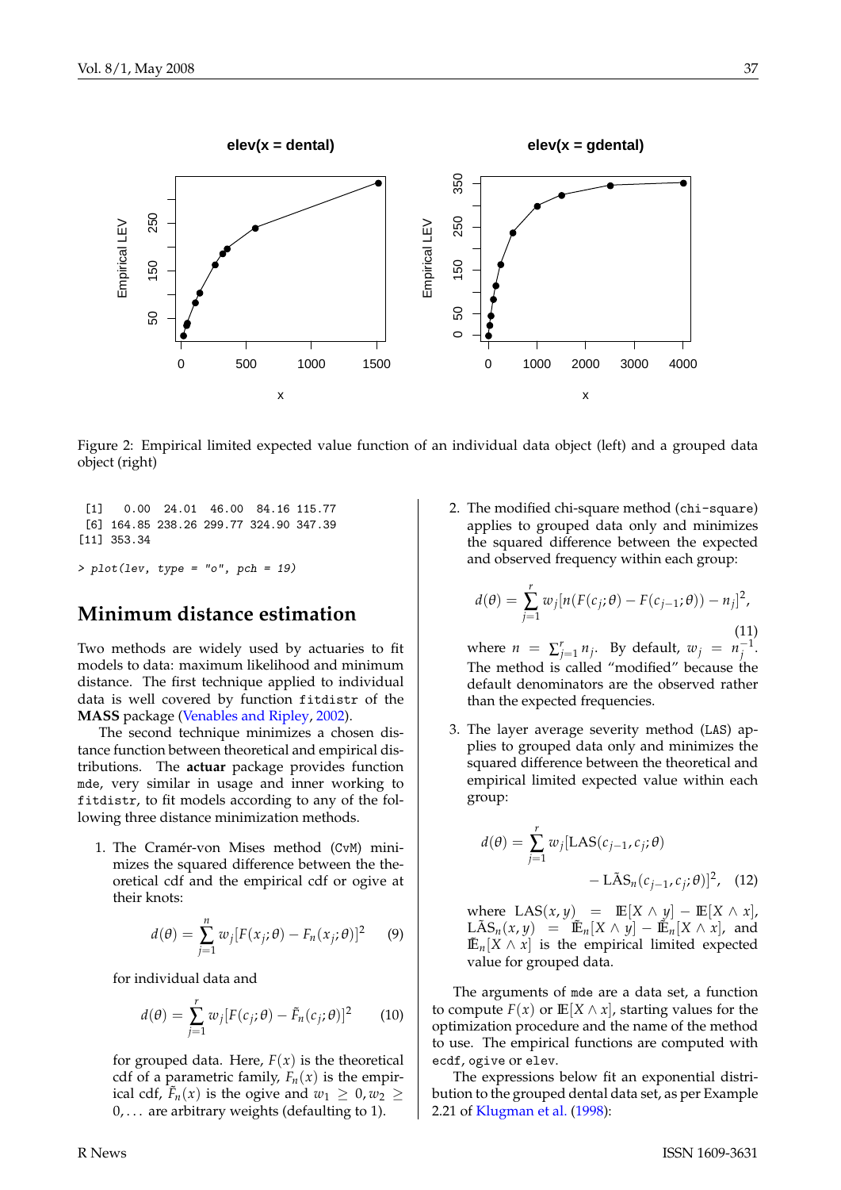elev(x = dental)

Empirical LEV

50
150
250

0
500
1000
1500

x

elev(x = gdental)

Empirical LEV

0
50
150
250
350

0
1000
2000
3000
4000

x

Figure 2: Empirical limited expected value function of an individual data object (left) and a grouped data object (right)

```
 [1]   0.00  24.01  46.00  84.16 115.77
 [6] 164.85 238.26 299.77 324.90 347.39
[11] 353.34

> plot(lev, type = "o", pch = 19)
```

## Minimum distance estimation

Two methods are widely used by actuaries to fit models to data: maximum likelihood and minimum distance. The first technique applied to individual data is well covered by function `fitdistr` of the **MASS** package (Venables and Ripley, 2002).

The second technique minimizes a chosen distance function between theoretical and empirical distributions. The **actuar** package provides function `mde`, very similar in usage and inner working to `fitdistr`, to fit models according to any of the following three distance minimization methods.

1. The Cramér-von Mises method (`CvM`) minimizes the squared difference between the theoretical cdf and the empirical cdf or ogive at their knots:

$$d(\theta) = \sum_{j=1}^{n} w_j [F(x_j; \theta) - F_n(x_j; \theta)]^2 \qquad (9)$$

for individual data and

$$d(\theta) = \sum_{j=1}^{r} w_j [F(c_j; \theta) - \tilde{F}_n(c_j; \theta)]^2 \qquad (10)$$

for grouped data. Here, $F(x)$ is the theoretical cdf of a parametric family, $F_n(x)$ is the empirical cdf, $\tilde{F}_n(x)$ is the ogive and $w_1 \geq 0, w_2 \geq 0, \dots$ are arbitrary weights (defaulting to 1).

2. The modified chi-square method (`chi-square`) applies to grouped data only and minimizes the squared difference between the expected and observed frequency within each group:

$$d(\theta) = \sum_{j=1}^{r} w_j [n(F(c_j; \theta) - F(c_{j-1}; \theta)) - n_j]^2, \qquad (11)$$

where $n = \sum_{j=1}^{r} n_j$. By default, $w_j = n_j^{-1}$. The method is called "modified" because the default denominators are the observed rather than the expected frequencies.

3. The layer average severity method (`LAS`) applies to grouped data only and minimizes the squared difference between the theoretical and empirical limited expected value within each group:

$$d(\theta) = \sum_{j=1}^{r} w_j [\text{LAS}(c_{j-1}, c_j; \theta) - \tilde{\text{LAS}}_n(c_{j-1}, c_j; \theta)]^2, \qquad (12)$$

where $\text{LAS}(x, y) = \mathbb{E}[X \wedge y] - \mathbb{E}[X \wedge x]$, $\tilde{\text{LAS}}_n(x, y) = \tilde{\mathbb{E}}_n[X \wedge y] - \tilde{\mathbb{E}}_n[X \wedge x]$, and $\tilde{\mathbb{E}}_n[X \wedge x]$ is the empirical limited expected value for grouped data.

The arguments of `mde` are a data set, a function to compute $F(x)$ or $\mathbb{E}[X \wedge x]$, starting values for the optimization procedure and the name of the method to use. The empirical functions are computed with `ecdf`, `ogive` or `elev`.

The expressions below fit an exponential distribution to the grouped dental data set, as per Example 2.21 of Klugman et al. (1998):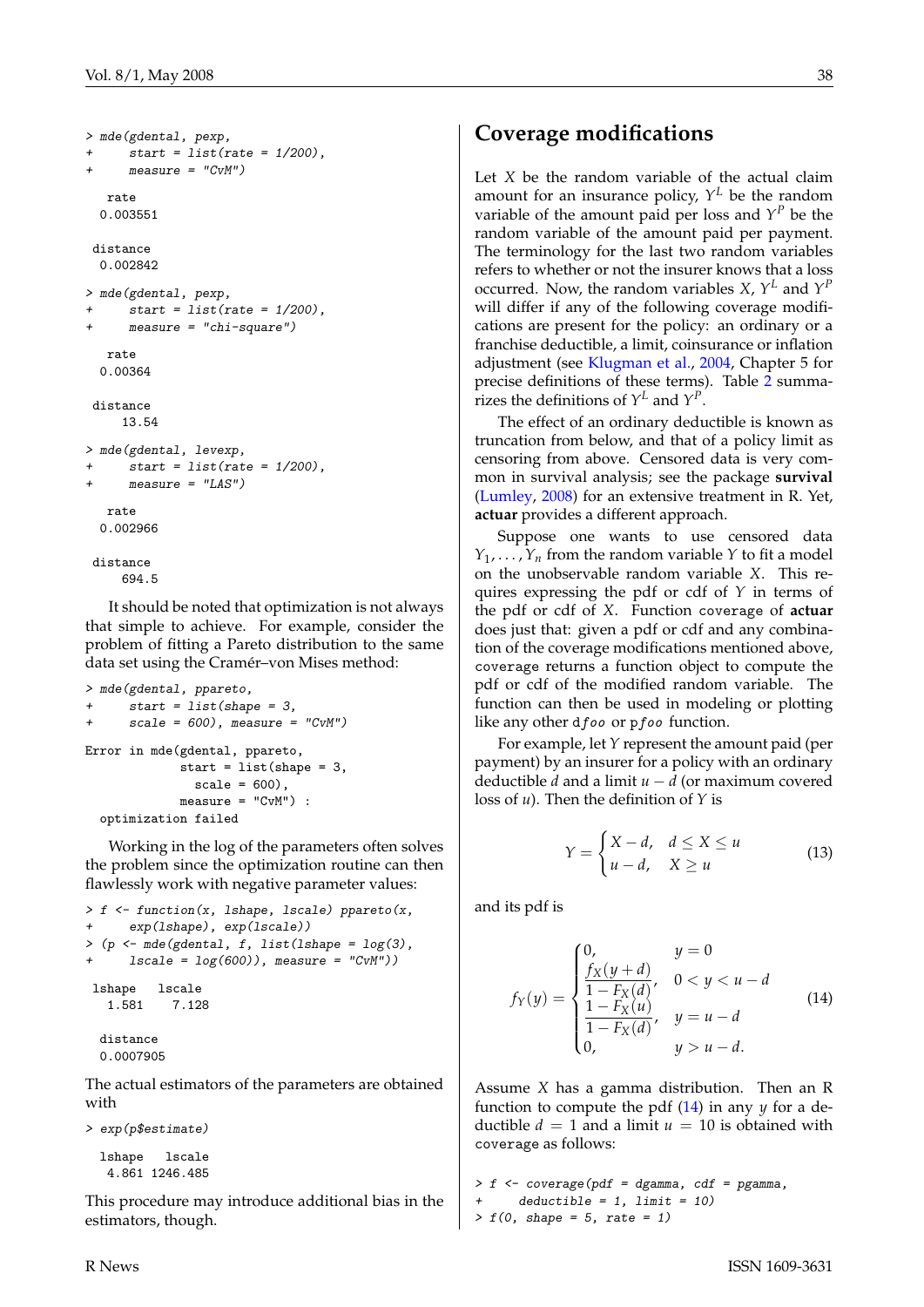```
> mde(gdental, pexp,
+     start = list(rate = 1/200),
+     measure = "CvM")

   rate
  0.003551

 distance
  0.002842

> mde(gdental, pexp,
+     start = list(rate = 1/200),
+     measure = "chi-square")

   rate
  0.00364

 distance
     13.54

> mde(gdental, levexp,
+     start = list(rate = 1/200),
+     measure = "LAS")

   rate
  0.002966

 distance
     694.5
```

It should be noted that optimization is not always that simple to achieve. For example, consider the problem of fitting a Pareto distribution to the same data set using the Cramér–von Mises method:

```
> mde(gdental, ppareto,
+     start = list(shape = 3,
+     scale = 600), measure = "CvM")

Error in mde(gdental, ppareto,
             start = list(shape = 3,
               scale = 600),
             measure = "CvM") :
  optimization failed
```

Working in the log of the parameters often solves the problem since the optimization routine can then flawlessly work with negative parameter values:

```
> f <- function(x, lshape, lscale) ppareto(x,
+     exp(lshape), exp(lscale))
> (p <- mde(gdental, f, list(lshape = log(3),
+     lscale = log(600)), measure = "CvM"))

 lshape   lscale
   1.581    7.128

  distance
  0.0007905
```

The actual estimators of the parameters are obtained with

```
> exp(p$estimate)

  lshape   lscale
   4.861 1246.485
```

This procedure may introduce additional bias in the estimators, though.

## Coverage modifications

Let $X$ be the random variable of the actual claim amount for an insurance policy, $Y^L$ be the random variable of the amount paid per loss and $Y^P$ be the random variable of the amount paid per payment. The terminology for the last two random variables refers to whether or not the insurer knows that a loss occurred. Now, the random variables $X$, $Y^L$ and $Y^P$ will differ if any of the following coverage modifications are present for the policy: an ordinary or a franchise deductible, a limit, coinsurance or inflation adjustment (see Klugman et al., 2004, Chapter 5 for precise definitions of these terms). Table 2 summarizes the definitions of $Y^L$ and $Y^P$.

The effect of an ordinary deductible is known as truncation from below, and that of a policy limit as censoring from above. Censored data is very common in survival analysis; see the package **survival** (Lumley, 2008) for an extensive treatment in R. Yet, **actuar** provides a different approach.

Suppose one wants to use censored data $Y_1, \dots, Y_n$ from the random variable $Y$ to fit a model on the unobservable random variable $X$. This requires expressing the pdf or cdf of $Y$ in terms of the pdf or cdf of $X$. Function `coverage` of **actuar** does just that: given a pdf or cdf and any combination of the coverage modifications mentioned above, `coverage` returns a function object to compute the pdf or cdf of the modified random variable. The function can then be used in modeling or plotting like any other `d`*foo* or `p`*foo* function.

For example, let $Y$ represent the amount paid (per payment) by an insurer for a policy with an ordinary deductible $d$ and a limit $u - d$ (or maximum covered loss of $u$). Then the definition of $Y$ is

$$Y = \begin{cases} X - d, & d \leq X \leq u \\ u - d, & X \geq u \end{cases} \tag{13}$$

and its pdf is

$$f_Y(y) = \begin{cases} 0, & y = 0 \\ \dfrac{f_X(y+d)}{1 - F_X(d)}, & 0 < y < u - d \\ \dfrac{1 - F_X(u)}{1 - F_X(d)}, & y = u - d \\ 0, & y > u - d. \end{cases} \tag{14}$$

Assume $X$ has a gamma distribution. Then an R function to compute the pdf (14) in any $y$ for a deductible $d = 1$ and a limit $u = 10$ is obtained with `coverage` as follows:

```
> f <- coverage(pdf = dgamma, cdf = pgamma,
+     deductible = 1, limit = 10)
> f(0, shape = 5, rate = 1)
```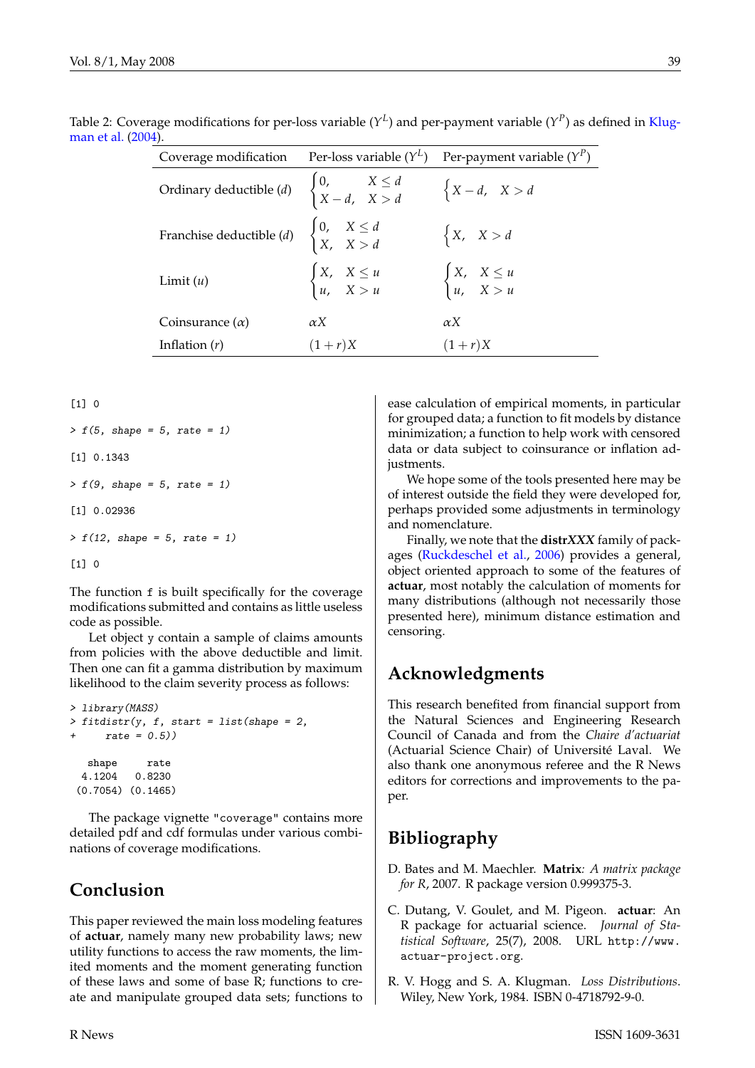Table 2: Coverage modifications for per-loss variable ($Y^L$) and per-payment variable ($Y^P$) as defined in Klugman et al. (2004).

| Coverage modification | Per-loss variable ($Y^L$) | Per-payment variable ($Y^P$) |
|---|---|---|
| Ordinary deductible ($d$) | $\begin{cases} 0, & X \le d \\ X - d, & X > d \end{cases}$ | $\begin{cases} X - d, & X > d \end{cases}$ |
| Franchise deductible ($d$) | $\begin{cases} 0, & X \le d \\ X, & X > d \end{cases}$ | $\begin{cases} X, & X > d \end{cases}$ |
| Limit ($u$) | $\begin{cases} X, & X \le u \\ u, & X > u \end{cases}$ | $\begin{cases} X, & X \le u \\ u, & X > u \end{cases}$ |
| Coinsurance ($\alpha$) | $\alpha X$ | $\alpha X$ |
| Inflation ($r$) | $(1+r)X$ | $(1+r)X$ |

```
[1] 0

> f(5, shape = 5, rate = 1)

[1] 0.1343

> f(9, shape = 5, rate = 1)

[1] 0.02936

> f(12, shape = 5, rate = 1)

[1] 0
```

The function `f` is built specifically for the coverage modifications submitted and contains as little useless code as possible.

Let object `y` contain a sample of claims amounts from policies with the above deductible and limit. Then one can fit a gamma distribution by maximum likelihood to the claim severity process as follows:

```
> library(MASS)
> fitdistr(y, f, start = list(shape = 2,
+     rate = 0.5))

   shape      rate
  4.1204    0.8230
 (0.7054)  (0.1465)
```

The package vignette `"coverage"` contains more detailed pdf and cdf formulas under various combinations of coverage modifications.

## Conclusion

This paper reviewed the main loss modeling features of **actuar**, namely many new probability laws; new utility functions to access the raw moments, the limited moments and the moment generating function of these laws and some of base R; functions to create and manipulate grouped data sets; functions to ease calculation of empirical moments, in particular for grouped data; a function to fit models by distance minimization; a function to help work with censored data or data subject to coinsurance or inflation adjustments.

We hope some of the tools presented here may be of interest outside the field they were developed for, perhaps provided some adjustments in terminology and nomenclature.

Finally, we note that the **distr*XXX*** family of packages (Ruckdeschel et al., 2006) provides a general, object oriented approach to some of the features of **actuar**, most notably the calculation of moments for many distributions (although not necessarily those presented here), minimum distance estimation and censoring.

## Acknowledgments

This research benefited from financial support from the Natural Sciences and Engineering Research Council of Canada and from the *Chaire d'actuariat* (Actuarial Science Chair) of Université Laval. We also thank one anonymous referee and the R News editors for corrections and improvements to the paper.

## Bibliography

D. Bates and M. Maechler. **Matrix***: A matrix package for R*, 2007. R package version 0.999375-3.

C. Dutang, V. Goulet, and M. Pigeon. **actuar**: An R package for actuarial science. *Journal of Statistical Software*, 25(7), 2008. URL `http://www.actuar-project.org`.

R. V. Hogg and S. A. Klugman. *Loss Distributions*. Wiley, New York, 1984. ISBN 0-4718792-9-0.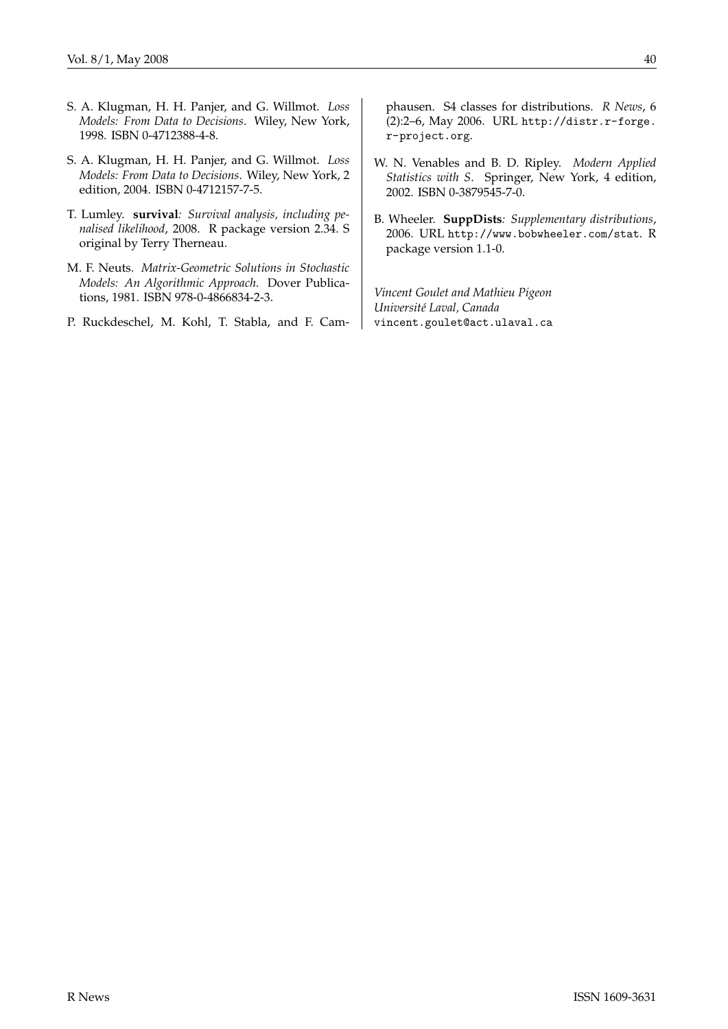S. A. Klugman, H. H. Panjer, and G. Willmot. *Loss Models: From Data to Decisions*. Wiley, New York, 1998. ISBN 0-4712388-4-8.

S. A. Klugman, H. H. Panjer, and G. Willmot. *Loss Models: From Data to Decisions*. Wiley, New York, 2 edition, 2004. ISBN 0-4712157-7-5.

T. Lumley. **survival***: Survival analysis, including penalised likelihood*, 2008. R package version 2.34. S original by Terry Therneau.

M. F. Neuts. *Matrix-Geometric Solutions in Stochastic Models: An Algorithmic Approach*. Dover Publications, 1981. ISBN 978-0-4866834-2-3.

P. Ruckdeschel, M. Kohl, T. Stabla, and F. Camphausen. S4 classes for distributions. *R News*, 6 (2):2–6, May 2006. URL `http://distr.r-forge.r-project.org`.

W. N. Venables and B. D. Ripley. *Modern Applied Statistics with S*. Springer, New York, 4 edition, 2002. ISBN 0-3879545-7-0.

B. Wheeler. **SuppDists***: Supplementary distributions*, 2006. URL `http://www.bobwheeler.com/stat`. R package version 1.1-0.

*Vincent Goulet and Mathieu Pigeon*
*Université Laval, Canada*
`vincent.goulet@act.ulaval.ca`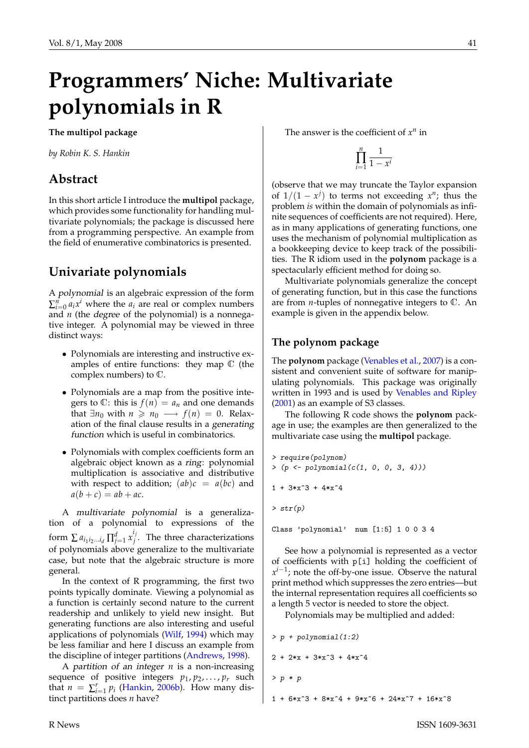# Programmers' Niche: Multivariate polynomials in R

**The multipol package**

*by Robin K. S. Hankin*

## Abstract

In this short article I introduce the **multipol** package, which provides some functionality for handling multivariate polynomials; the package is discussed here from a programming perspective. An example from the field of enumerative combinatorics is presented.

## Univariate polynomials

A *polynomial* is an algebraic expression of the form $\sum_{i=0}^{n} a_i x^i$ where the $a_i$ are real or complex numbers and $n$ (the *degree* of the polynomial) is a nonnegative integer. A polynomial may be viewed in three distinct ways:

- Polynomials are interesting and instructive examples of entire functions: they map $\mathbb{C}$ (the complex numbers) to $\mathbb{C}$.
- Polynomials are a map from the positive integers to $\mathbb{C}$: this is $f(n) = a_n$ and one demands that $\exists n_0$ with $n \geqslant n_0 \longrightarrow f(n) = 0$. Relaxation of the final clause results in a *generating function* which is useful in combinatorics.
- Polynomials with complex coefficients form an algebraic object known as a *ring*: polynomial multiplication is associative and distributive with respect to addition; $(ab)c = a(bc)$ and $a(b+c) = ab + ac$.

A *multivariate polynomial* is a generalization of a polynomial to expressions of the form $\sum a_{i_1 i_2 \ldots i_d} \prod_{j=1}^{d} x_j^{i_j}$. The three characterizations of polynomials above generalize to the multivariate case, but note that the algebraic structure is more general.

In the context of R programming, the first two points typically dominate. Viewing a polynomial as a function is certainly second nature to the current readership and unlikely to yield new insight. But generating functions are also interesting and useful applications of polynomials (Wilf, 1994) which may be less familiar and here I discuss an example from the discipline of integer partitions (Andrews, 1998).

A *partition of an integer* $n$ is a non-increasing sequence of positive integers $p_1, p_2, \ldots, p_r$ such that $n = \sum_{i=1}^{r} p_i$ (Hankin, 2006b). How many distinct partitions does $n$ have?

The answer is the coefficient of $x^n$ in

$$\prod_{i=1}^{n} \frac{1}{1 - x^i}$$

(observe that we may truncate the Taylor expansion of $1/(1 - x^j)$ to terms not exceeding $x^n$; thus the problem *is* within the domain of polynomials as infinite sequences of coefficients are not required). Here, as in many applications of generating functions, one uses the mechanism of polynomial multiplication as a bookkeeping device to keep track of the possibilities. The R idiom used in the **polynom** package is a spectacularly efficient method for doing so.

Multivariate polynomials generalize the concept of generating function, but in this case the functions are from $n$-tuples of nonnegative integers to $\mathbb{C}$. An example is given in the appendix below.

## The polynom package

The **polynom** package (Venables et al., 2007) is a consistent and convenient suite of software for manipulating polynomials. This package was originally written in 1993 and is used by Venables and Ripley (2001) as an example of S3 classes.

The following R code shows the **polynom** package in use; the examples are then generalized to the multivariate case using the **multipol** package.

```
> require(polynom)
> (p <- polynomial(c(1, 0, 0, 3, 4)))

1 + 3*x^3 + 4*x^4

> str(p)

Class 'polynomial'  num [1:5] 1 0 0 3 4
```

See how a polynomial is represented as a vector of coefficients with `p[i]` holding the coefficient of $x^{i-1}$; note the off-by-one issue. Observe the natural print method which suppresses the zero entries—but the internal representation requires all coefficients so a length 5 vector is needed to store the object.

Polynomials may be multiplied and added:

```
> p + polynomial(1:2)

2 + 2*x + 3*x^3 + 4*x^4

> p * p

1 + 6*x^3 + 8*x^4 + 9*x^6 + 24*x^7 + 16*x^8
```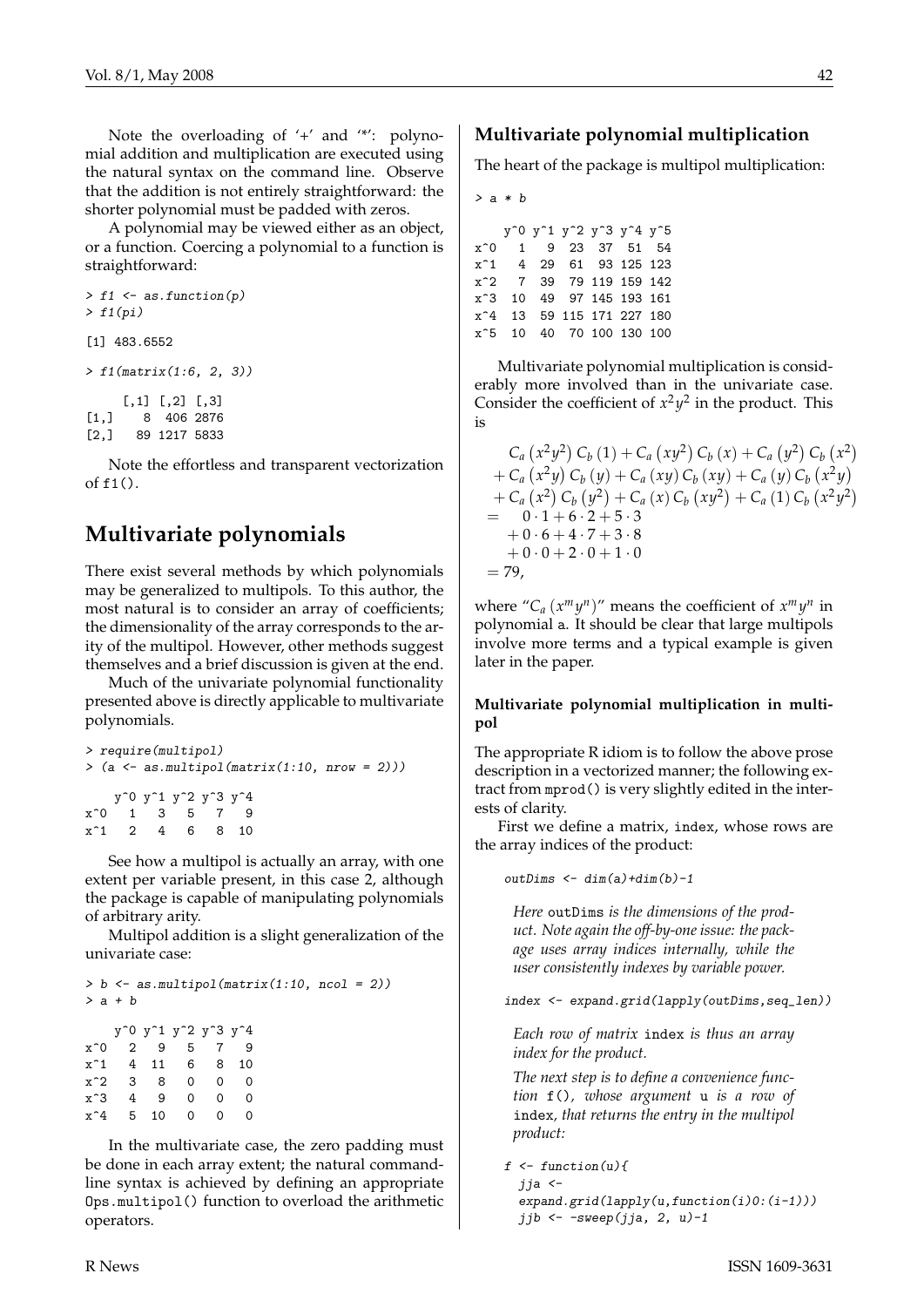Note the overloading of '+' and '*': polynomial addition and multiplication are executed using the natural syntax on the command line. Observe that the addition is not entirely straightforward: the shorter polynomial must be padded with zeros.

A polynomial may be viewed either as an object, or a function. Coercing a polynomial to a function is straightforward:

```
> f1 <- as.function(p)
> f1(pi)

[1] 483.6552

> f1(matrix(1:6, 2, 3))

     [,1] [,2] [,3]
[1,]    8  406 2876
[2,]   89 1217 5833
```

Note the effortless and transparent vectorization of `f1()`.

# Multivariate polynomials

There exist several methods by which polynomials may be generalized to multipols. To this author, the most natural is to consider an array of coefficients; the dimensionality of the array corresponds to the arity of the multipol. However, other methods suggest themselves and a brief discussion is given at the end.

Much of the univariate polynomial functionality presented above is directly applicable to multivariate polynomials.

```
> require(multipol)
> (a <- as.multipol(matrix(1:10, nrow = 2)))

    y^0 y^1 y^2 y^3 y^4
x^0   1   3   5   7   9
x^1   2   4   6   8  10
```

See how a multipol is actually an array, with one extent per variable present, in this case 2, although the package is capable of manipulating polynomials of arbitrary arity.

Multipol addition is a slight generalization of the univariate case:

```
> b <- as.multipol(matrix(1:10, ncol = 2))
> a + b

    y^0 y^1 y^2 y^3 y^4
x^0   2   9   5   7   9
x^1   4  11   6   8  10
x^2   3   8   0   0   0
x^3   4   9   0   0   0
x^4   5  10   0   0   0
```

In the multivariate case, the zero padding must be done in each array extent; the natural command-line syntax is achieved by defining an appropriate `Ops.multipol()` function to overload the arithmetic operators.

## Multivariate polynomial multiplication

The heart of the package is multipol multiplication:

```
> a * b

    y^0 y^1 y^2 y^3 y^4 y^5
x^0   1   9  23  37  51  54
x^1   4  29  61  93 125 123
x^2   7  39  79 119 159 142
x^3  10  49  97 145 193 161
x^4  13  59 115 171 227 180
x^5  10  40  70 100 130 100
```

Multivariate polynomial multiplication is considerably more involved than in the univariate case. Consider the coefficient of $x^2y^2$ in the product. This is

$$
\begin{aligned}
& C_a\left(x^2y^2\right) C_b\left(1\right) + C_a\left(xy^2\right) C_b\left(x\right) + C_a\left(y^2\right) C_b\left(x^2\right) \\
& + C_a\left(x^2y\right) C_b\left(y\right) + C_a\left(xy\right) C_b\left(xy\right) + C_a\left(y\right) C_b\left(x^2y\right) \\
& + C_a\left(x^2\right) C_b\left(y^2\right) + C_a\left(x\right) C_b\left(xy^2\right) + C_a\left(1\right) C_b\left(x^2y^2\right) \\
= \quad & 0 \cdot 1 + 6 \cdot 2 + 5 \cdot 3 \\
& + 0 \cdot 6 + 4 \cdot 7 + 3 \cdot 8 \\
& + 0 \cdot 0 + 2 \cdot 0 + 1 \cdot 0 \\
= \; & 79,
\end{aligned}
$$

where "$C_a\left(x^m y^n\right)$" means the coefficient of $x^m y^n$ in polynomial a. It should be clear that large multipols involve more terms and a typical example is given later in the paper.

### Multivariate polynomial multiplication in multipol

The appropriate R idiom is to follow the above prose description in a vectorized manner; the following extract from `mprod()` is very slightly edited in the interests of clarity.

First we define a matrix, `index`, whose rows are the array indices of the product:

```
outDims <- dim(a)+dim(b)-1
```

*Here* `outDims` *is the dimensions of the product. Note again the off-by-one issue: the package uses array indices internally, while the user consistently indexes by variable power.*

```
index <- expand.grid(lapply(outDims,seq_len))
```

*Each row of matrix* `index` *is thus an array index for the product.*

*The next step is to define a convenience function* `f()`*, whose argument* `u` *is a row of* `index`*, that returns the entry in the multipol product:*

```
f <- function(u){
  jja <-
  expand.grid(lapply(u,function(i)0:(i-1)))
  jjb <- -sweep(jja, 2, u)-1
```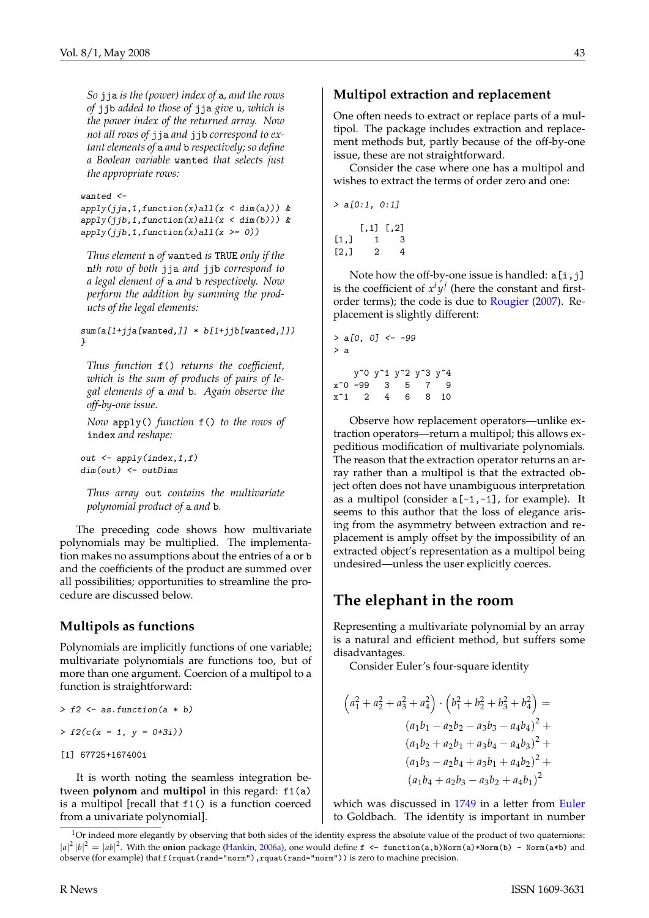*So* `jja` *is the (power) index of* `a`*, and the rows of* `jjb` *added to those of* `jja` *give* `u`*, which is the power index of the returned array. Now not all rows of* `jja` *and* `jjb` *correspond to extant elements of* `a` *and* `b` *respectively; so define a Boolean variable* `wanted` *that selects just the appropriate rows:*

```
wanted <-
apply(jja,1,function(x)all(x < dim(a))) &
apply(jjb,1,function(x)all(x < dim(b))) &
apply(jjb,1,function(x)all(x >= 0))
```

*Thus element* `n` *of* `wanted` *is* `TRUE` *only if the* `n`*th row of both* `jja` *and* `jjb` *correspond to a legal element of* `a` *and* `b` *respectively. Now perform the addition by summing the products of the legal elements:*

```
sum(a[1+jja[wanted,]] * b[1+jjb[wanted,]])
}
```

*Thus function* `f()` *returns the coefficient, which is the sum of products of pairs of legal elements of* `a` *and* `b`*. Again observe the off-by-one issue.*

*Now* `apply()` *function* `f()` *to the rows of* `index` *and reshape:*

```
out <- apply(index,1,f)
dim(out) <- outDims
```

*Thus array* `out` *contains the multivariate polynomial product of* `a` *and* `b`*.*

The preceding code shows how multivariate polynomials may be multiplied. The implementation makes no assumptions about the entries of `a` or `b` and the coefficients of the product are summed over all possibilities; opportunities to streamline the procedure are discussed below.

## Multipols as functions

Polynomials are implicitly functions of one variable; multivariate polynomials are functions too, but of more than one argument. Coercion of a multipol to a function is straightforward:

```
> f2 <- as.function(a * b)

> f2(c(x = 1, y = 0+3i))

[1] 67725+167400i
```

It is worth noting the seamless integration between **polynom** and **multipol** in this regard: `f1(a)` is a multipol [recall that `f1()` is a function coerced from a univariate polynomial].

## Multipol extraction and replacement

One often needs to extract or replace parts of a multipol. The package includes extraction and replacement methods but, partly because of the off-by-one issue, these are not straightforward.

Consider the case where one has a multipol and wishes to extract the terms of order zero and one:

```
> a[0:1, 0:1]

     [,1] [,2]
[1,]    1    3
[2,]    2    4
```

Note how the off-by-one issue is handled: `a[i,j]` is the coefficient of $x^i y^j$ (here the constant and first-order terms); the code is due to Rougier (2007). Replacement is slightly different:

```
> a[0, 0] <- -99
> a

    y^0 y^1 y^2 y^3 y^4
x^0 -99   3   5   7   9
x^1   2   4   6   8  10
```

Observe how replacement operators—unlike extraction operators—return a multipol; this allows expeditious modification of multivariate polynomials. The reason that the extraction operator returns an array rather than a multipol is that the extracted object often does not have unambiguous interpretation as a multipol (consider `a[-1,-1]`, for example). It seems to this author that the loss of elegance arising from the asymmetry between extraction and replacement is amply offset by the impossibility of an extracted object's representation as a multipol being undesired—unless the user explicitly coerces.

# The elephant in the room

Representing a multivariate polynomial by an array is a natural and efficient method, but suffers some disadvantages.

Consider Euler's four-square identity

$$
\begin{aligned}
\left(a_1^2 + a_2^2 + a_3^2 + a_4^2\right) \cdot \left(b_1^2 + b_2^2 + b_3^2 + b_4^2\right) = \\
(a_1 b_1 - a_2 b_2 - a_3 b_3 - a_4 b_4)^2 + \\
(a_1 b_2 + a_2 b_1 + a_3 b_4 - a_4 b_3)^2 + \\
(a_1 b_3 - a_2 b_4 + a_3 b_1 + a_4 b_2)^2 + \\
(a_1 b_4 + a_2 b_3 - a_3 b_2 + a_4 b_1)^2
\end{aligned}
$$

which was discussed in 1749 in a letter from Euler to Goldbach. The identity is important in number

[1] Or indeed more elegantly by observing that both sides of the identity express the absolute value of the product of two quaternions: $|a|^2 |b|^2 = |ab|^2$. With the **onion** package (Hankin, 2006a), one would define `f <- function(a,b)Norm(a)*Norm(b) - Norm(a*b)` and observe (for example) that `f(rquat(rand="norm"),rquat(rand="norm"))` is zero to machine precision.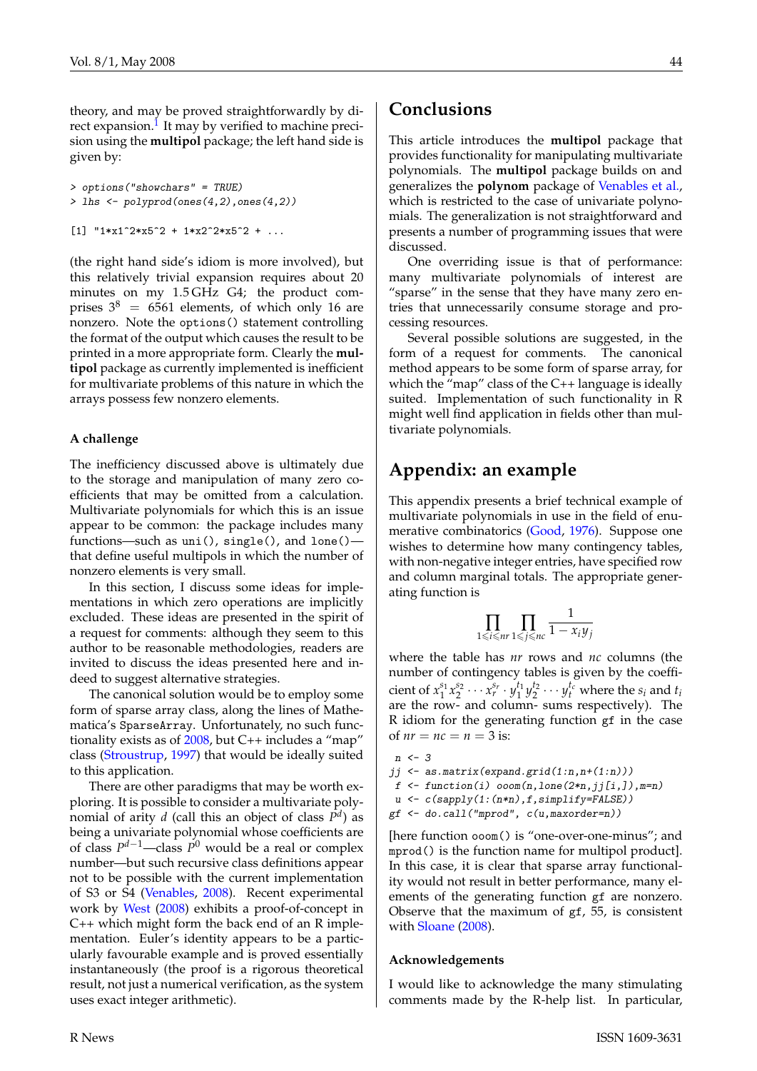theory, and may be proved straightforwardly by direct expansion.[1] It may by verified to machine precision using the **multipol** package; the left hand side is given by:

```
> options("showchars" = TRUE)
> lhs <- polyprod(ones(4,2),ones(4,2))

[1] "1*x1^2*x5^2 + 1*x2^2*x5^2 + ...
```

(the right hand side's idiom is more involved), but this relatively trivial expansion requires about 20 minutes on my 1.5 GHz G4; the product comprises $3^8 = 6561$ elements, of which only 16 are nonzero. Note the `options()` statement controlling the format of the output which causes the result to be printed in a more appropriate form. Clearly the **multipol** package as currently implemented is inefficient for multivariate problems of this nature in which the arrays possess few nonzero elements.

### A challenge

The inefficiency discussed above is ultimately due to the storage and manipulation of many zero coefficients that may be omitted from a calculation. Multivariate polynomials for which this is an issue appear to be common: the package includes many functions—such as `uni()`, `single()`, and `lone()`—that define useful multipols in which the number of nonzero elements is very small.

In this section, I discuss some ideas for implementations in which zero operations are implicitly excluded. These ideas are presented in the spirit of a request for comments: although they seem to this author to be reasonable methodologies, readers are invited to discuss the ideas presented here and indeed to suggest alternative strategies.

The canonical solution would be to employ some form of sparse array class, along the lines of Mathematica's `SparseArray`. Unfortunately, no such functionality exists as of 2008, but C++ includes a "map" class (Stroustrup, 1997) that would be ideally suited to this application.

There are other paradigms that may be worth exploring. It is possible to consider a multivariate polynomial of arity $d$ (call this an object of class $P^d$) as being a univariate polynomial whose coefficients are of class $P^{d-1}$—class $P^0$ would be a real or complex number—but such recursive class definitions appear not to be possible with the current implementation of S3 or S4 (Venables, 2008). Recent experimental work by West (2008) exhibits a proof-of-concept in C++ which might form the back end of an R implementation. Euler's identity appears to be a particularly favourable example and is proved essentially instantaneously (the proof is a rigorous theoretical result, not just a numerical verification, as the system uses exact integer arithmetic).

## Conclusions

This article introduces the **multipol** package that provides functionality for manipulating multivariate polynomials. The **multipol** package builds on and generalizes the **polynom** package of Venables et al., which is restricted to the case of univariate polynomials. The generalization is not straightforward and presents a number of programming issues that were discussed.

One overriding issue is that of performance: many multivariate polynomials of interest are "sparse" in the sense that they have many zero entries that unnecessarily consume storage and processing resources.

Several possible solutions are suggested, in the form of a request for comments. The canonical method appears to be some form of sparse array, for which the "map" class of the C++ language is ideally suited. Implementation of such functionality in R might well find application in fields other than multivariate polynomials.

## Appendix: an example

This appendix presents a brief technical example of multivariate polynomials in use in the field of enumerative combinatorics (Good, 1976). Suppose one wishes to determine how many contingency tables, with non-negative integer entries, have specified row and column marginal totals. The appropriate generating function is

$$\prod_{1\leqslant i\leqslant nr}\prod_{1\leqslant j\leqslant nc}\frac{1}{1-x_i y_j}$$

where the table has $nr$ rows and $nc$ columns (the number of contingency tables is given by the coefficient of $x_1^{s_1}x_2^{s_2}\cdots x_r^{s_r}\cdot y_1^{t_1}y_2^{t_2}\cdots y_t^{t_c}$ where the $s_i$ and $t_i$ are the row- and column- sums respectively). The R idiom for the generating function `gf` in the case of $nr = nc = n = 3$ is:

```
 n <- 3
jj <- as.matrix(expand.grid(1:n,n+(1:n)))
 f <- function(i) ooom(n,lone(2*n,jj[i,]),m=n)
 u <- c(sapply(1:(n*n),f,simplify=FALSE))
gf <- do.call("mprod", c(u,maxorder=n))
```

[here function `ooom()` is "one-over-one-minus"; and `mprod()` is the function name for multipol product]. In this case, it is clear that sparse array functionality would not result in better performance, many elements of the generating function `gf` are nonzero. Observe that the maximum of `gf`, 55, is consistent with Sloane (2008).

### Acknowledgements

I would like to acknowledge the many stimulating comments made by the R-help list. In particular,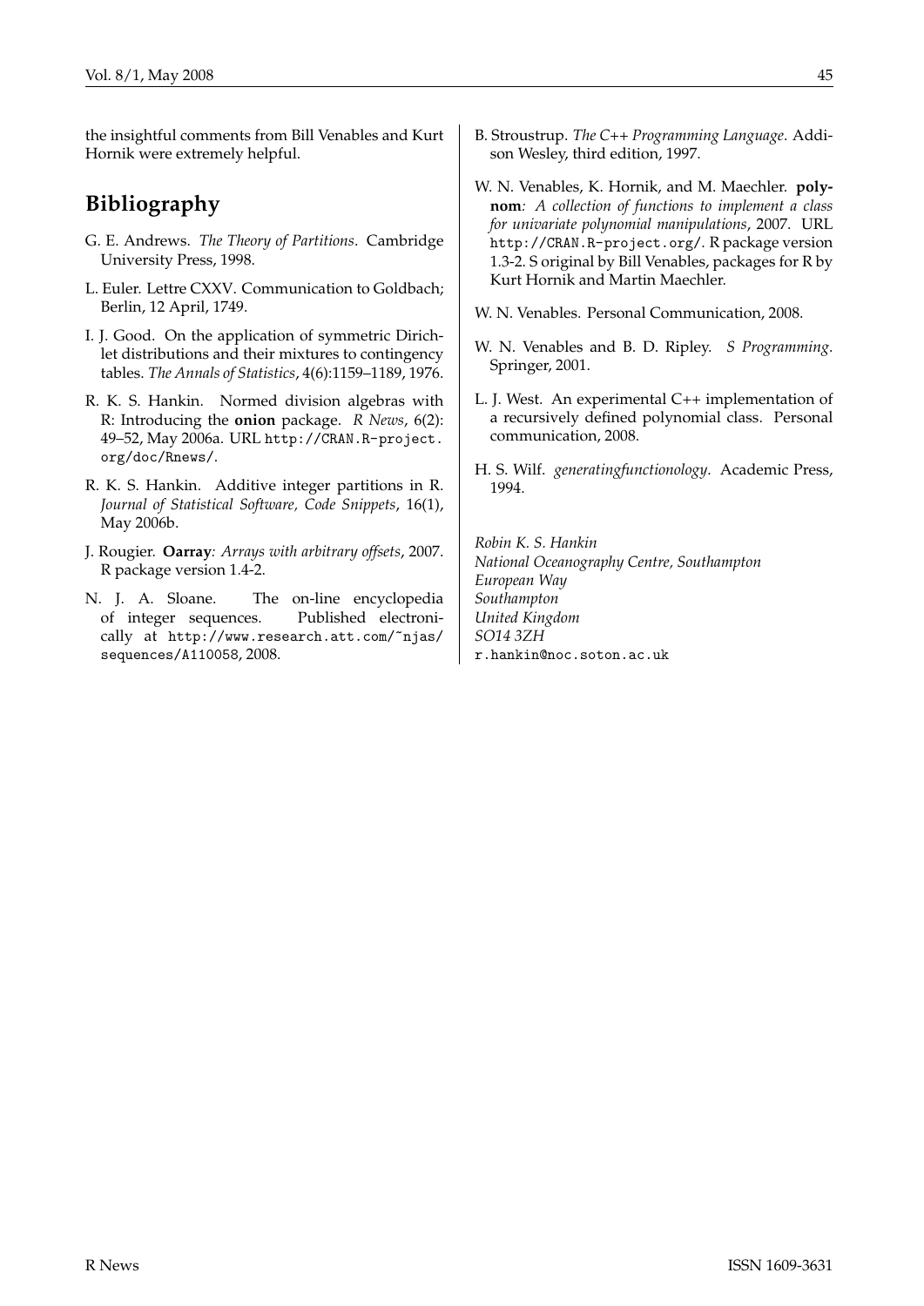the insightful comments from Bill Venables and Kurt Hornik were extremely helpful.

## Bibliography

G. E. Andrews. *The Theory of Partitions*. Cambridge University Press, 1998.

L. Euler. Lettre CXXV. Communication to Goldbach; Berlin, 12 April, 1749.

I. J. Good. On the application of symmetric Dirichlet distributions and their mixtures to contingency tables. *The Annals of Statistics*, 4(6):1159–1189, 1976.

R. K. S. Hankin. Normed division algebras with R: Introducing the **onion** package. *R News*, 6(2): 49–52, May 2006a. URL http://CRAN.R-project.org/doc/Rnews/.

R. K. S. Hankin. Additive integer partitions in R. *Journal of Statistical Software, Code Snippets*, 16(1), May 2006b.

J. Rougier. **Oarray***: Arrays with arbitrary offsets*, 2007. R package version 1.4-2.

N. J. A. Sloane. The on-line encyclopedia of integer sequences. Published electronically at http://www.research.att.com/~njas/sequences/A110058, 2008.

B. Stroustrup. *The C++ Programming Language*. Addison Wesley, third edition, 1997.

W. N. Venables, K. Hornik, and M. Maechler. **polynom***: A collection of functions to implement a class for univariate polynomial manipulations*, 2007. URL http://CRAN.R-project.org/. R package version 1.3-2. S original by Bill Venables, packages for R by Kurt Hornik and Martin Maechler.

W. N. Venables. Personal Communication, 2008.

W. N. Venables and B. D. Ripley. *S Programming*. Springer, 2001.

L. J. West. An experimental C++ implementation of a recursively defined polynomial class. Personal communication, 2008.

H. S. Wilf. *generatingfunctionology*. Academic Press, 1994.

*Robin K. S. Hankin*
*National Oceanography Centre, Southampton*
*European Way*
*Southampton*
*United Kingdom*
*SO14 3ZH*
r.hankin@noc.soton.ac.uk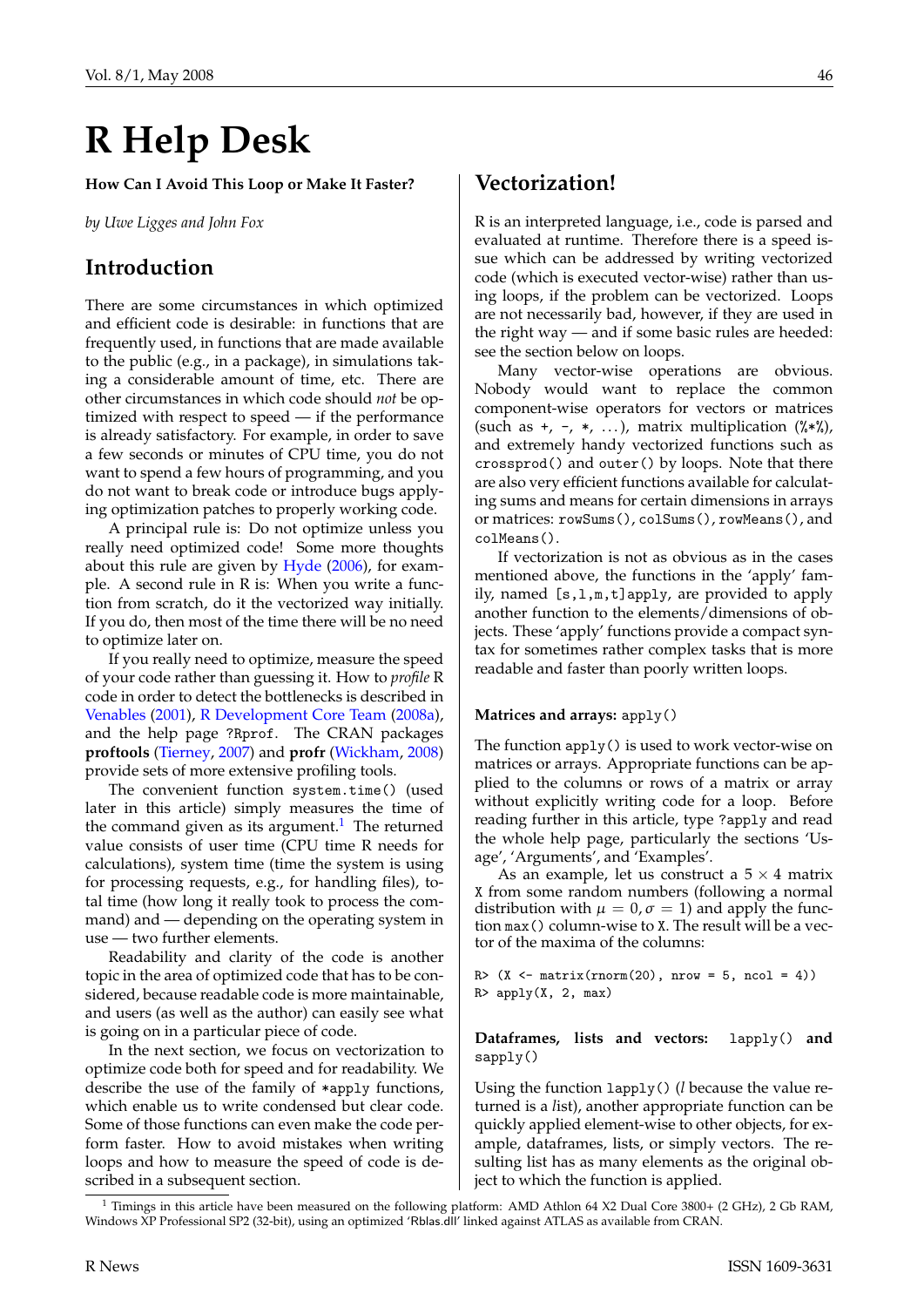# R Help Desk

**How Can I Avoid This Loop or Make It Faster?**

*by Uwe Ligges and John Fox*

## Introduction

There are some circumstances in which optimized and efficient code is desirable: in functions that are frequently used, in functions that are made available to the public (e.g., in a package), in simulations taking a considerable amount of time, etc. There are other circumstances in which code should *not* be optimized with respect to speed — if the performance is already satisfactory. For example, in order to save a few seconds or minutes of CPU time, you do not want to spend a few hours of programming, and you do not want to break code or introduce bugs applying optimization patches to properly working code.

A principal rule is: Do not optimize unless you really need optimized code! Some more thoughts about this rule are given by Hyde (2006), for example. A second rule in R is: When you write a function from scratch, do it the vectorized way initially. If you do, then most of the time there will be no need to optimize later on.

If you really need to optimize, measure the speed of your code rather than guessing it. How to *profile* R code in order to detect the bottlenecks is described in Venables (2001), R Development Core Team (2008a), and the help page `?Rprof`. The CRAN packages **proftools** (Tierney, 2007) and **profr** (Wickham, 2008) provide sets of more extensive profiling tools.

The convenient function `system.time()` (used later in this article) simply measures the time of the command given as its argument.[1] The returned value consists of user time (CPU time R needs for calculations), system time (time the system is using for processing requests, e.g., for handling files), total time (how long it really took to process the command) and — depending on the operating system in use — two further elements.

Readability and clarity of the code is another topic in the area of optimized code that has to be considered, because readable code is more maintainable, and users (as well as the author) can easily see what is going on in a particular piece of code.

In the next section, we focus on vectorization to optimize code both for speed and for readability. We describe the use of the family of `*apply` functions, which enable us to write condensed but clear code. Some of those functions can even make the code perform faster. How to avoid mistakes when writing loops and how to measure the speed of code is described in a subsequent section.

## Vectorization!

R is an interpreted language, i.e., code is parsed and evaluated at runtime. Therefore there is a speed issue which can be addressed by writing vectorized code (which is executed vector-wise) rather than using loops, if the problem can be vectorized. Loops are not necessarily bad, however, if they are used in the right way — and if some basic rules are heeded: see the section below on loops.

Many vector-wise operations are obvious. Nobody would want to replace the common component-wise operators for vectors or matrices (such as +, -, *, ...), matrix multiplication (`%*%`), and extremely handy vectorized functions such as `crossprod()` and `outer()` by loops. Note that there are also very efficient functions available for calculating sums and means for certain dimensions in arrays or matrices: `rowSums()`, `colSums()`, `rowMeans()`, and `colMeans()`.

If vectorization is not as obvious as in the cases mentioned above, the functions in the 'apply' family, named `[s,l,m,t]apply`, are provided to apply another function to the elements/dimensions of objects. These 'apply' functions provide a compact syntax for sometimes rather complex tasks that is more readable and faster than poorly written loops.

### Matrices and arrays: `apply()`

The function `apply()` is used to work vector-wise on matrices or arrays. Appropriate functions can be applied to the columns or rows of a matrix or array without explicitly writing code for a loop. Before reading further in this article, type `?apply` and read the whole help page, particularly the sections 'Usage', 'Arguments', and 'Examples'.

As an example, let us construct a $5 \times 4$ matrix `X` from some random numbers (following a normal distribution with $\mu = 0, \sigma = 1$) and apply the function `max()` column-wise to `X`. The result will be a vector of the maxima of the columns:

```
R> (X <- matrix(rnorm(20), nrow = 5, ncol = 4))
R> apply(X, 2, max)
```

### Dataframes, lists and vectors: `lapply()` and `sapply()`

Using the function `lapply()` (*l* because the value returned is a *l*ist), another appropriate function can be quickly applied element-wise to other objects, for example, dataframes, lists, or simply vectors. The resulting list has as many elements as the original object to which the function is applied.

[1] Timings in this article have been measured on the following platform: AMD Athlon 64 X2 Dual Core 3800+ (2 GHz), 2 Gb RAM, Windows XP Professional SP2 (32-bit), using an optimized 'Rblas.dll' linked against ATLAS as available from CRAN.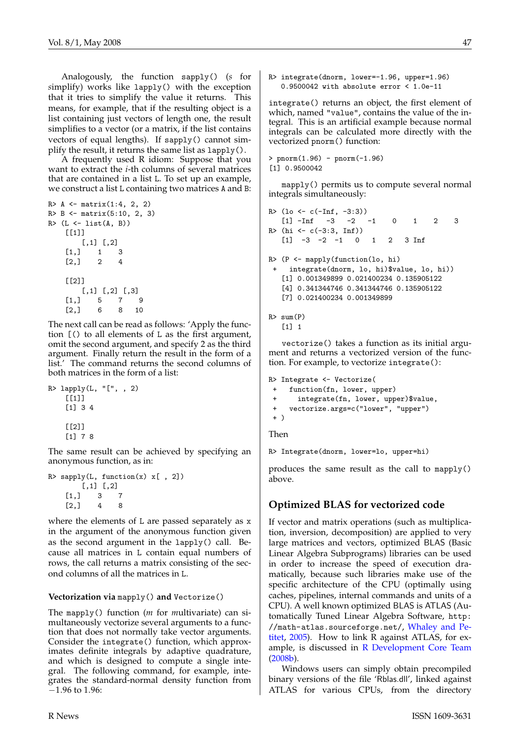Analogously, the function `sapply()` (*s* for *s*implify) works like `lapply()` with the exception that it tries to simplify the value it returns. This means, for example, that if the resulting object is a list containing just vectors of length one, the result simplifies to a vector (or a matrix, if the list contains vectors of equal lengths). If `sapply()` cannot simplify the result, it returns the same list as `lapply()`.

A frequently used R idiom: Suppose that you want to extract the *i*-th columns of several matrices that are contained in a list `L`. To set up an example, we construct a list `L` containing two matrices `A` and `B`:

```
R> A <- matrix(1:4, 2, 2)
R> B <- matrix(5:10, 2, 3)
R> (L <- list(A, B))
    [[1]]
         [,1] [,2]
    [1,]    1    3
    [2,]    2    4

    [[2]]
         [,1] [,2] [,3]
    [1,]    5    7    9
    [2,]    6    8   10
```

The next call can be read as follows: 'Apply the function `[()` to all elements of `L` as the first argument, omit the second argument, and specify 2 as the third argument. Finally return the result in the form of a list.' The command returns the second columns of both matrices in the form of a list:

```
R> lapply(L, "[", , 2)
    [[1]]
    [1] 3 4

    [[2]]
    [1] 7 8
```

The same result can be achieved by specifying an anonymous function, as in:

```
R> sapply(L, function(x) x[ , 2])
         [,1] [,2]
    [1,]    3    7
    [2,]    4    8
```

where the elements of `L` are passed separately as `x` in the argument of the anonymous function given as the second argument in the `lapply()` call. Because all matrices in `L` contain equal numbers of rows, the call returns a matrix consisting of the second columns of all the matrices in `L`.

### Vectorization via `mapply()` and `Vectorize()`

The `mapply()` function (*m* for *m*ultivariate) can simultaneously vectorize several arguments to a function that does not normally take vector arguments. Consider the `integrate()` function, which approximates definite integrals by adaptive quadrature, and which is designed to compute a single integral. The following command, for example, integrates the standard-normal density function from $-1.96$ to 1.96:

```
R> integrate(dnorm, lower=-1.96, upper=1.96)
   0.9500042 with absolute error < 1.0e-11
```

`integrate()` returns an object, the first element of which, named `"value"`, contains the value of the integral. This is an artificial example because normal integrals can be calculated more directly with the vectorized `pnorm()` function:

```
> pnorm(1.96) - pnorm(-1.96)
[1] 0.9500042
```

`mapply()` permits us to compute several normal integrals simultaneously:

```
R> (lo <- c(-Inf, -3:3))
   [1] -Inf   -3   -2   -1    0    1    2    3
R> (hi <- c(-3:3, Inf))
   [1]  -3  -2  -1   0   1   2   3 Inf

R> (P <- mapply(function(lo, hi)
 +   integrate(dnorm, lo, hi)$value, lo, hi))
   [1] 0.001349899 0.021400234 0.135905122
   [4] 0.341344746 0.341344746 0.135905122
   [7] 0.021400234 0.001349899

R> sum(P)
   [1] 1
```

`vectorize()` takes a function as its initial argument and returns a vectorized version of the function. For example, to vectorize `integrate()`:

```
R> Integrate <- Vectorize(
 +   function(fn, lower, upper)
 +     integrate(fn, lower, upper)$value,
 +   vectorize.args=c("lower", "upper")
 + )
```

Then

```
R> Integrate(dnorm, lower=lo, upper=hi)
```

produces the same result as the call to `mapply()` above.

## Optimized BLAS for vectorized code

If vector and matrix operations (such as multiplication, inversion, decomposition) are applied to very large matrices and vectors, optimized BLAS (Basic Linear Algebra Subprograms) libraries can be used in order to increase the speed of execution dramatically, because such libraries make use of the specific architecture of the CPU (optimally using caches, pipelines, internal commands and units of a CPU). A well known optimized BLAS is ATLAS (Automatically Tuned Linear Algebra Software, `http://math-atlas.sourceforge.net/`, Whaley and Petitet, 2005). How to link R against ATLAS, for example, is discussed in R Development Core Team (2008b).

Windows users can simply obtain precompiled binary versions of the file 'Rblas.dll', linked against ATLAS for various CPUs, from the directory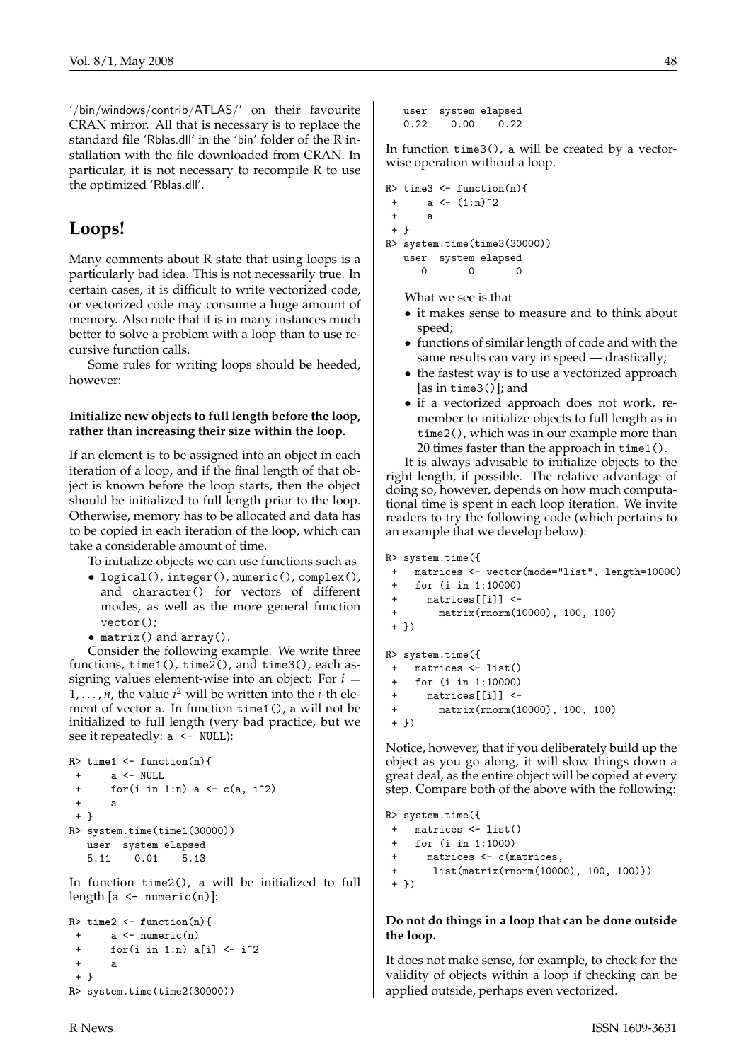'/bin/windows/contrib/ATLAS/' on their favourite CRAN mirror. All that is necessary is to replace the standard file 'Rblas.dll' in the 'bin' folder of the R installation with the file downloaded from CRAN. In particular, it is not necessary to recompile R to use the optimized 'Rblas.dll'.

## Loops!

Many comments about R state that using loops is a particularly bad idea. This is not necessarily true. In certain cases, it is difficult to write vectorized code, or vectorized code may consume a huge amount of memory. Also note that it is in many instances much better to solve a problem with a loop than to use recursive function calls.

Some rules for writing loops should be heeded, however:

**Initialize new objects to full length before the loop, rather than increasing their size within the loop.**

If an element is to be assigned into an object in each iteration of a loop, and if the final length of that object is known before the loop starts, then the object should be initialized to full length prior to the loop. Otherwise, memory has to be allocated and data has to be copied in each iteration of the loop, which can take a considerable amount of time.

To initialize objects we can use functions such as

- `logical()`, `integer()`, `numeric()`, `complex()`, and `character()` for vectors of different modes, as well as the more general function `vector()`;
- `matrix()` and `array()`.

Consider the following example. We write three functions, `time1()`, `time2()`, and `time3()`, each assigning values element-wise into an object: For $i = 1, \ldots, n$, the value $i^2$ will be written into the $i$-th element of vector `a`. In function `time1()`, `a` will not be initialized to full length (very bad practice, but we see it repeatedly: `a <- NULL`):

```
R> time1 <- function(n){
 +     a <- NULL
 +     for(i in 1:n) a <- c(a, i^2)
 +     a
 + }
R> system.time(time1(30000))
   user  system elapsed
   5.11    0.01    5.13
```

In function `time2()`, `a` will be initialized to full length [`a <- numeric(n)`]:

```
R> time2 <- function(n){
 +     a <- numeric(n)
 +     for(i in 1:n) a[i] <- i^2
 +     a
 + }
R> system.time(time2(30000))
   user  system elapsed
   0.22    0.00    0.22
```

In function `time3()`, `a` will be created by a vector-wise operation without a loop.

```
R> time3 <- function(n){
 +     a <- (1:n)^2
 +     a
 + }
R> system.time(time3(30000))
   user  system elapsed
      0       0       0
```

What we see is that

- it makes sense to measure and to think about speed;
- functions of similar length of code and with the same results can vary in speed — drastically;
- the fastest way is to use a vectorized approach [as in `time3()`]; and
- if a vectorized approach does not work, remember to initialize objects to full length as in `time2()`, which was in our example more than 20 times faster than the approach in `time1()`.

It is always advisable to initialize objects to the right length, if possible. The relative advantage of doing so, however, depends on how much computational time is spent in each loop iteration. We invite readers to try the following code (which pertains to an example that we develop below):

```
R> system.time({
 +   matrices <- vector(mode="list", length=10000)
 +   for (i in 1:10000)
 +     matrices[[i]] <-
 +       matrix(rnorm(10000), 100, 100)
 + })

R> system.time({
 +   matrices <- list()
 +   for (i in 1:10000)
 +     matrices[[i]] <-
 +       matrix(rnorm(10000), 100, 100)
 + })
```

Notice, however, that if you deliberately build up the object as you go along, it will slow things down a great deal, as the entire object will be copied at every step. Compare both of the above with the following:

```
R> system.time({
 +   matrices <- list()
 +   for (i in 1:1000)
 +     matrices <- c(matrices,
 +       list(matrix(rnorm(10000), 100, 100)))
 + })
```

**Do not do things in a loop that can be done outside the loop.**

It does not make sense, for example, to check for the validity of objects within a loop if checking can be applied outside, perhaps even vectorized.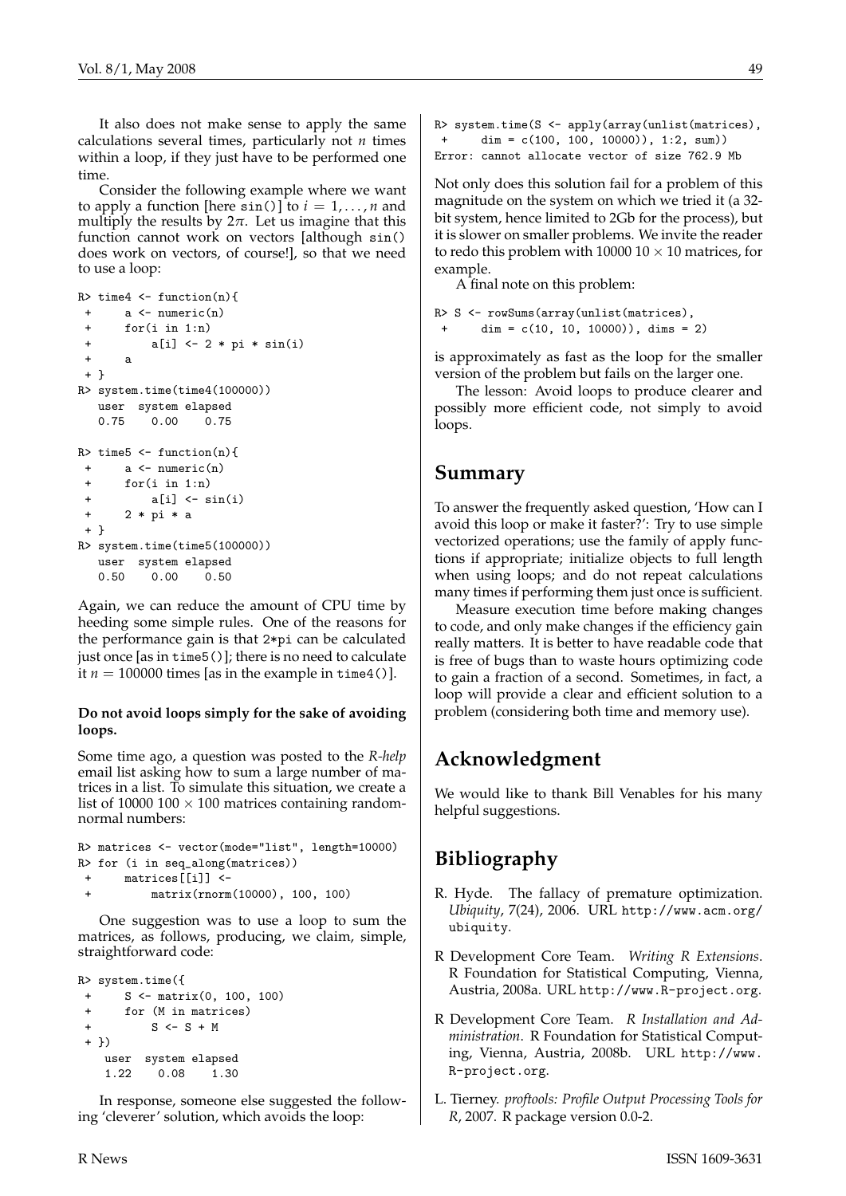It also does not make sense to apply the same calculations several times, particularly not $n$ times within a loop, if they just have to be performed one time.

Consider the following example where we want to apply a function [here `sin()`] to $i = 1, \ldots, n$ and multiply the results by $2\pi$. Let us imagine that this function cannot work on vectors [although `sin()` does work on vectors, of course!], so that we need to use a loop:

```
R> time4 <- function(n){
 +     a <- numeric(n)
 +     for(i in 1:n)
 +         a[i] <- 2 * pi * sin(i)
 +     a
 + }
R> system.time(time4(100000))
   user  system elapsed
   0.75    0.00    0.75

R> time5 <- function(n){
 +     a <- numeric(n)
 +     for(i in 1:n)
 +         a[i] <- sin(i)
 +     2 * pi * a
 + }
R> system.time(time5(100000))
   user  system elapsed
   0.50    0.00    0.50
```

Again, we can reduce the amount of CPU time by heeding some simple rules. One of the reasons for the performance gain is that `2*pi` can be calculated just once [as in `time5()`]; there is no need to calculate it $n = 100000$ times [as in the example in `time4()`].

**Do not avoid loops simply for the sake of avoiding loops.**

Some time ago, a question was posted to the *R-help* email list asking how to sum a large number of matrices in a list. To simulate this situation, we create a list of 10000 $100 \times 100$ matrices containing random-normal numbers:

```
R> matrices <- vector(mode="list", length=10000)
R> for (i in seq_along(matrices))
 +     matrices[[i]] <-
 +         matrix(rnorm(10000), 100, 100)
```

One suggestion was to use a loop to sum the matrices, as follows, producing, we claim, simple, straightforward code:

```
R> system.time({
 +     S <- matrix(0, 100, 100)
 +     for (M in matrices)
 +         S <- S + M
 + })
    user  system elapsed
    1.22    0.08    1.30
```

In response, someone else suggested the following 'cleverer' solution, which avoids the loop:

```
R> system.time(S <- apply(array(unlist(matrices),
 +     dim = c(100, 100, 10000)), 1:2, sum))
Error: cannot allocate vector of size 762.9 Mb
```

Not only does this solution fail for a problem of this magnitude on the system on which we tried it (a 32-bit system, hence limited to 2Gb for the process), but it is slower on smaller problems. We invite the reader to redo this problem with 10000 $10 \times 10$ matrices, for example.

A final note on this problem:

```
R> S <- rowSums(array(unlist(matrices),
 +     dim = c(10, 10, 10000)), dims = 2)
```

is approximately as fast as the loop for the smaller version of the problem but fails on the larger one.

The lesson: Avoid loops to produce clearer and possibly more efficient code, not simply to avoid loops.

## Summary

To answer the frequently asked question, 'How can I avoid this loop or make it faster?': Try to use simple vectorized operations; use the family of apply functions if appropriate; initialize objects to full length when using loops; and do not repeat calculations many times if performing them just once is sufficient.

Measure execution time before making changes to code, and only make changes if the efficiency gain really matters. It is better to have readable code that is free of bugs than to waste hours optimizing code to gain a fraction of a second. Sometimes, in fact, a loop will provide a clear and efficient solution to a problem (considering both time and memory use).

## Acknowledgment

We would like to thank Bill Venables for his many helpful suggestions.

## Bibliography

R. Hyde. The fallacy of premature optimization. *Ubiquity*, 7(24), 2006. URL http://www.acm.org/ubiquity.

R Development Core Team. *Writing R Extensions*. R Foundation for Statistical Computing, Vienna, Austria, 2008a. URL http://www.R-project.org.

R Development Core Team. *R Installation and Administration*. R Foundation for Statistical Computing, Vienna, Austria, 2008b. URL http://www.R-project.org.

L. Tierney. *proftools: Profile Output Processing Tools for R*, 2007. R package version 0.0-2.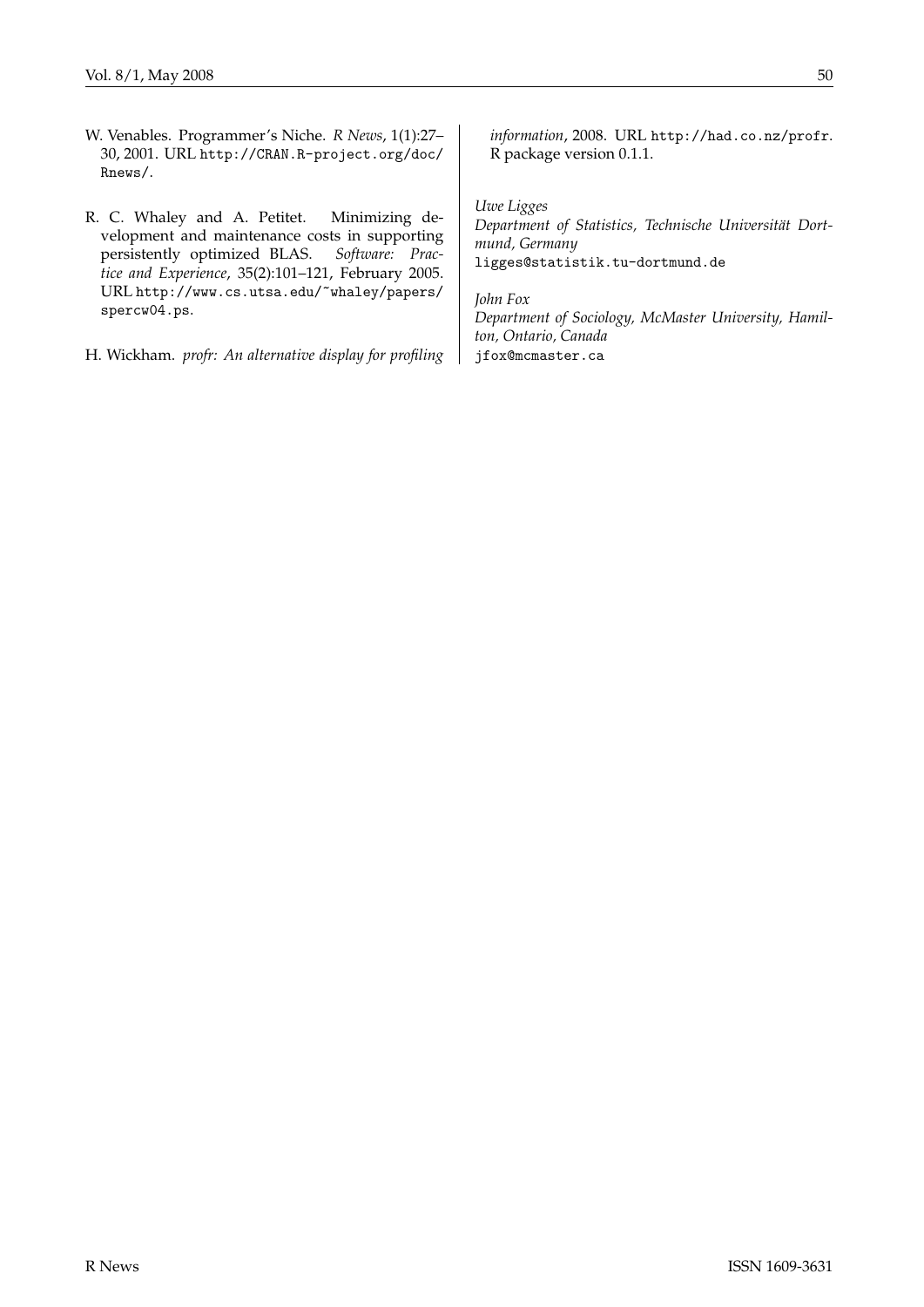W. Venables. Programmer's Niche. *R News*, 1(1):27–30, 2001. URL http://CRAN.R-project.org/doc/Rnews/.

R. C. Whaley and A. Petitet. Minimizing development and maintenance costs in supporting persistently optimized BLAS. *Software: Practice and Experience*, 35(2):101–121, February 2005. URL http://www.cs.utsa.edu/~whaley/papers/spercw04.ps.

H. Wickham. *profr: An alternative display for profiling information*, 2008. URL http://had.co.nz/profr. R package version 0.1.1.

*Uwe Ligges*
*Department of Statistics, Technische Universität Dortmund, Germany*
ligges@statistik.tu-dortmund.de

*John Fox*
*Department of Sociology, McMaster University, Hamilton, Ontario, Canada*
jfox@mcmaster.ca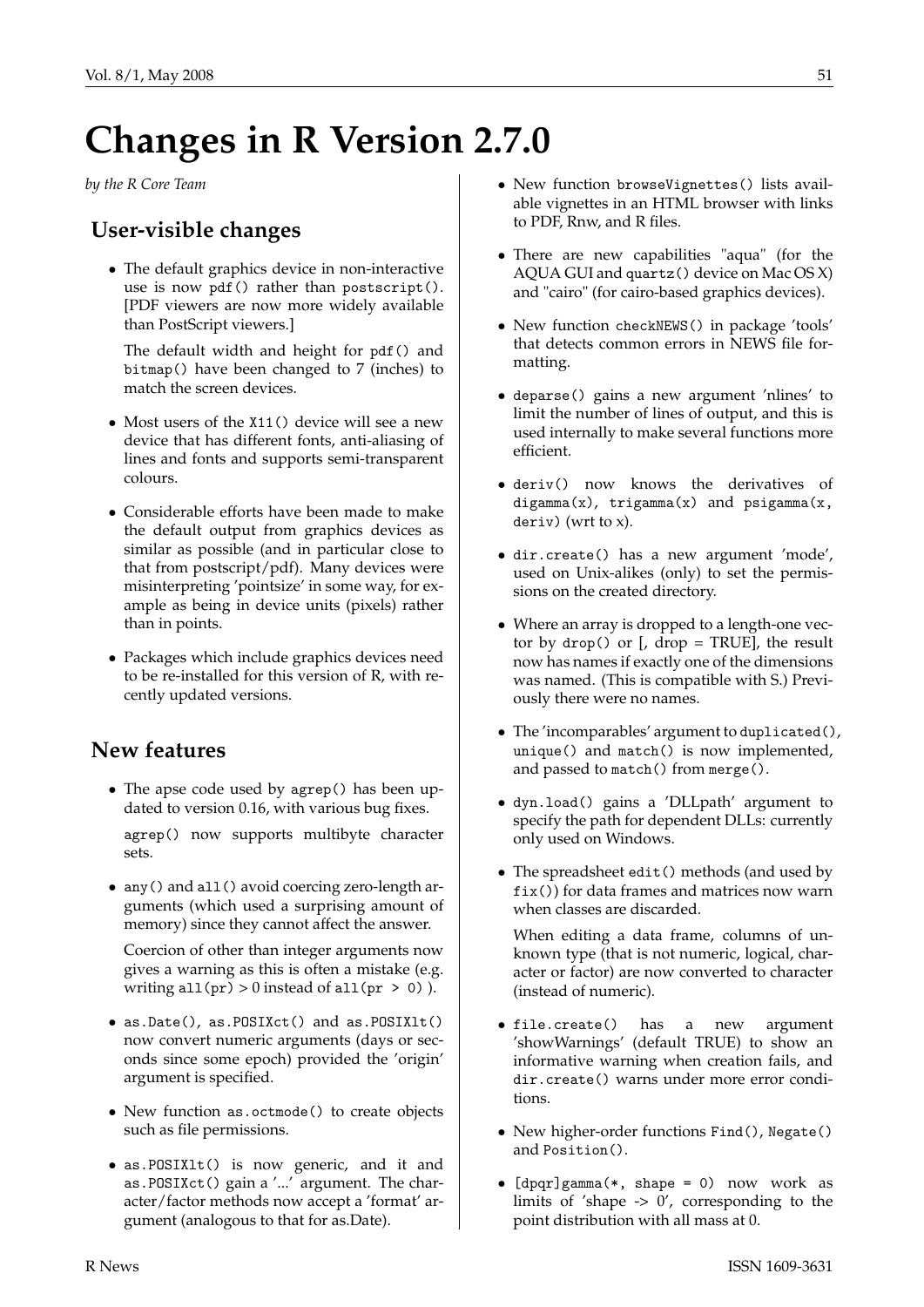# Changes in R Version 2.7.0

*by the R Core Team*

## User-visible changes

- The default graphics device in non-interactive use is now `pdf()` rather than `postscript()`. [PDF viewers are now more widely available than PostScript viewers.]

  The default width and height for `pdf()` and `bitmap()` have been changed to 7 (inches) to match the screen devices.

- Most users of the `X11()` device will see a new device that has different fonts, anti-aliasing of lines and fonts and supports semi-transparent colours.

- Considerable efforts have been made to make the default output from graphics devices as similar as possible (and in particular close to that from postscript/pdf). Many devices were misinterpreting 'pointsize' in some way, for example as being in device units (pixels) rather than in points.

- Packages which include graphics devices need to be re-installed for this version of R, with recently updated versions.

## New features

- The apse code used by `agrep()` has been updated to version 0.16, with various bug fixes.

  `agrep()` now supports multibyte character sets.

- `any()` and `all()` avoid coercing zero-length arguments (which used a surprising amount of memory) since they cannot affect the answer.

  Coercion of other than integer arguments now gives a warning as this is often a mistake (e.g. writing `all(pr)` > 0 instead of `all(pr > 0)` ).

- `as.Date()`, `as.POSIXct()` and `as.POSIXlt()` now convert numeric arguments (days or seconds since some epoch) provided the 'origin' argument is specified.

- New function `as.octmode()` to create objects such as file permissions.

- `as.POSIXlt()` is now generic, and it and `as.POSIXct()` gain a '...' argument. The character/factor methods now accept a 'format' argument (analogous to that for as.Date).

- New function `browseVignettes()` lists available vignettes in an HTML browser with links to PDF, Rnw, and R files.

- There are new capabilities "aqua" (for the AQUA GUI and `quartz()` device on Mac OS X) and "cairo" (for cairo-based graphics devices).

- New function `checkNEWS()` in package 'tools' that detects common errors in NEWS file formatting.

- `deparse()` gains a new argument 'nlines' to limit the number of lines of output, and this is used internally to make several functions more efficient.

- `deriv()` now knows the derivatives of `digamma(x)`, `trigamma(x)` and `psigamma(x, deriv)` (wrt to `x`).

- `dir.create()` has a new argument 'mode', used on Unix-alikes (only) to set the permissions on the created directory.

- Where an array is dropped to a length-one vector by `drop()` or [, drop = TRUE], the result now has names if exactly one of the dimensions was named. (This is compatible with S.) Previously there were no names.

- The 'incomparables' argument to `duplicated()`, `unique()` and `match()` is now implemented, and passed to `match()` from `merge()`.

- `dyn.load()` gains a 'DLLpath' argument to specify the path for dependent DLLs: currently only used on Windows.

- The spreadsheet `edit()` methods (and used by `fix()`) for data frames and matrices now warn when classes are discarded.

  When editing a data frame, columns of unknown type (that is not numeric, logical, character or factor) are now converted to character (instead of numeric).

- `file.create()` has a new argument 'showWarnings' (default TRUE) to show an informative warning when creation fails, and `dir.create()` warns under more error conditions.

- New higher-order functions `Find()`, `Negate()` and `Position()`.

- `[dpqr]gamma(*, shape = 0)` now work as limits of 'shape -> 0', corresponding to the point distribution with all mass at 0.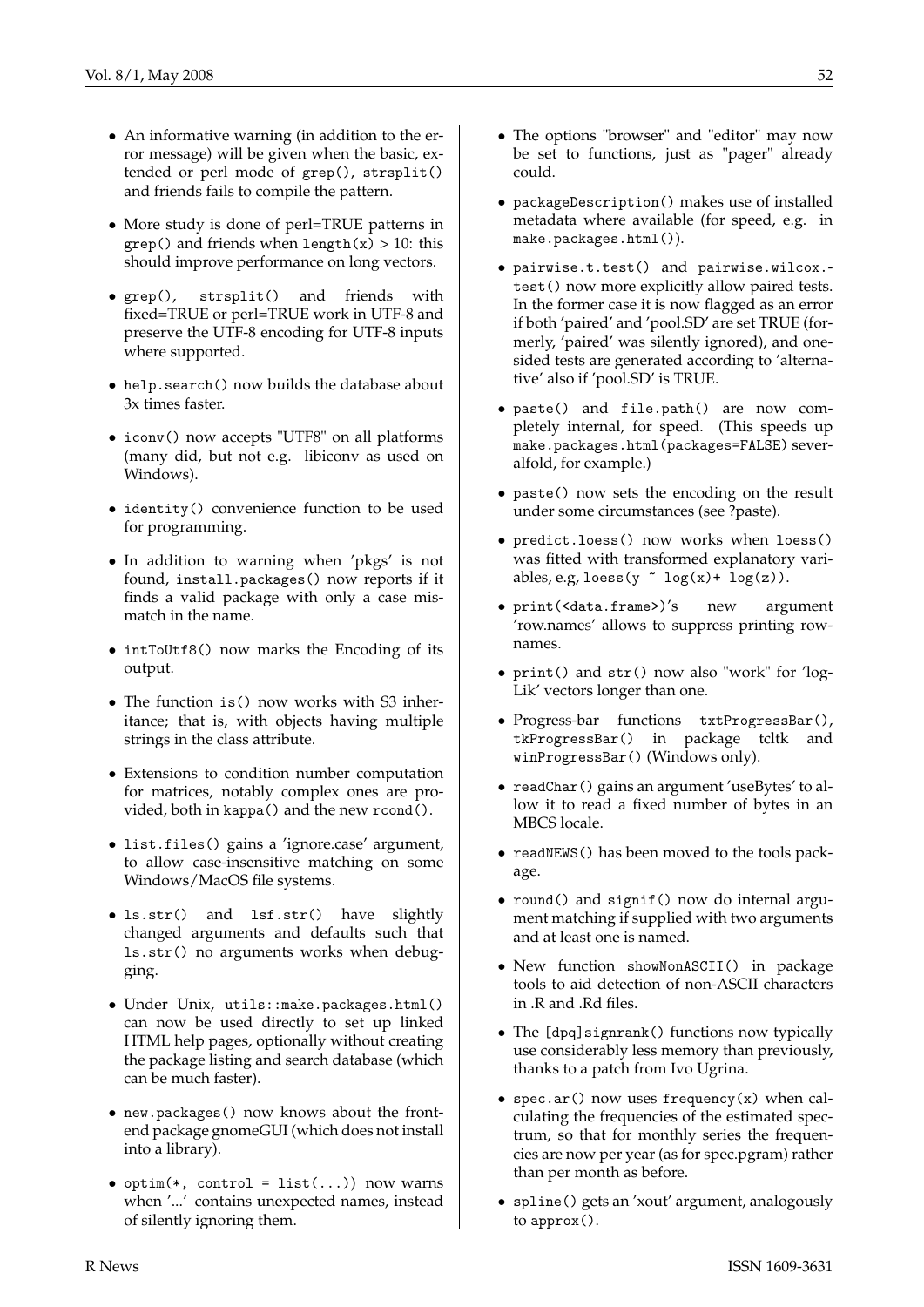- An informative warning (in addition to the error message) will be given when the basic, extended or perl mode of `grep()`, `strsplit()` and friends fails to compile the pattern.

- More study is done of perl=TRUE patterns in `grep()` and friends when `length(x) > 10`: this should improve performance on long vectors.

- `grep()`, `strsplit()` and friends with fixed=TRUE or perl=TRUE work in UTF-8 and preserve the UTF-8 encoding for UTF-8 inputs where supported.

- `help.search()` now builds the database about 3x times faster.

- `iconv()` now accepts "UTF8" on all platforms (many did, but not e.g. libiconv as used on Windows).

- `identity()` convenience function to be used for programming.

- In addition to warning when 'pkgs' is not found, `install.packages()` now reports if it finds a valid package with only a case mismatch in the name.

- `intToUtf8()` now marks the Encoding of its output.

- The function `is()` now works with S3 inheritance; that is, with objects having multiple strings in the class attribute.

- Extensions to condition number computation for matrices, notably complex ones are provided, both in `kappa()` and the new `rcond()`.

- `list.files()` gains a 'ignore.case' argument, to allow case-insensitive matching on some Windows/MacOS file systems.

- `ls.str()` and `lsf.str()` have slightly changed arguments and defaults such that `ls.str()` no arguments works when debugging.

- Under Unix, `utils::make.packages.html()` can now be used directly to set up linked HTML help pages, optionally without creating the package listing and search database (which can be much faster).

- `new.packages()` now knows about the front-end package gnomeGUI (which does not install into a library).

- `optim(*, control = list(...))` now warns when '...' contains unexpected names, instead of silently ignoring them.

- The options "browser" and "editor" may now be set to functions, just as "pager" already could.

- `packageDescription()` makes use of installed metadata where available (for speed, e.g. in `make.packages.html()`).

- `pairwise.t.test()` and `pairwise.wilcox.test()` now more explicitly allow paired tests. In the former case it is now flagged as an error if both 'paired' and 'pool.SD' are set TRUE (formerly, 'paired' was silently ignored), and one-sided tests are generated according to 'alternative' also if 'pool.SD' is TRUE.

- `paste()` and `file.path()` are now completely internal, for speed. (This speeds up `make.packages.html(packages=FALSE)` severalfold, for example.)

- `paste()` now sets the encoding on the result under some circumstances (see ?paste).

- `predict.loess()` now works when `loess()` was fitted with transformed explanatory variables, e.g, `loess(y ~ log(x)+ log(z))`.

- `print(<data.frame>)`'s new argument 'row.names' allows to suppress printing rownames.

- `print()` and `str()` now also "work" for 'logLik' vectors longer than one.

- Progress-bar functions `txtProgressBar()`, `tkProgressBar()` in package tcltk and `winProgressBar()` (Windows only).

- `readChar()` gains an argument 'useBytes' to allow it to read a fixed number of bytes in an MBCS locale.

- `readNEWS()` has been moved to the tools package.

- `round()` and `signif()` now do internal argument matching if supplied with two arguments and at least one is named.

- New function `showNonASCII()` in package tools to aid detection of non-ASCII characters in .R and .Rd files.

- The `[dpq]signrank()` functions now typically use considerably less memory than previously, thanks to a patch from Ivo Ugrina.

- `spec.ar()` now uses `frequency(x)` when calculating the frequencies of the estimated spectrum, so that for monthly series the frequencies are now per year (as for spec.pgram) rather than per month as before.

- `spline()` gets an 'xout' argument, analogously to `approx()`.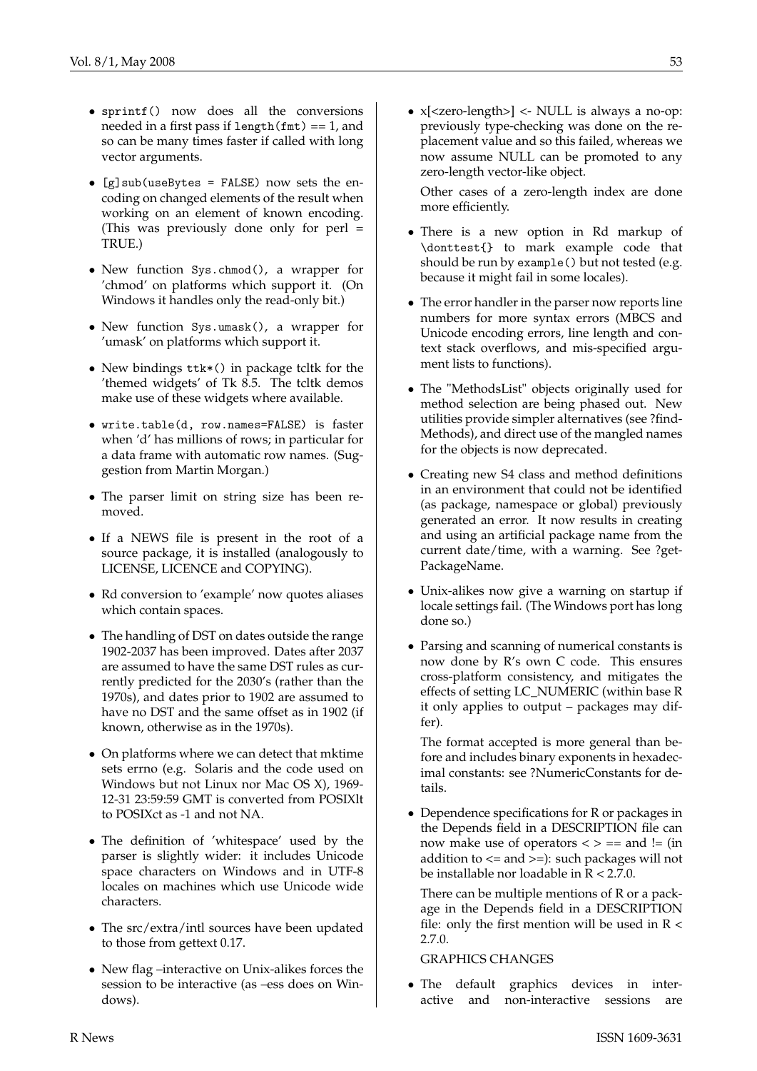- sprintf() now does all the conversions needed in a first pass if length(fmt) == 1, and so can be many times faster if called with long vector arguments.

- [g]sub(useBytes = FALSE) now sets the encoding on changed elements of the result when working on an element of known encoding. (This was previously done only for perl = TRUE.)

- New function Sys.chmod(), a wrapper for 'chmod' on platforms which support it. (On Windows it handles only the read-only bit.)

- New function Sys.umask(), a wrapper for 'umask' on platforms which support it.

- New bindings ttk*() in package tcltk for the 'themed widgets' of Tk 8.5. The tcltk demos make use of these widgets where available.

- write.table(d, row.names=FALSE) is faster when 'd' has millions of rows; in particular for a data frame with automatic row names. (Suggestion from Martin Morgan.)

- The parser limit on string size has been removed.

- If a NEWS file is present in the root of a source package, it is installed (analogously to LICENSE, LICENCE and COPYING).

- Rd conversion to 'example' now quotes aliases which contain spaces.

- The handling of DST on dates outside the range 1902-2037 has been improved. Dates after 2037 are assumed to have the same DST rules as currently predicted for the 2030's (rather than the 1970s), and dates prior to 1902 are assumed to have no DST and the same offset as in 1902 (if known, otherwise as in the 1970s).

- On platforms where we can detect that mktime sets errno (e.g. Solaris and the code used on Windows but not Linux nor Mac OS X), 1969-12-31 23:59:59 GMT is converted from POSIXlt to POSIXct as -1 and not NA.

- The definition of 'whitespace' used by the parser is slightly wider: it includes Unicode space characters on Windows and in UTF-8 locales on machines which use Unicode wide characters.

- The src/extra/intl sources have been updated to those from gettext 0.17.

- New flag –interactive on Unix-alikes forces the session to be interactive (as –ess does on Windows).

- x[<zero-length>] <- NULL is always a no-op: previously type-checking was done on the replacement value and so this failed, whereas we now assume NULL can be promoted to any zero-length vector-like object.

  Other cases of a zero-length index are done more efficiently.

- There is a new option in Rd markup of \donttest{} to mark example code that should be run by example() but not tested (e.g. because it might fail in some locales).

- The error handler in the parser now reports line numbers for more syntax errors (MBCS and Unicode encoding errors, line length and context stack overflows, and mis-specified argument lists to functions).

- The "MethodsList" objects originally used for method selection are being phased out. New utilities provide simpler alternatives (see ?findMethods), and direct use of the mangled names for the objects is now deprecated.

- Creating new S4 class and method definitions in an environment that could not be identified (as package, namespace or global) previously generated an error. It now results in creating and using an artificial package name from the current date/time, with a warning. See ?getPackageName.

- Unix-alikes now give a warning on startup if locale settings fail. (The Windows port has long done so.)

- Parsing and scanning of numerical constants is now done by R's own C code. This ensures cross-platform consistency, and mitigates the effects of setting LC_NUMERIC (within base R it only applies to output – packages may differ).

  The format accepted is more general than before and includes binary exponents in hexadecimal constants: see ?NumericConstants for details.

- Dependence specifications for R or packages in the Depends field in a DESCRIPTION file can now make use of operators < > == and != (in addition to <= and >=): such packages will not be installable nor loadable in R < 2.7.0.

  There can be multiple mentions of R or a package in the Depends field in a DESCRIPTION file: only the first mention will be used in R < 2.7.0.

GRAPHICS CHANGES

- The default graphics devices in interactive and non-interactive sessions are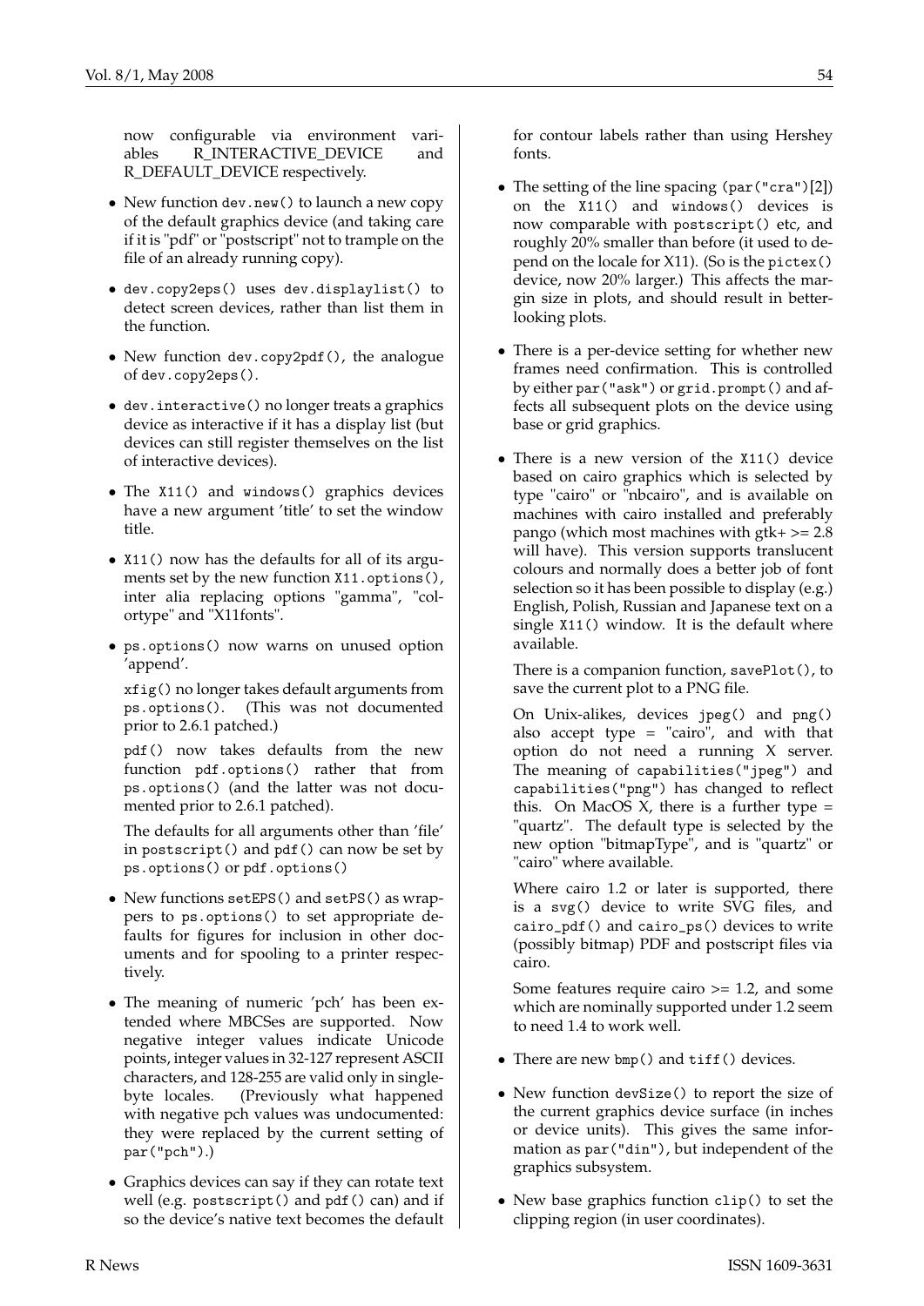now configurable via environment variables R_INTERACTIVE_DEVICE and R_DEFAULT_DEVICE respectively.

- New function `dev.new()` to launch a new copy of the default graphics device (and taking care if it is "pdf" or "postscript" not to trample on the file of an already running copy).

- `dev.copy2eps()` uses `dev.displaylist()` to detect screen devices, rather than list them in the function.

- New function `dev.copy2pdf()`, the analogue of `dev.copy2eps()`.

- `dev.interactive()` no longer treats a graphics device as interactive if it has a display list (but devices can still register themselves on the list of interactive devices).

- The `X11()` and `windows()` graphics devices have a new argument 'title' to set the window title.

- `X11()` now has the defaults for all of its arguments set by the new function `X11.options()`, inter alia replacing options "gamma", "colortype" and "X11fonts".

- `ps.options()` now warns on unused option 'append'.

  `xfig()` no longer takes default arguments from `ps.options()`. (This was not documented prior to 2.6.1 patched.)

  `pdf()` now takes defaults from the new function `pdf.options()` rather that from `ps.options()` (and the latter was not documented prior to 2.6.1 patched).

  The defaults for all arguments other than 'file' in `postscript()` and `pdf()` can now be set by `ps.options()` or `pdf.options()`

- New functions `setEPS()` and `setPS()` as wrappers to `ps.options()` to set appropriate defaults for figures for inclusion in other documents and for spooling to a printer respectively.

- The meaning of numeric 'pch' has been extended where MBCSes are supported. Now negative integer values indicate Unicode points, integer values in 32-127 represent ASCII characters, and 128-255 are valid only in single-byte locales. (Previously what happened with negative pch values was undocumented: they were replaced by the current setting of `par("pch")`.)

- Graphics devices can say if they can rotate text well (e.g. `postscript()` and `pdf()` can) and if so the device's native text becomes the default for contour labels rather than using Hershey fonts.

- The setting of the line spacing (`par("cra")[2]`) on the `X11()` and `windows()` devices is now comparable with `postscript()` etc, and roughly 20% smaller than before (it used to depend on the locale for X11). (So is the `pictex()` device, now 20% larger.) This affects the margin size in plots, and should result in better-looking plots.

- There is a per-device setting for whether new frames need confirmation. This is controlled by either `par("ask")` or `grid.prompt()` and affects all subsequent plots on the device using base or grid graphics.

- There is a new version of the `X11()` device based on cairo graphics which is selected by type "cairo" or "nbcairo", and is available on machines with cairo installed and preferably pango (which most machines with gtk+ >= 2.8 will have). This version supports translucent colours and normally does a better job of font selection so it has been possible to display (e.g.) English, Polish, Russian and Japanese text on a single `X11()` window. It is the default where available.

  There is a companion function, `savePlot()`, to save the current plot to a PNG file.

  On Unix-alikes, devices `jpeg()` and `png()` also accept type = "cairo", and with that option do not need a running X server. The meaning of `capabilities("jpeg")` and `capabilities("png")` has changed to reflect this. On MacOS X, there is a further type = "quartz". The default type is selected by the new option "bitmapType", and is "quartz" or "cairo" where available.

  Where cairo 1.2 or later is supported, there is a `svg()` device to write SVG files, and `cairo_pdf()` and `cairo_ps()` devices to write (possibly bitmap) PDF and postscript files via cairo.

  Some features require cairo >= 1.2, and some which are nominally supported under 1.2 seem to need 1.4 to work well.

- There are new `bmp()` and `tiff()` devices.

- New function `devSize()` to report the size of the current graphics device surface (in inches or device units). This gives the same information as `par("din")`, but independent of the graphics subsystem.

- New base graphics function `clip()` to set the clipping region (in user coordinates).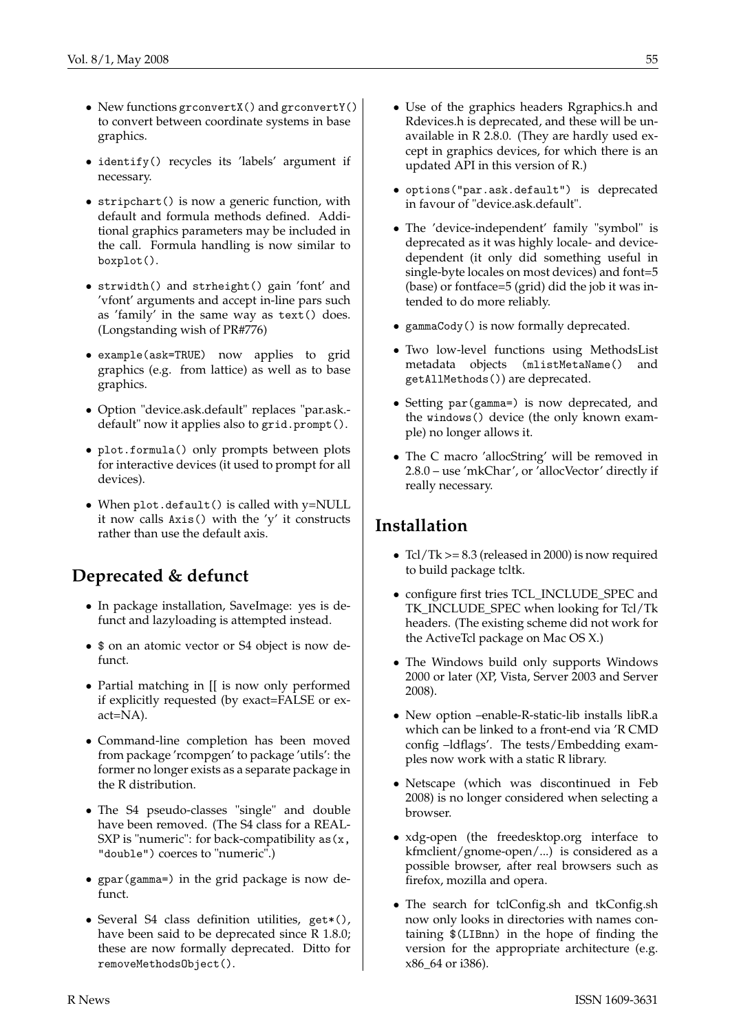- New functions `grconvertX()` and `grconvertY()` to convert between coordinate systems in base graphics.

- `identify()` recycles its 'labels' argument if necessary.

- `stripchart()` is now a generic function, with default and formula methods defined. Additional graphics parameters may be included in the call. Formula handling is now similar to `boxplot()`.

- `strwidth()` and `strheight()` gain 'font' and 'vfont' arguments and accept in-line pars such as 'family' in the same way as `text()` does. (Longstanding wish of PR#776)

- `example(ask=TRUE)` now applies to grid graphics (e.g. from lattice) as well as to base graphics.

- Option "device.ask.default" replaces "par.ask.default" now it applies also to `grid.prompt()`.

- `plot.formula()` only prompts between plots for interactive devices (it used to prompt for all devices).

- When `plot.default()` is called with y=NULL it now calls `Axis()` with the 'y' it constructs rather than use the default axis.

## Deprecated & defunct

- In package installation, SaveImage: yes is defunct and lazyloading is attempted instead.

- `$` on an atomic vector or S4 object is now defunct.

- Partial matching in [[ is now only performed if explicitly requested (by exact=FALSE or exact=NA).

- Command-line completion has been moved from package 'rcompgen' to package 'utils': the former no longer exists as a separate package in the R distribution.

- The S4 pseudo-classes "single" and double have been removed. (The S4 class for a REALSXP is "numeric": for back-compatibility `as(x, "double")` coerces to "numeric".)

- `gpar(gamma=)` in the grid package is now defunct.

- Several S4 class definition utilities, `get*()`, have been said to be deprecated since R 1.8.0; these are now formally deprecated. Ditto for `removeMethodsObject()`.

- Use of the graphics headers Rgraphics.h and Rdevices.h is deprecated, and these will be unavailable in R 2.8.0. (They are hardly used except in graphics devices, for which there is an updated API in this version of R.)

- `options("par.ask.default")` is deprecated in favour of "device.ask.default".

- The 'device-independent' family "symbol" is deprecated as it was highly locale- and device-dependent (it only did something useful in single-byte locales on most devices) and font=5 (base) or fontface=5 (grid) did the job it was intended to do more reliably.

- `gammaCody()` is now formally deprecated.

- Two low-level functions using MethodsList metadata objects (`mlistMetaName()` and `getAllMethods()`) are deprecated.

- Setting `par(gamma=)` is now deprecated, and the `windows()` device (the only known example) no longer allows it.

- The C macro 'allocString' will be removed in 2.8.0 – use 'mkChar', or 'allocVector' directly if really necessary.

## Installation

- Tcl/Tk >= 8.3 (released in 2000) is now required to build package tcltk.

- configure first tries TCL_INCLUDE_SPEC and TK_INCLUDE_SPEC when looking for Tcl/Tk headers. (The existing scheme did not work for the ActiveTcl package on Mac OS X.)

- The Windows build only supports Windows 2000 or later (XP, Vista, Server 2003 and Server 2008).

- New option –enable-R-static-lib installs libR.a which can be linked to a front-end via 'R CMD config –ldflags'. The tests/Embedding examples now work with a static R library.

- Netscape (which was discontinued in Feb 2008) is no longer considered when selecting a browser.

- xdg-open (the freedesktop.org interface to kfmclient/gnome-open/...) is considered as a possible browser, after real browsers such as firefox, mozilla and opera.

- The search for tclConfig.sh and tkConfig.sh now only looks in directories with names containing `$(LIBnn)` in the hope of finding the version for the appropriate architecture (e.g. x86_64 or i386).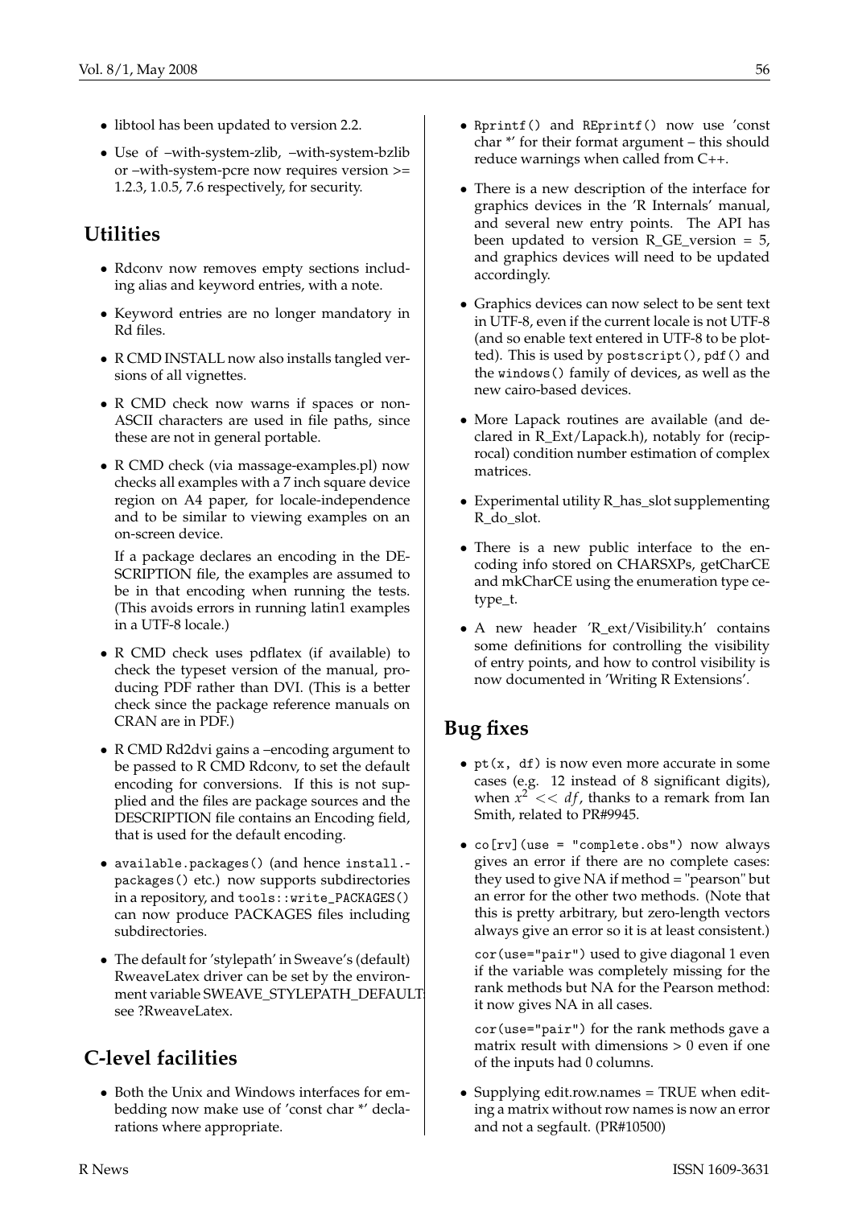- libtool has been updated to version 2.2.
- Use of –with-system-zlib, –with-system-bzlib or –with-system-pcre now requires version >= 1.2.3, 1.0.5, 7.6 respectively, for security.

## Utilities

- Rdconv now removes empty sections including alias and keyword entries, with a note.
- Keyword entries are no longer mandatory in Rd files.
- R CMD INSTALL now also installs tangled versions of all vignettes.
- R CMD check now warns if spaces or non-ASCII characters are used in file paths, since these are not in general portable.
- R CMD check (via massage-examples.pl) now checks all examples with a 7 inch square device region on A4 paper, for locale-independence and to be similar to viewing examples on an on-screen device.

  If a package declares an encoding in the DESCRIPTION file, the examples are assumed to be in that encoding when running the tests. (This avoids errors in running latin1 examples in a UTF-8 locale.)
- R CMD check uses pdflatex (if available) to check the typeset version of the manual, producing PDF rather than DVI. (This is a better check since the package reference manuals on CRAN are in PDF.)
- R CMD Rd2dvi gains a –encoding argument to be passed to R CMD Rdconv, to set the default encoding for conversions. If this is not supplied and the files are package sources and the DESCRIPTION file contains an Encoding field, that is used for the default encoding.
- `available.packages()` (and hence `install.packages()` etc.) now supports subdirectories in a repository, and `tools::write_PACKAGES()` can now produce PACKAGES files including subdirectories.
- The default for 'stylepath' in Sweave's (default) RweaveLatex driver can be set by the environment variable SWEAVE_STYLEPATH_DEFAULT: see ?RweaveLatex.

## C-level facilities

- Both the Unix and Windows interfaces for embedding now make use of 'const char *' declarations where appropriate.
- `Rprintf()` and `REprintf()` now use 'const char *' for their format argument – this should reduce warnings when called from C++.
- There is a new description of the interface for graphics devices in the 'R Internals' manual, and several new entry points. The API has been updated to version R_GE_version = 5, and graphics devices will need to be updated accordingly.
- Graphics devices can now select to be sent text in UTF-8, even if the current locale is not UTF-8 (and so enable text entered in UTF-8 to be plotted). This is used by `postscript()`, `pdf()` and the `windows()` family of devices, as well as the new cairo-based devices.
- More Lapack routines are available (and declared in R_Ext/Lapack.h), notably for (reciprocal) condition number estimation of complex matrices.
- Experimental utility R_has_slot supplementing R_do_slot.
- There is a new public interface to the encoding info stored on CHARSXPs, getCharCE and mkCharCE using the enumeration type cetype_t.
- A new header 'R_ext/Visibility.h' contains some definitions for controlling the visibility of entry points, and how to control visibility is now documented in 'Writing R Extensions'.

## Bug fixes

- `pt(x, df)` is now even more accurate in some cases (e.g. 12 instead of 8 significant digits), when $x^2 << df$, thanks to a remark from Ian Smith, related to PR#9945.
- `co[rv](use = "complete.obs")` now always gives an error if there are no complete cases: they used to give NA if method = "pearson" but an error for the other two methods. (Note that this is pretty arbitrary, but zero-length vectors always give an error so it is at least consistent.)

  `cor(use="pair")` used to give diagonal 1 even if the variable was completely missing for the rank methods but NA for the Pearson method: it now gives NA in all cases.

  `cor(use="pair")` for the rank methods gave a matrix result with dimensions > 0 even if one of the inputs had 0 columns.
- Supplying edit.row.names = TRUE when editing a matrix without row names is now an error and not a segfault. (PR#10500)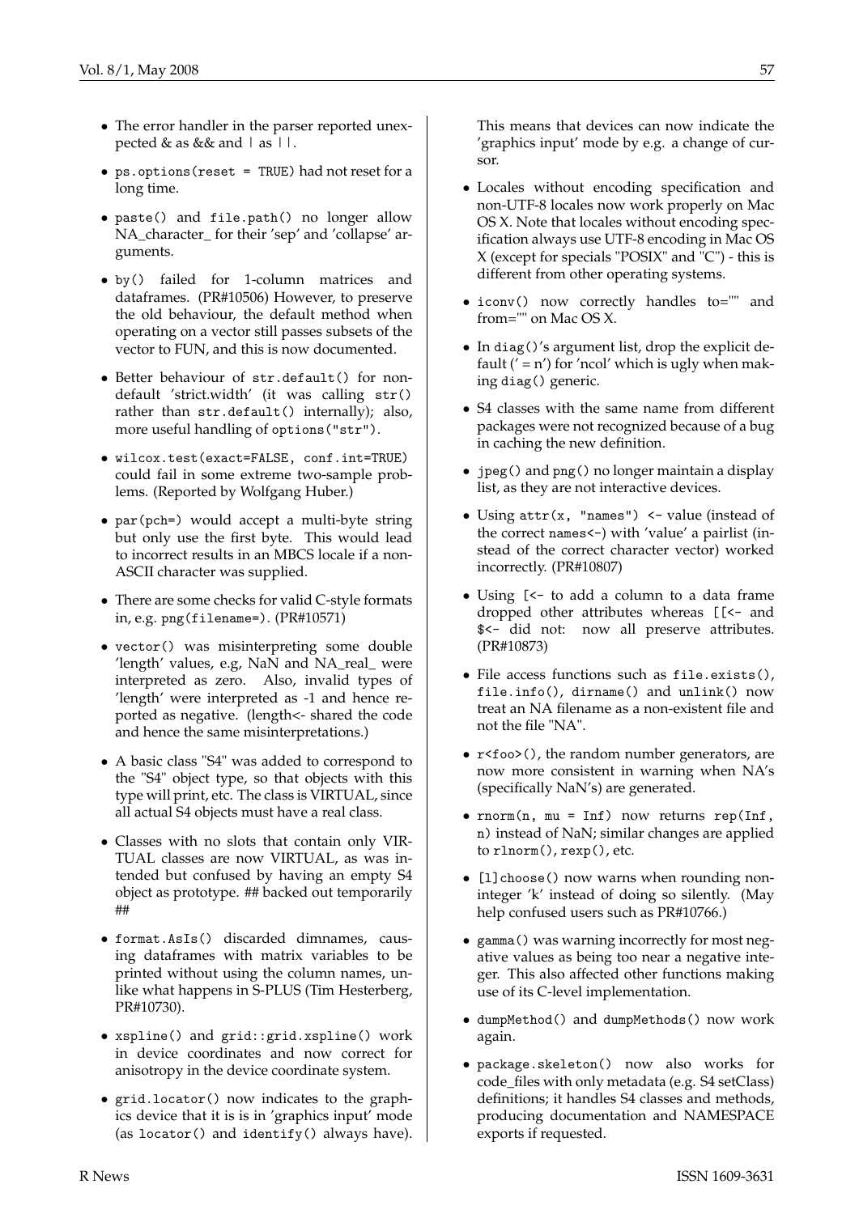- The error handler in the parser reported unexpected & as && and | as ||.

- ps.options(reset = TRUE) had not reset for a long time.

- paste() and file.path() no longer allow NA_character_ for their 'sep' and 'collapse' arguments.

- by() failed for 1-column matrices and dataframes. (PR#10506) However, to preserve the old behaviour, the default method when operating on a vector still passes subsets of the vector to FUN, and this is now documented.

- Better behaviour of str.default() for non-default 'strict.width' (it was calling str() rather than str.default() internally); also, more useful handling of options("str").

- wilcox.test(exact=FALSE, conf.int=TRUE) could fail in some extreme two-sample problems. (Reported by Wolfgang Huber.)

- par(pch=) would accept a multi-byte string but only use the first byte. This would lead to incorrect results in an MBCS locale if a non-ASCII character was supplied.

- There are some checks for valid C-style formats in, e.g. png(filename=). (PR#10571)

- vector() was misinterpreting some double 'length' values, e.g, NaN and NA_real_ were interpreted as zero. Also, invalid types of 'length' were interpreted as -1 and hence reported as negative. (length<- shared the code and hence the same misinterpretations.)

- A basic class "S4" was added to correspond to the "S4" object type, so that objects with this type will print, etc. The class is VIRTUAL, since all actual S4 objects must have a real class.

- Classes with no slots that contain only VIRTUAL classes are now VIRTUAL, as was intended but confused by having an empty S4 object as prototype. ## backed out temporarily ##

- format.AsIs() discarded dimnames, causing dataframes with matrix variables to be printed without using the column names, unlike what happens in S-PLUS (Tim Hesterberg, PR#10730).

- xspline() and grid::grid.xspline() work in device coordinates and now correct for anisotropy in the device coordinate system.

- grid.locator() now indicates to the graphics device that it is is in 'graphics input' mode (as locator() and identify() always have). This means that devices can now indicate the 'graphics input' mode by e.g. a change of cursor.

- Locales without encoding specification and non-UTF-8 locales now work properly on Mac OS X. Note that locales without encoding specification always use UTF-8 encoding in Mac OS X (except for specials "POSIX" and "C") - this is different from other operating systems.

- iconv() now correctly handles to="" and from="" on Mac OS X.

- In diag()'s argument list, drop the explicit default (' = n') for 'ncol' which is ugly when making diag() generic.

- S4 classes with the same name from different packages were not recognized because of a bug in caching the new definition.

- jpeg() and png() no longer maintain a display list, as they are not interactive devices.

- Using attr(x, "names") <- value (instead of the correct names<-) with 'value' a pairlist (instead of the correct character vector) worked incorrectly. (PR#10807)

- Using [<- to add a column to a data frame dropped other attributes whereas [[<- and $<- did not: now all preserve attributes. (PR#10873)

- File access functions such as file.exists(), file.info(), dirname() and unlink() now treat an NA filename as a non-existent file and not the file "NA".

- r<foo>(), the random number generators, are now more consistent in warning when NA's (specifically NaN's) are generated.

- rnorm(n, mu = Inf) now returns rep(Inf, n) instead of NaN; similar changes are applied to rlnorm(), rexp(), etc.

- [l]choose() now warns when rounding non-integer 'k' instead of doing so silently. (May help confused users such as PR#10766.)

- gamma() was warning incorrectly for most negative values as being too near a negative integer. This also affected other functions making use of its C-level implementation.

- dumpMethod() and dumpMethods() now work again.

- package.skeleton() now also works for code_files with only metadata (e.g. S4 setClass) definitions; it handles S4 classes and methods, producing documentation and NAMESPACE exports if requested.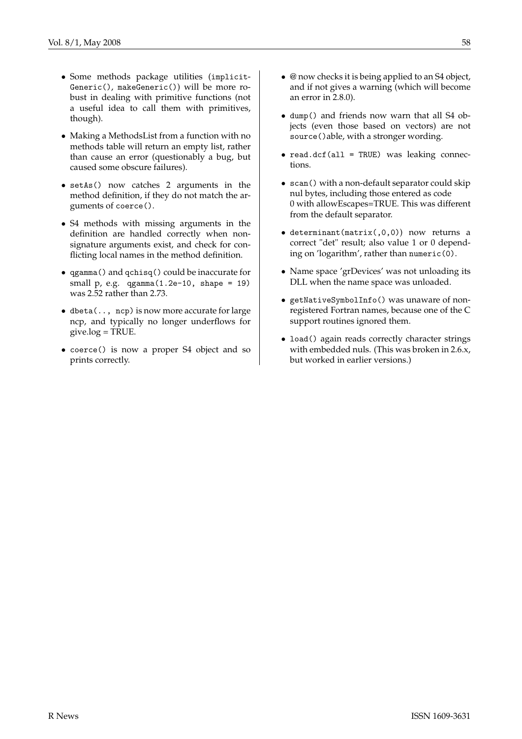- Some methods package utilities (`implicitGeneric()`, `makeGeneric()`) will be more robust in dealing with primitive functions (not a useful idea to call them with primitives, though).

- Making a MethodsList from a function with no methods table will return an empty list, rather than cause an error (questionably a bug, but caused some obscure failures).

- `setAs()` now catches 2 arguments in the method definition, if they do not match the arguments of `coerce()`.

- S4 methods with missing arguments in the definition are handled correctly when non-signature arguments exist, and check for conflicting local names in the method definition.

- `qgamma()` and `qchisq()` could be inaccurate for small p, e.g. `qgamma(1.2e-10, shape = 19)` was 2.52 rather than 2.73.

- `dbeta(.., ncp)` is now more accurate for large ncp, and typically no longer underflows for give.log = TRUE.

- `coerce()` is now a proper S4 object and so prints correctly.

- `@` now checks it is being applied to an S4 object, and if not gives a warning (which will become an error in 2.8.0).

- `dump()` and friends now warn that all S4 objects (even those based on vectors) are not `source()`able, with a stronger wording.

- `read.dcf(all = TRUE)` was leaking connections.

- `scan()` with a non-default separator could skip nul bytes, including those entered as code 0 with allowEscapes=TRUE. This was different from the default separator.

- `determinant(matrix(,0,0))` now returns a correct "det" result; also value 1 or 0 depending on 'logarithm', rather than `numeric(0)`.

- Name space 'grDevices' was not unloading its DLL when the name space was unloaded.

- `getNativeSymbolInfo()` was unaware of non-registered Fortran names, because one of the C support routines ignored them.

- `load()` again reads correctly character strings with embedded nuls. (This was broken in 2.6.x, but worked in earlier versions.)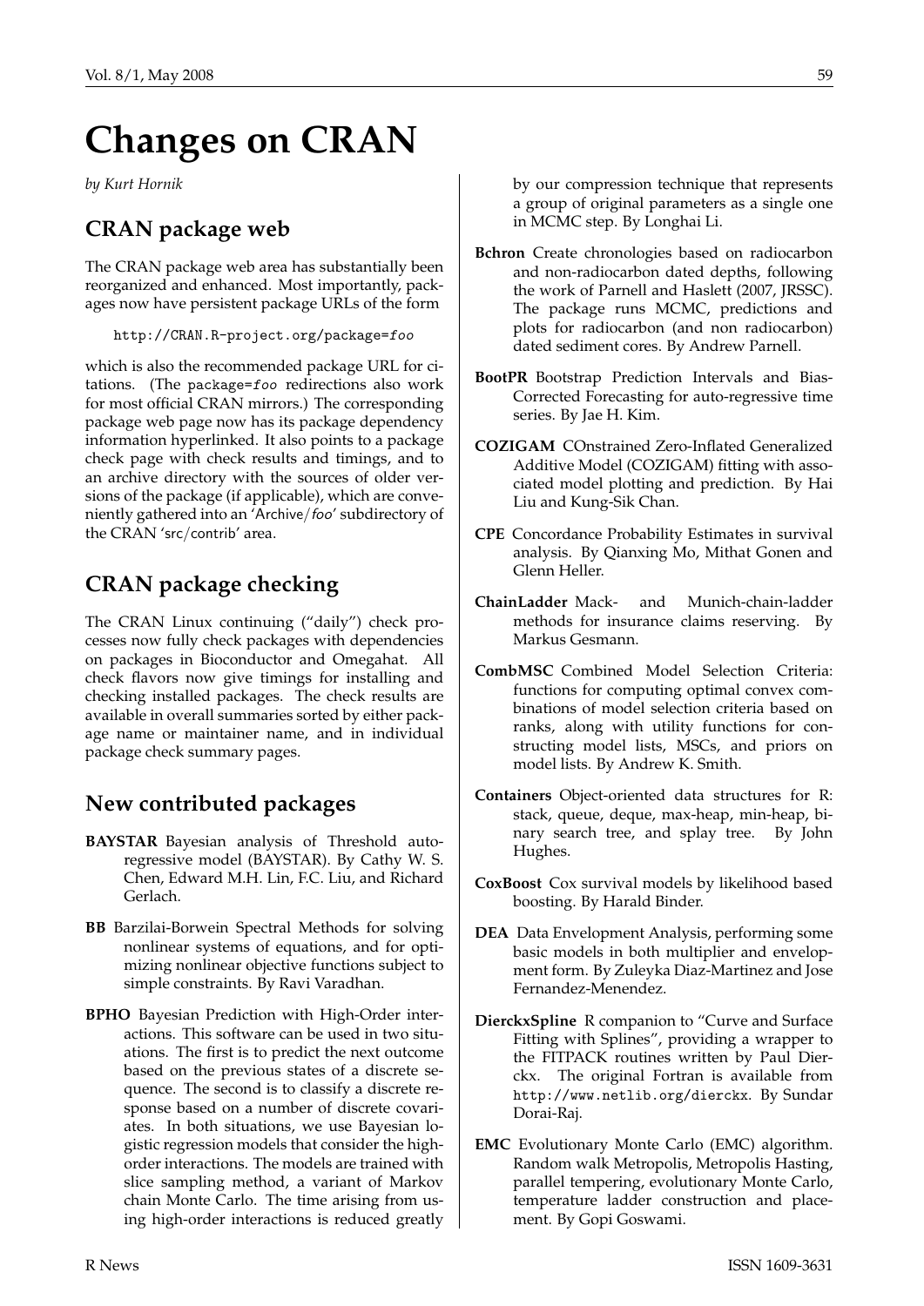# Changes on CRAN

*by Kurt Hornik*

## CRAN package web

The CRAN package web area has substantially been reorganized and enhanced. Most importantly, packages now have persistent package URLs of the form

```
http://CRAN.R-project.org/package=foo
```

which is also the recommended package URL for citations. (The `package=foo` redirections also work for most official CRAN mirrors.) The corresponding package web page now has its package dependency information hyperlinked. It also points to a package check page with check results and timings, and to an archive directory with the sources of older versions of the package (if applicable), which are conveniently gathered into an 'Archive/*foo*' subdirectory of the CRAN 'src/contrib' area.

## CRAN package checking

The CRAN Linux continuing ("daily") check processes now fully check packages with dependencies on packages in Bioconductor and Omegahat. All check flavors now give timings for installing and checking installed packages. The check results are available in overall summaries sorted by either package name or maintainer name, and in individual package check summary pages.

## New contributed packages

**BAYSTAR** Bayesian analysis of Threshold autoregressive model (BAYSTAR). By Cathy W. S. Chen, Edward M.H. Lin, F.C. Liu, and Richard Gerlach.

**BB** Barzilai-Borwein Spectral Methods for solving nonlinear systems of equations, and for optimizing nonlinear objective functions subject to simple constraints. By Ravi Varadhan.

**BPHO** Bayesian Prediction with High-Order interactions. This software can be used in two situations. The first is to predict the next outcome based on the previous states of a discrete sequence. The second is to classify a discrete response based on a number of discrete covariates. In both situations, we use Bayesian logistic regression models that consider the high-order interactions. The models are trained with slice sampling method, a variant of Markov chain Monte Carlo. The time arising from using high-order interactions is reduced greatly by our compression technique that represents a group of original parameters as a single one in MCMC step. By Longhai Li.

**Bchron** Create chronologies based on radiocarbon and non-radiocarbon dated depths, following the work of Parnell and Haslett (2007, JRSSC). The package runs MCMC, predictions and plots for radiocarbon (and non radiocarbon) dated sediment cores. By Andrew Parnell.

**BootPR** Bootstrap Prediction Intervals and Bias-Corrected Forecasting for auto-regressive time series. By Jae H. Kim.

**COZIGAM** COnstrained Zero-Inflated Generalized Additive Model (COZIGAM) fitting with associated model plotting and prediction. By Hai Liu and Kung-Sik Chan.

**CPE** Concordance Probability Estimates in survival analysis. By Qianxing Mo, Mithat Gonen and Glenn Heller.

**ChainLadder** Mack- and Munich-chain-ladder methods for insurance claims reserving. By Markus Gesmann.

**CombMSC** Combined Model Selection Criteria: functions for computing optimal convex combinations of model selection criteria based on ranks, along with utility functions for constructing model lists, MSCs, and priors on model lists. By Andrew K. Smith.

**Containers** Object-oriented data structures for R: stack, queue, deque, max-heap, min-heap, binary search tree, and splay tree. By John Hughes.

**CoxBoost** Cox survival models by likelihood based boosting. By Harald Binder.

**DEA** Data Envelopment Analysis, performing some basic models in both multiplier and envelopment form. By Zuleyka Diaz-Martinez and Jose Fernandez-Menendez.

**DierckxSpline** R companion to "Curve and Surface Fitting with Splines", providing a wrapper to the FITPACK routines written by Paul Dierckx. The original Fortran is available from `http://www.netlib.org/dierckx`. By Sundar Dorai-Raj.

**EMC** Evolutionary Monte Carlo (EMC) algorithm. Random walk Metropolis, Metropolis Hasting, parallel tempering, evolutionary Monte Carlo, temperature ladder construction and placement. By Gopi Goswami.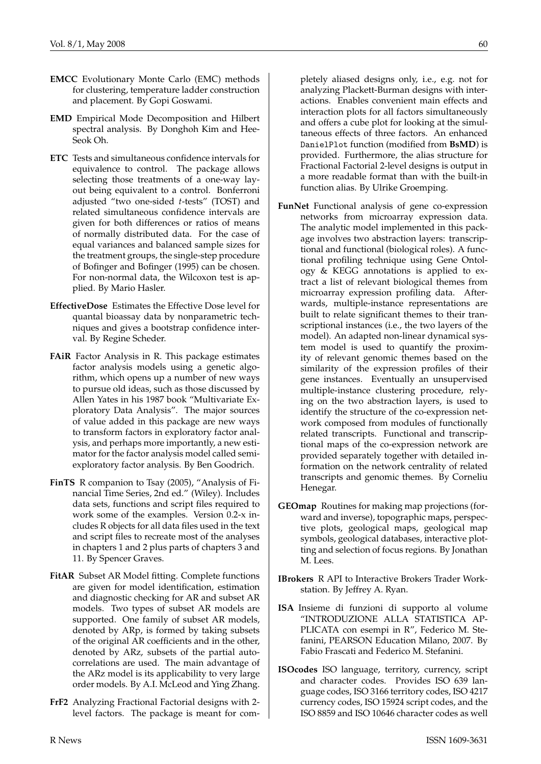**EMCC** Evolutionary Monte Carlo (EMC) methods for clustering, temperature ladder construction and placement. By Gopi Goswami.

**EMD** Empirical Mode Decomposition and Hilbert spectral analysis. By Donghoh Kim and Hee-Seok Oh.

**ETC** Tests and simultaneous confidence intervals for equivalence to control. The package allows selecting those treatments of a one-way layout being equivalent to a control. Bonferroni adjusted "two one-sided *t*-tests" (TOST) and related simultaneous confidence intervals are given for both differences or ratios of means of normally distributed data. For the case of equal variances and balanced sample sizes for the treatment groups, the single-step procedure of Bofinger and Bofinger (1995) can be chosen. For non-normal data, the Wilcoxon test is applied. By Mario Hasler.

**EffectiveDose** Estimates the Effective Dose level for quantal bioassay data by nonparametric techniques and gives a bootstrap confidence interval. By Regine Scheder.

**FAiR** Factor Analysis in R. This package estimates factor analysis models using a genetic algorithm, which opens up a number of new ways to pursue old ideas, such as those discussed by Allen Yates in his 1987 book "Multivariate Exploratory Data Analysis". The major sources of value added in this package are new ways to transform factors in exploratory factor analysis, and perhaps more importantly, a new estimator for the factor analysis model called semi-exploratory factor analysis. By Ben Goodrich.

**FinTS** R companion to Tsay (2005), "Analysis of Financial Time Series, 2nd ed." (Wiley). Includes data sets, functions and script files required to work some of the examples. Version 0.2-x includes R objects for all data files used in the text and script files to recreate most of the analyses in chapters 1 and 2 plus parts of chapters 3 and 11. By Spencer Graves.

**FitAR** Subset AR Model fitting. Complete functions are given for model identification, estimation and diagnostic checking for AR and subset AR models. Two types of subset AR models are supported. One family of subset AR models, denoted by ARp, is formed by taking subsets of the original AR coefficients and in the other, denoted by ARz, subsets of the partial autocorrelations are used. The main advantage of the ARz model is its applicability to very large order models. By A.I. McLeod and Ying Zhang.

**FrF2** Analyzing Fractional Factorial designs with 2-level factors. The package is meant for completely aliased designs only, i.e., e.g. not for analyzing Plackett-Burman designs with interactions. Enables convenient main effects and interaction plots for all factors simultaneously and offers a cube plot for looking at the simultaneous effects of three factors. An enhanced `DanielPlot` function (modified from **BsMD**) is provided. Furthermore, the alias structure for Fractional Factorial 2-level designs is output in a more readable format than with the built-in function alias. By Ulrike Groemping.

**FunNet** Functional analysis of gene co-expression networks from microarray expression data. The analytic model implemented in this package involves two abstraction layers: transcriptional and functional (biological roles). A functional profiling technique using Gene Ontology & KEGG annotations is applied to extract a list of relevant biological themes from microarray expression profiling data. Afterwards, multiple-instance representations are built to relate significant themes to their transcriptional instances (i.e., the two layers of the model). An adapted non-linear dynamical system model is used to quantify the proximity of relevant genomic themes based on the similarity of the expression profiles of their gene instances. Eventually an unsupervised multiple-instance clustering procedure, relying on the two abstraction layers, is used to identify the structure of the co-expression network composed from modules of functionally related transcripts. Functional and transcriptional maps of the co-expression network are provided separately together with detailed information on the network centrality of related transcripts and genomic themes. By Corneliu Henegar.

**GEOmap** Routines for making map projections (forward and inverse), topographic maps, perspective plots, geological maps, geological map symbols, geological databases, interactive plotting and selection of focus regions. By Jonathan M. Lees.

**IBrokers** R API to Interactive Brokers Trader Workstation. By Jeffrey A. Ryan.

**ISA** Insieme di funzioni di supporto al volume "INTRODUZIONE ALLA STATISTICA APPLICATA con esempi in R", Federico M. Stefanini, PEARSON Education Milano, 2007. By Fabio Frascati and Federico M. Stefanini.

**ISOcodes** ISO language, territory, currency, script and character codes. Provides ISO 639 language codes, ISO 3166 territory codes, ISO 4217 currency codes, ISO 15924 script codes, and the ISO 8859 and ISO 10646 character codes as well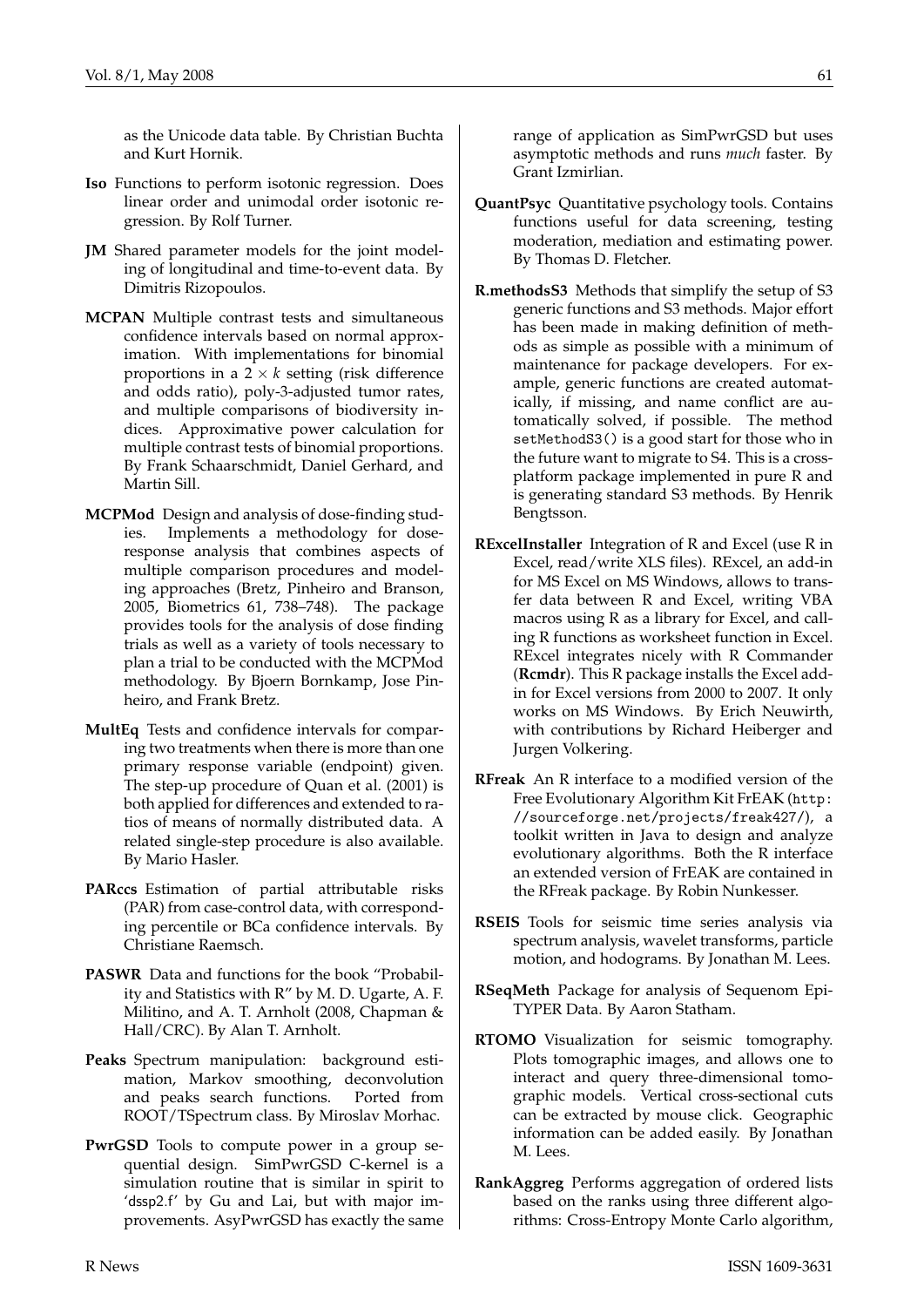as the Unicode data table. By Christian Buchta and Kurt Hornik.

**Iso** Functions to perform isotonic regression. Does linear order and unimodal order isotonic regression. By Rolf Turner.

**JM** Shared parameter models for the joint modeling of longitudinal and time-to-event data. By Dimitris Rizopoulos.

**MCPAN** Multiple contrast tests and simultaneous confidence intervals based on normal approximation. With implementations for binomial proportions in a $2 \times k$ setting (risk difference and odds ratio), poly-3-adjusted tumor rates, and multiple comparisons of biodiversity indices. Approximative power calculation for multiple contrast tests of binomial proportions. By Frank Schaarschmidt, Daniel Gerhard, and Martin Sill.

**MCPMod** Design and analysis of dose-finding studies. Implements a methodology for dose-response analysis that combines aspects of multiple comparison procedures and modeling approaches (Bretz, Pinheiro and Branson, 2005, Biometrics 61, 738–748). The package provides tools for the analysis of dose finding trials as well as a variety of tools necessary to plan a trial to be conducted with the MCPMod methodology. By Bjoern Bornkamp, Jose Pinheiro, and Frank Bretz.

**MultEq** Tests and confidence intervals for comparing two treatments when there is more than one primary response variable (endpoint) given. The step-up procedure of Quan et al. (2001) is both applied for differences and extended to ratios of means of normally distributed data. A related single-step procedure is also available. By Mario Hasler.

**PARccs** Estimation of partial attributable risks (PAR) from case-control data, with corresponding percentile or BCa confidence intervals. By Christiane Raemsch.

**PASWR** Data and functions for the book "Probability and Statistics with R" by M. D. Ugarte, A. F. Militino, and A. T. Arnholt (2008, Chapman & Hall/CRC). By Alan T. Arnholt.

**Peaks** Spectrum manipulation: background estimation, Markov smoothing, deconvolution and peaks search functions. Ported from ROOT/TSpectrum class. By Miroslav Morhac.

**PwrGSD** Tools to compute power in a group sequential design. SimPwrGSD C-kernel is a simulation routine that is similar in spirit to 'dssp2.f' by Gu and Lai, but with major improvements. AsyPwrGSD has exactly the same range of application as SimPwrGSD but uses asymptotic methods and runs *much* faster. By Grant Izmirlian.

**QuantPsyc** Quantitative psychology tools. Contains functions useful for data screening, testing moderation, mediation and estimating power. By Thomas D. Fletcher.

**R.methodsS3** Methods that simplify the setup of S3 generic functions and S3 methods. Major effort has been made in making definition of methods as simple as possible with a minimum of maintenance for package developers. For example, generic functions are created automatically, if missing, and name conflict are automatically solved, if possible. The method `setMethodS3()` is a good start for those who in the future want to migrate to S4. This is a cross-platform package implemented in pure R and is generating standard S3 methods. By Henrik Bengtsson.

**RExcelInstaller** Integration of R and Excel (use R in Excel, read/write XLS files). RExcel, an add-in for MS Excel on MS Windows, allows to transfer data between R and Excel, writing VBA macros using R as a library for Excel, and calling R functions as worksheet function in Excel. RExcel integrates nicely with R Commander (**Rcmdr**). This R package installs the Excel add-in for Excel versions from 2000 to 2007. It only works on MS Windows. By Erich Neuwirth, with contributions by Richard Heiberger and Jurgen Volkering.

**RFreak** An R interface to a modified version of the Free Evolutionary Algorithm Kit FrEAK (`http://sourceforge.net/projects/freak427/`), a toolkit written in Java to design and analyze evolutionary algorithms. Both the R interface an extended version of FrEAK are contained in the RFreak package. By Robin Nunkesser.

**RSEIS** Tools for seismic time series analysis via spectrum analysis, wavelet transforms, particle motion, and hodograms. By Jonathan M. Lees.

**RSeqMeth** Package for analysis of Sequenom EpiTYPER Data. By Aaron Statham.

**RTOMO** Visualization for seismic tomography. Plots tomographic images, and allows one to interact and query three-dimensional tomographic models. Vertical cross-sectional cuts can be extracted by mouse click. Geographic information can be added easily. By Jonathan M. Lees.

**RankAggreg** Performs aggregation of ordered lists based on the ranks using three different algorithms: Cross-Entropy Monte Carlo algorithm,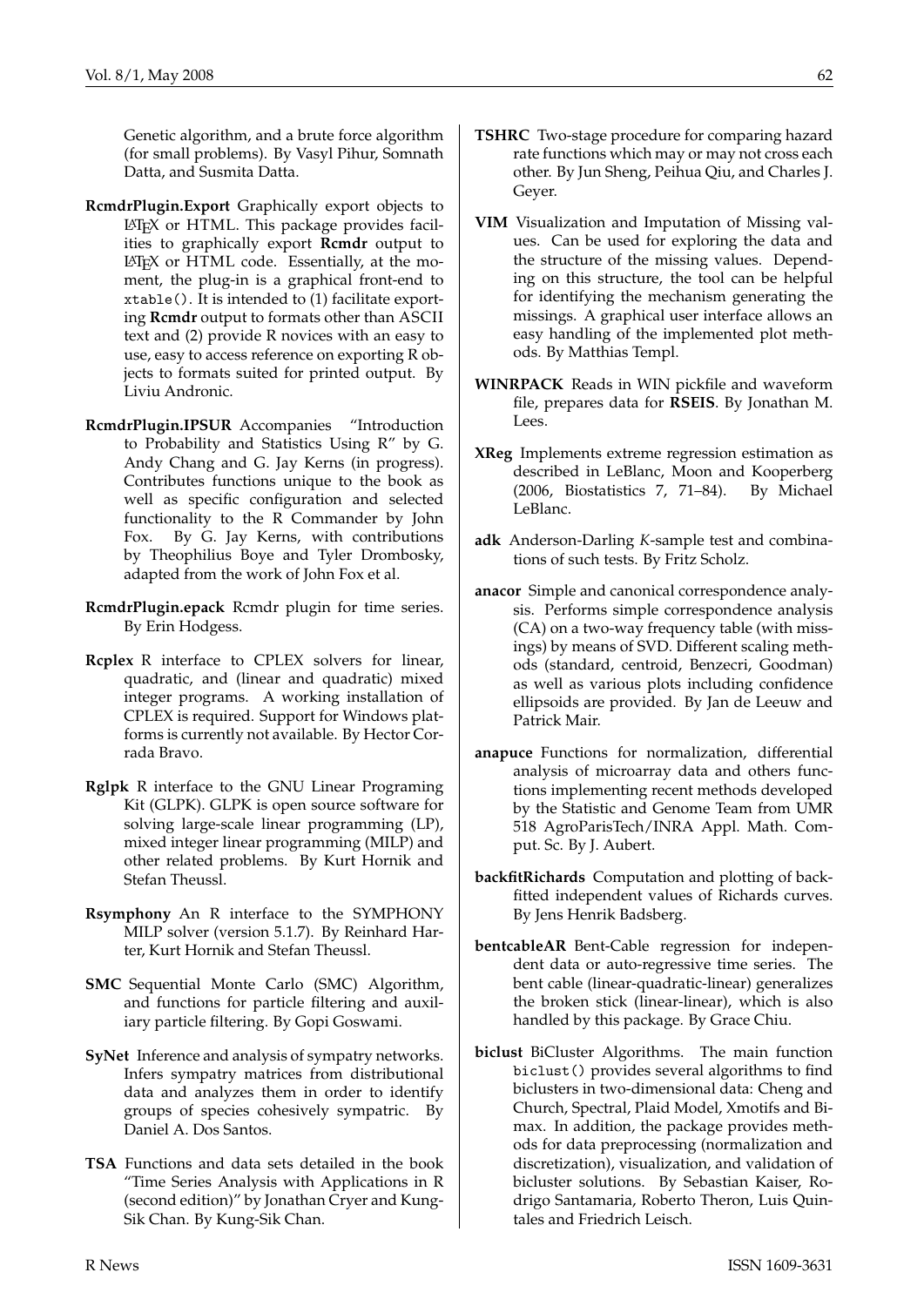Genetic algorithm, and a brute force algorithm (for small problems). By Vasyl Pihur, Somnath Datta, and Susmita Datta.

**RcmdrPlugin.Export** Graphically export objects to LaTeX or HTML. This package provides facilities to graphically export **Rcmdr** output to LaTeX or HTML code. Essentially, at the moment, the plug-in is a graphical front-end to `xtable()`. It is intended to (1) facilitate exporting **Rcmdr** output to formats other than ASCII text and (2) provide R novices with an easy to use, easy to access reference on exporting R objects to formats suited for printed output. By Liviu Andronic.

**RcmdrPlugin.IPSUR** Accompanies "Introduction to Probability and Statistics Using R" by G. Andy Chang and G. Jay Kerns (in progress). Contributes functions unique to the book as well as specific configuration and selected functionality to the R Commander by John Fox. By G. Jay Kerns, with contributions by Theophilius Boye and Tyler Drombosky, adapted from the work of John Fox et al.

**RcmdrPlugin.epack** Rcmdr plugin for time series. By Erin Hodgess.

**Rcplex** R interface to CPLEX solvers for linear, quadratic, and (linear and quadratic) mixed integer programs. A working installation of CPLEX is required. Support for Windows platforms is currently not available. By Hector Corrada Bravo.

**Rglpk** R interface to the GNU Linear Programing Kit (GLPK). GLPK is open source software for solving large-scale linear programming (LP), mixed integer linear programming (MILP) and other related problems. By Kurt Hornik and Stefan Theussl.

**Rsymphony** An R interface to the SYMPHONY MILP solver (version 5.1.7). By Reinhard Harter, Kurt Hornik and Stefan Theussl.

**SMC** Sequential Monte Carlo (SMC) Algorithm, and functions for particle filtering and auxiliary particle filtering. By Gopi Goswami.

**SyNet** Inference and analysis of sympatry networks. Infers sympatry matrices from distributional data and analyzes them in order to identify groups of species cohesively sympatric. By Daniel A. Dos Santos.

**TSA** Functions and data sets detailed in the book "Time Series Analysis with Applications in R (second edition)" by Jonathan Cryer and Kung-Sik Chan. By Kung-Sik Chan.

**TSHRC** Two-stage procedure for comparing hazard rate functions which may or may not cross each other. By Jun Sheng, Peihua Qiu, and Charles J. Geyer.

**VIM** Visualization and Imputation of Missing values. Can be used for exploring the data and the structure of the missing values. Depending on this structure, the tool can be helpful for identifying the mechanism generating the missings. A graphical user interface allows an easy handling of the implemented plot methods. By Matthias Templ.

**WINRPACK** Reads in WIN pickfile and waveform file, prepares data for **RSEIS**. By Jonathan M. Lees.

**XReg** Implements extreme regression estimation as described in LeBlanc, Moon and Kooperberg (2006, Biostatistics 7, 71–84). By Michael LeBlanc.

**adk** Anderson-Darling *K*-sample test and combinations of such tests. By Fritz Scholz.

**anacor** Simple and canonical correspondence analysis. Performs simple correspondence analysis (CA) on a two-way frequency table (with missings) by means of SVD. Different scaling methods (standard, centroid, Benzecri, Goodman) as well as various plots including confidence ellipsoids are provided. By Jan de Leeuw and Patrick Mair.

**anapuce** Functions for normalization, differential analysis of microarray data and others functions implementing recent methods developed by the Statistic and Genome Team from UMR 518 AgroParisTech/INRA Appl. Math. Comput. Sc. By J. Aubert.

**backfitRichards** Computation and plotting of backfitted independent values of Richards curves. By Jens Henrik Badsberg.

**bentcableAR** Bent-Cable regression for independent data or auto-regressive time series. The bent cable (linear-quadratic-linear) generalizes the broken stick (linear-linear), which is also handled by this package. By Grace Chiu.

**biclust** BiCluster Algorithms. The main function `biclust()` provides several algorithms to find biclusters in two-dimensional data: Cheng and Church, Spectral, Plaid Model, Xmotifs and Bimax. In addition, the package provides methods for data preprocessing (normalization and discretization), visualization, and validation of bicluster solutions. By Sebastian Kaiser, Rodrigo Santamaria, Roberto Theron, Luis Quintales and Friedrich Leisch.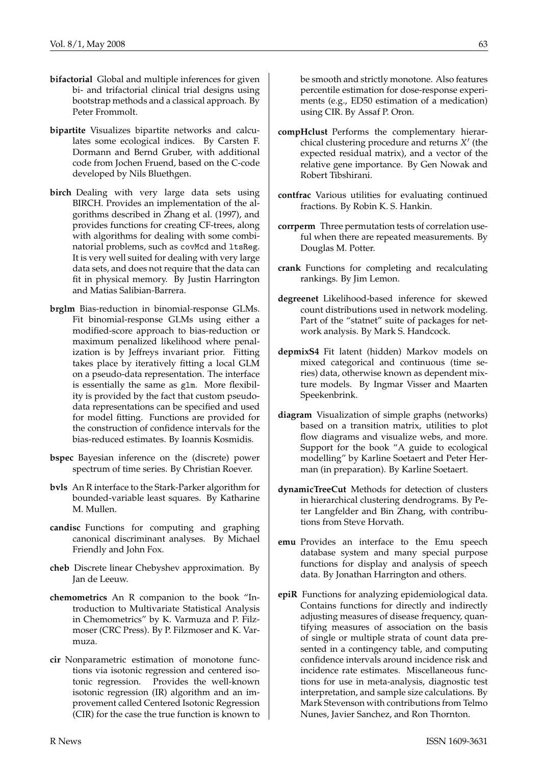**bifactorial** Global and multiple inferences for given bi- and trifactorial clinical trial designs using bootstrap methods and a classical approach. By Peter Frommolt.

**bipartite** Visualizes bipartite networks and calculates some ecological indices. By Carsten F. Dormann and Bernd Gruber, with additional code from Jochen Fruend, based on the C-code developed by Nils Bluethgen.

**birch** Dealing with very large data sets using BIRCH. Provides an implementation of the algorithms described in Zhang et al. (1997), and provides functions for creating CF-trees, along with algorithms for dealing with some combinatorial problems, such as `covMcd` and `ltsReg`. It is very well suited for dealing with very large data sets, and does not require that the data can fit in physical memory. By Justin Harrington and Matias Salibian-Barrera.

**brglm** Bias-reduction in binomial-response GLMs. Fit binomial-response GLMs using either a modified-score approach to bias-reduction or maximum penalized likelihood where penalization is by Jeffreys invariant prior. Fitting takes place by iteratively fitting a local GLM on a pseudo-data representation. The interface is essentially the same as `glm`. More flexibility is provided by the fact that custom pseudo-data representations can be specified and used for model fitting. Functions are provided for the construction of confidence intervals for the bias-reduced estimates. By Ioannis Kosmidis.

**bspec** Bayesian inference on the (discrete) power spectrum of time series. By Christian Roever.

**bvls** An R interface to the Stark-Parker algorithm for bounded-variable least squares. By Katharine M. Mullen.

**candisc** Functions for computing and graphing canonical discriminant analyses. By Michael Friendly and John Fox.

**cheb** Discrete linear Chebyshev approximation. By Jan de Leeuw.

**chemometrics** An R companion to the book "Introduction to Multivariate Statistical Analysis in Chemometrics" by K. Varmuza and P. Filzmoser (CRC Press). By P. Filzmoser and K. Varmuza.

**cir** Nonparametric estimation of monotone functions via isotonic regression and centered isotonic regression. Provides the well-known isotonic regression (IR) algorithm and an improvement called Centered Isotonic Regression (CIR) for the case the true function is known to be smooth and strictly monotone. Also features percentile estimation for dose-response experiments (e.g., ED50 estimation of a medication) using CIR. By Assaf P. Oron.

**compHclust** Performs the complementary hierarchical clustering procedure and returns $X'$ (the expected residual matrix), and a vector of the relative gene importance. By Gen Nowak and Robert Tibshirani.

**contfrac** Various utilities for evaluating continued fractions. By Robin K. S. Hankin.

**corrperm** Three permutation tests of correlation useful when there are repeated measurements. By Douglas M. Potter.

**crank** Functions for completing and recalculating rankings. By Jim Lemon.

**degreenet** Likelihood-based inference for skewed count distributions used in network modeling. Part of the "statnet" suite of packages for network analysis. By Mark S. Handcock.

**depmixS4** Fit latent (hidden) Markov models on mixed categorical and continuous (time series) data, otherwise known as dependent mixture models. By Ingmar Visser and Maarten Speekenbrink.

**diagram** Visualization of simple graphs (networks) based on a transition matrix, utilities to plot flow diagrams and visualize webs, and more. Support for the book "A guide to ecological modelling" by Karline Soetaert and Peter Herman (in preparation). By Karline Soetaert.

**dynamicTreeCut** Methods for detection of clusters in hierarchical clustering dendrograms. By Peter Langfelder and Bin Zhang, with contributions from Steve Horvath.

**emu** Provides an interface to the Emu speech database system and many special purpose functions for display and analysis of speech data. By Jonathan Harrington and others.

**epiR** Functions for analyzing epidemiological data. Contains functions for directly and indirectly adjusting measures of disease frequency, quantifying measures of association on the basis of single or multiple strata of count data presented in a contingency table, and computing confidence intervals around incidence risk and incidence rate estimates. Miscellaneous functions for use in meta-analysis, diagnostic test interpretation, and sample size calculations. By Mark Stevenson with contributions from Telmo Nunes, Javier Sanchez, and Ron Thornton.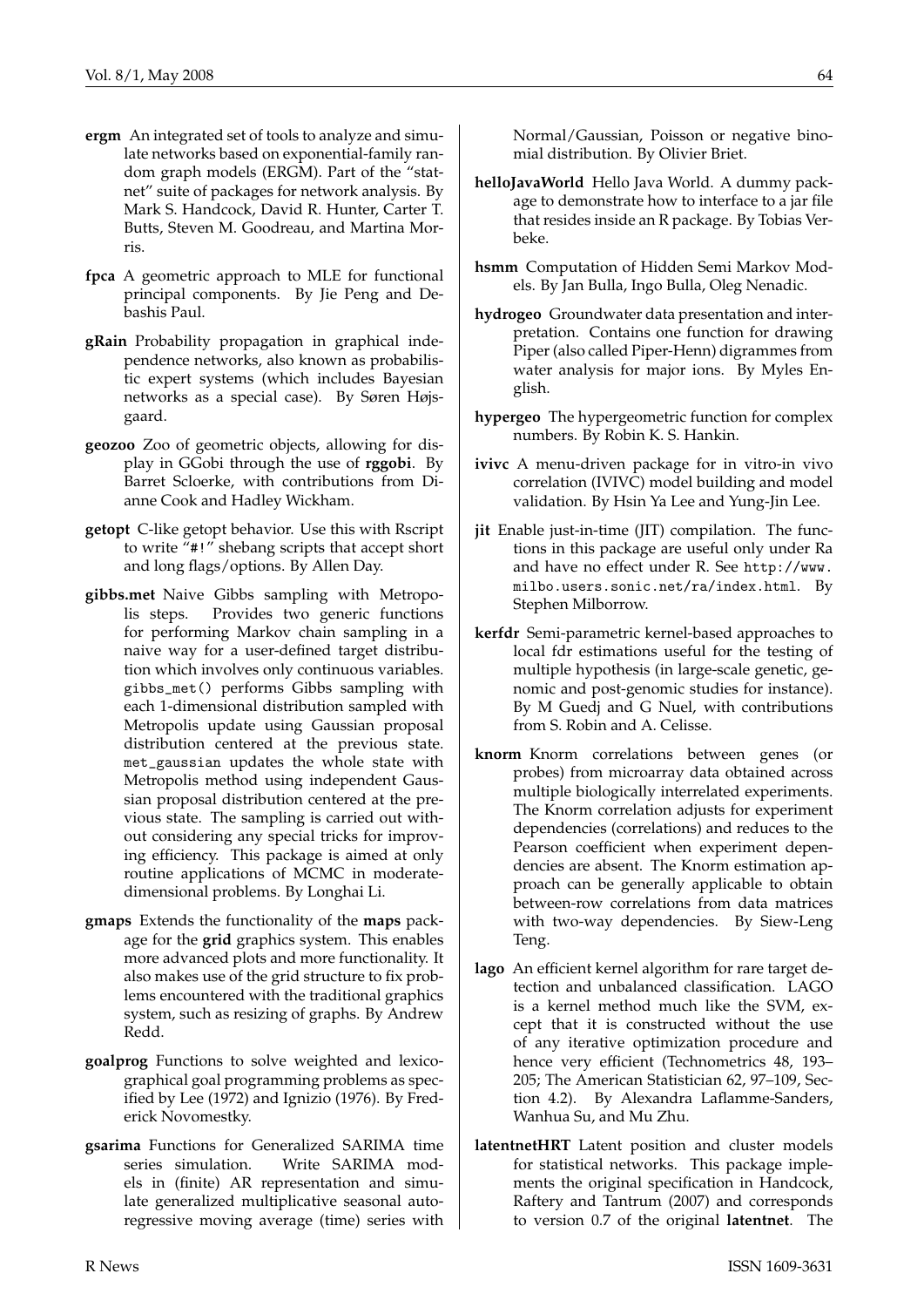**ergm** An integrated set of tools to analyze and simulate networks based on exponential-family random graph models (ERGM). Part of the "statnet" suite of packages for network analysis. By Mark S. Handcock, David R. Hunter, Carter T. Butts, Steven M. Goodreau, and Martina Morris.

**fpca** A geometric approach to MLE for functional principal components. By Jie Peng and Debashis Paul.

**gRain** Probability propagation in graphical independence networks, also known as probabilistic expert systems (which includes Bayesian networks as a special case). By Søren Højsgaard.

**geozoo** Zoo of geometric objects, allowing for display in GGobi through the use of **rggobi**. By Barret Scloerke, with contributions from Dianne Cook and Hadley Wickham.

**getopt** C-like getopt behavior. Use this with Rscript to write "#!" shebang scripts that accept short and long flags/options. By Allen Day.

**gibbs.met** Naive Gibbs sampling with Metropolis steps. Provides two generic functions for performing Markov chain sampling in a naive way for a user-defined target distribution which involves only continuous variables. `gibbs_met()` performs Gibbs sampling with each 1-dimensional distribution sampled with Metropolis update using Gaussian proposal distribution centered at the previous state. `met_gaussian` updates the whole state with Metropolis method using independent Gaussian proposal distribution centered at the previous state. The sampling is carried out without considering any special tricks for improving efficiency. This package is aimed at only routine applications of MCMC in moderate-dimensional problems. By Longhai Li.

**gmaps** Extends the functionality of the **maps** package for the **grid** graphics system. This enables more advanced plots and more functionality. It also makes use of the grid structure to fix problems encountered with the traditional graphics system, such as resizing of graphs. By Andrew Redd.

**goalprog** Functions to solve weighted and lexicographical goal programming problems as specified by Lee (1972) and Ignizio (1976). By Frederick Novomestky.

**gsarima** Functions for Generalized SARIMA time series simulation. Write SARIMA models in (finite) AR representation and simulate generalized multiplicative seasonal autoregressive moving average (time) series with Normal/Gaussian, Poisson or negative binomial distribution. By Olivier Briet.

**helloJavaWorld** Hello Java World. A dummy package to demonstrate how to interface to a jar file that resides inside an R package. By Tobias Verbeke.

**hsmm** Computation of Hidden Semi Markov Models. By Jan Bulla, Ingo Bulla, Oleg Nenadic.

**hydrogeo** Groundwater data presentation and interpretation. Contains one function for drawing Piper (also called Piper-Henn) digrammes from water analysis for major ions. By Myles English.

**hypergeo** The hypergeometric function for complex numbers. By Robin K. S. Hankin.

**ivivc** A menu-driven package for in vitro-in vivo correlation (IVIVC) model building and model validation. By Hsin Ya Lee and Yung-Jin Lee.

**jit** Enable just-in-time (JIT) compilation. The functions in this package are useful only under Ra and have no effect under R. See `http://www.milbo.users.sonic.net/ra/index.html`. By Stephen Milborrow.

**kerfdr** Semi-parametric kernel-based approaches to local fdr estimations useful for the testing of multiple hypothesis (in large-scale genetic, genomic and post-genomic studies for instance). By M Guedj and G Nuel, with contributions from S. Robin and A. Celisse.

**knorm** Knorm correlations between genes (or probes) from microarray data obtained across multiple biologically interrelated experiments. The Knorm correlation adjusts for experiment dependencies (correlations) and reduces to the Pearson coefficient when experiment dependencies are absent. The Knorm estimation approach can be generally applicable to obtain between-row correlations from data matrices with two-way dependencies. By Siew-Leng Teng.

**lago** An efficient kernel algorithm for rare target detection and unbalanced classification. LAGO is a kernel method much like the SVM, except that it is constructed without the use of any iterative optimization procedure and hence very efficient (Technometrics 48, 193–205; The American Statistician 62, 97–109, Section 4.2). By Alexandra Laflamme-Sanders, Wanhua Su, and Mu Zhu.

**latentnetHRT** Latent position and cluster models for statistical networks. This package implements the original specification in Handcock, Raftery and Tantrum (2007) and corresponds to version 0.7 of the original **latentnet**. The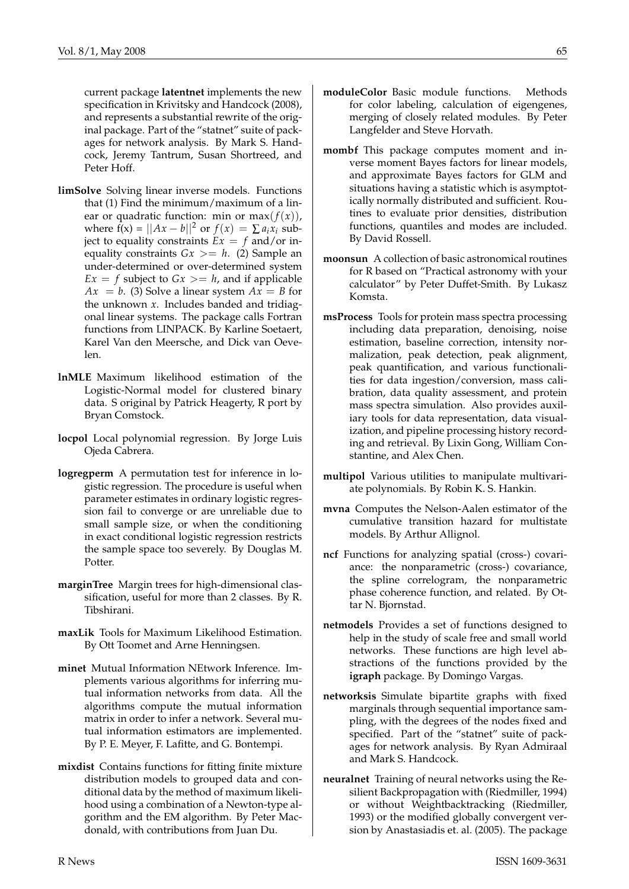current package **latentnet** implements the new specification in Krivitsky and Handcock (2008), and represents a substantial rewrite of the original package. Part of the "statnet" suite of packages for network analysis. By Mark S. Handcock, Jeremy Tantrum, Susan Shortreed, and Peter Hoff.

**limSolve** Solving linear inverse models. Functions that (1) Find the minimum/maximum of a linear or quadratic function: min or $\max(f(x))$, where f(x) = $||Ax - b||^2$ or $f(x) = \sum a_i x_i$ subject to equality constraints $Ex = f$ and/or inequality constraints $Gx >= h$. (2) Sample an under-determined or over-determined system $Ex = f$ subject to $Gx >= h$, and if applicable $Ax = b$. (3) Solve a linear system $Ax = B$ for the unknown $x$. Includes banded and tridiagonal linear systems. The package calls Fortran functions from LINPACK. By Karline Soetaert, Karel Van den Meersche, and Dick van Oevelen.

**lnMLE** Maximum likelihood estimation of the Logistic-Normal model for clustered binary data. S original by Patrick Heagerty, R port by Bryan Comstock.

**locpol** Local polynomial regression. By Jorge Luis Ojeda Cabrera.

**logregperm** A permutation test for inference in logistic regression. The procedure is useful when parameter estimates in ordinary logistic regression fail to converge or are unreliable due to small sample size, or when the conditioning in exact conditional logistic regression restricts the sample space too severely. By Douglas M. Potter.

**marginTree** Margin trees for high-dimensional classification, useful for more than 2 classes. By R. Tibshirani.

**maxLik** Tools for Maximum Likelihood Estimation. By Ott Toomet and Arne Henningsen.

**minet** Mutual Information NEtwork Inference. Implements various algorithms for inferring mutual information networks from data. All the algorithms compute the mutual information matrix in order to infer a network. Several mutual information estimators are implemented. By P. E. Meyer, F. Lafitte, and G. Bontempi.

**mixdist** Contains functions for fitting finite mixture distribution models to grouped data and conditional data by the method of maximum likelihood using a combination of a Newton-type algorithm and the EM algorithm. By Peter Macdonald, with contributions from Juan Du.

**moduleColor** Basic module functions. Methods for color labeling, calculation of eigengenes, merging of closely related modules. By Peter Langfelder and Steve Horvath.

**mombf** This package computes moment and inverse moment Bayes factors for linear models, and approximate Bayes factors for GLM and situations having a statistic which is asymptotically normally distributed and sufficient. Routines to evaluate prior densities, distribution functions, quantiles and modes are included. By David Rossell.

**moonsun** A collection of basic astronomical routines for R based on "Practical astronomy with your calculator" by Peter Duffet-Smith. By Lukasz Komsta.

**msProcess** Tools for protein mass spectra processing including data preparation, denoising, noise estimation, baseline correction, intensity normalization, peak detection, peak alignment, peak quantification, and various functionalities for data ingestion/conversion, mass calibration, data quality assessment, and protein mass spectra simulation. Also provides auxiliary tools for data representation, data visualization, and pipeline processing history recording and retrieval. By Lixin Gong, William Constantine, and Alex Chen.

**multipol** Various utilities to manipulate multivariate polynomials. By Robin K. S. Hankin.

**mvna** Computes the Nelson-Aalen estimator of the cumulative transition hazard for multistate models. By Arthur Allignol.

**ncf** Functions for analyzing spatial (cross-) covariance: the nonparametric (cross-) covariance, the spline correlogram, the nonparametric phase coherence function, and related. By Ottar N. Bjornstad.

**netmodels** Provides a set of functions designed to help in the study of scale free and small world networks. These functions are high level abstractions of the functions provided by the **igraph** package. By Domingo Vargas.

**networksis** Simulate bipartite graphs with fixed marginals through sequential importance sampling, with the degrees of the nodes fixed and specified. Part of the "statnet" suite of packages for network analysis. By Ryan Admiraal and Mark S. Handcock.

**neuralnet** Training of neural networks using the Resilient Backpropagation with (Riedmiller, 1994) or without Weightbacktracking (Riedmiller, 1993) or the modified globally convergent version by Anastasiadis et. al. (2005). The package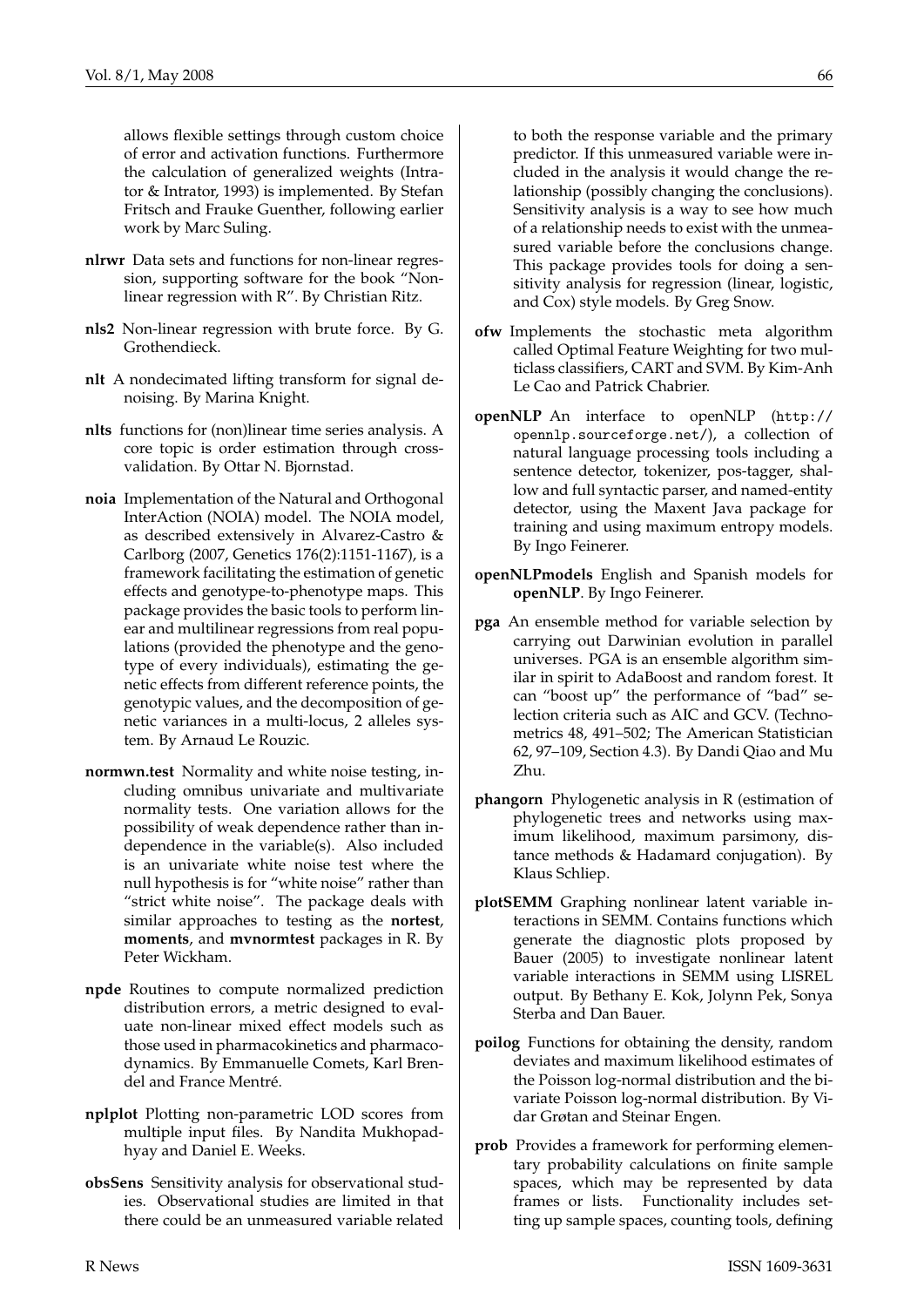allows flexible settings through custom choice of error and activation functions. Furthermore the calculation of generalized weights (Intrator & Intrator, 1993) is implemented. By Stefan Fritsch and Frauke Guenther, following earlier work by Marc Suling.

**nlrwr** Data sets and functions for non-linear regression, supporting software for the book "Nonlinear regression with R". By Christian Ritz.

**nls2** Non-linear regression with brute force. By G. Grothendieck.

**nlt** A nondecimated lifting transform for signal denoising. By Marina Knight.

**nlts** functions for (non)linear time series analysis. A core topic is order estimation through cross-validation. By Ottar N. Bjornstad.

**noia** Implementation of the Natural and Orthogonal InterAction (NOIA) model. The NOIA model, as described extensively in Alvarez-Castro & Carlborg (2007, Genetics 176(2):1151-1167), is a framework facilitating the estimation of genetic effects and genotype-to-phenotype maps. This package provides the basic tools to perform linear and multilinear regressions from real populations (provided the phenotype and the genotype of every individuals), estimating the genetic effects from different reference points, the genotypic values, and the decomposition of genetic variances in a multi-locus, 2 alleles system. By Arnaud Le Rouzic.

**normwn.test** Normality and white noise testing, including omnibus univariate and multivariate normality tests. One variation allows for the possibility of weak dependence rather than independence in the variable(s). Also included is an univariate white noise test where the null hypothesis is for "white noise" rather than "strict white noise". The package deals with similar approaches to testing as the **nortest**, **moments**, and **mvnormtest** packages in R. By Peter Wickham.

**npde** Routines to compute normalized prediction distribution errors, a metric designed to evaluate non-linear mixed effect models such as those used in pharmacokinetics and pharmacodynamics. By Emmanuelle Comets, Karl Brendel and France Mentré.

**nplplot** Plotting non-parametric LOD scores from multiple input files. By Nandita Mukhopadhyay and Daniel E. Weeks.

**obsSens** Sensitivity analysis for observational studies. Observational studies are limited in that there could be an unmeasured variable related to both the response variable and the primary predictor. If this unmeasured variable were included in the analysis it would change the relationship (possibly changing the conclusions). Sensitivity analysis is a way to see how much of a relationship needs to exist with the unmeasured variable before the conclusions change. This package provides tools for doing a sensitivity analysis for regression (linear, logistic, and Cox) style models. By Greg Snow.

**ofw** Implements the stochastic meta algorithm called Optimal Feature Weighting for two multiclass classifiers, CART and SVM. By Kim-Anh Le Cao and Patrick Chabrier.

**openNLP** An interface to openNLP (`http://opennlp.sourceforge.net/`), a collection of natural language processing tools including a sentence detector, tokenizer, pos-tagger, shallow and full syntactic parser, and named-entity detector, using the Maxent Java package for training and using maximum entropy models. By Ingo Feinerer.

**openNLPmodels** English and Spanish models for **openNLP**. By Ingo Feinerer.

**pga** An ensemble method for variable selection by carrying out Darwinian evolution in parallel universes. PGA is an ensemble algorithm similar in spirit to AdaBoost and random forest. It can "boost up" the performance of "bad" selection criteria such as AIC and GCV. (Technometrics 48, 491–502; The American Statistician 62, 97–109, Section 4.3). By Dandi Qiao and Mu Zhu.

**phangorn** Phylogenetic analysis in R (estimation of phylogenetic trees and networks using maximum likelihood, maximum parsimony, distance methods & Hadamard conjugation). By Klaus Schliep.

**plotSEMM** Graphing nonlinear latent variable interactions in SEMM. Contains functions which generate the diagnostic plots proposed by Bauer (2005) to investigate nonlinear latent variable interactions in SEMM using LISREL output. By Bethany E. Kok, Jolynn Pek, Sonya Sterba and Dan Bauer.

**poilog** Functions for obtaining the density, random deviates and maximum likelihood estimates of the Poisson log-normal distribution and the bivariate Poisson log-normal distribution. By Vidar Grøtan and Steinar Engen.

**prob** Provides a framework for performing elementary probability calculations on finite sample spaces, which may be represented by data frames or lists. Functionality includes setting up sample spaces, counting tools, defining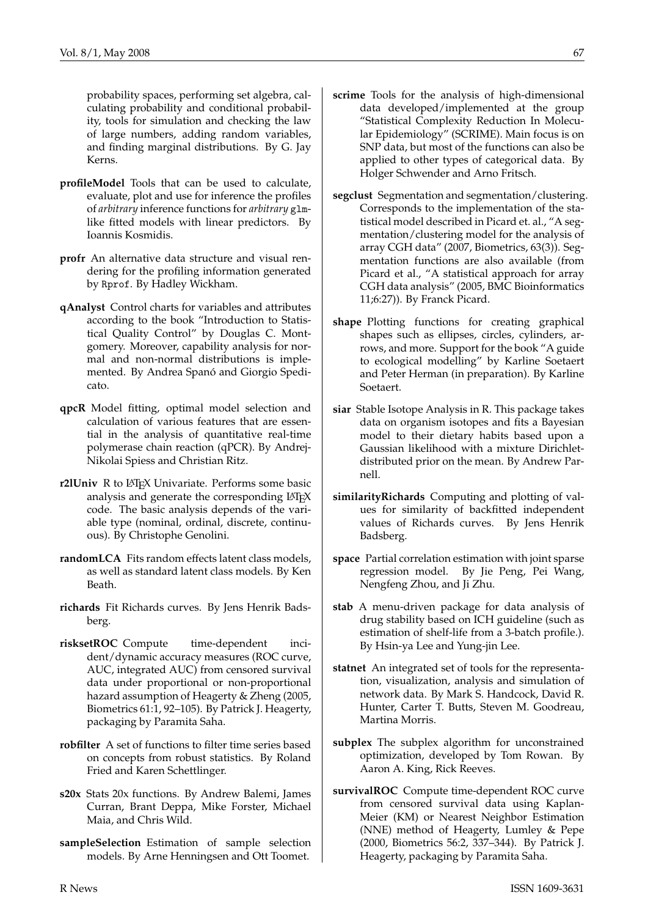probability spaces, performing set algebra, calculating probability and conditional probability, tools for simulation and checking the law of large numbers, adding random variables, and finding marginal distributions. By G. Jay Kerns.

**profileModel** Tools that can be used to calculate, evaluate, plot and use for inference the profiles of *arbitrary* inference functions for *arbitrary* `glm`-like fitted models with linear predictors. By Ioannis Kosmidis.

**profr** An alternative data structure and visual rendering for the profiling information generated by `Rprof`. By Hadley Wickham.

**qAnalyst** Control charts for variables and attributes according to the book "Introduction to Statistical Quality Control" by Douglas C. Montgomery. Moreover, capability analysis for normal and non-normal distributions is implemented. By Andrea Spanó and Giorgio Spedicato.

**qpcR** Model fitting, optimal model selection and calculation of various features that are essential in the analysis of quantitative real-time polymerase chain reaction (qPCR). By Andrej-Nikolai Spiess and Christian Ritz.

**r2lUniv** R to LaTeX Univariate. Performs some basic analysis and generate the corresponding LaTeX code. The basic analysis depends of the variable type (nominal, ordinal, discrete, continuous). By Christophe Genolini.

**randomLCA** Fits random effects latent class models, as well as standard latent class models. By Ken Beath.

**richards** Fit Richards curves. By Jens Henrik Badsberg.

**risksetROC** Compute time-dependent incident/dynamic accuracy measures (ROC curve, AUC, integrated AUC) from censored survival data under proportional or non-proportional hazard assumption of Heagerty & Zheng (2005, Biometrics 61:1, 92–105). By Patrick J. Heagerty, packaging by Paramita Saha.

**robfilter** A set of functions to filter time series based on concepts from robust statistics. By Roland Fried and Karen Schettlinger.

**s20x** Stats 20x functions. By Andrew Balemi, James Curran, Brant Deppa, Mike Forster, Michael Maia, and Chris Wild.

**sampleSelection** Estimation of sample selection models. By Arne Henningsen and Ott Toomet.

**scrime** Tools for the analysis of high-dimensional data developed/implemented at the group "Statistical Complexity Reduction In Molecular Epidemiology" (SCRIME). Main focus is on SNP data, but most of the functions can also be applied to other types of categorical data. By Holger Schwender and Arno Fritsch.

**segclust** Segmentation and segmentation/clustering. Corresponds to the implementation of the statistical model described in Picard et. al., "A segmentation/clustering model for the analysis of array CGH data" (2007, Biometrics, 63(3)). Segmentation functions are also available (from Picard et al., "A statistical approach for array CGH data analysis" (2005, BMC Bioinformatics 11;6:27)). By Franck Picard.

**shape** Plotting functions for creating graphical shapes such as ellipses, circles, cylinders, arrows, and more. Support for the book "A guide to ecological modelling" by Karline Soetaert and Peter Herman (in preparation). By Karline Soetaert.

**siar** Stable Isotope Analysis in R. This package takes data on organism isotopes and fits a Bayesian model to their dietary habits based upon a Gaussian likelihood with a mixture Dirichlet-distributed prior on the mean. By Andrew Parnell.

**similarityRichards** Computing and plotting of values for similarity of backfitted independent values of Richards curves. By Jens Henrik Badsberg.

**space** Partial correlation estimation with joint sparse regression model. By Jie Peng, Pei Wang, Nengfeng Zhou, and Ji Zhu.

**stab** A menu-driven package for data analysis of drug stability based on ICH guideline (such as estimation of shelf-life from a 3-batch profile.). By Hsin-ya Lee and Yung-jin Lee.

**statnet** An integrated set of tools for the representation, visualization, analysis and simulation of network data. By Mark S. Handcock, David R. Hunter, Carter T. Butts, Steven M. Goodreau, Martina Morris.

**subplex** The subplex algorithm for unconstrained optimization, developed by Tom Rowan. By Aaron A. King, Rick Reeves.

**survivalROC** Compute time-dependent ROC curve from censored survival data using Kaplan-Meier (KM) or Nearest Neighbor Estimation (NNE) method of Heagerty, Lumley & Pepe (2000, Biometrics 56:2, 337–344). By Patrick J. Heagerty, packaging by Paramita Saha.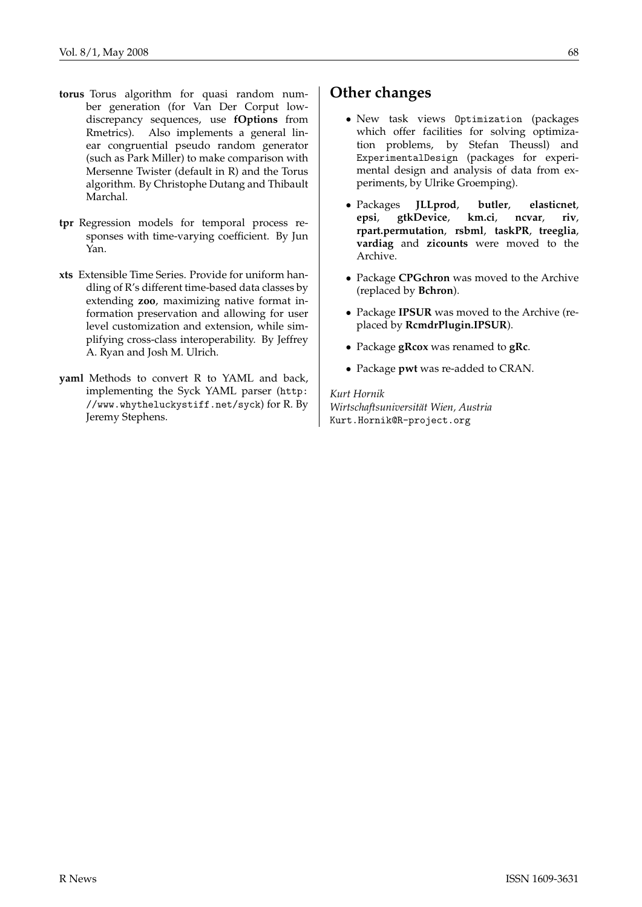**torus** Torus algorithm for quasi random number generation (for Van Der Corput low-discrepancy sequences, use **fOptions** from Rmetrics). Also implements a general linear congruential pseudo random generator (such as Park Miller) to make comparison with Mersenne Twister (default in R) and the Torus algorithm. By Christophe Dutang and Thibault Marchal.

**tpr** Regression models for temporal process responses with time-varying coefficient. By Jun Yan.

**xts** Extensible Time Series. Provide for uniform handling of R's different time-based data classes by extending **zoo**, maximizing native format information preservation and allowing for user level customization and extension, while simplifying cross-class interoperability. By Jeffrey A. Ryan and Josh M. Ulrich.

**yaml** Methods to convert R to YAML and back, implementing the Syck YAML parser (`http://www.whytheluckystiff.net/syck`) for R. By Jeremy Stephens.

## Other changes

- New task views `Optimization` (packages which offer facilities for solving optimization problems, by Stefan Theussl) and `ExperimentalDesign` (packages for experimental design and analysis of data from experiments, by Ulrike Groemping).
- Packages **JLLprod**, **butler**, **elasticnet**, **epsi**, **gtkDevice**, **km.ci**, **ncvar**, **riv**, **rpart.permutation**, **rsbml**, **taskPR**, **treeglia**, **vardiag** and **zicounts** were moved to the Archive.
- Package **CPGchron** was moved to the Archive (replaced by **Bchron**).
- Package **IPSUR** was moved to the Archive (replaced by **RcmdrPlugin.IPSUR**).
- Package **gRcox** was renamed to **gRc**.
- Package **pwt** was re-added to CRAN.

*Kurt Hornik*
*Wirtschaftsuniversität Wien, Austria*
`Kurt.Hornik@R-project.org`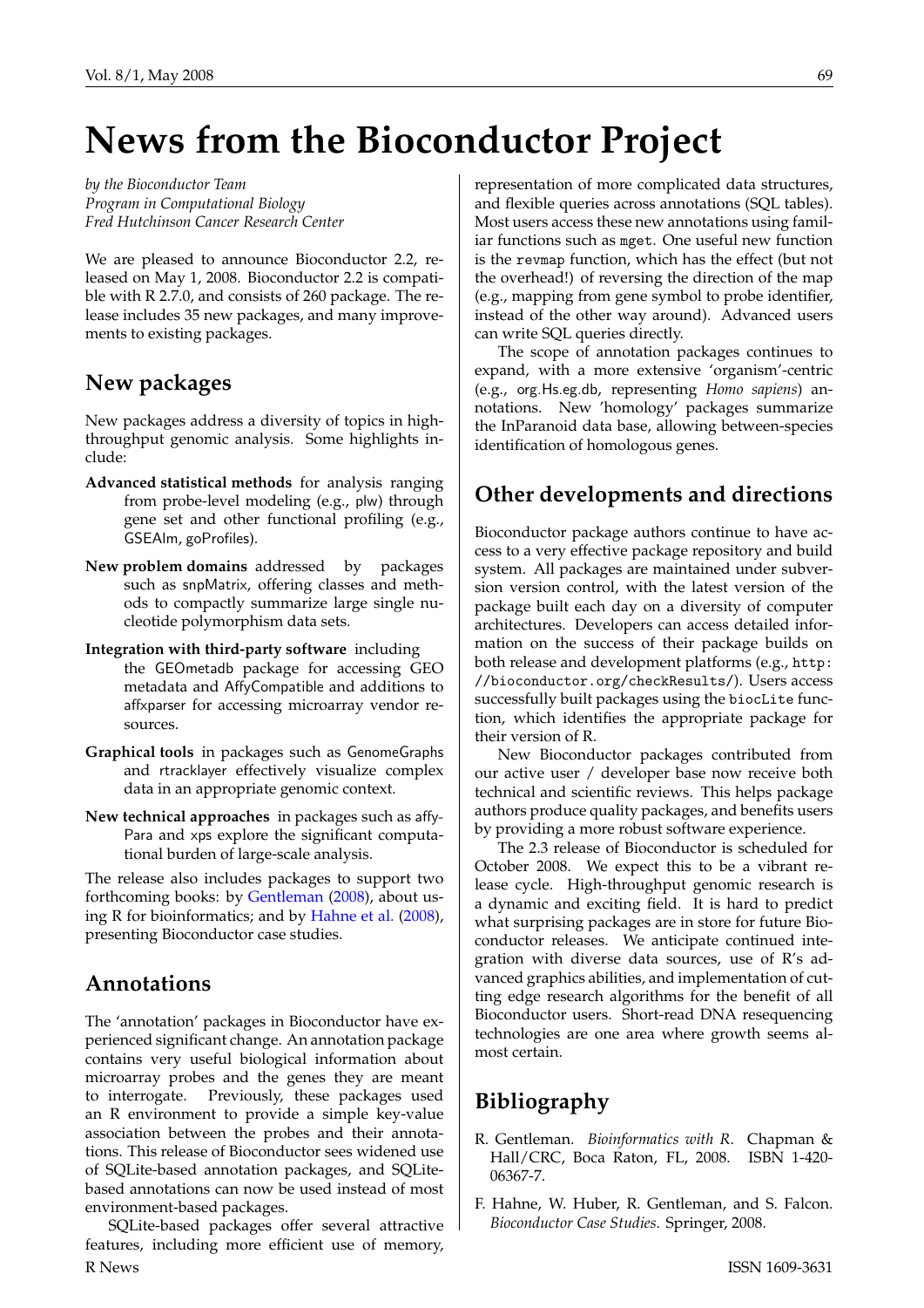# News from the Bioconductor Project

*by the Bioconductor Team*
*Program in Computational Biology*
*Fred Hutchinson Cancer Research Center*

We are pleased to announce Bioconductor 2.2, released on May 1, 2008. Bioconductor 2.2 is compatible with R 2.7.0, and consists of 260 package. The release includes 35 new packages, and many improvements to existing packages.

## New packages

New packages address a diversity of topics in high-throughput genomic analysis. Some highlights include:

**Advanced statistical methods** for analysis ranging from probe-level modeling (e.g., plw) through gene set and other functional profiling (e.g., GSEAlm, goProfiles).

**New problem domains** addressed by packages such as snpMatrix, offering classes and methods to compactly summarize large single nucleotide polymorphism data sets.

**Integration with third-party software** including the GEOmetadb package for accessing GEO metadata and AffyCompatible and additions to affxparser for accessing microarray vendor resources.

**Graphical tools** in packages such as GenomeGraphs and rtracklayer effectively visualize complex data in an appropriate genomic context.

**New technical approaches** in packages such as affyPara and xps explore the significant computational burden of large-scale analysis.

The release also includes packages to support two forthcoming books: by Gentleman (2008), about using R for bioinformatics; and by Hahne et al. (2008), presenting Bioconductor case studies.

## Annotations

The 'annotation' packages in Bioconductor have experienced significant change. An annotation package contains very useful biological information about microarray probes and the genes they are meant to interrogate. Previously, these packages used an R environment to provide a simple key-value association between the probes and their annotations. This release of Bioconductor sees widened use of SQLite-based annotation packages, and SQLite-based annotations can now be used instead of most environment-based packages.

SQLite-based packages offer several attractive features, including more efficient use of memory, representation of more complicated data structures, and flexible queries across annotations (SQL tables). Most users access these new annotations using familiar functions such as `mget`. One useful new function is the `revmap` function, which has the effect (but not the overhead!) of reversing the direction of the map (e.g., mapping from gene symbol to probe identifier, instead of the other way around). Advanced users can write SQL queries directly.

The scope of annotation packages continues to expand, with a more extensive 'organism'-centric (e.g., org.Hs.eg.db, representing *Homo sapiens*) annotations. New 'homology' packages summarize the InParanoid data base, allowing between-species identification of homologous genes.

## Other developments and directions

Bioconductor package authors continue to have access to a very effective package repository and build system. All packages are maintained under subversion version control, with the latest version of the package built each day on a diversity of computer architectures. Developers can access detailed information on the success of their package builds on both release and development platforms (e.g., `http://bioconductor.org/checkResults/`). Users access successfully built packages using the `biocLite` function, which identifies the appropriate package for their version of R.

New Bioconductor packages contributed from our active user / developer base now receive both technical and scientific reviews. This helps package authors produce quality packages, and benefits users by providing a more robust software experience.

The 2.3 release of Bioconductor is scheduled for October 2008. We expect this to be a vibrant release cycle. High-throughput genomic research is a dynamic and exciting field. It is hard to predict what surprising packages are in store for future Bioconductor releases. We anticipate continued integration with diverse data sources, use of R's advanced graphics abilities, and implementation of cutting edge research algorithms for the benefit of all Bioconductor users. Short-read DNA resequencing technologies are one area where growth seems almost certain.

## Bibliography

R. Gentleman. *Bioinformatics with R*. Chapman & Hall/CRC, Boca Raton, FL, 2008. ISBN 1-420-06367-7.

F. Hahne, W. Huber, R. Gentleman, and S. Falcon. *Bioconductor Case Studies*. Springer, 2008.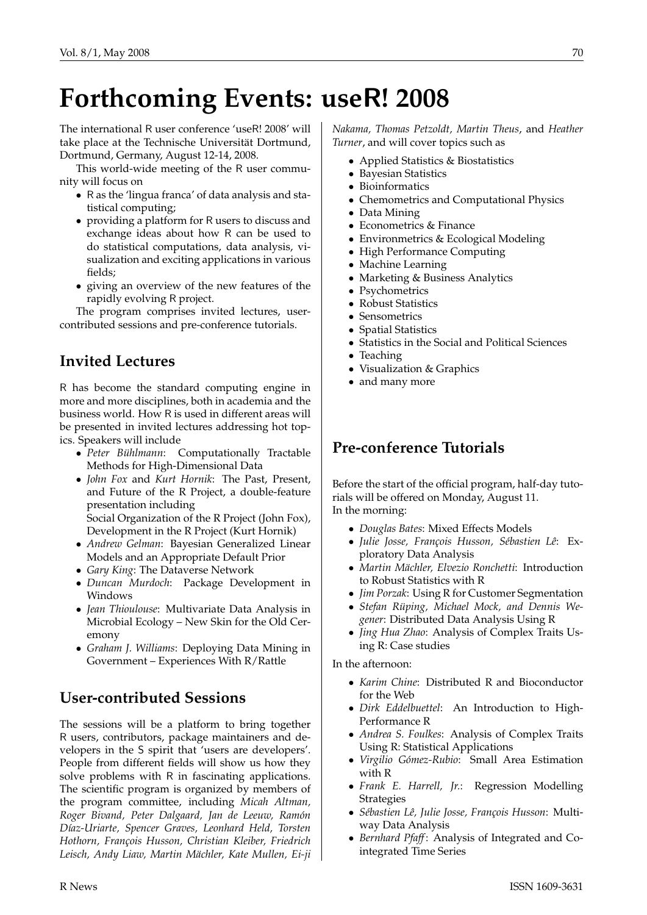# Forthcoming Events: useR! 2008

The international R user conference 'useR! 2008' will take place at the Technische Universität Dortmund, Dortmund, Germany, August 12-14, 2008.

This world-wide meeting of the R user community will focus on

- R as the 'lingua franca' of data analysis and statistical computing;
- providing a platform for R users to discuss and exchange ideas about how R can be used to do statistical computations, data analysis, visualization and exciting applications in various fields;
- giving an overview of the new features of the rapidly evolving R project.

The program comprises invited lectures, user-contributed sessions and pre-conference tutorials.

## Invited Lectures

R has become the standard computing engine in more and more disciplines, both in academia and the business world. How R is used in different areas will be presented in invited lectures addressing hot topics. Speakers will include

- *Peter Bühlmann*: Computationally Tractable Methods for High-Dimensional Data
- *John Fox* and *Kurt Hornik*: The Past, Present, and Future of the R Project, a double-feature presentation including Social Organization of the R Project (John Fox), Development in the R Project (Kurt Hornik)
- *Andrew Gelman*: Bayesian Generalized Linear Models and an Appropriate Default Prior
- *Gary King*: The Dataverse Network
- *Duncan Murdoch*: Package Development in Windows
- *Jean Thioulouse*: Multivariate Data Analysis in Microbial Ecology – New Skin for the Old Ceremony
- *Graham J. Williams*: Deploying Data Mining in Government – Experiences With R/Rattle

## User-contributed Sessions

The sessions will be a platform to bring together R users, contributors, package maintainers and developers in the S spirit that 'users are developers'. People from different fields will show us how they solve problems with R in fascinating applications. The scientific program is organized by members of the program committee, including *Micah Altman, Roger Bivand, Peter Dalgaard, Jan de Leeuw, Ramón Díaz-Uriarte, Spencer Graves, Leonhard Held, Torsten Hothorn, François Husson, Christian Kleiber, Friedrich Leisch, Andy Liaw, Martin Mächler, Kate Mullen, Ei-ji Nakama, Thomas Petzoldt, Martin Theus*, and *Heather Turner*, and will cover topics such as

- Applied Statistics & Biostatistics
- Bayesian Statistics
- Bioinformatics
- Chemometrics and Computational Physics
- Data Mining
- Econometrics & Finance
- Environmetrics & Ecological Modeling
- High Performance Computing
- Machine Learning
- Marketing & Business Analytics
- Psychometrics
- Robust Statistics
- Sensometrics
- Spatial Statistics
- Statistics in the Social and Political Sciences
- Teaching
- Visualization & Graphics
- and many more

## Pre-conference Tutorials

Before the start of the official program, half-day tutorials will be offered on Monday, August 11.
In the morning:

- *Douglas Bates*: Mixed Effects Models
- *Julie Josse, François Husson, Sébastien Lê*: Exploratory Data Analysis
- *Martin Mächler, Elvezio Ronchetti*: Introduction to Robust Statistics with R
- *Jim Porzak*: Using R for Customer Segmentation
- *Stefan Rüping, Michael Mock, and Dennis Wegener*: Distributed Data Analysis Using R
- *Jing Hua Zhao*: Analysis of Complex Traits Using R: Case studies

In the afternoon:

- *Karim Chine*: Distributed R and Bioconductor for the Web
- *Dirk Eddelbuettel*: An Introduction to High-Performance R
- *Andrea S. Foulkes*: Analysis of Complex Traits Using R: Statistical Applications
- *Virgilio Gómez-Rubio*: Small Area Estimation with R
- *Frank E. Harrell, Jr.*: Regression Modelling Strategies
- *Sébastien Lê, Julie Josse, François Husson*: Multi-way Data Analysis
- *Bernhard Pfaff*: Analysis of Integrated and Co-integrated Time Series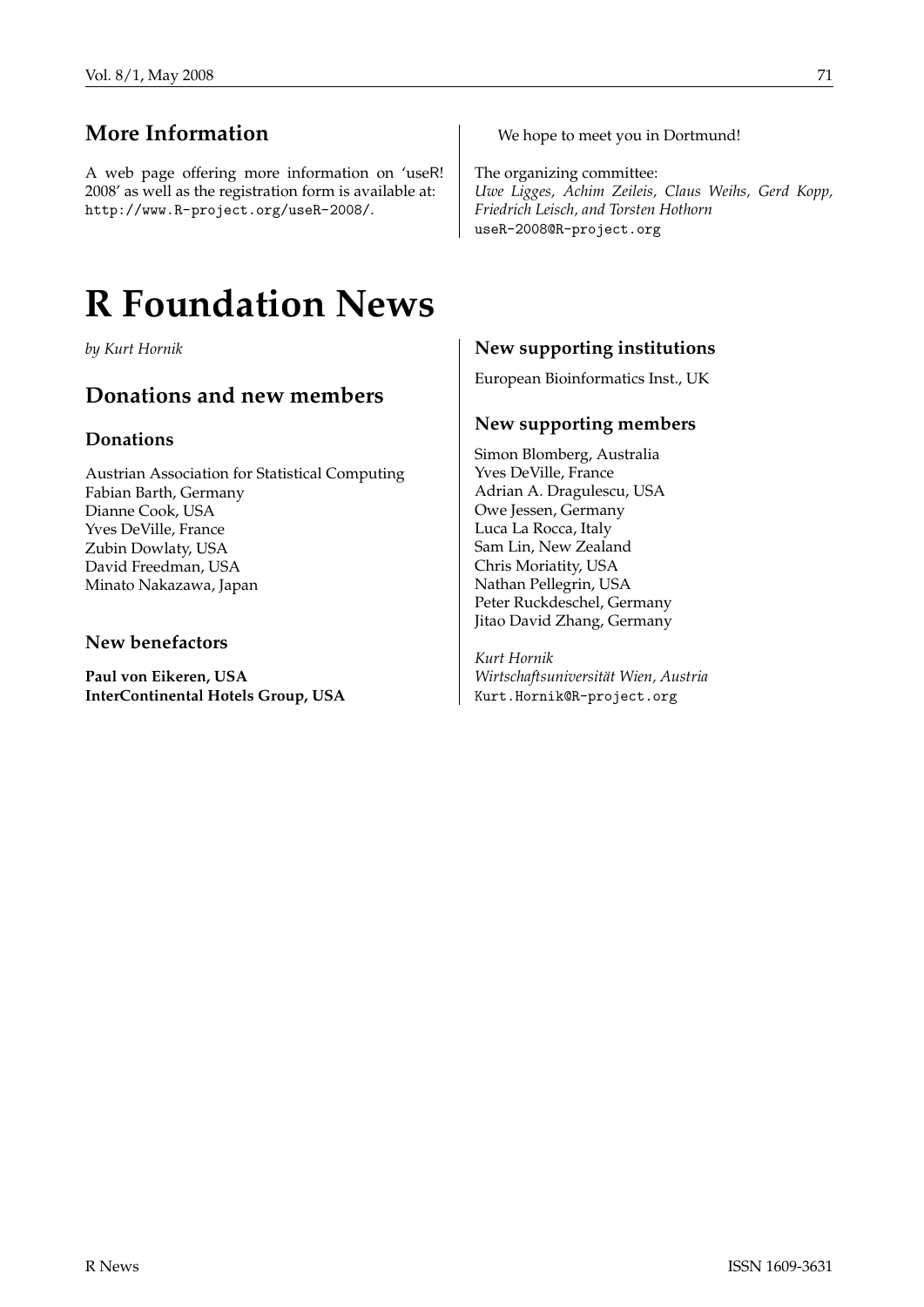## More Information

A web page offering more information on 'useR! 2008' as well as the registration form is available at: http://www.R-project.org/useR-2008/.

We hope to meet you in Dortmund!

The organizing committee:
*Uwe Ligges, Achim Zeileis, Claus Weihs, Gerd Kopp, Friedrich Leisch, and Torsten Hothorn*
useR-2008@R-project.org

# R Foundation News

*by Kurt Hornik*

## Donations and new members

### Donations

Austrian Association for Statistical Computing
Fabian Barth, Germany
Dianne Cook, USA
Yves DeVille, France
Zubin Dowlaty, USA
David Freedman, USA
Minato Nakazawa, Japan

### New benefactors

**Paul von Eikeren, USA**
**InterContinental Hotels Group, USA**

### New supporting institutions

European Bioinformatics Inst., UK

### New supporting members

Simon Blomberg, Australia
Yves DeVille, France
Adrian A. Dragulescu, USA
Owe Jessen, Germany
Luca La Rocca, Italy
Sam Lin, New Zealand
Chris Moriatity, USA
Nathan Pellegrin, USA
Peter Ruckdeschel, Germany
Jitao David Zhang, Germany

*Kurt Hornik*
*Wirtschaftsuniversität Wien, Austria*
Kurt.Hornik@R-project.org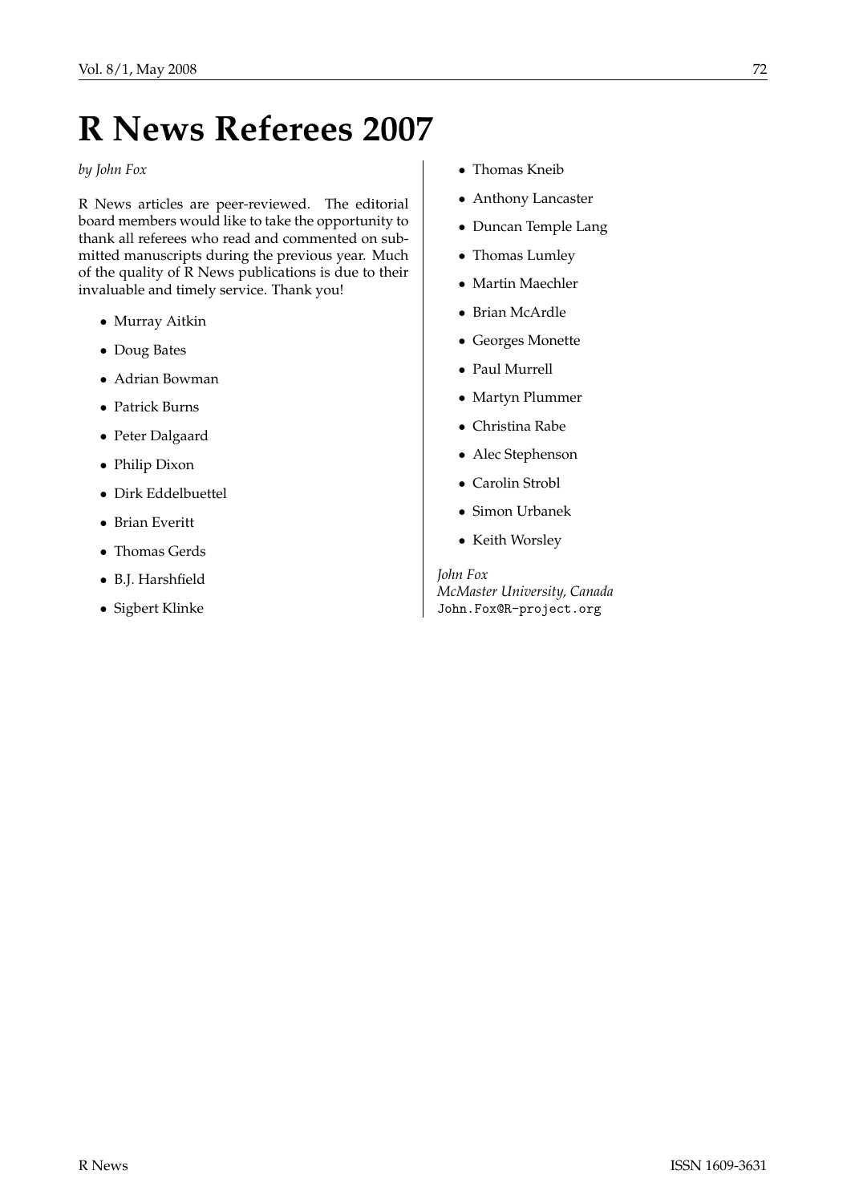# R News Referees 2007

*by John Fox*

R News articles are peer-reviewed. The editorial board members would like to take the opportunity to thank all referees who read and commented on submitted manuscripts during the previous year. Much of the quality of R News publications is due to their invaluable and timely service. Thank you!

- Murray Aitkin
- Doug Bates
- Adrian Bowman
- Patrick Burns
- Peter Dalgaard
- Philip Dixon
- Dirk Eddelbuettel
- Brian Everitt
- Thomas Gerds
- B.J. Harshfield
- Sigbert Klinke
- Thomas Kneib
- Anthony Lancaster
- Duncan Temple Lang
- Thomas Lumley
- Martin Maechler
- Brian McArdle
- Georges Monette
- Paul Murrell
- Martyn Plummer
- Christina Rabe
- Alec Stephenson
- Carolin Strobl
- Simon Urbanek
- Keith Worsley

*John Fox*
*McMaster University, Canada*
`John.Fox@R-project.org`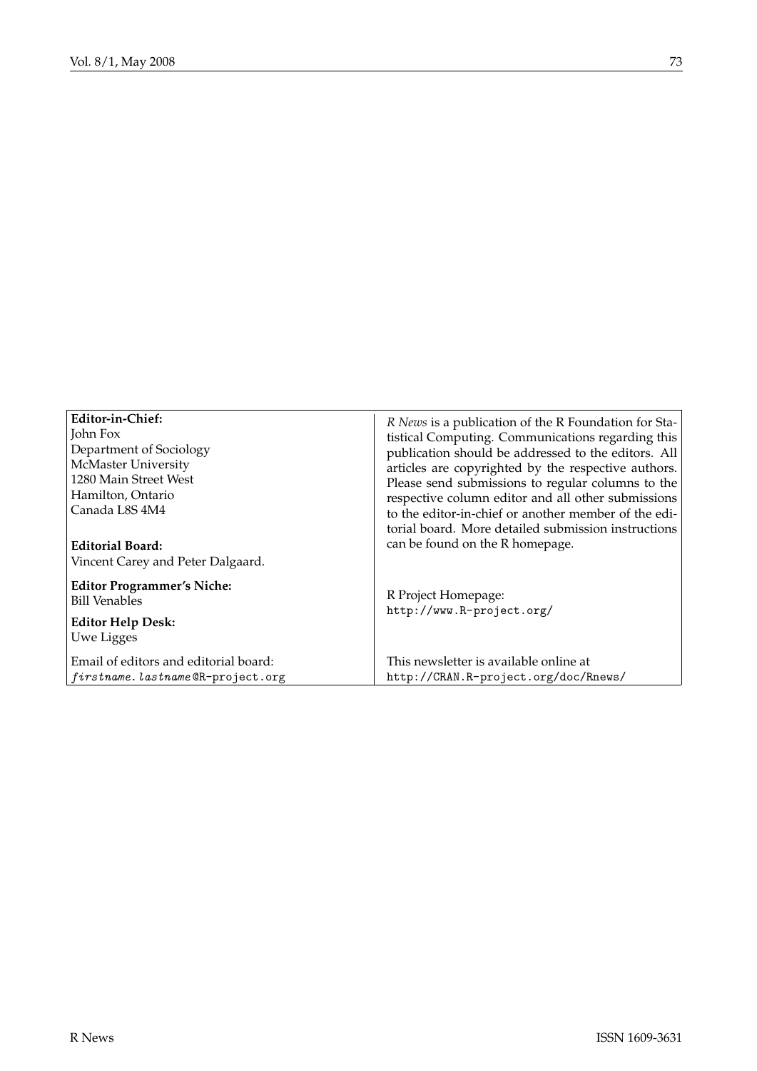**Editor-in-Chief:**
John Fox
Department of Sociology
McMaster University
1280 Main Street West
Hamilton, Ontario
Canada L8S 4M4

**Editorial Board:**
Vincent Carey and Peter Dalgaard.

**Editor Programmer's Niche:**
Bill Venables

**Editor Help Desk:**
Uwe Ligges

Email of editors and editorial board:
*firstname.lastname*@R-project.org

*R News* is a publication of the R Foundation for Statistical Computing. Communications regarding this publication should be addressed to the editors. All articles are copyrighted by the respective authors. Please send submissions to regular columns to the respective column editor and all other submissions to the editor-in-chief or another member of the editorial board. More detailed submission instructions can be found on the R homepage.

R Project Homepage:
`http://www.R-project.org/`

This newsletter is available online at
`http://CRAN.R-project.org/doc/Rnews/`